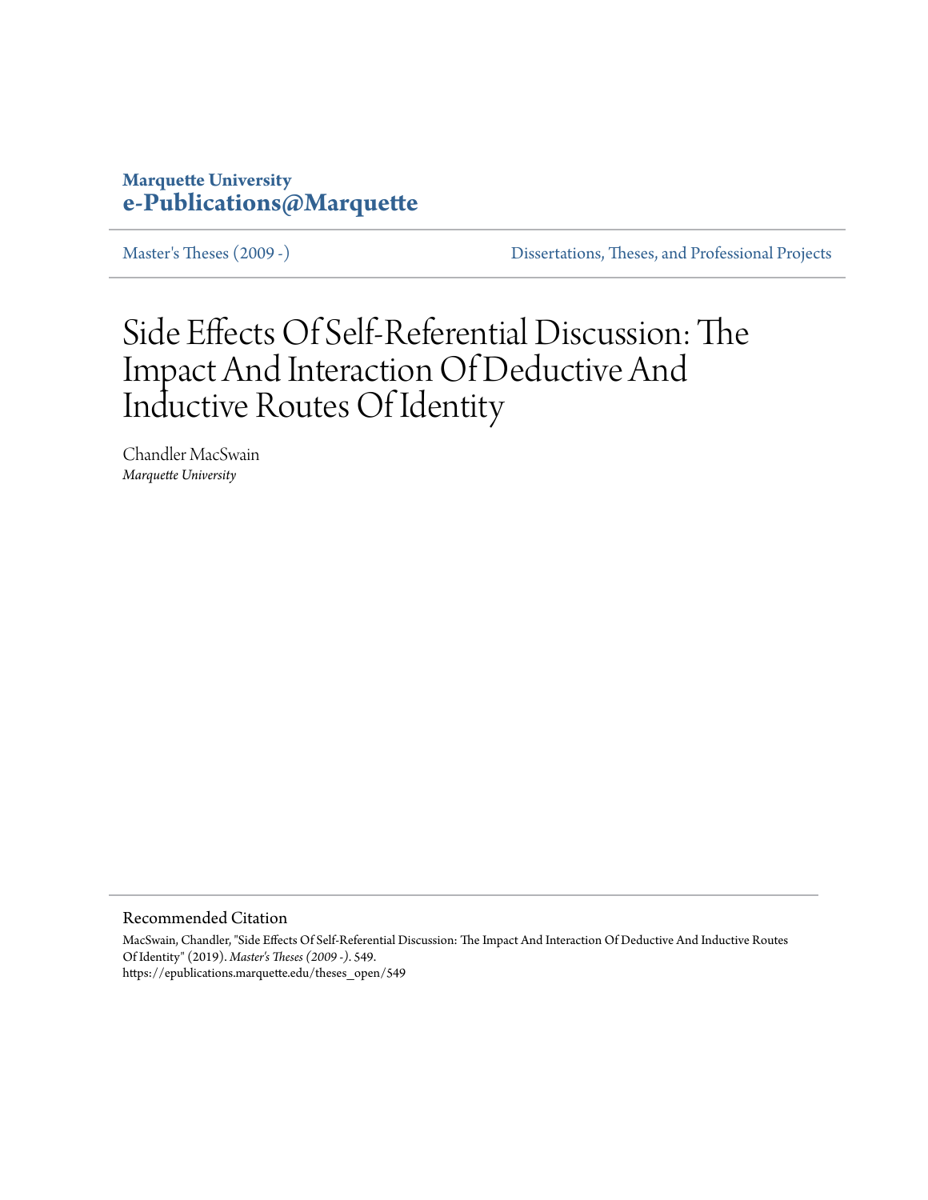**Marquette University**
**e-Publications@Marquette**

Master's Theses (2009 -) Dissertations, Theses, and Professional Projects

# Side Effects Of Self-Referential Discussion: The Impact And Interaction Of Deductive And Inductive Routes Of Identity

Chandler MacSwain
*Marquette University*

## Recommended Citation

MacSwain, Chandler, "Side Effects Of Self-Referential Discussion: The Impact And Interaction Of Deductive And Inductive Routes Of Identity" (2019). *Master's Theses (2009 -)*. 549.
https://epublications.marquette.edu/theses_open/549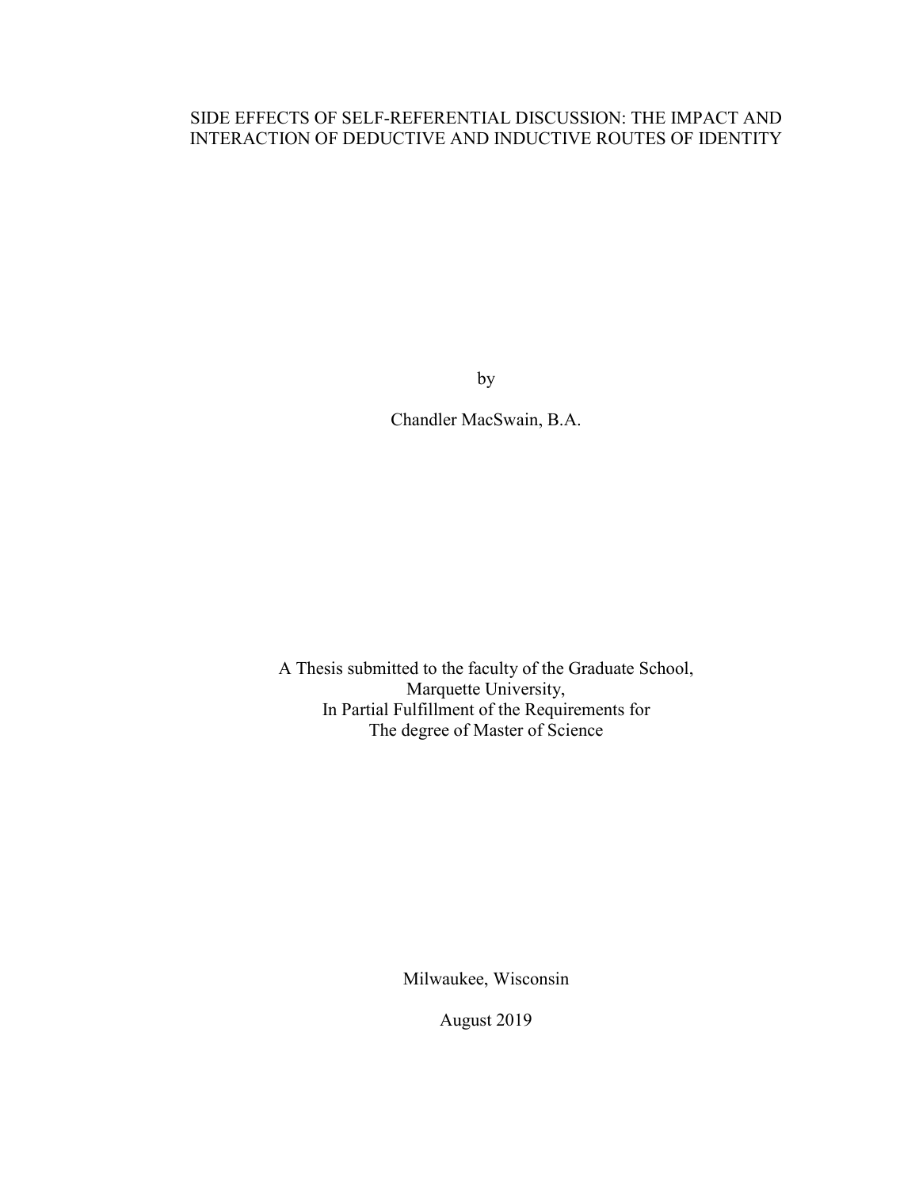# SIDE EFFECTS OF SELF-REFERENTIAL DISCUSSION: THE IMPACT AND INTERACTION OF DEDUCTIVE AND INDUCTIVE ROUTES OF IDENTITY

by

Chandler MacSwain, B.A.

A Thesis submitted to the faculty of the Graduate School,
Marquette University,
In Partial Fulfillment of the Requirements for
The degree of Master of Science

Milwaukee, Wisconsin

August 2019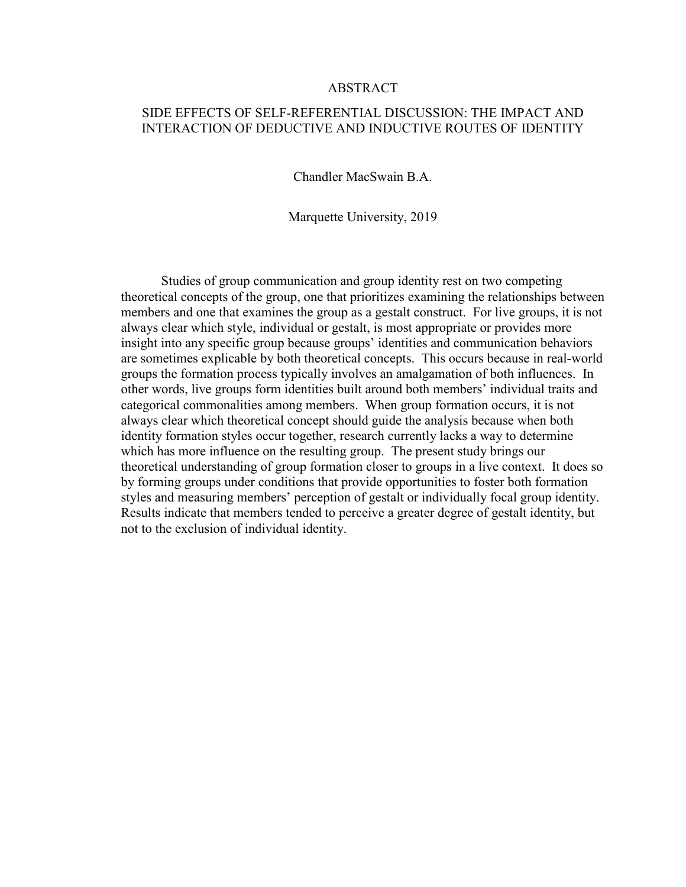# ABSTRACT

## SIDE EFFECTS OF SELF-REFERENTIAL DISCUSSION: THE IMPACT AND INTERACTION OF DEDUCTIVE AND INDUCTIVE ROUTES OF IDENTITY

Chandler MacSwain B.A.

Marquette University, 2019

Studies of group communication and group identity rest on two competing theoretical concepts of the group, one that prioritizes examining the relationships between members and one that examines the group as a gestalt construct. For live groups, it is not always clear which style, individual or gestalt, is most appropriate or provides more insight into any specific group because groups' identities and communication behaviors are sometimes explicable by both theoretical concepts. This occurs because in real-world groups the formation process typically involves an amalgamation of both influences. In other words, live groups form identities built around both members' individual traits and categorical commonalities among members. When group formation occurs, it is not always clear which theoretical concept should guide the analysis because when both identity formation styles occur together, research currently lacks a way to determine which has more influence on the resulting group. The present study brings our theoretical understanding of group formation closer to groups in a live context. It does so by forming groups under conditions that provide opportunities to foster both formation styles and measuring members' perception of gestalt or individually focal group identity. Results indicate that members tended to perceive a greater degree of gestalt identity, but not to the exclusion of individual identity.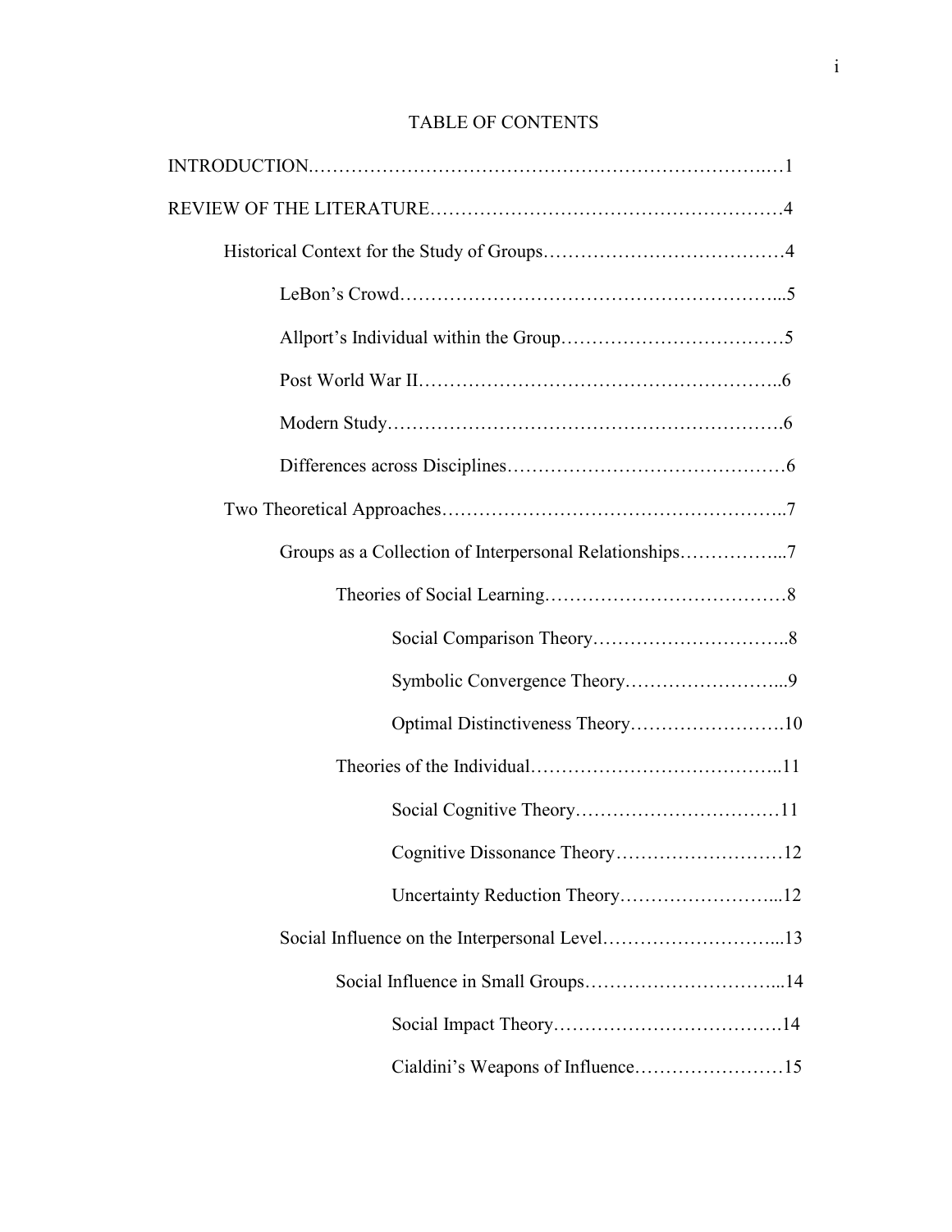# TABLE OF CONTENTS

INTRODUCTION......................................................................1

REVIEW OF THE LITERATURE..................................................4

- Historical Context for the Study of Groups....................................4
  - LeBon's Crowd......................................................5
  - Allport's Individual within the Group..................................5
  - Post World War II......................................................6
  - Modern Study..........................................................6
  - Differences across Disciplines.........................................6
- Two Theoretical Approaches.................................................7
  - Groups as a Collection of Interpersonal Relationships...................7
    - Theories of Social Learning.......................................8
      - Social Comparison Theory.................................8
      - Symbolic Convergence Theory.............................9
      - Optimal Distinctiveness Theory...........................10
    - Theories of the Individual.........................................11
      - Social Cognitive Theory...................................11
      - Cognitive Dissonance Theory.............................12
      - Uncertainty Reduction Theory............................12
  - Social Influence on the Interpersonal Level...............................13
    - Social Influence in Small Groups.................................14
      - Social Impact Theory......................................14
      - Cialdini's Weapons of Influence..........................15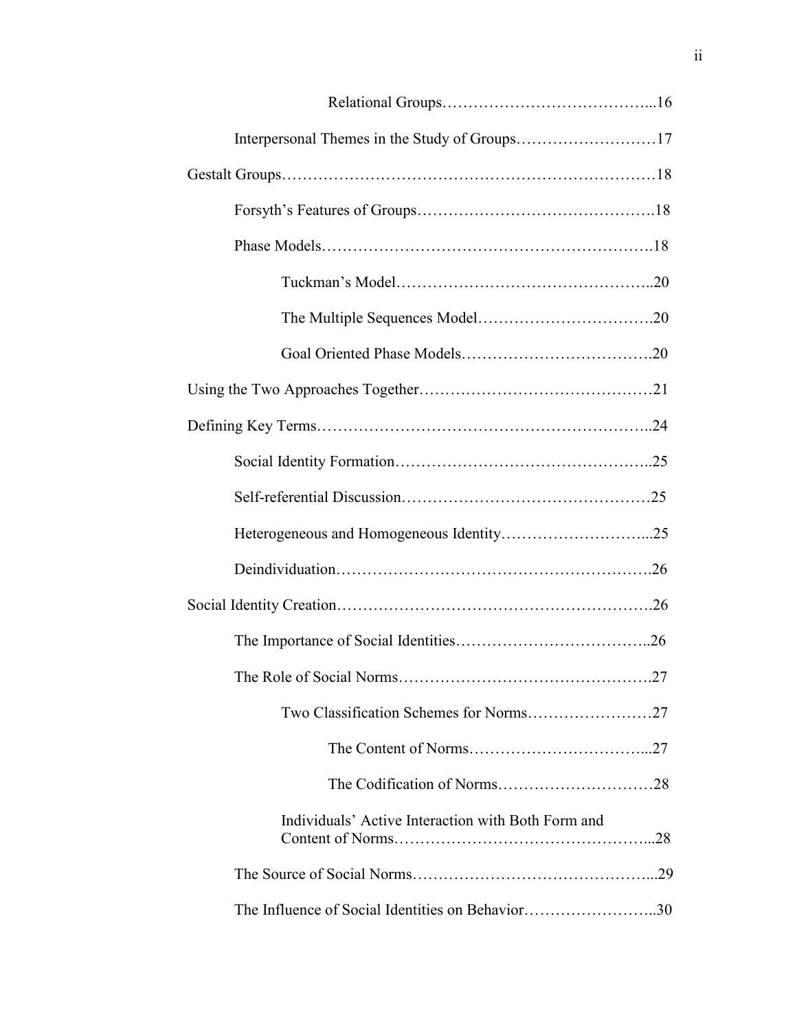Relational Groups……………………………………...16

Interpersonal Themes in the Study of Groups………………………17

Gestalt Groups……………………………………………………………18

Forsyth's Features of Groups……………………………………….18

Phase Models……………………………………………………….18

Tuckman's Model…………………………………………..20

The Multiple Sequences Model…………………………….20

Goal Oriented Phase Models……………………………….20

Using the Two Approaches Together………………………………………21

Defining Key Terms………………………………………………………..24

Social Identity Formation…………………………………………..25

Self-referential Discussion…………………………………………25

Heterogeneous and Homogeneous Identity………………………...25

Deindividuation…………………………………………………….26

Social Identity Creation…………………………………………………….26

The Importance of Social Identities………………………………..26

The Role of Social Norms………………………………………….27

Two Classification Schemes for Norms……………………27

The Content of Norms……………………………...27

The Codification of Norms…………………………28

Individuals' Active Interaction with Both Form and Content of Norms………………………………………...28

The Source of Social Norms………………………………………...29

The Influence of Social Identities on Behavior……………………..30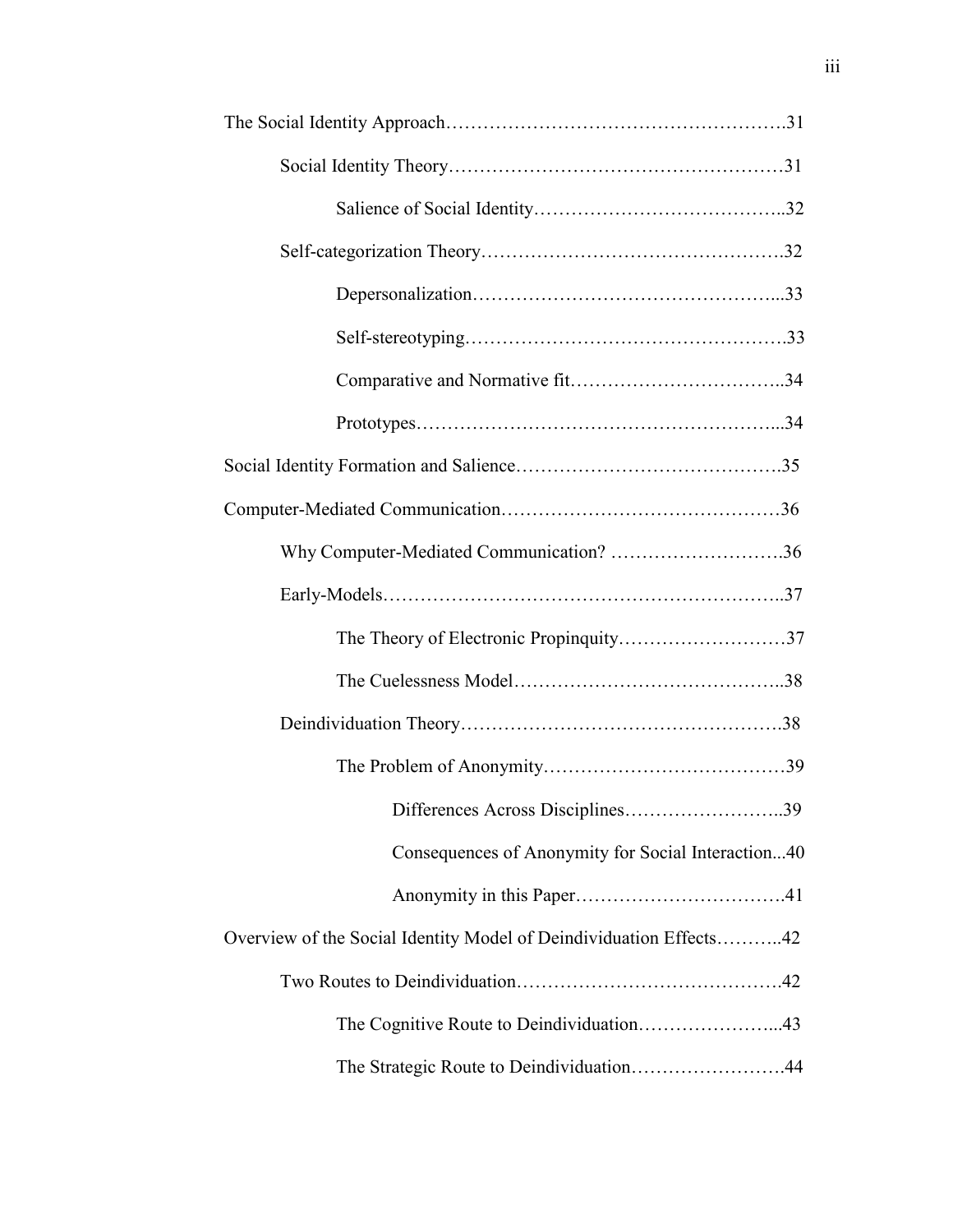The Social Identity Approach……………………………………………….31

Social Identity Theory……………………………………………31

Salience of Social Identity………………………………..32

Self-categorization Theory……………………………………….32

Depersonalization………………………………………...33

Self-stereotyping………………………………………….33

Comparative and Normative fit…………………………..34

Prototypes………………………………………………...34

Social Identity Formation and Salience…………………………………35

Computer-Mediated Communication……………………………………36

Why Computer-Mediated Communication? ……………………….36

Early-Models………………………………………………………..37

The Theory of Electronic Propinquity………………………37

The Cuelessness Model……………………………………..38

Deindividuation Theory…………………………………………….38

The Problem of Anonymity…………………………………39

Differences Across Disciplines……………………..39

Consequences of Anonymity for Social Interaction...40

Anonymity in this Paper…………………………….41

Overview of the Social Identity Model of Deindividuation Effects………..42

Two Routes to Deindividuation…………………………………….42

The Cognitive Route to Deindividuation…………………...43

The Strategic Route to Deindividuation…………………….44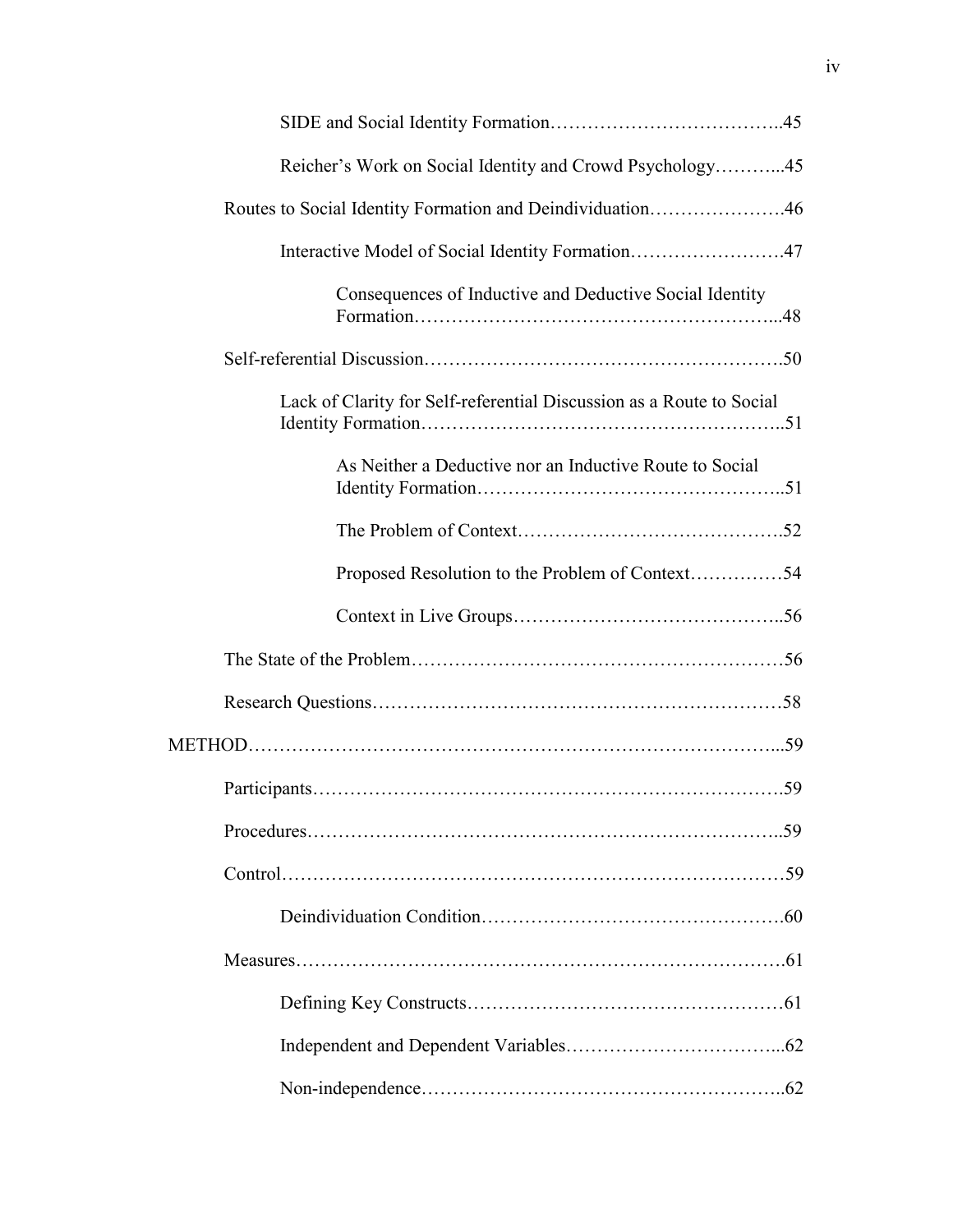SIDE and Social Identity Formation……………………………..45

Reicher's Work on Social Identity and Crowd Psychology………...45

Routes to Social Identity Formation and Deindividuation………………….46

Interactive Model of Social Identity Formation…………………….47

Consequences of Inductive and Deductive Social Identity Formation………………………………………………...48

Self-referential Discussion……………………………………………….50

Lack of Clarity for Self-referential Discussion as a Route to Social Identity Formation………………………………………………..51

As Neither a Deductive nor an Inductive Route to Social Identity Formation…………………………………………..51

The Problem of Context…………………………………….52

Proposed Resolution to the Problem of Context……………54

Context in Live Groups……………………………………..56

The State of the Problem…………………………………………………56

Research Questions………………………………………………………58

METHOD………………………………………………………………………...59

Participants……………………………………………………………….59

Procedures………………………………………………………………..59

Control……………………………………………………………………59

Deindividuation Condition……………………………………….60

Measures………………………………………………………………….61

Defining Key Constructs…………………………………………61

Independent and Dependent Variables……………………………...62

Non-independence………………………………………………..62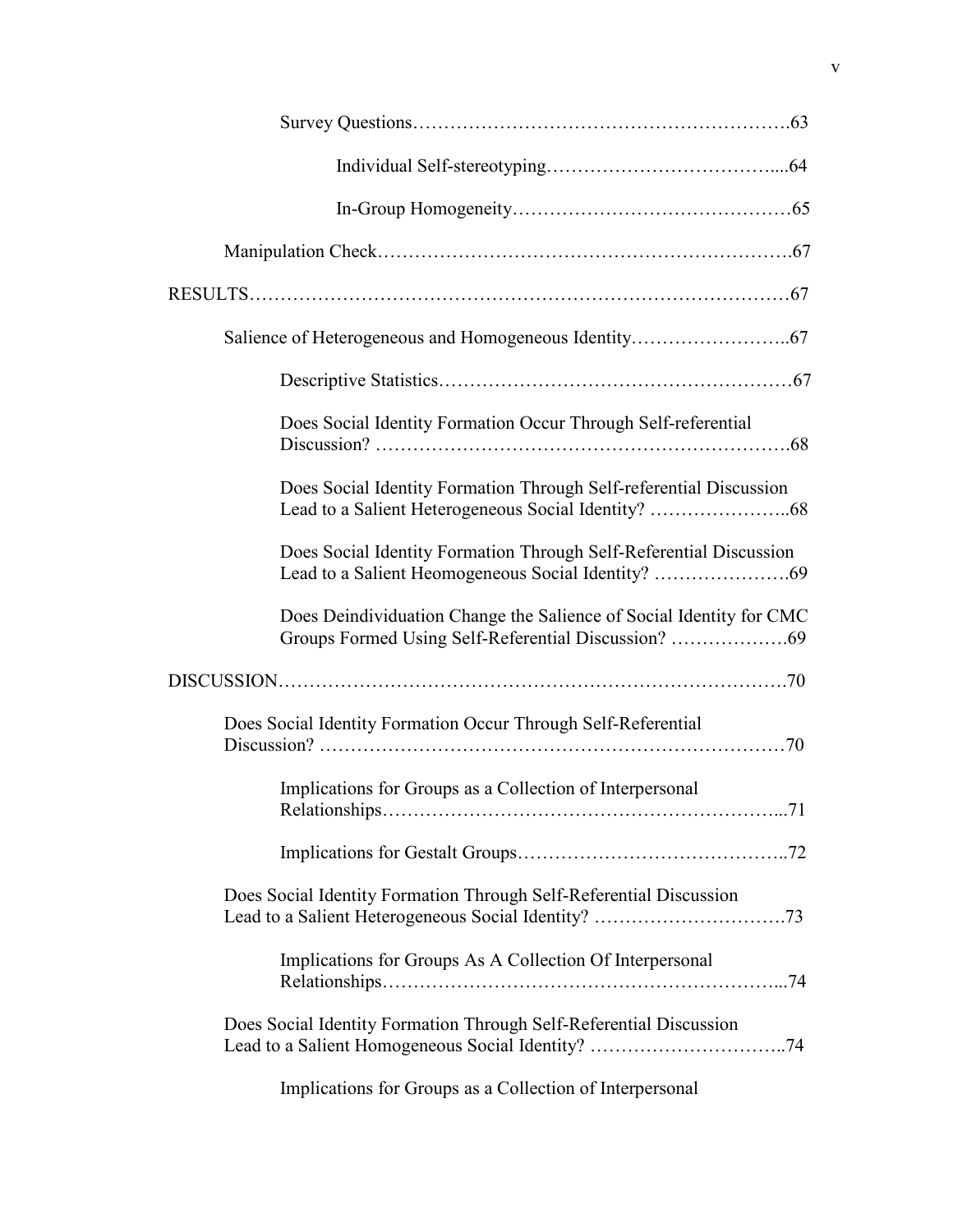Survey Questions……………………………………………………63

Individual Self-stereotyping……………………………....64

In-Group Homogeneity……………………………………65

Manipulation Check……………………………………………………….67

RESULTS……………………………………………………………………67

Salience of Heterogeneous and Homogeneous Identity……………………..67

Descriptive Statistics………………………………………………67

Does Social Identity Formation Occur Through Self-referential Discussion? ………………………………………………………68

Does Social Identity Formation Through Self-referential Discussion Lead to a Salient Heterogeneous Social Identity? …………………..68

Does Social Identity Formation Through Self-Referential Discussion Lead to a Salient Heomogeneous Social Identity? ………………….69

Does Deindividuation Change the Salience of Social Identity for CMC Groups Formed Using Self-Referential Discussion? ……………….69

DISCUSSION………………………………………………………………70

Does Social Identity Formation Occur Through Self-Referential Discussion? ……………………………………………………………70

Implications for Groups as a Collection of Interpersonal Relationships…………………………………………………...71

Implications for Gestalt Groups…………………………………..72

Does Social Identity Formation Through Self-Referential Discussion Lead to a Salient Heterogeneous Social Identity? ………………………….73

Implications for Groups As A Collection Of Interpersonal Relationships…………………………………………………...74

Does Social Identity Formation Through Self-Referential Discussion Lead to a Salient Homogeneous Social Identity? …………………………..74

Implications for Groups as a Collection of Interpersonal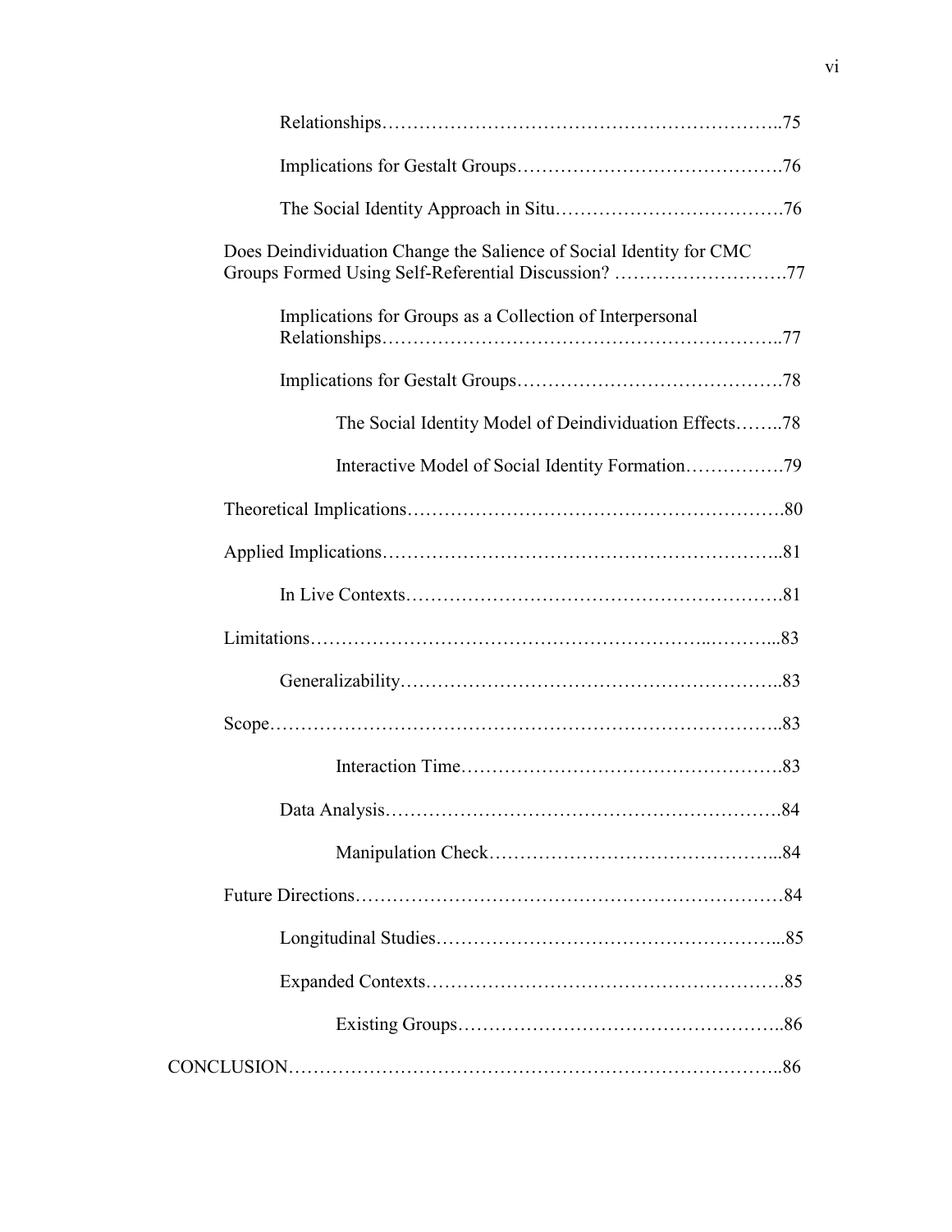Relationships……………………………………………………..75

Implications for Gestalt Groups…………………………………….76

The Social Identity Approach in Situ……………………………….76

Does Deindividuation Change the Salience of Social Identity for CMC Groups Formed Using Self-Referential Discussion? ……………………….77

Implications for Groups as a Collection of Interpersonal Relationships……………………………………………………..77

Implications for Gestalt Groups…………………………………….78

The Social Identity Model of Deindividuation Effects……..78

Interactive Model of Social Identity Formation…………….79

Theoretical Implications………………………………………………….80

Applied Implications……………………………………………………..81

In Live Contexts…………………………………………………….81

Limitations…………………………………………………..………...83

Generalizability…………………………………………………..83

Scope…………………………………………………………………..83

Interaction Time………………………………………….83

Data Analysis……………………………………………………….84

Manipulation Check……………………………………...84

Future Directions…………………………………………………………84

Longitudinal Studies……………………………………………...85

Expanded Contexts……………………………………………….85

Existing Groups…………………………………………..86

CONCLUSION…………………………………………………………………..86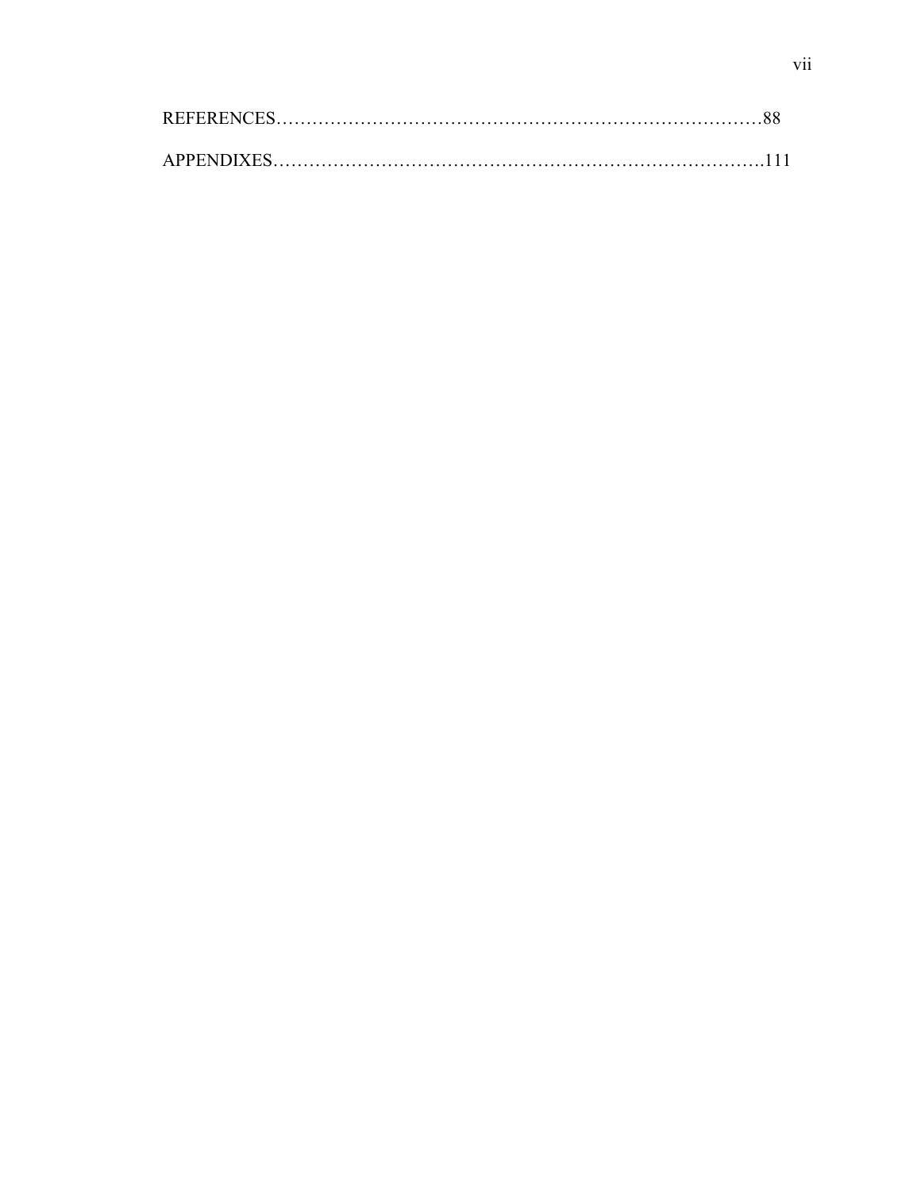REFERENCES……………………………………………………………………88

APPENDIXES…………………………………………………………………….111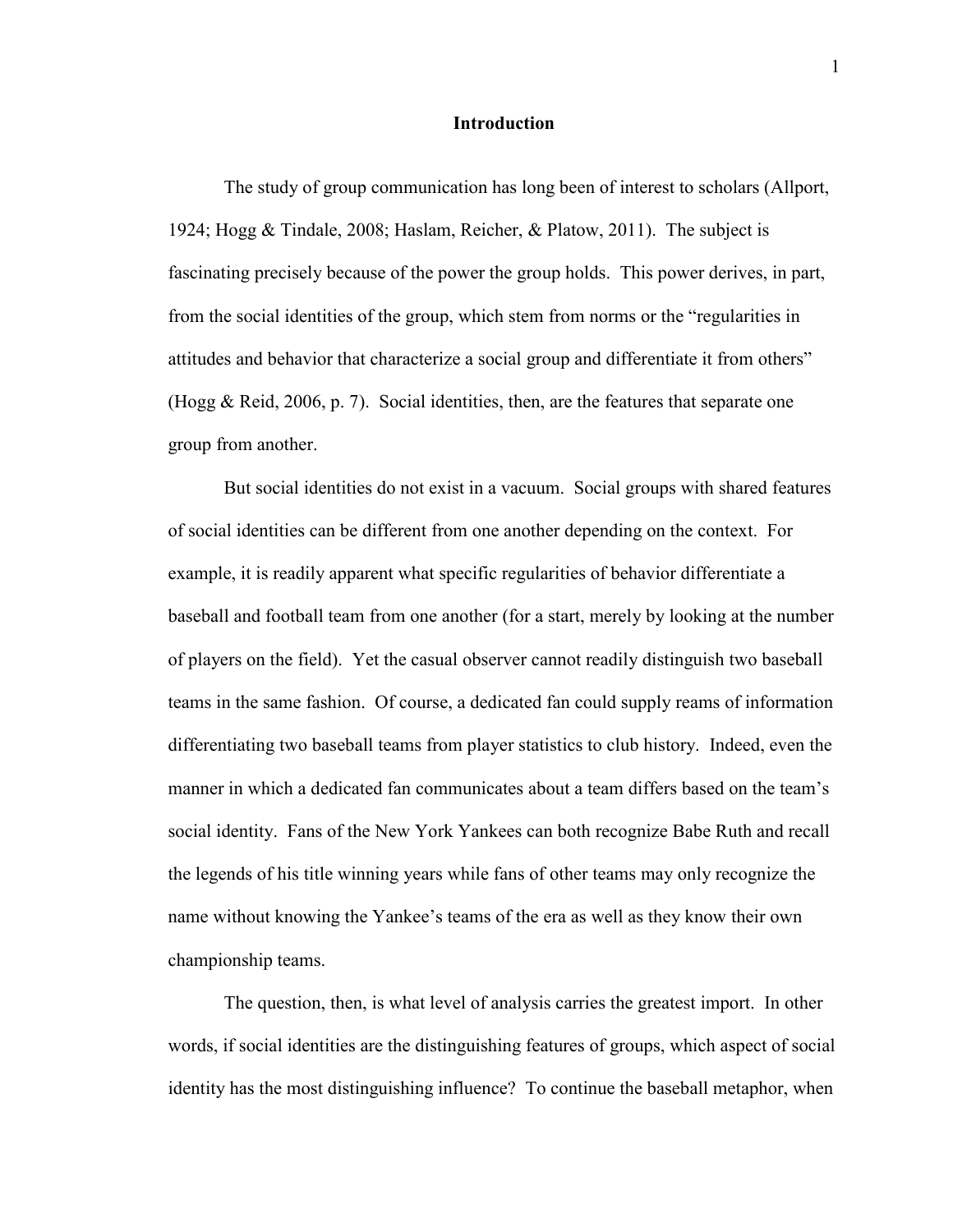# Introduction

The study of group communication has long been of interest to scholars (Allport, 1924; Hogg & Tindale, 2008; Haslam, Reicher, & Platow, 2011). The subject is fascinating precisely because of the power the group holds. This power derives, in part, from the social identities of the group, which stem from norms or the "regularities in attitudes and behavior that characterize a social group and differentiate it from others" (Hogg & Reid, 2006, p. 7). Social identities, then, are the features that separate one group from another.

But social identities do not exist in a vacuum. Social groups with shared features of social identities can be different from one another depending on the context. For example, it is readily apparent what specific regularities of behavior differentiate a baseball and football team from one another (for a start, merely by looking at the number of players on the field). Yet the casual observer cannot readily distinguish two baseball teams in the same fashion. Of course, a dedicated fan could supply reams of information differentiating two baseball teams from player statistics to club history. Indeed, even the manner in which a dedicated fan communicates about a team differs based on the team's social identity. Fans of the New York Yankees can both recognize Babe Ruth and recall the legends of his title winning years while fans of other teams may only recognize the name without knowing the Yankee's teams of the era as well as they know their own championship teams.

The question, then, is what level of analysis carries the greatest import. In other words, if social identities are the distinguishing features of groups, which aspect of social identity has the most distinguishing influence? To continue the baseball metaphor, when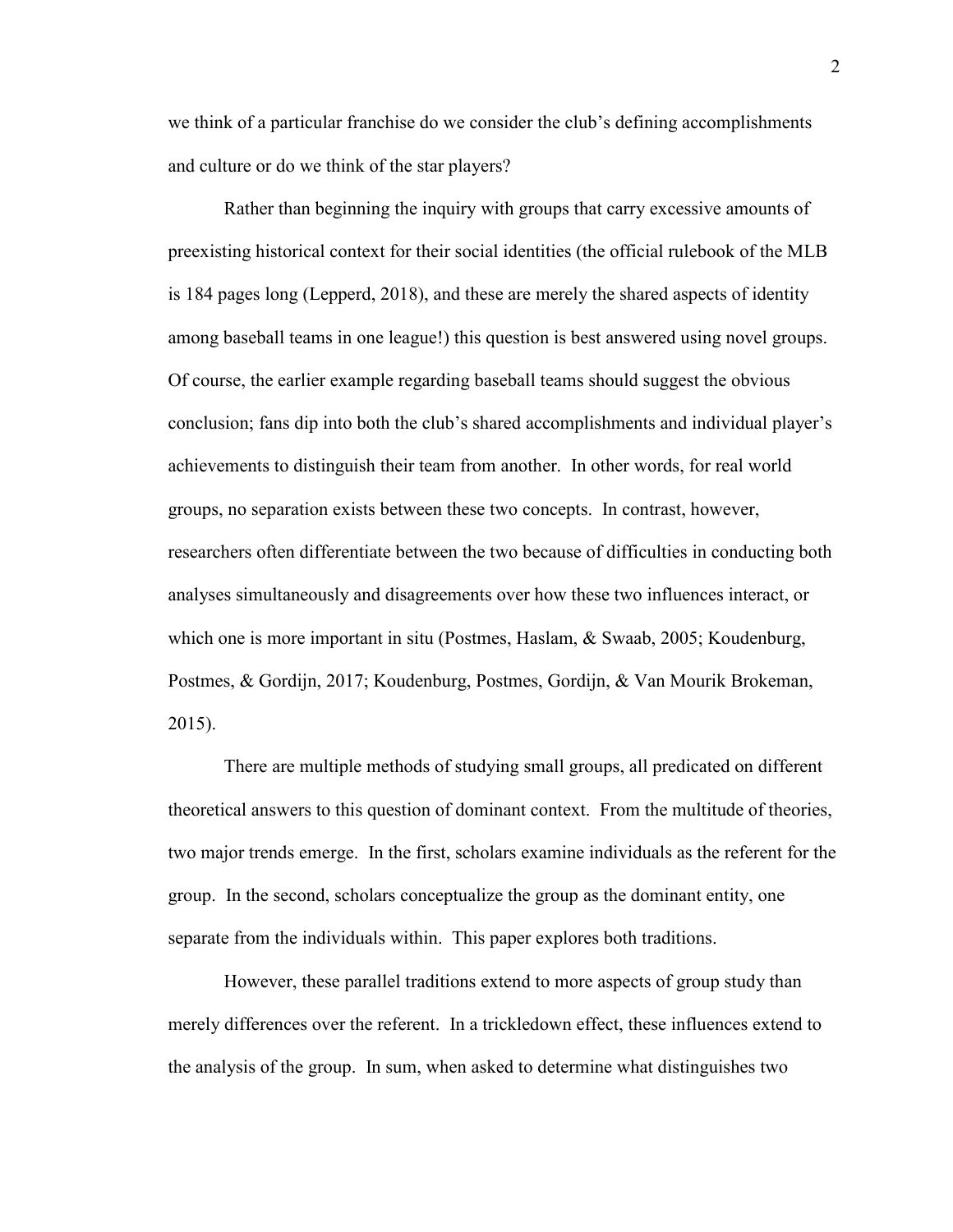we think of a particular franchise do we consider the club's defining accomplishments and culture or do we think of the star players?

Rather than beginning the inquiry with groups that carry excessive amounts of preexisting historical context for their social identities (the official rulebook of the MLB is 184 pages long (Lepperd, 2018), and these are merely the shared aspects of identity among baseball teams in one league!) this question is best answered using novel groups. Of course, the earlier example regarding baseball teams should suggest the obvious conclusion; fans dip into both the club's shared accomplishments and individual player's achievements to distinguish their team from another. In other words, for real world groups, no separation exists between these two concepts. In contrast, however, researchers often differentiate between the two because of difficulties in conducting both analyses simultaneously and disagreements over how these two influences interact, or which one is more important in situ (Postmes, Haslam, & Swaab, 2005; Koudenburg, Postmes, & Gordijn, 2017; Koudenburg, Postmes, Gordijn, & Van Mourik Brokeman, 2015).

There are multiple methods of studying small groups, all predicated on different theoretical answers to this question of dominant context. From the multitude of theories, two major trends emerge. In the first, scholars examine individuals as the referent for the group. In the second, scholars conceptualize the group as the dominant entity, one separate from the individuals within. This paper explores both traditions.

However, these parallel traditions extend to more aspects of group study than merely differences over the referent. In a trickledown effect, these influences extend to the analysis of the group. In sum, when asked to determine what distinguishes two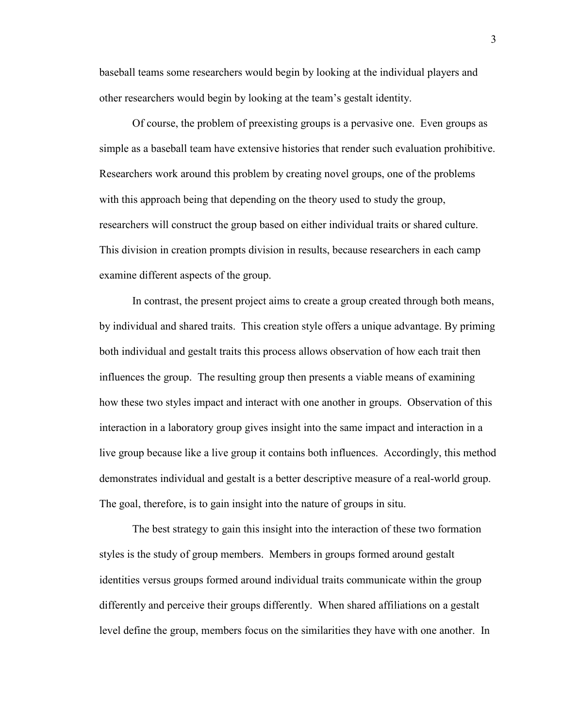baseball teams some researchers would begin by looking at the individual players and other researchers would begin by looking at the team's gestalt identity.

Of course, the problem of preexisting groups is a pervasive one. Even groups as simple as a baseball team have extensive histories that render such evaluation prohibitive. Researchers work around this problem by creating novel groups, one of the problems with this approach being that depending on the theory used to study the group, researchers will construct the group based on either individual traits or shared culture. This division in creation prompts division in results, because researchers in each camp examine different aspects of the group.

In contrast, the present project aims to create a group created through both means, by individual and shared traits. This creation style offers a unique advantage. By priming both individual and gestalt traits this process allows observation of how each trait then influences the group. The resulting group then presents a viable means of examining how these two styles impact and interact with one another in groups. Observation of this interaction in a laboratory group gives insight into the same impact and interaction in a live group because like a live group it contains both influences. Accordingly, this method demonstrates individual and gestalt is a better descriptive measure of a real-world group. The goal, therefore, is to gain insight into the nature of groups in situ.

The best strategy to gain this insight into the interaction of these two formation styles is the study of group members. Members in groups formed around gestalt identities versus groups formed around individual traits communicate within the group differently and perceive their groups differently. When shared affiliations on a gestalt level define the group, members focus on the similarities they have with one another. In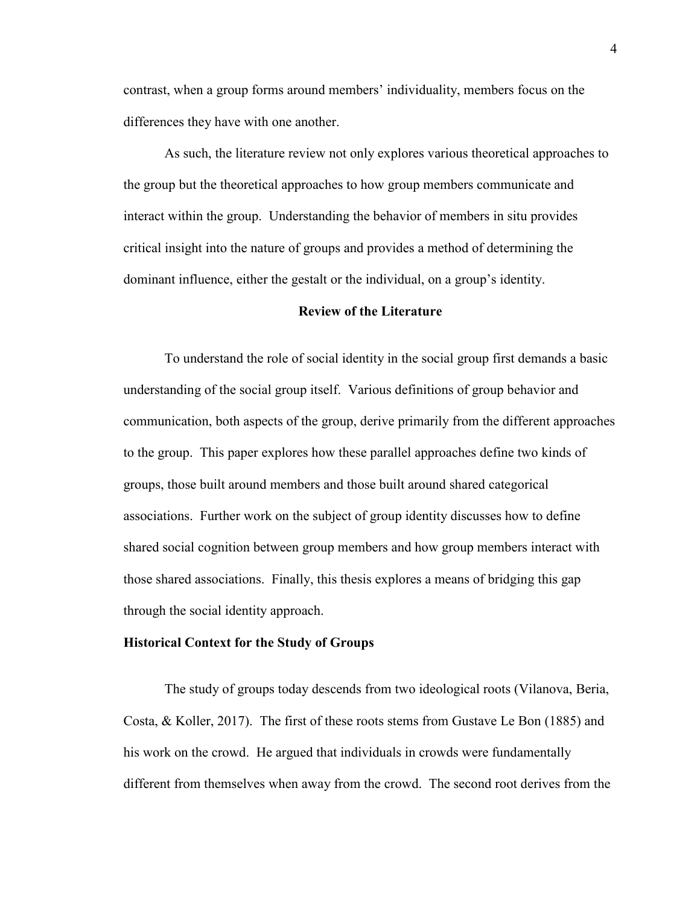contrast, when a group forms around members' individuality, members focus on the differences they have with one another.

As such, the literature review not only explores various theoretical approaches to the group but the theoretical approaches to how group members communicate and interact within the group. Understanding the behavior of members in situ provides critical insight into the nature of groups and provides a method of determining the dominant influence, either the gestalt or the individual, on a group's identity.

## Review of the Literature

To understand the role of social identity in the social group first demands a basic understanding of the social group itself. Various definitions of group behavior and communication, both aspects of the group, derive primarily from the different approaches to the group. This paper explores how these parallel approaches define two kinds of groups, those built around members and those built around shared categorical associations. Further work on the subject of group identity discusses how to define shared social cognition between group members and how group members interact with those shared associations. Finally, this thesis explores a means of bridging this gap through the social identity approach.

### Historical Context for the Study of Groups

The study of groups today descends from two ideological roots (Vilanova, Beria, Costa, & Koller, 2017). The first of these roots stems from Gustave Le Bon (1885) and his work on the crowd. He argued that individuals in crowds were fundamentally different from themselves when away from the crowd. The second root derives from the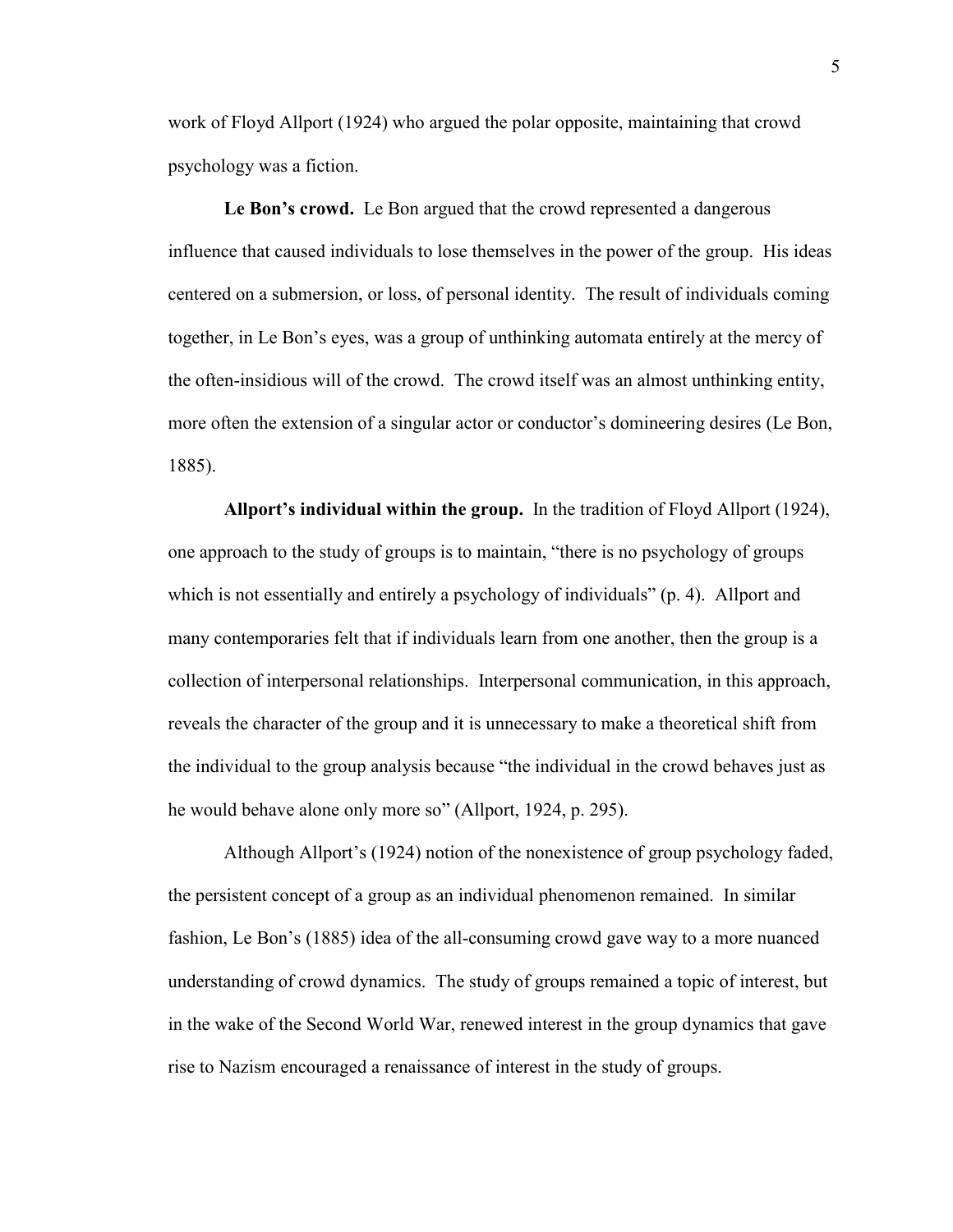work of Floyd Allport (1924) who argued the polar opposite, maintaining that crowd psychology was a fiction.

**Le Bon's crowd.** Le Bon argued that the crowd represented a dangerous influence that caused individuals to lose themselves in the power of the group. His ideas centered on a submersion, or loss, of personal identity. The result of individuals coming together, in Le Bon's eyes, was a group of unthinking automata entirely at the mercy of the often-insidious will of the crowd. The crowd itself was an almost unthinking entity, more often the extension of a singular actor or conductor's domineering desires (Le Bon, 1885).

**Allport's individual within the group.** In the tradition of Floyd Allport (1924), one approach to the study of groups is to maintain, "there is no psychology of groups which is not essentially and entirely a psychology of individuals" (p. 4). Allport and many contemporaries felt that if individuals learn from one another, then the group is a collection of interpersonal relationships. Interpersonal communication, in this approach, reveals the character of the group and it is unnecessary to make a theoretical shift from the individual to the group analysis because "the individual in the crowd behaves just as he would behave alone only more so" (Allport, 1924, p. 295).

Although Allport's (1924) notion of the nonexistence of group psychology faded, the persistent concept of a group as an individual phenomenon remained. In similar fashion, Le Bon's (1885) idea of the all-consuming crowd gave way to a more nuanced understanding of crowd dynamics. The study of groups remained a topic of interest, but in the wake of the Second World War, renewed interest in the group dynamics that gave rise to Nazism encouraged a renaissance of interest in the study of groups.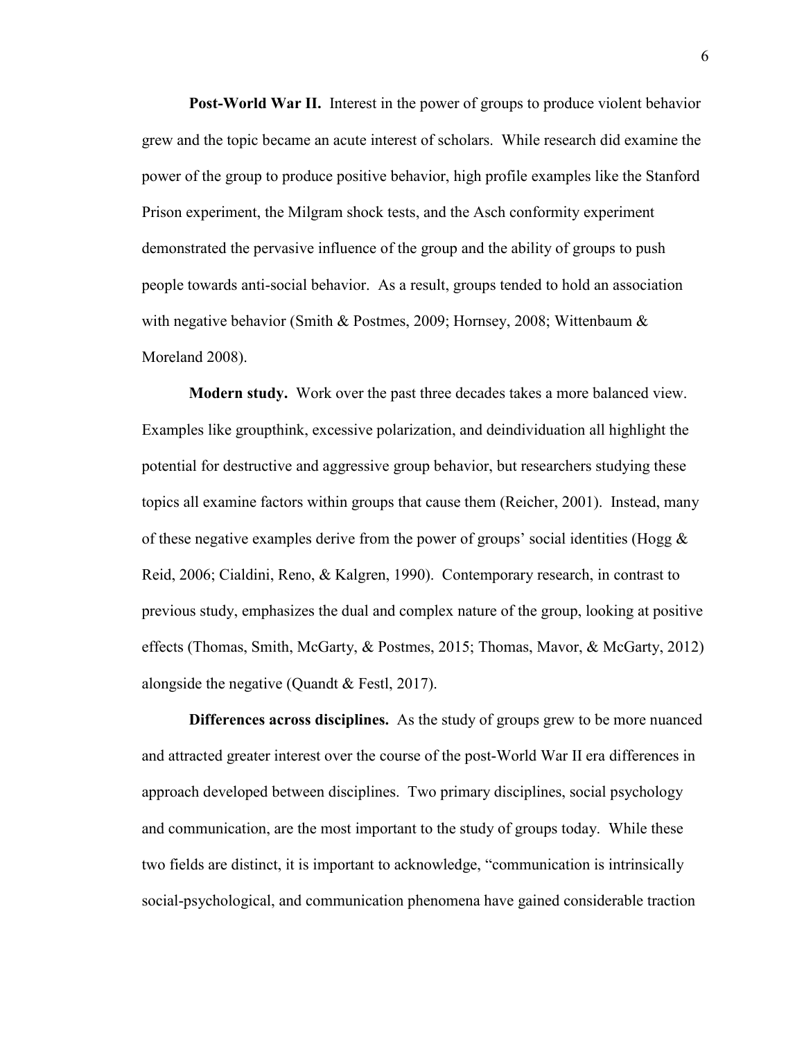**Post-World War II.** Interest in the power of groups to produce violent behavior grew and the topic became an acute interest of scholars. While research did examine the power of the group to produce positive behavior, high profile examples like the Stanford Prison experiment, the Milgram shock tests, and the Asch conformity experiment demonstrated the pervasive influence of the group and the ability of groups to push people towards anti-social behavior. As a result, groups tended to hold an association with negative behavior (Smith & Postmes, 2009; Hornsey, 2008; Wittenbaum & Moreland 2008).

**Modern study.** Work over the past three decades takes a more balanced view. Examples like groupthink, excessive polarization, and deindividuation all highlight the potential for destructive and aggressive group behavior, but researchers studying these topics all examine factors within groups that cause them (Reicher, 2001). Instead, many of these negative examples derive from the power of groups' social identities (Hogg & Reid, 2006; Cialdini, Reno, & Kalgren, 1990). Contemporary research, in contrast to previous study, emphasizes the dual and complex nature of the group, looking at positive effects (Thomas, Smith, McGarty, & Postmes, 2015; Thomas, Mavor, & McGarty, 2012) alongside the negative (Quandt & Festl, 2017).

**Differences across disciplines.** As the study of groups grew to be more nuanced and attracted greater interest over the course of the post-World War II era differences in approach developed between disciplines. Two primary disciplines, social psychology and communication, are the most important to the study of groups today. While these two fields are distinct, it is important to acknowledge, "communication is intrinsically social-psychological, and communication phenomena have gained considerable traction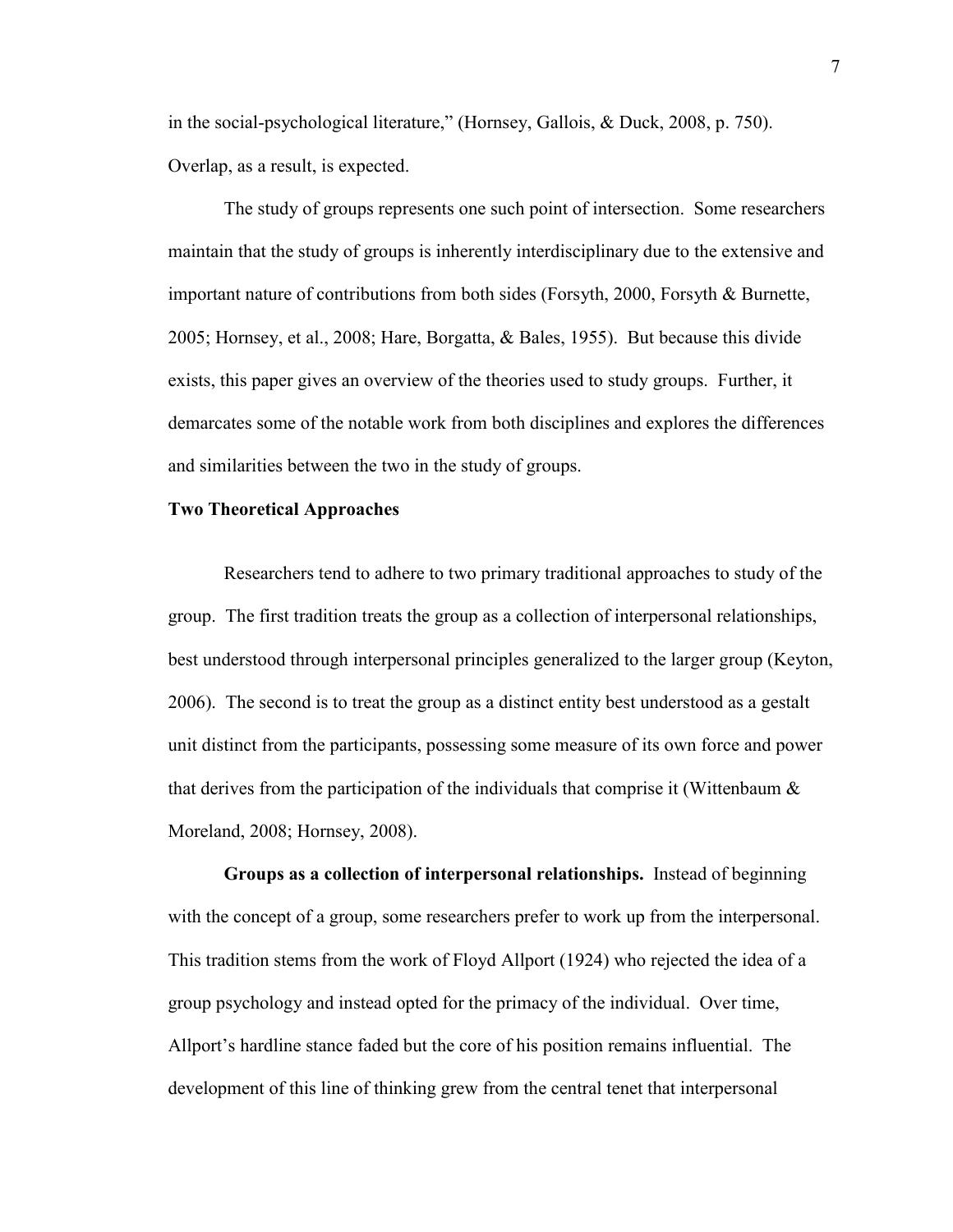in the social-psychological literature," (Hornsey, Gallois, & Duck, 2008, p. 750). Overlap, as a result, is expected.

The study of groups represents one such point of intersection. Some researchers maintain that the study of groups is inherently interdisciplinary due to the extensive and important nature of contributions from both sides (Forsyth, 2000, Forsyth & Burnette, 2005; Hornsey, et al., 2008; Hare, Borgatta, & Bales, 1955). But because this divide exists, this paper gives an overview of the theories used to study groups. Further, it demarcates some of the notable work from both disciplines and explores the differences and similarities between the two in the study of groups.

## Two Theoretical Approaches

Researchers tend to adhere to two primary traditional approaches to study of the group. The first tradition treats the group as a collection of interpersonal relationships, best understood through interpersonal principles generalized to the larger group (Keyton, 2006). The second is to treat the group as a distinct entity best understood as a gestalt unit distinct from the participants, possessing some measure of its own force and power that derives from the participation of the individuals that comprise it (Wittenbaum & Moreland, 2008; Hornsey, 2008).

**Groups as a collection of interpersonal relationships.** Instead of beginning with the concept of a group, some researchers prefer to work up from the interpersonal. This tradition stems from the work of Floyd Allport (1924) who rejected the idea of a group psychology and instead opted for the primacy of the individual. Over time, Allport's hardline stance faded but the core of his position remains influential. The development of this line of thinking grew from the central tenet that interpersonal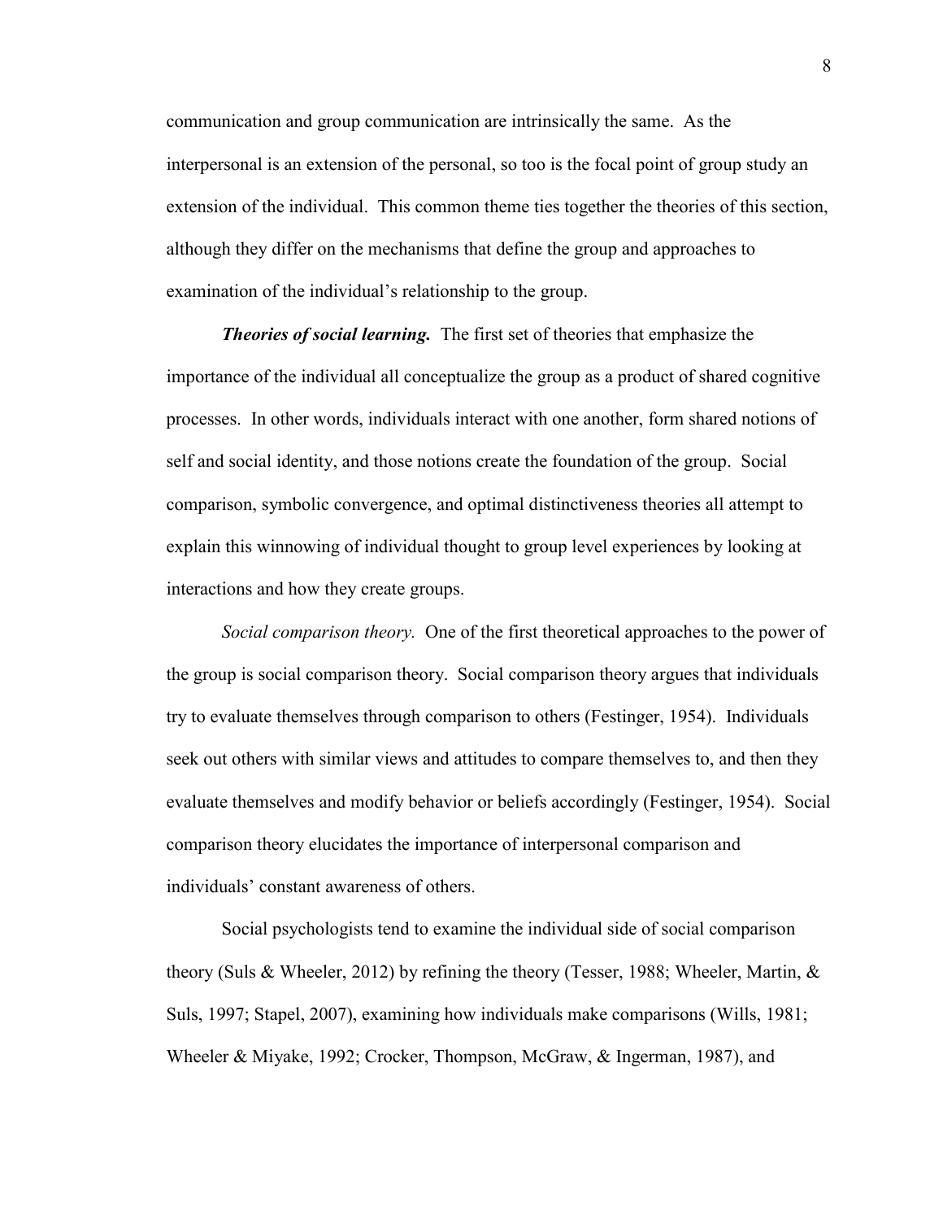communication and group communication are intrinsically the same. As the interpersonal is an extension of the personal, so too is the focal point of group study an extension of the individual. This common theme ties together the theories of this section, although they differ on the mechanisms that define the group and approaches to examination of the individual's relationship to the group.

***Theories of social learning.*** The first set of theories that emphasize the importance of the individual all conceptualize the group as a product of shared cognitive processes. In other words, individuals interact with one another, form shared notions of self and social identity, and those notions create the foundation of the group. Social comparison, symbolic convergence, and optimal distinctiveness theories all attempt to explain this winnowing of individual thought to group level experiences by looking at interactions and how they create groups.

*Social comparison theory.* One of the first theoretical approaches to the power of the group is social comparison theory. Social comparison theory argues that individuals try to evaluate themselves through comparison to others (Festinger, 1954). Individuals seek out others with similar views and attitudes to compare themselves to, and then they evaluate themselves and modify behavior or beliefs accordingly (Festinger, 1954). Social comparison theory elucidates the importance of interpersonal comparison and individuals' constant awareness of others.

Social psychologists tend to examine the individual side of social comparison theory (Suls & Wheeler, 2012) by refining the theory (Tesser, 1988; Wheeler, Martin, & Suls, 1997; Stapel, 2007), examining how individuals make comparisons (Wills, 1981; Wheeler & Miyake, 1992; Crocker, Thompson, McGraw, & Ingerman, 1987), and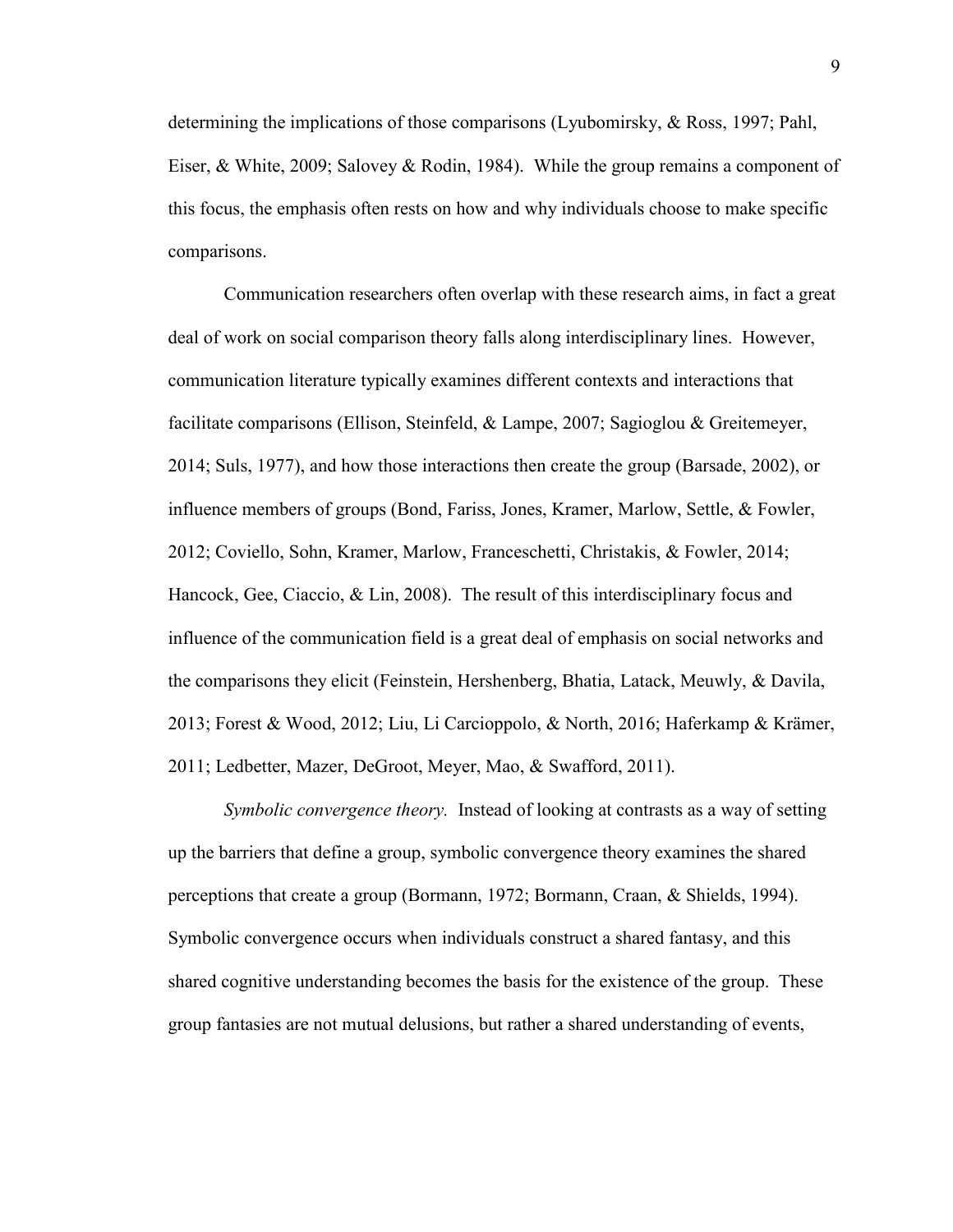determining the implications of those comparisons (Lyubomirsky, & Ross, 1997; Pahl, Eiser, & White, 2009; Salovey & Rodin, 1984). While the group remains a component of this focus, the emphasis often rests on how and why individuals choose to make specific comparisons.

Communication researchers often overlap with these research aims, in fact a great deal of work on social comparison theory falls along interdisciplinary lines. However, communication literature typically examines different contexts and interactions that facilitate comparisons (Ellison, Steinfeld, & Lampe, 2007; Sagioglou & Greitemeyer, 2014; Suls, 1977), and how those interactions then create the group (Barsade, 2002), or influence members of groups (Bond, Fariss, Jones, Kramer, Marlow, Settle, & Fowler, 2012; Coviello, Sohn, Kramer, Marlow, Franceschetti, Christakis, & Fowler, 2014; Hancock, Gee, Ciaccio, & Lin, 2008). The result of this interdisciplinary focus and influence of the communication field is a great deal of emphasis on social networks and the comparisons they elicit (Feinstein, Hershenberg, Bhatia, Latack, Meuwly, & Davila, 2013; Forest & Wood, 2012; Liu, Li Carcioppolo, & North, 2016; Haferkamp & Krämer, 2011; Ledbetter, Mazer, DeGroot, Meyer, Mao, & Swafford, 2011).

*Symbolic convergence theory.* Instead of looking at contrasts as a way of setting up the barriers that define a group, symbolic convergence theory examines the shared perceptions that create a group (Bormann, 1972; Bormann, Craan, & Shields, 1994). Symbolic convergence occurs when individuals construct a shared fantasy, and this shared cognitive understanding becomes the basis for the existence of the group. These group fantasies are not mutual delusions, but rather a shared understanding of events,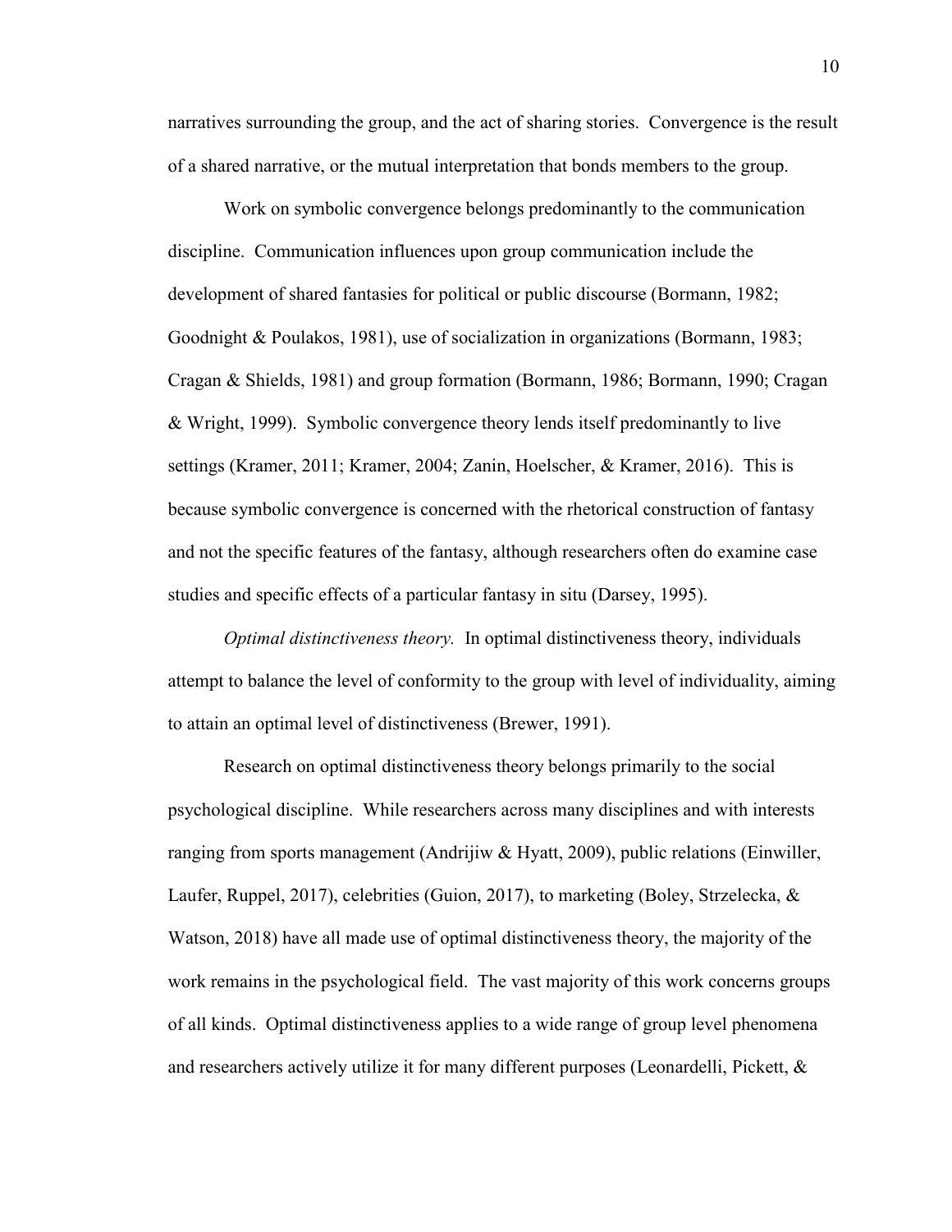narratives surrounding the group, and the act of sharing stories. Convergence is the result of a shared narrative, or the mutual interpretation that bonds members to the group.

Work on symbolic convergence belongs predominantly to the communication discipline. Communication influences upon group communication include the development of shared fantasies for political or public discourse (Bormann, 1982; Goodnight & Poulakos, 1981), use of socialization in organizations (Bormann, 1983; Cragan & Shields, 1981) and group formation (Bormann, 1986; Bormann, 1990; Cragan & Wright, 1999). Symbolic convergence theory lends itself predominantly to live settings (Kramer, 2011; Kramer, 2004; Zanin, Hoelscher, & Kramer, 2016). This is because symbolic convergence is concerned with the rhetorical construction of fantasy and not the specific features of the fantasy, although researchers often do examine case studies and specific effects of a particular fantasy in situ (Darsey, 1995).

*Optimal distinctiveness theory.* In optimal distinctiveness theory, individuals attempt to balance the level of conformity to the group with level of individuality, aiming to attain an optimal level of distinctiveness (Brewer, 1991).

Research on optimal distinctiveness theory belongs primarily to the social psychological discipline. While researchers across many disciplines and with interests ranging from sports management (Andrijiw & Hyatt, 2009), public relations (Einwiller, Laufer, Ruppel, 2017), celebrities (Guion, 2017), to marketing (Boley, Strzelecka, & Watson, 2018) have all made use of optimal distinctiveness theory, the majority of the work remains in the psychological field. The vast majority of this work concerns groups of all kinds. Optimal distinctiveness applies to a wide range of group level phenomena and researchers actively utilize it for many different purposes (Leonardelli, Pickett, &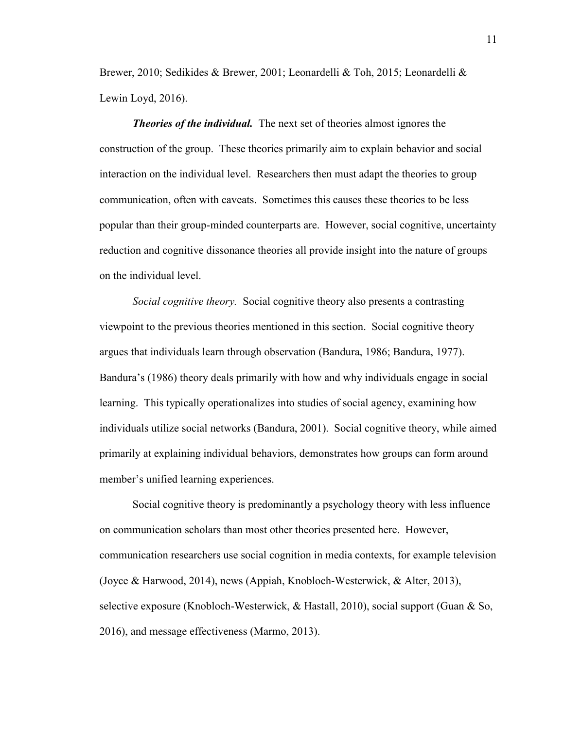Brewer, 2010; Sedikides & Brewer, 2001; Leonardelli & Toh, 2015; Leonardelli & Lewin Loyd, 2016).

***Theories of the individual.*** The next set of theories almost ignores the construction of the group. These theories primarily aim to explain behavior and social interaction on the individual level. Researchers then must adapt the theories to group communication, often with caveats. Sometimes this causes these theories to be less popular than their group-minded counterparts are. However, social cognitive, uncertainty reduction and cognitive dissonance theories all provide insight into the nature of groups on the individual level.

*Social cognitive theory.* Social cognitive theory also presents a contrasting viewpoint to the previous theories mentioned in this section. Social cognitive theory argues that individuals learn through observation (Bandura, 1986; Bandura, 1977). Bandura's (1986) theory deals primarily with how and why individuals engage in social learning. This typically operationalizes into studies of social agency, examining how individuals utilize social networks (Bandura, 2001). Social cognitive theory, while aimed primarily at explaining individual behaviors, demonstrates how groups can form around member's unified learning experiences.

Social cognitive theory is predominantly a psychology theory with less influence on communication scholars than most other theories presented here. However, communication researchers use social cognition in media contexts, for example television (Joyce & Harwood, 2014), news (Appiah, Knobloch-Westerwick, & Alter, 2013), selective exposure (Knobloch-Westerwick, & Hastall, 2010), social support (Guan & So, 2016), and message effectiveness (Marmo, 2013).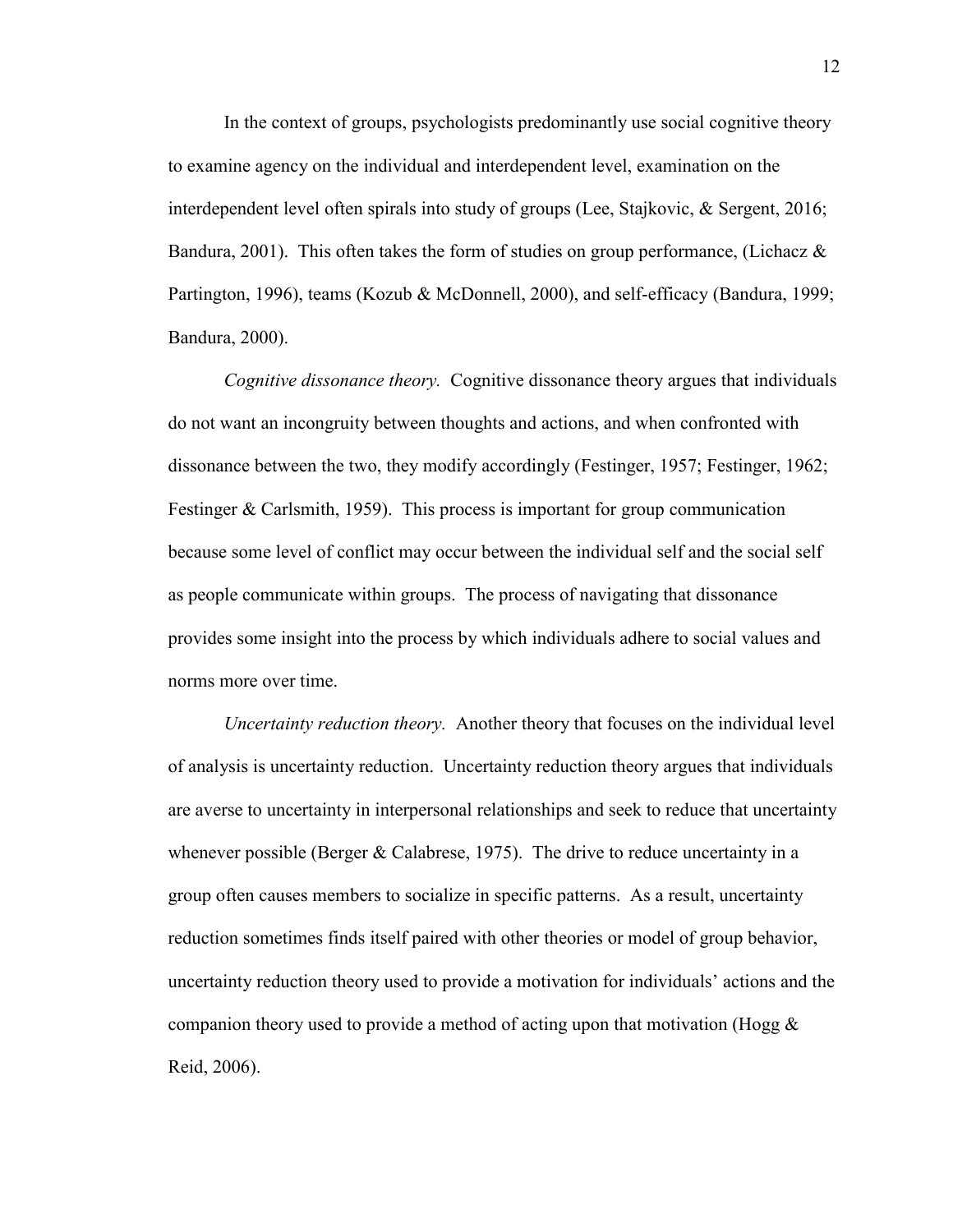In the context of groups, psychologists predominantly use social cognitive theory to examine agency on the individual and interdependent level, examination on the interdependent level often spirals into study of groups (Lee, Stajkovic, & Sergent, 2016; Bandura, 2001). This often takes the form of studies on group performance, (Lichacz & Partington, 1996), teams (Kozub & McDonnell, 2000), and self-efficacy (Bandura, 1999; Bandura, 2000).

*Cognitive dissonance theory.* Cognitive dissonance theory argues that individuals do not want an incongruity between thoughts and actions, and when confronted with dissonance between the two, they modify accordingly (Festinger, 1957; Festinger, 1962; Festinger & Carlsmith, 1959). This process is important for group communication because some level of conflict may occur between the individual self and the social self as people communicate within groups. The process of navigating that dissonance provides some insight into the process by which individuals adhere to social values and norms more over time.

*Uncertainty reduction theory.* Another theory that focuses on the individual level of analysis is uncertainty reduction. Uncertainty reduction theory argues that individuals are averse to uncertainty in interpersonal relationships and seek to reduce that uncertainty whenever possible (Berger & Calabrese, 1975). The drive to reduce uncertainty in a group often causes members to socialize in specific patterns. As a result, uncertainty reduction sometimes finds itself paired with other theories or model of group behavior, uncertainty reduction theory used to provide a motivation for individuals' actions and the companion theory used to provide a method of acting upon that motivation (Hogg & Reid, 2006).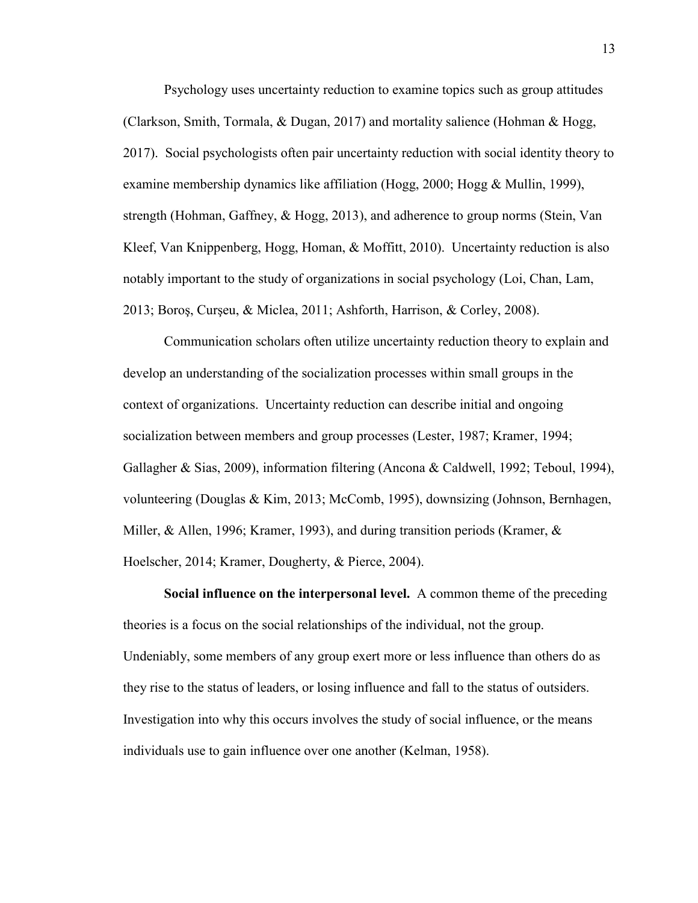Psychology uses uncertainty reduction to examine topics such as group attitudes (Clarkson, Smith, Tormala, & Dugan, 2017) and mortality salience (Hohman & Hogg, 2017). Social psychologists often pair uncertainty reduction with social identity theory to examine membership dynamics like affiliation (Hogg, 2000; Hogg & Mullin, 1999), strength (Hohman, Gaffney, & Hogg, 2013), and adherence to group norms (Stein, Van Kleef, Van Knippenberg, Hogg, Homan, & Moffitt, 2010). Uncertainty reduction is also notably important to the study of organizations in social psychology (Loi, Chan, Lam, 2013; Boroş, Curşeu, & Miclea, 2011; Ashforth, Harrison, & Corley, 2008).

Communication scholars often utilize uncertainty reduction theory to explain and develop an understanding of the socialization processes within small groups in the context of organizations. Uncertainty reduction can describe initial and ongoing socialization between members and group processes (Lester, 1987; Kramer, 1994; Gallagher & Sias, 2009), information filtering (Ancona & Caldwell, 1992; Teboul, 1994), volunteering (Douglas & Kim, 2013; McComb, 1995), downsizing (Johnson, Bernhagen, Miller, & Allen, 1996; Kramer, 1993), and during transition periods (Kramer, & Hoelscher, 2014; Kramer, Dougherty, & Pierce, 2004).

**Social influence on the interpersonal level.** A common theme of the preceding theories is a focus on the social relationships of the individual, not the group. Undeniably, some members of any group exert more or less influence than others do as they rise to the status of leaders, or losing influence and fall to the status of outsiders. Investigation into why this occurs involves the study of social influence, or the means individuals use to gain influence over one another (Kelman, 1958).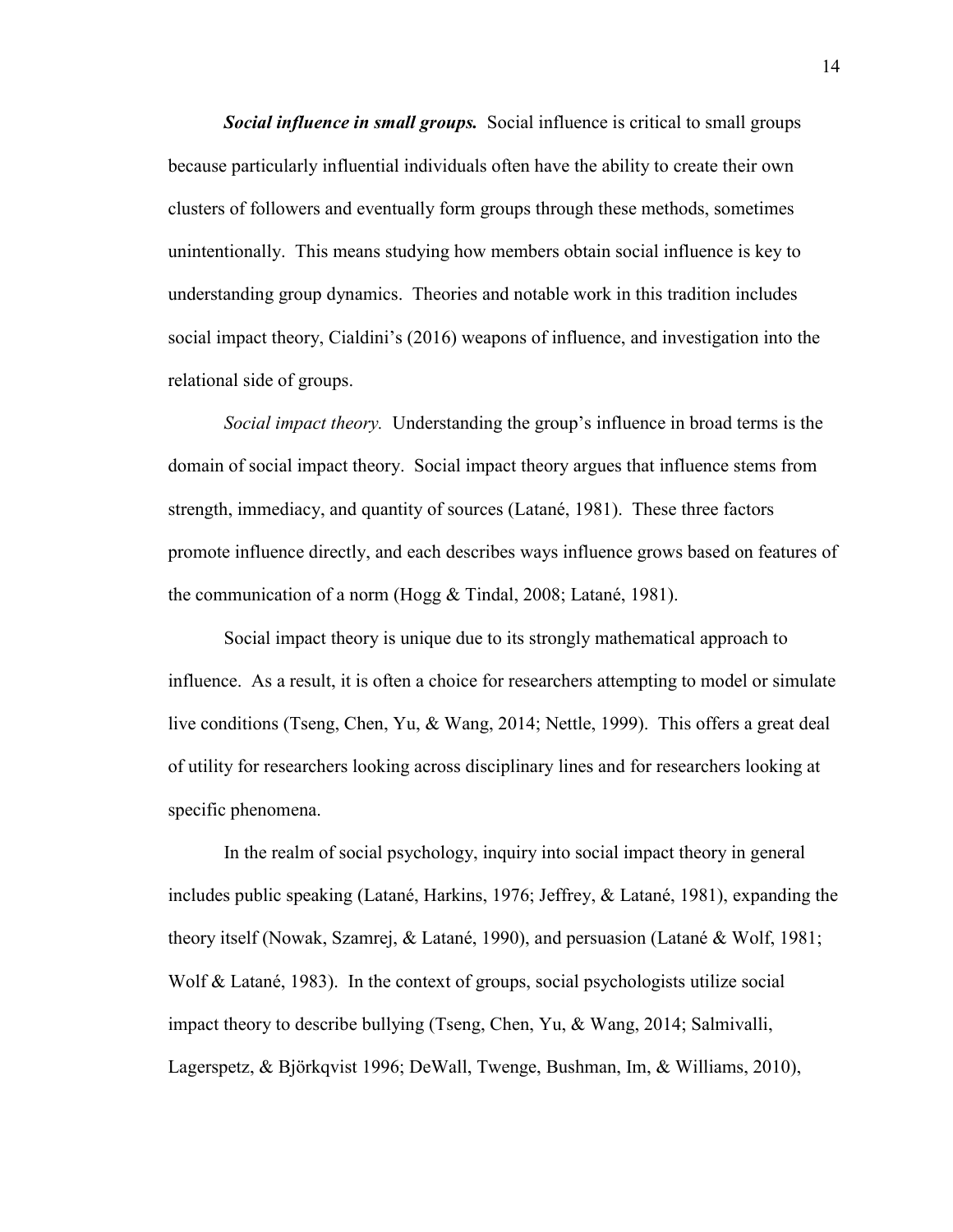***Social influence in small groups.*** Social influence is critical to small groups because particularly influential individuals often have the ability to create their own clusters of followers and eventually form groups through these methods, sometimes unintentionally. This means studying how members obtain social influence is key to understanding group dynamics. Theories and notable work in this tradition includes social impact theory, Cialdini's (2016) weapons of influence, and investigation into the relational side of groups.

*Social impact theory.* Understanding the group's influence in broad terms is the domain of social impact theory. Social impact theory argues that influence stems from strength, immediacy, and quantity of sources (Latané, 1981). These three factors promote influence directly, and each describes ways influence grows based on features of the communication of a norm (Hogg & Tindal, 2008; Latané, 1981).

Social impact theory is unique due to its strongly mathematical approach to influence. As a result, it is often a choice for researchers attempting to model or simulate live conditions (Tseng, Chen, Yu, & Wang, 2014; Nettle, 1999). This offers a great deal of utility for researchers looking across disciplinary lines and for researchers looking at specific phenomena.

In the realm of social psychology, inquiry into social impact theory in general includes public speaking (Latané, Harkins, 1976; Jeffrey, & Latané, 1981), expanding the theory itself (Nowak, Szamrej, & Latané, 1990), and persuasion (Latané & Wolf, 1981; Wolf & Latané, 1983). In the context of groups, social psychologists utilize social impact theory to describe bullying (Tseng, Chen, Yu, & Wang, 2014; Salmivalli, Lagerspetz, & Björkqvist 1996; DeWall, Twenge, Bushman, Im, & Williams, 2010),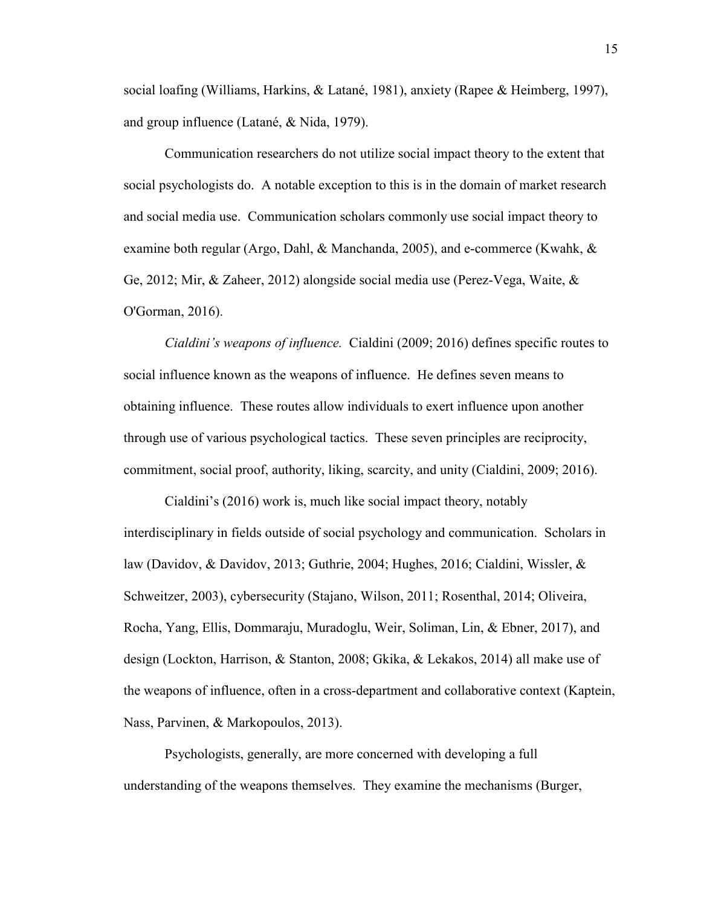social loafing (Williams, Harkins, & Latané, 1981), anxiety (Rapee & Heimberg, 1997), and group influence (Latané, & Nida, 1979).

Communication researchers do not utilize social impact theory to the extent that social psychologists do. A notable exception to this is in the domain of market research and social media use. Communication scholars commonly use social impact theory to examine both regular (Argo, Dahl, & Manchanda, 2005), and e-commerce (Kwahk, & Ge, 2012; Mir, & Zaheer, 2012) alongside social media use (Perez-Vega, Waite, & O'Gorman, 2016).

*Cialdini's weapons of influence.* Cialdini (2009; 2016) defines specific routes to social influence known as the weapons of influence. He defines seven means to obtaining influence. These routes allow individuals to exert influence upon another through use of various psychological tactics. These seven principles are reciprocity, commitment, social proof, authority, liking, scarcity, and unity (Cialdini, 2009; 2016).

Cialdini's (2016) work is, much like social impact theory, notably interdisciplinary in fields outside of social psychology and communication. Scholars in law (Davidov, & Davidov, 2013; Guthrie, 2004; Hughes, 2016; Cialdini, Wissler, & Schweitzer, 2003), cybersecurity (Stajano, Wilson, 2011; Rosenthal, 2014; Oliveira, Rocha, Yang, Ellis, Dommaraju, Muradoglu, Weir, Soliman, Lin, & Ebner, 2017), and design (Lockton, Harrison, & Stanton, 2008; Gkika, & Lekakos, 2014) all make use of the weapons of influence, often in a cross-department and collaborative context (Kaptein, Nass, Parvinen, & Markopoulos, 2013).

Psychologists, generally, are more concerned with developing a full understanding of the weapons themselves. They examine the mechanisms (Burger,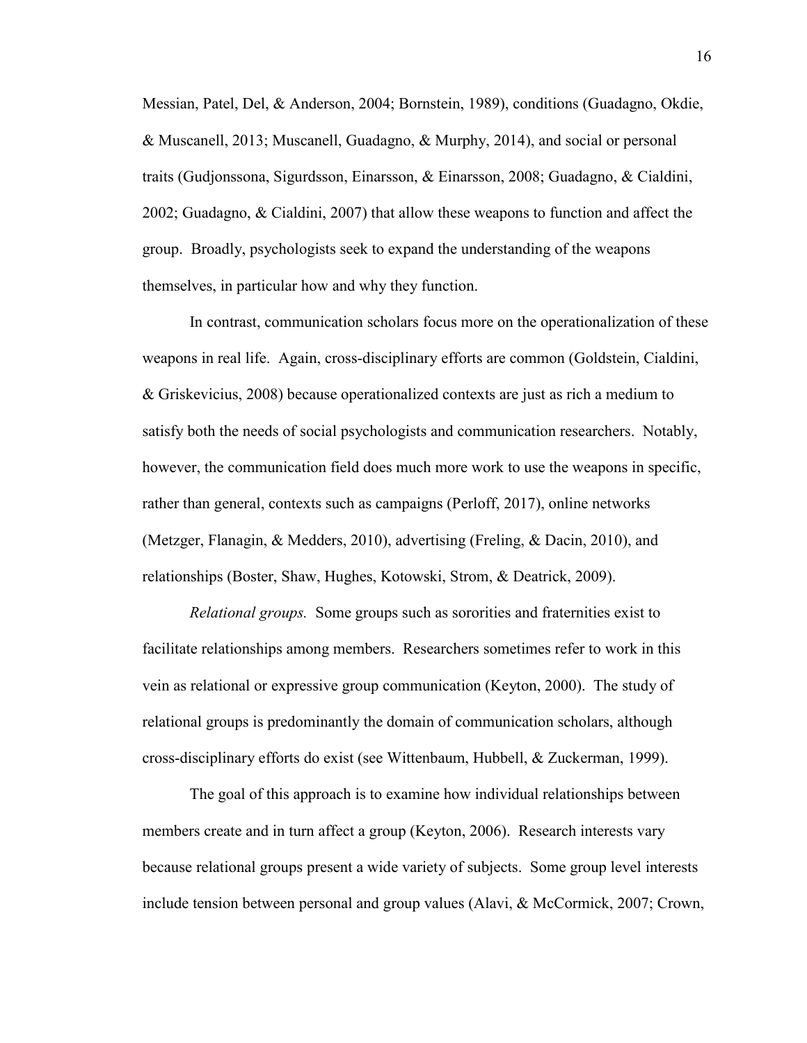Messian, Patel, Del, & Anderson, 2004; Bornstein, 1989), conditions (Guadagno, Okdie, & Muscanell, 2013; Muscanell, Guadagno, & Murphy, 2014), and social or personal traits (Gudjonssona, Sigurdsson, Einarsson, & Einarsson, 2008; Guadagno, & Cialdini, 2002; Guadagno, & Cialdini, 2007) that allow these weapons to function and affect the group. Broadly, psychologists seek to expand the understanding of the weapons themselves, in particular how and why they function.

In contrast, communication scholars focus more on the operationalization of these weapons in real life. Again, cross-disciplinary efforts are common (Goldstein, Cialdini, & Griskevicius, 2008) because operationalized contexts are just as rich a medium to satisfy both the needs of social psychologists and communication researchers. Notably, however, the communication field does much more work to use the weapons in specific, rather than general, contexts such as campaigns (Perloff, 2017), online networks (Metzger, Flanagin, & Medders, 2010), advertising (Freling, & Dacin, 2010), and relationships (Boster, Shaw, Hughes, Kotowski, Strom, & Deatrick, 2009).

*Relational groups.* Some groups such as sororities and fraternities exist to facilitate relationships among members. Researchers sometimes refer to work in this vein as relational or expressive group communication (Keyton, 2000). The study of relational groups is predominantly the domain of communication scholars, although cross-disciplinary efforts do exist (see Wittenbaum, Hubbell, & Zuckerman, 1999).

The goal of this approach is to examine how individual relationships between members create and in turn affect a group (Keyton, 2006). Research interests vary because relational groups present a wide variety of subjects. Some group level interests include tension between personal and group values (Alavi, & McCormick, 2007; Crown,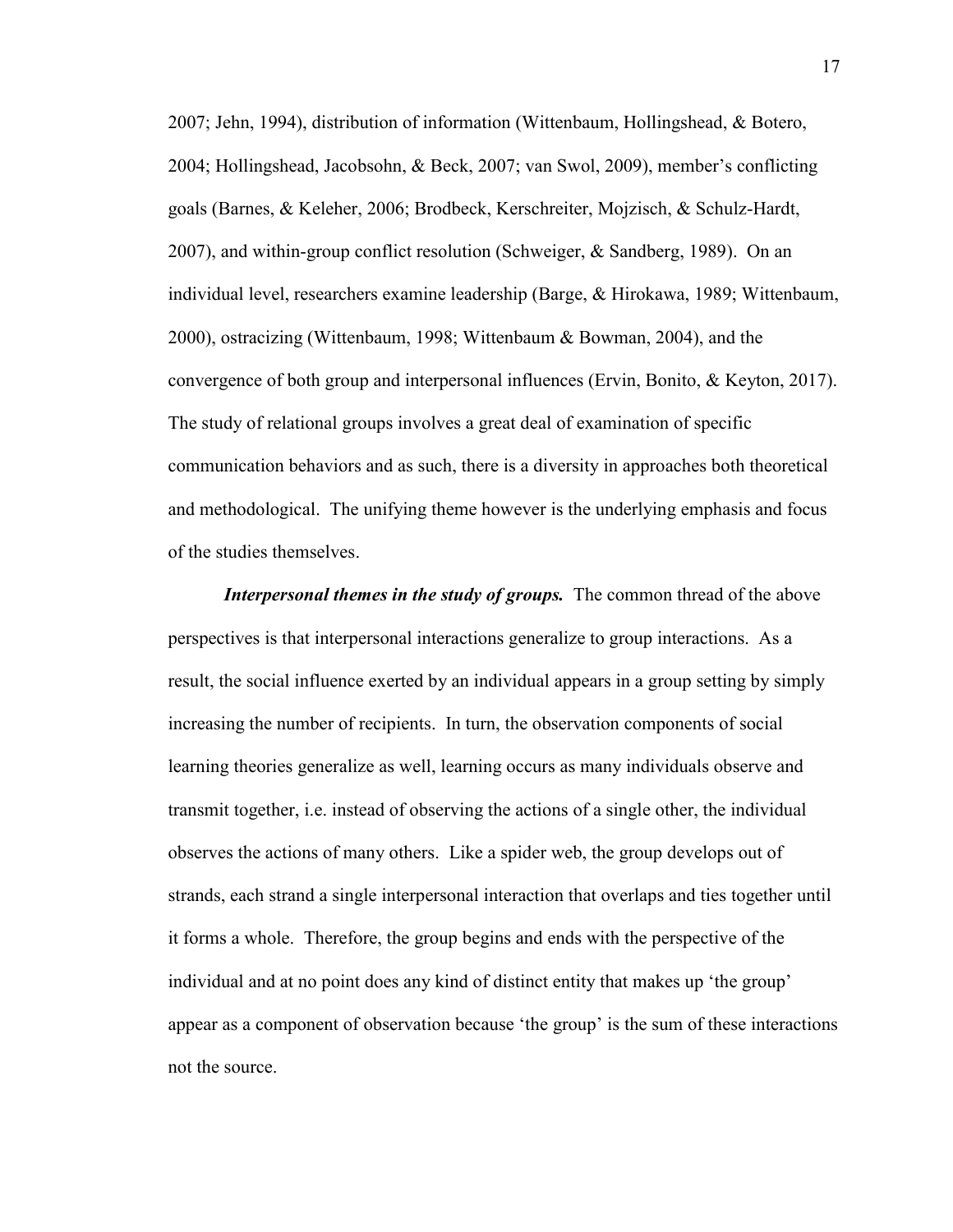2007; Jehn, 1994), distribution of information (Wittenbaum, Hollingshead, & Botero, 2004; Hollingshead, Jacobsohn, & Beck, 2007; van Swol, 2009), member's conflicting goals (Barnes, & Keleher, 2006; Brodbeck, Kerschreiter, Mojzisch, & Schulz-Hardt, 2007), and within-group conflict resolution (Schweiger, & Sandberg, 1989). On an individual level, researchers examine leadership (Barge, & Hirokawa, 1989; Wittenbaum, 2000), ostracizing (Wittenbaum, 1998; Wittenbaum & Bowman, 2004), and the convergence of both group and interpersonal influences (Ervin, Bonito, & Keyton, 2017). The study of relational groups involves a great deal of examination of specific communication behaviors and as such, there is a diversity in approaches both theoretical and methodological. The unifying theme however is the underlying emphasis and focus of the studies themselves.

***Interpersonal themes in the study of groups.*** The common thread of the above perspectives is that interpersonal interactions generalize to group interactions. As a result, the social influence exerted by an individual appears in a group setting by simply increasing the number of recipients. In turn, the observation components of social learning theories generalize as well, learning occurs as many individuals observe and transmit together, i.e. instead of observing the actions of a single other, the individual observes the actions of many others. Like a spider web, the group develops out of strands, each strand a single interpersonal interaction that overlaps and ties together until it forms a whole. Therefore, the group begins and ends with the perspective of the individual and at no point does any kind of distinct entity that makes up 'the group' appear as a component of observation because 'the group' is the sum of these interactions not the source.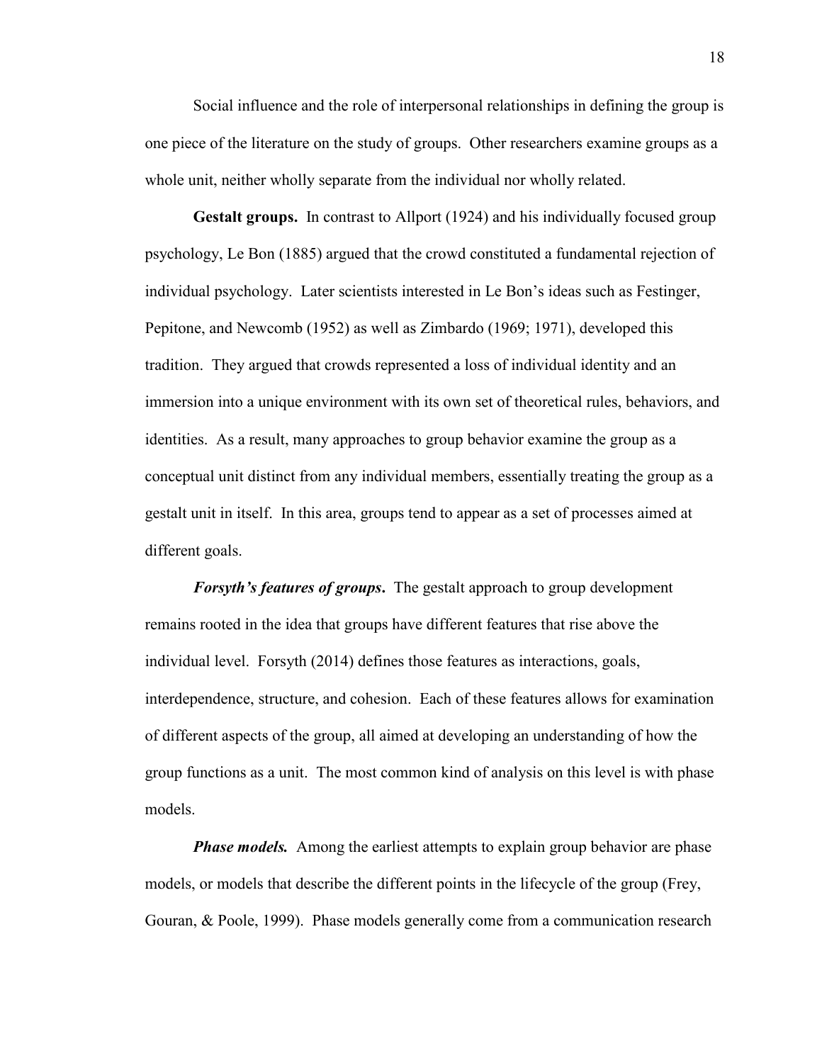Social influence and the role of interpersonal relationships in defining the group is one piece of the literature on the study of groups. Other researchers examine groups as a whole unit, neither wholly separate from the individual nor wholly related.

**Gestalt groups.** In contrast to Allport (1924) and his individually focused group psychology, Le Bon (1885) argued that the crowd constituted a fundamental rejection of individual psychology. Later scientists interested in Le Bon's ideas such as Festinger, Pepitone, and Newcomb (1952) as well as Zimbardo (1969; 1971), developed this tradition. They argued that crowds represented a loss of individual identity and an immersion into a unique environment with its own set of theoretical rules, behaviors, and identities. As a result, many approaches to group behavior examine the group as a conceptual unit distinct from any individual members, essentially treating the group as a gestalt unit in itself. In this area, groups tend to appear as a set of processes aimed at different goals.

***Forsyth's features of groups*.** The gestalt approach to group development remains rooted in the idea that groups have different features that rise above the individual level. Forsyth (2014) defines those features as interactions, goals, interdependence, structure, and cohesion. Each of these features allows for examination of different aspects of the group, all aimed at developing an understanding of how the group functions as a unit. The most common kind of analysis on this level is with phase models.

***Phase models.*** Among the earliest attempts to explain group behavior are phase models, or models that describe the different points in the lifecycle of the group (Frey, Gouran, & Poole, 1999). Phase models generally come from a communication research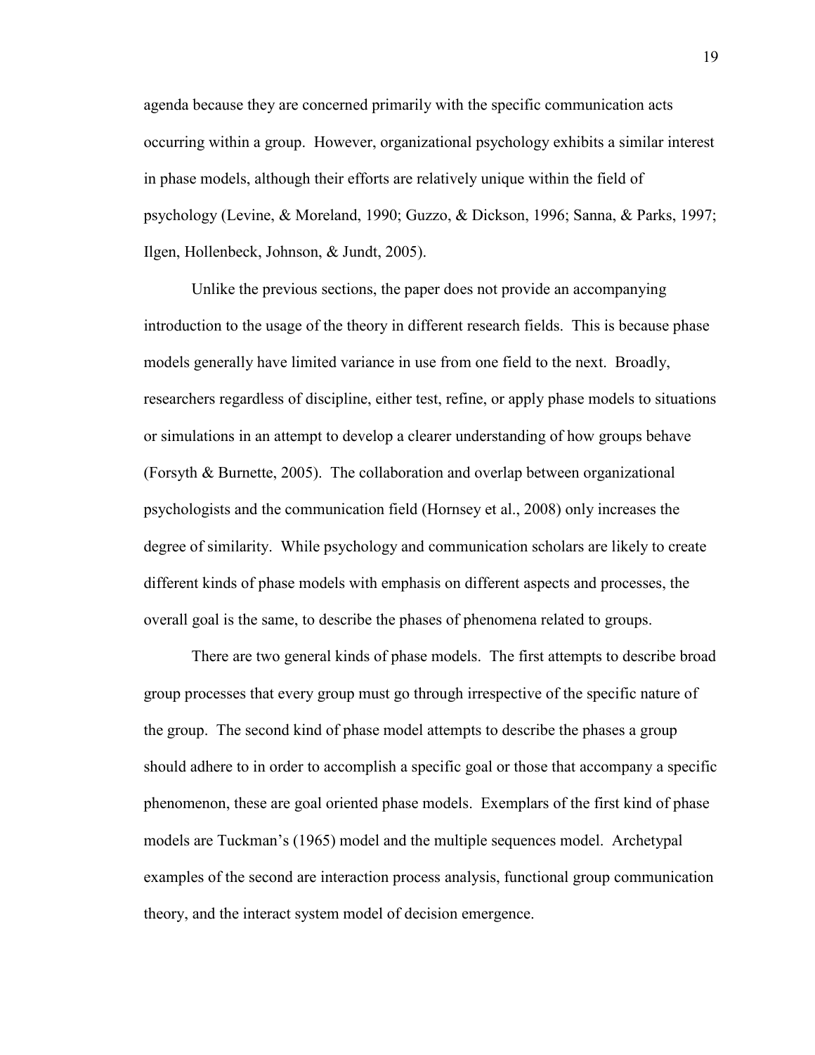agenda because they are concerned primarily with the specific communication acts occurring within a group. However, organizational psychology exhibits a similar interest in phase models, although their efforts are relatively unique within the field of psychology (Levine, & Moreland, 1990; Guzzo, & Dickson, 1996; Sanna, & Parks, 1997; Ilgen, Hollenbeck, Johnson, & Jundt, 2005).

Unlike the previous sections, the paper does not provide an accompanying introduction to the usage of the theory in different research fields. This is because phase models generally have limited variance in use from one field to the next. Broadly, researchers regardless of discipline, either test, refine, or apply phase models to situations or simulations in an attempt to develop a clearer understanding of how groups behave (Forsyth & Burnette, 2005). The collaboration and overlap between organizational psychologists and the communication field (Hornsey et al., 2008) only increases the degree of similarity. While psychology and communication scholars are likely to create different kinds of phase models with emphasis on different aspects and processes, the overall goal is the same, to describe the phases of phenomena related to groups.

There are two general kinds of phase models. The first attempts to describe broad group processes that every group must go through irrespective of the specific nature of the group. The second kind of phase model attempts to describe the phases a group should adhere to in order to accomplish a specific goal or those that accompany a specific phenomenon, these are goal oriented phase models. Exemplars of the first kind of phase models are Tuckman's (1965) model and the multiple sequences model. Archetypal examples of the second are interaction process analysis, functional group communication theory, and the interact system model of decision emergence.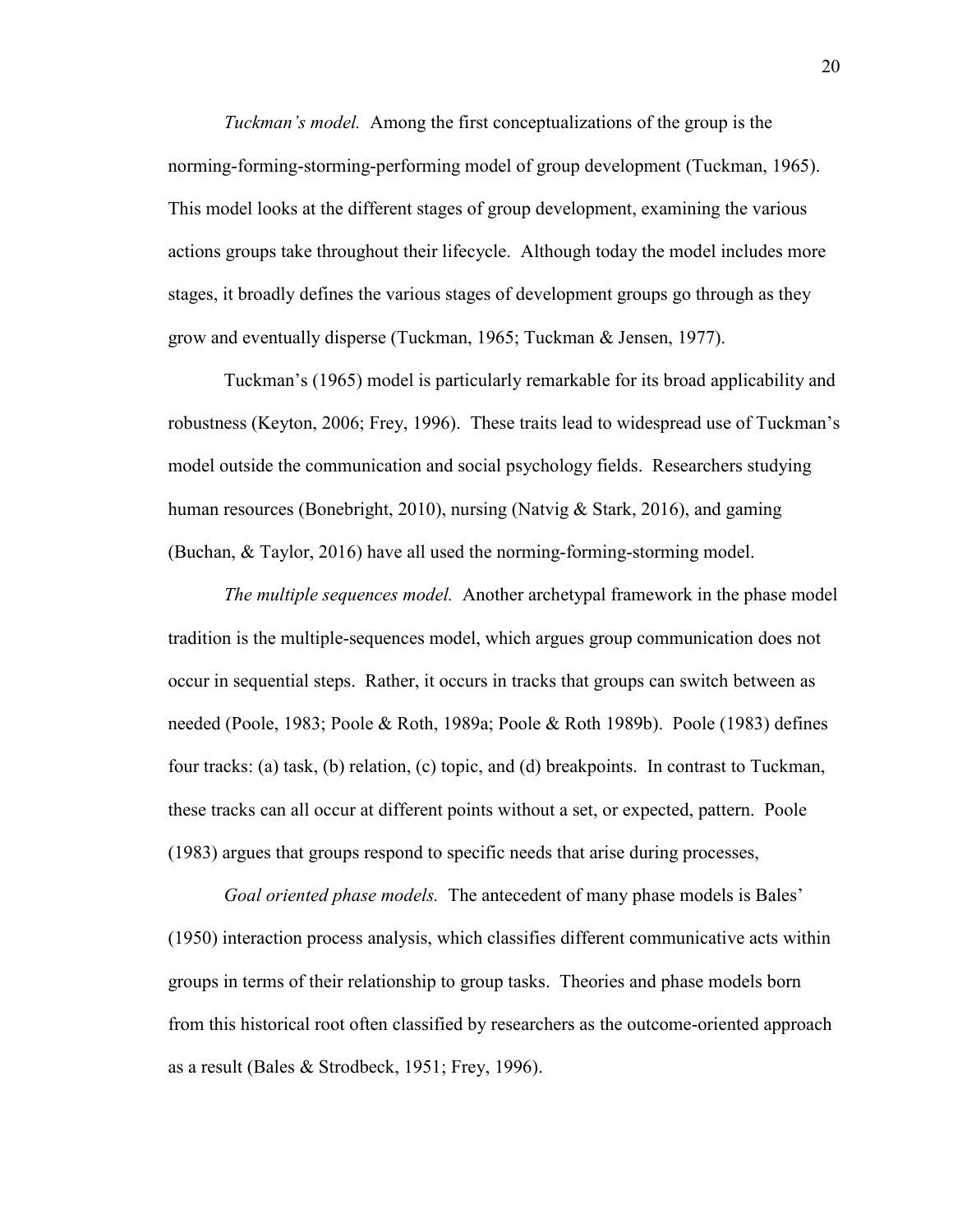*Tuckman's model.* Among the first conceptualizations of the group is the norming-forming-storming-performing model of group development (Tuckman, 1965). This model looks at the different stages of group development, examining the various actions groups take throughout their lifecycle. Although today the model includes more stages, it broadly defines the various stages of development groups go through as they grow and eventually disperse (Tuckman, 1965; Tuckman & Jensen, 1977).

Tuckman's (1965) model is particularly remarkable for its broad applicability and robustness (Keyton, 2006; Frey, 1996). These traits lead to widespread use of Tuckman's model outside the communication and social psychology fields. Researchers studying human resources (Bonebright, 2010), nursing (Natvig & Stark, 2016), and gaming (Buchan, & Taylor, 2016) have all used the norming-forming-storming model.

*The multiple sequences model.* Another archetypal framework in the phase model tradition is the multiple-sequences model, which argues group communication does not occur in sequential steps. Rather, it occurs in tracks that groups can switch between as needed (Poole, 1983; Poole & Roth, 1989a; Poole & Roth 1989b). Poole (1983) defines four tracks: (a) task, (b) relation, (c) topic, and (d) breakpoints. In contrast to Tuckman, these tracks can all occur at different points without a set, or expected, pattern. Poole (1983) argues that groups respond to specific needs that arise during processes,

*Goal oriented phase models.* The antecedent of many phase models is Bales' (1950) interaction process analysis, which classifies different communicative acts within groups in terms of their relationship to group tasks. Theories and phase models born from this historical root often classified by researchers as the outcome-oriented approach as a result (Bales & Strodbeck, 1951; Frey, 1996).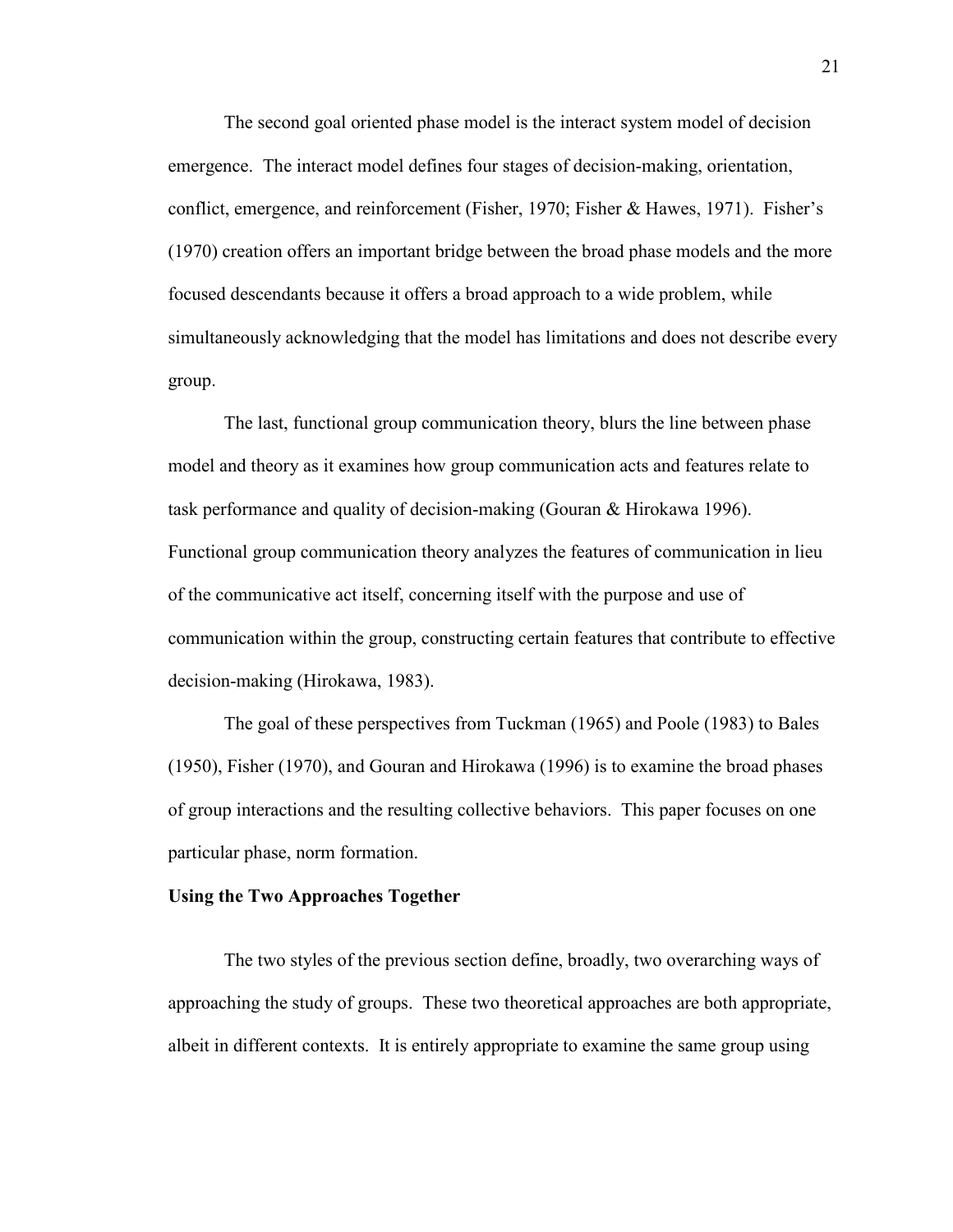The second goal oriented phase model is the interact system model of decision emergence. The interact model defines four stages of decision-making, orientation, conflict, emergence, and reinforcement (Fisher, 1970; Fisher & Hawes, 1971). Fisher's (1970) creation offers an important bridge between the broad phase models and the more focused descendants because it offers a broad approach to a wide problem, while simultaneously acknowledging that the model has limitations and does not describe every group.

The last, functional group communication theory, blurs the line between phase model and theory as it examines how group communication acts and features relate to task performance and quality of decision-making (Gouran & Hirokawa 1996). Functional group communication theory analyzes the features of communication in lieu of the communicative act itself, concerning itself with the purpose and use of communication within the group, constructing certain features that contribute to effective decision-making (Hirokawa, 1983).

The goal of these perspectives from Tuckman (1965) and Poole (1983) to Bales (1950), Fisher (1970), and Gouran and Hirokawa (1996) is to examine the broad phases of group interactions and the resulting collective behaviors. This paper focuses on one particular phase, norm formation.

**Using the Two Approaches Together**

The two styles of the previous section define, broadly, two overarching ways of approaching the study of groups. These two theoretical approaches are both appropriate, albeit in different contexts. It is entirely appropriate to examine the same group using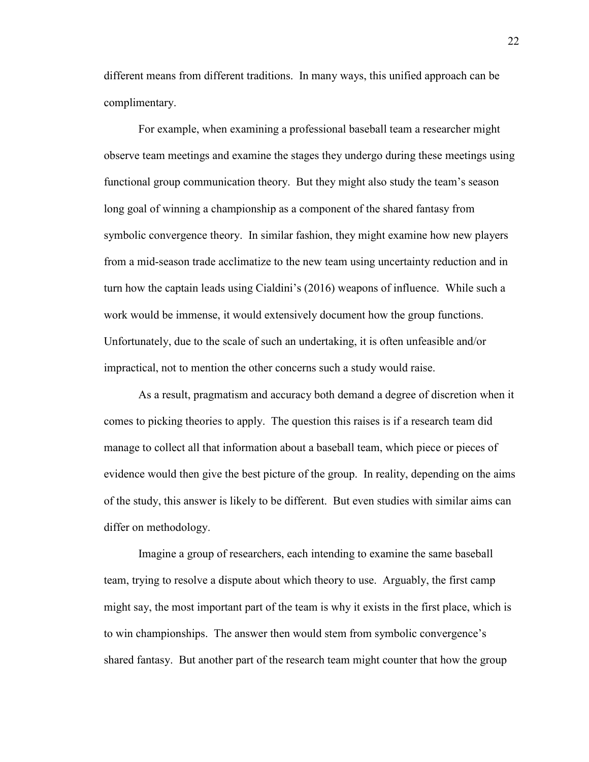different means from different traditions. In many ways, this unified approach can be complimentary.

For example, when examining a professional baseball team a researcher might observe team meetings and examine the stages they undergo during these meetings using functional group communication theory. But they might also study the team's season long goal of winning a championship as a component of the shared fantasy from symbolic convergence theory. In similar fashion, they might examine how new players from a mid-season trade acclimatize to the new team using uncertainty reduction and in turn how the captain leads using Cialdini's (2016) weapons of influence. While such a work would be immense, it would extensively document how the group functions. Unfortunately, due to the scale of such an undertaking, it is often unfeasible and/or impractical, not to mention the other concerns such a study would raise.

As a result, pragmatism and accuracy both demand a degree of discretion when it comes to picking theories to apply. The question this raises is if a research team did manage to collect all that information about a baseball team, which piece or pieces of evidence would then give the best picture of the group. In reality, depending on the aims of the study, this answer is likely to be different. But even studies with similar aims can differ on methodology.

Imagine a group of researchers, each intending to examine the same baseball team, trying to resolve a dispute about which theory to use. Arguably, the first camp might say, the most important part of the team is why it exists in the first place, which is to win championships. The answer then would stem from symbolic convergence's shared fantasy. But another part of the research team might counter that how the group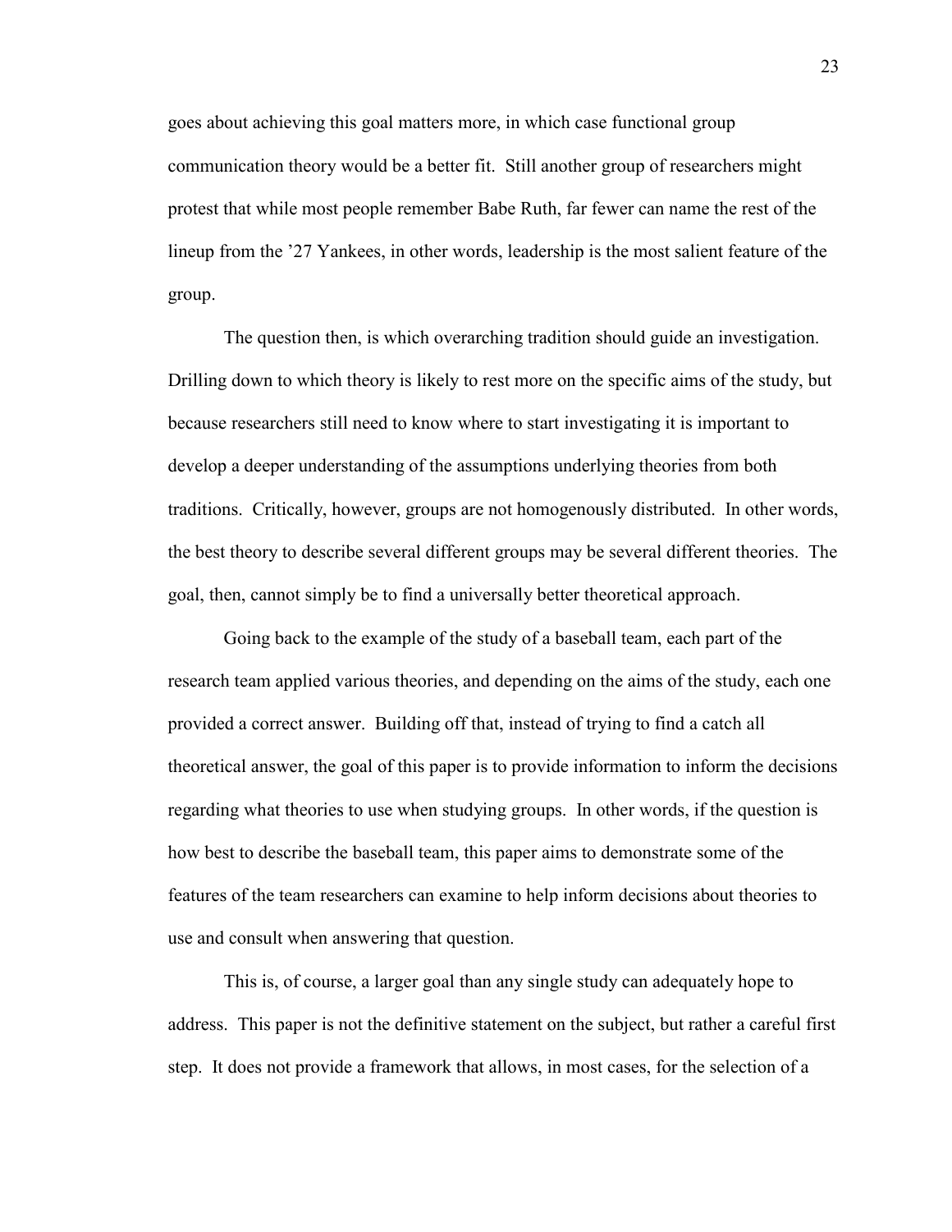goes about achieving this goal matters more, in which case functional group communication theory would be a better fit. Still another group of researchers might protest that while most people remember Babe Ruth, far fewer can name the rest of the lineup from the '27 Yankees, in other words, leadership is the most salient feature of the group.

The question then, is which overarching tradition should guide an investigation. Drilling down to which theory is likely to rest more on the specific aims of the study, but because researchers still need to know where to start investigating it is important to develop a deeper understanding of the assumptions underlying theories from both traditions. Critically, however, groups are not homogenously distributed. In other words, the best theory to describe several different groups may be several different theories. The goal, then, cannot simply be to find a universally better theoretical approach.

Going back to the example of the study of a baseball team, each part of the research team applied various theories, and depending on the aims of the study, each one provided a correct answer. Building off that, instead of trying to find a catch all theoretical answer, the goal of this paper is to provide information to inform the decisions regarding what theories to use when studying groups. In other words, if the question is how best to describe the baseball team, this paper aims to demonstrate some of the features of the team researchers can examine to help inform decisions about theories to use and consult when answering that question.

This is, of course, a larger goal than any single study can adequately hope to address. This paper is not the definitive statement on the subject, but rather a careful first step. It does not provide a framework that allows, in most cases, for the selection of a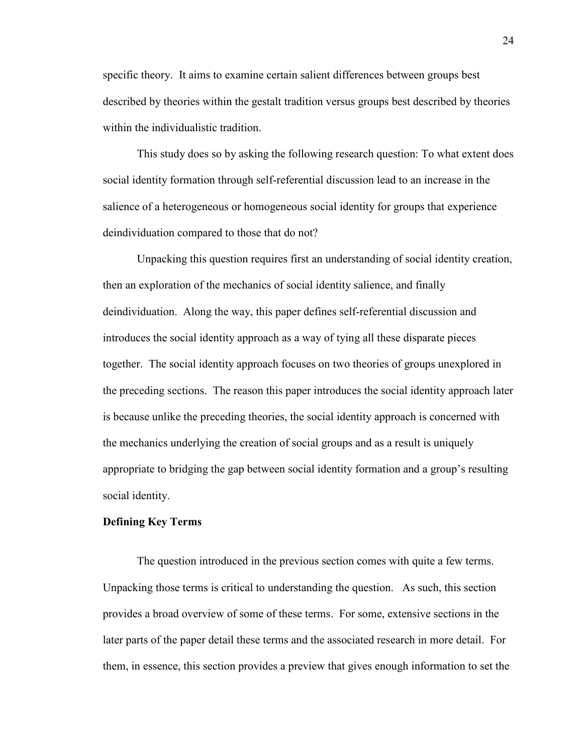specific theory. It aims to examine certain salient differences between groups best described by theories within the gestalt tradition versus groups best described by theories within the individualistic tradition.

This study does so by asking the following research question: To what extent does social identity formation through self-referential discussion lead to an increase in the salience of a heterogeneous or homogeneous social identity for groups that experience deindividuation compared to those that do not?

Unpacking this question requires first an understanding of social identity creation, then an exploration of the mechanics of social identity salience, and finally deindividuation. Along the way, this paper defines self-referential discussion and introduces the social identity approach as a way of tying all these disparate pieces together. The social identity approach focuses on two theories of groups unexplored in the preceding sections. The reason this paper introduces the social identity approach later is because unlike the preceding theories, the social identity approach is concerned with the mechanics underlying the creation of social groups and as a result is uniquely appropriate to bridging the gap between social identity formation and a group's resulting social identity.

**Defining Key Terms**

The question introduced in the previous section comes with quite a few terms. Unpacking those terms is critical to understanding the question. As such, this section provides a broad overview of some of these terms. For some, extensive sections in the later parts of the paper detail these terms and the associated research in more detail. For them, in essence, this section provides a preview that gives enough information to set the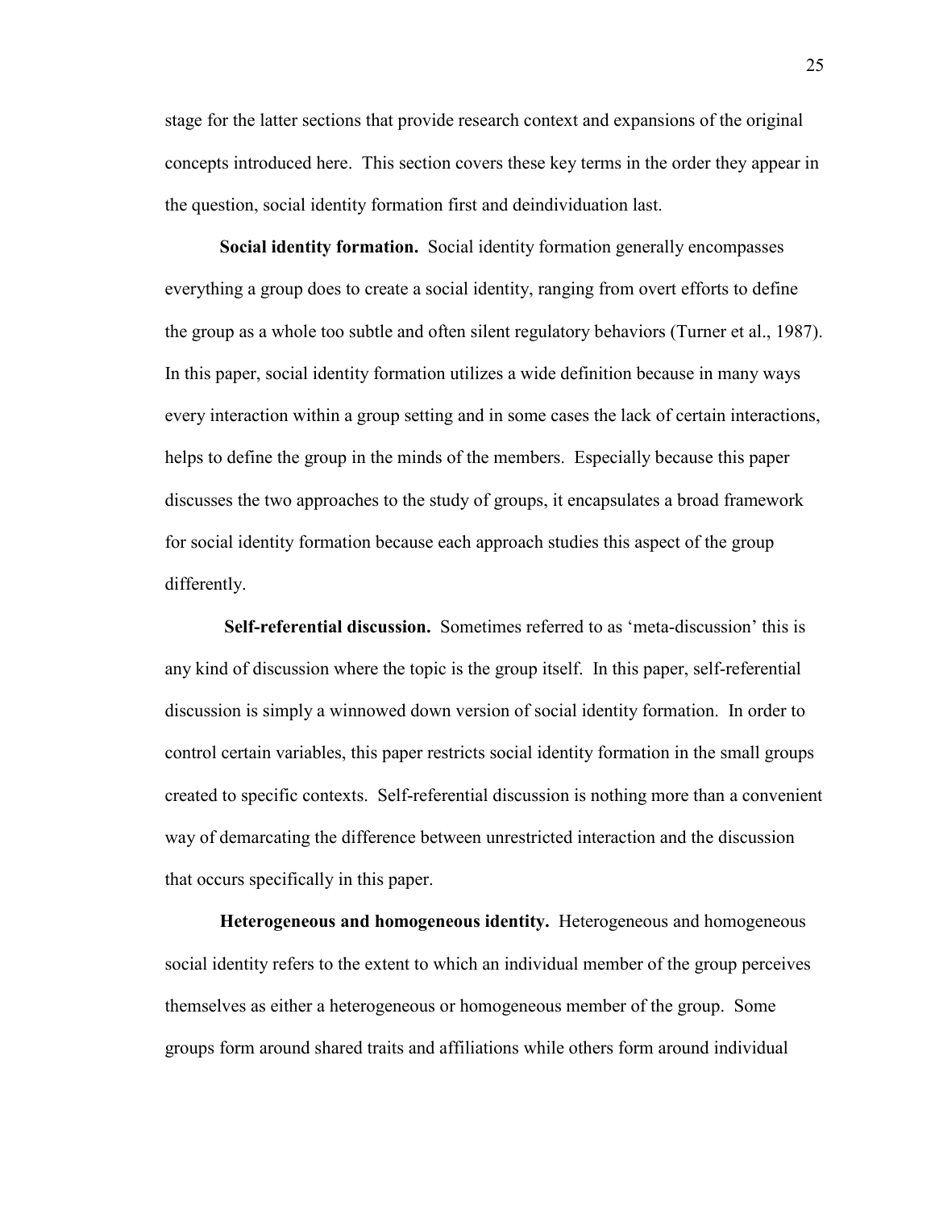stage for the latter sections that provide research context and expansions of the original concepts introduced here. This section covers these key terms in the order they appear in the question, social identity formation first and deindividuation last.

**Social identity formation.** Social identity formation generally encompasses everything a group does to create a social identity, ranging from overt efforts to define the group as a whole too subtle and often silent regulatory behaviors (Turner et al., 1987). In this paper, social identity formation utilizes a wide definition because in many ways every interaction within a group setting and in some cases the lack of certain interactions, helps to define the group in the minds of the members. Especially because this paper discusses the two approaches to the study of groups, it encapsulates a broad framework for social identity formation because each approach studies this aspect of the group differently.

**Self-referential discussion.** Sometimes referred to as 'meta-discussion' this is any kind of discussion where the topic is the group itself. In this paper, self-referential discussion is simply a winnowed down version of social identity formation. In order to control certain variables, this paper restricts social identity formation in the small groups created to specific contexts. Self-referential discussion is nothing more than a convenient way of demarcating the difference between unrestricted interaction and the discussion that occurs specifically in this paper.

**Heterogeneous and homogeneous identity.** Heterogeneous and homogeneous social identity refers to the extent to which an individual member of the group perceives themselves as either a heterogeneous or homogeneous member of the group. Some groups form around shared traits and affiliations while others form around individual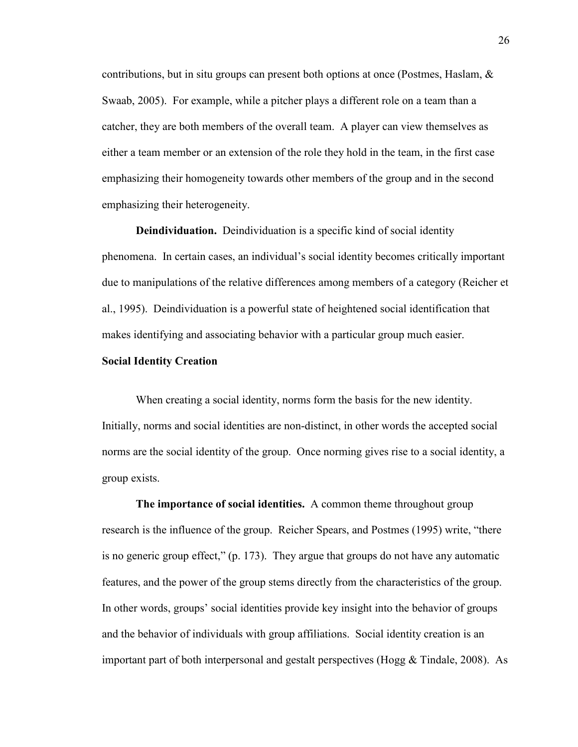contributions, but in situ groups can present both options at once (Postmes, Haslam, & Swaab, 2005). For example, while a pitcher plays a different role on a team than a catcher, they are both members of the overall team. A player can view themselves as either a team member or an extension of the role they hold in the team, in the first case emphasizing their homogeneity towards other members of the group and in the second emphasizing their heterogeneity.

**Deindividuation.** Deindividuation is a specific kind of social identity phenomena. In certain cases, an individual's social identity becomes critically important due to manipulations of the relative differences among members of a category (Reicher et al., 1995). Deindividuation is a powerful state of heightened social identification that makes identifying and associating behavior with a particular group much easier.

## Social Identity Creation

When creating a social identity, norms form the basis for the new identity. Initially, norms and social identities are non-distinct, in other words the accepted social norms are the social identity of the group. Once norming gives rise to a social identity, a group exists.

**The importance of social identities.** A common theme throughout group research is the influence of the group. Reicher Spears, and Postmes (1995) write, "there is no generic group effect," (p. 173). They argue that groups do not have any automatic features, and the power of the group stems directly from the characteristics of the group. In other words, groups' social identities provide key insight into the behavior of groups and the behavior of individuals with group affiliations. Social identity creation is an important part of both interpersonal and gestalt perspectives (Hogg & Tindale, 2008). As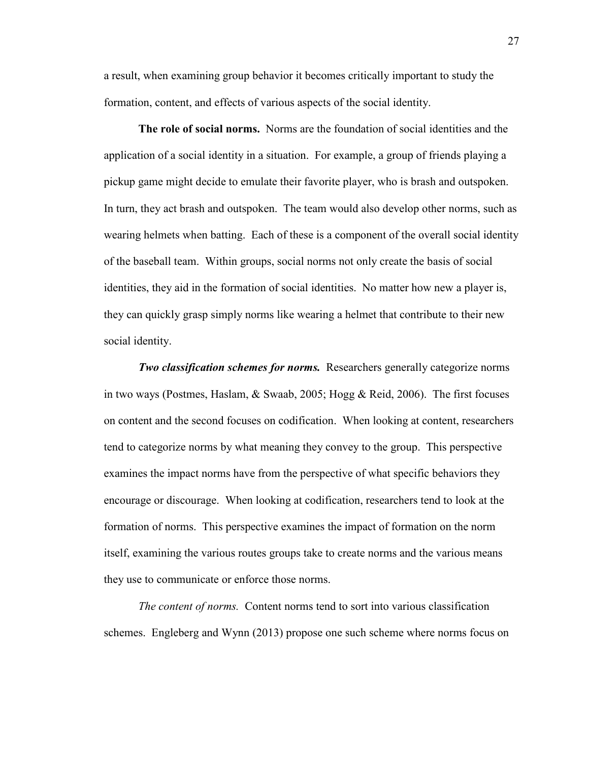a result, when examining group behavior it becomes critically important to study the formation, content, and effects of various aspects of the social identity.

**The role of social norms.** Norms are the foundation of social identities and the application of a social identity in a situation. For example, a group of friends playing a pickup game might decide to emulate their favorite player, who is brash and outspoken. In turn, they act brash and outspoken. The team would also develop other norms, such as wearing helmets when batting. Each of these is a component of the overall social identity of the baseball team. Within groups, social norms not only create the basis of social identities, they aid in the formation of social identities. No matter how new a player is, they can quickly grasp simply norms like wearing a helmet that contribute to their new social identity.

***Two classification schemes for norms.*** Researchers generally categorize norms in two ways (Postmes, Haslam, & Swaab, 2005; Hogg & Reid, 2006). The first focuses on content and the second focuses on codification. When looking at content, researchers tend to categorize norms by what meaning they convey to the group. This perspective examines the impact norms have from the perspective of what specific behaviors they encourage or discourage. When looking at codification, researchers tend to look at the formation of norms. This perspective examines the impact of formation on the norm itself, examining the various routes groups take to create norms and the various means they use to communicate or enforce those norms.

*The content of norms.* Content norms tend to sort into various classification schemes. Engleberg and Wynn (2013) propose one such scheme where norms focus on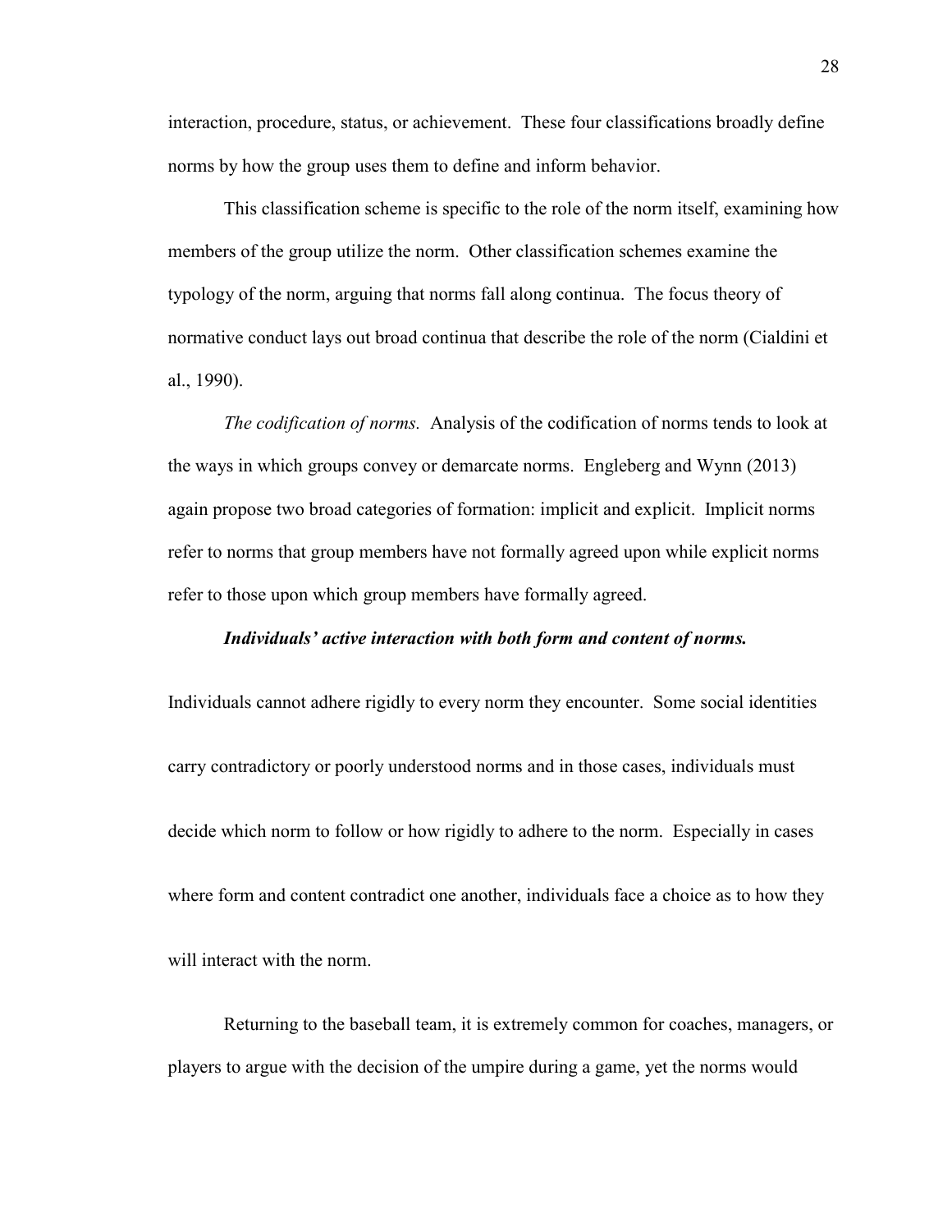interaction, procedure, status, or achievement. These four classifications broadly define norms by how the group uses them to define and inform behavior.

This classification scheme is specific to the role of the norm itself, examining how members of the group utilize the norm. Other classification schemes examine the typology of the norm, arguing that norms fall along continua. The focus theory of normative conduct lays out broad continua that describe the role of the norm (Cialdini et al., 1990).

*The codification of norms.* Analysis of the codification of norms tends to look at the ways in which groups convey or demarcate norms. Engleberg and Wynn (2013) again propose two broad categories of formation: implicit and explicit. Implicit norms refer to norms that group members have not formally agreed upon while explicit norms refer to those upon which group members have formally agreed.

***Individuals' active interaction with both form and content of norms.***

Individuals cannot adhere rigidly to every norm they encounter. Some social identities carry contradictory or poorly understood norms and in those cases, individuals must decide which norm to follow or how rigidly to adhere to the norm. Especially in cases where form and content contradict one another, individuals face a choice as to how they will interact with the norm.

Returning to the baseball team, it is extremely common for coaches, managers, or players to argue with the decision of the umpire during a game, yet the norms would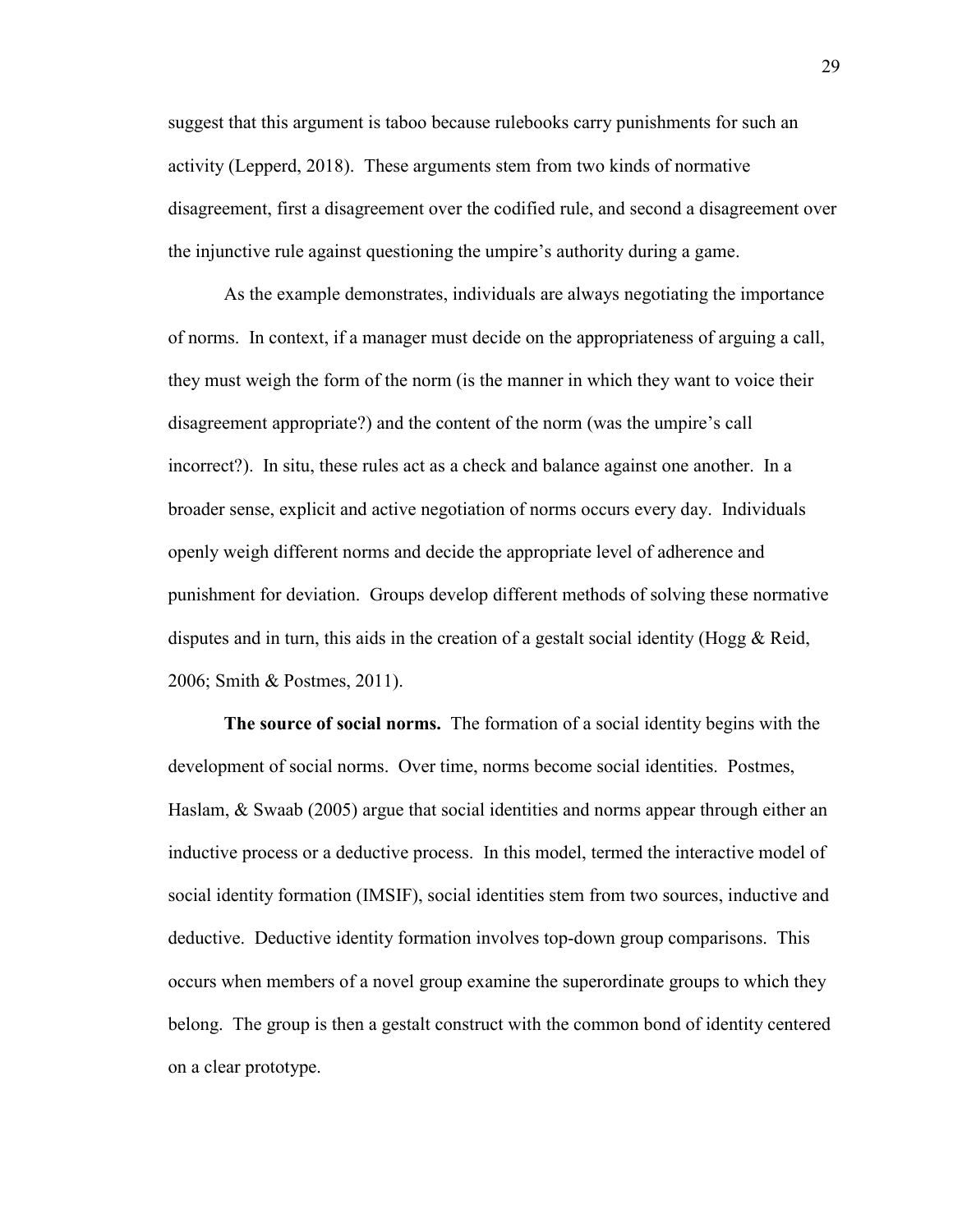suggest that this argument is taboo because rulebooks carry punishments for such an activity (Lepperd, 2018). These arguments stem from two kinds of normative disagreement, first a disagreement over the codified rule, and second a disagreement over the injunctive rule against questioning the umpire's authority during a game.

As the example demonstrates, individuals are always negotiating the importance of norms. In context, if a manager must decide on the appropriateness of arguing a call, they must weigh the form of the norm (is the manner in which they want to voice their disagreement appropriate?) and the content of the norm (was the umpire's call incorrect?). In situ, these rules act as a check and balance against one another. In a broader sense, explicit and active negotiation of norms occurs every day. Individuals openly weigh different norms and decide the appropriate level of adherence and punishment for deviation. Groups develop different methods of solving these normative disputes and in turn, this aids in the creation of a gestalt social identity (Hogg & Reid, 2006; Smith & Postmes, 2011).

**The source of social norms.** The formation of a social identity begins with the development of social norms. Over time, norms become social identities. Postmes, Haslam, & Swaab (2005) argue that social identities and norms appear through either an inductive process or a deductive process. In this model, termed the interactive model of social identity formation (IMSIF), social identities stem from two sources, inductive and deductive. Deductive identity formation involves top-down group comparisons. This occurs when members of a novel group examine the superordinate groups to which they belong. The group is then a gestalt construct with the common bond of identity centered on a clear prototype.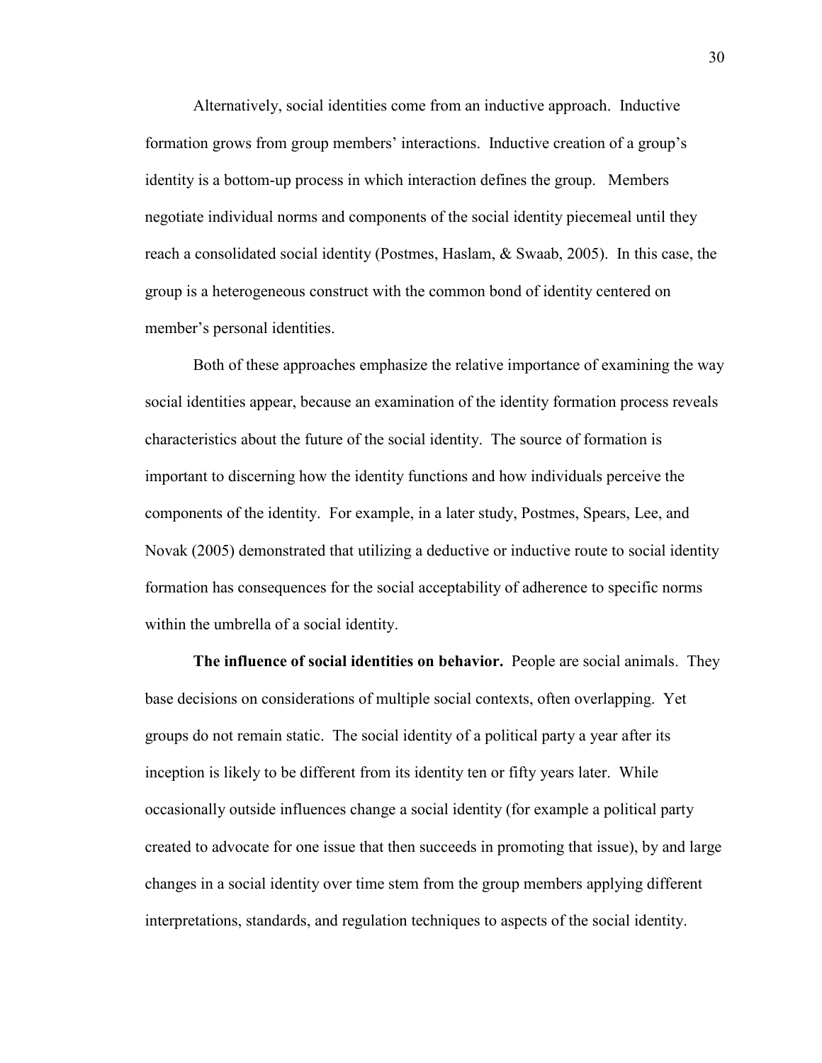Alternatively, social identities come from an inductive approach. Inductive formation grows from group members' interactions. Inductive creation of a group's identity is a bottom-up process in which interaction defines the group. Members negotiate individual norms and components of the social identity piecemeal until they reach a consolidated social identity (Postmes, Haslam, & Swaab, 2005). In this case, the group is a heterogeneous construct with the common bond of identity centered on member's personal identities.

Both of these approaches emphasize the relative importance of examining the way social identities appear, because an examination of the identity formation process reveals characteristics about the future of the social identity. The source of formation is important to discerning how the identity functions and how individuals perceive the components of the identity. For example, in a later study, Postmes, Spears, Lee, and Novak (2005) demonstrated that utilizing a deductive or inductive route to social identity formation has consequences for the social acceptability of adherence to specific norms within the umbrella of a social identity.

**The influence of social identities on behavior.** People are social animals. They base decisions on considerations of multiple social contexts, often overlapping. Yet groups do not remain static. The social identity of a political party a year after its inception is likely to be different from its identity ten or fifty years later. While occasionally outside influences change a social identity (for example a political party created to advocate for one issue that then succeeds in promoting that issue), by and large changes in a social identity over time stem from the group members applying different interpretations, standards, and regulation techniques to aspects of the social identity.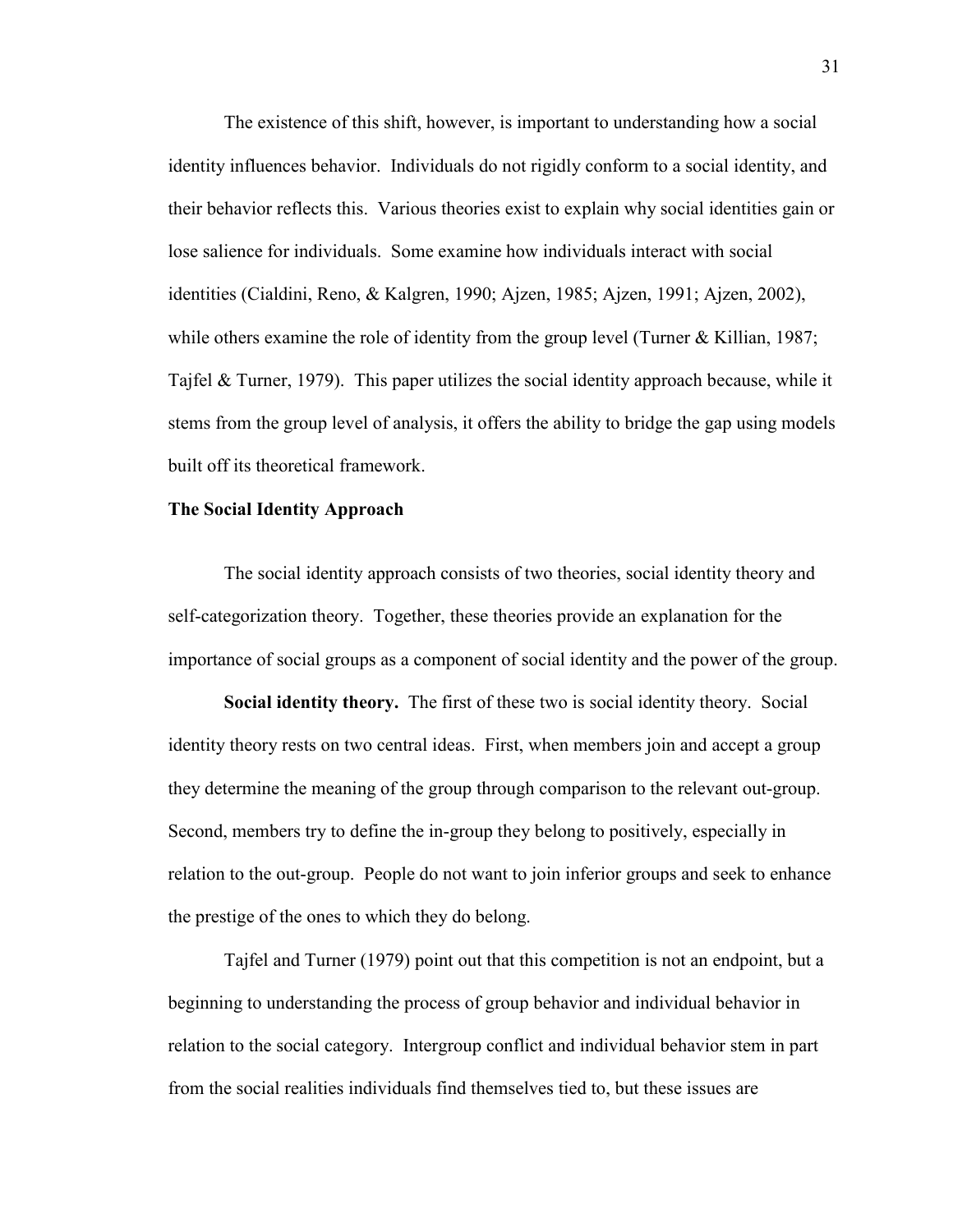The existence of this shift, however, is important to understanding how a social identity influences behavior. Individuals do not rigidly conform to a social identity, and their behavior reflects this. Various theories exist to explain why social identities gain or lose salience for individuals. Some examine how individuals interact with social identities (Cialdini, Reno, & Kalgren, 1990; Ajzen, 1985; Ajzen, 1991; Ajzen, 2002), while others examine the role of identity from the group level (Turner & Killian, 1987; Tajfel & Turner, 1979). This paper utilizes the social identity approach because, while it stems from the group level of analysis, it offers the ability to bridge the gap using models built off its theoretical framework.

## The Social Identity Approach

The social identity approach consists of two theories, social identity theory and self-categorization theory. Together, these theories provide an explanation for the importance of social groups as a component of social identity and the power of the group.

**Social identity theory.** The first of these two is social identity theory. Social identity theory rests on two central ideas. First, when members join and accept a group they determine the meaning of the group through comparison to the relevant out-group. Second, members try to define the in-group they belong to positively, especially in relation to the out-group. People do not want to join inferior groups and seek to enhance the prestige of the ones to which they do belong.

Tajfel and Turner (1979) point out that this competition is not an endpoint, but a beginning to understanding the process of group behavior and individual behavior in relation to the social category. Intergroup conflict and individual behavior stem in part from the social realities individuals find themselves tied to, but these issues are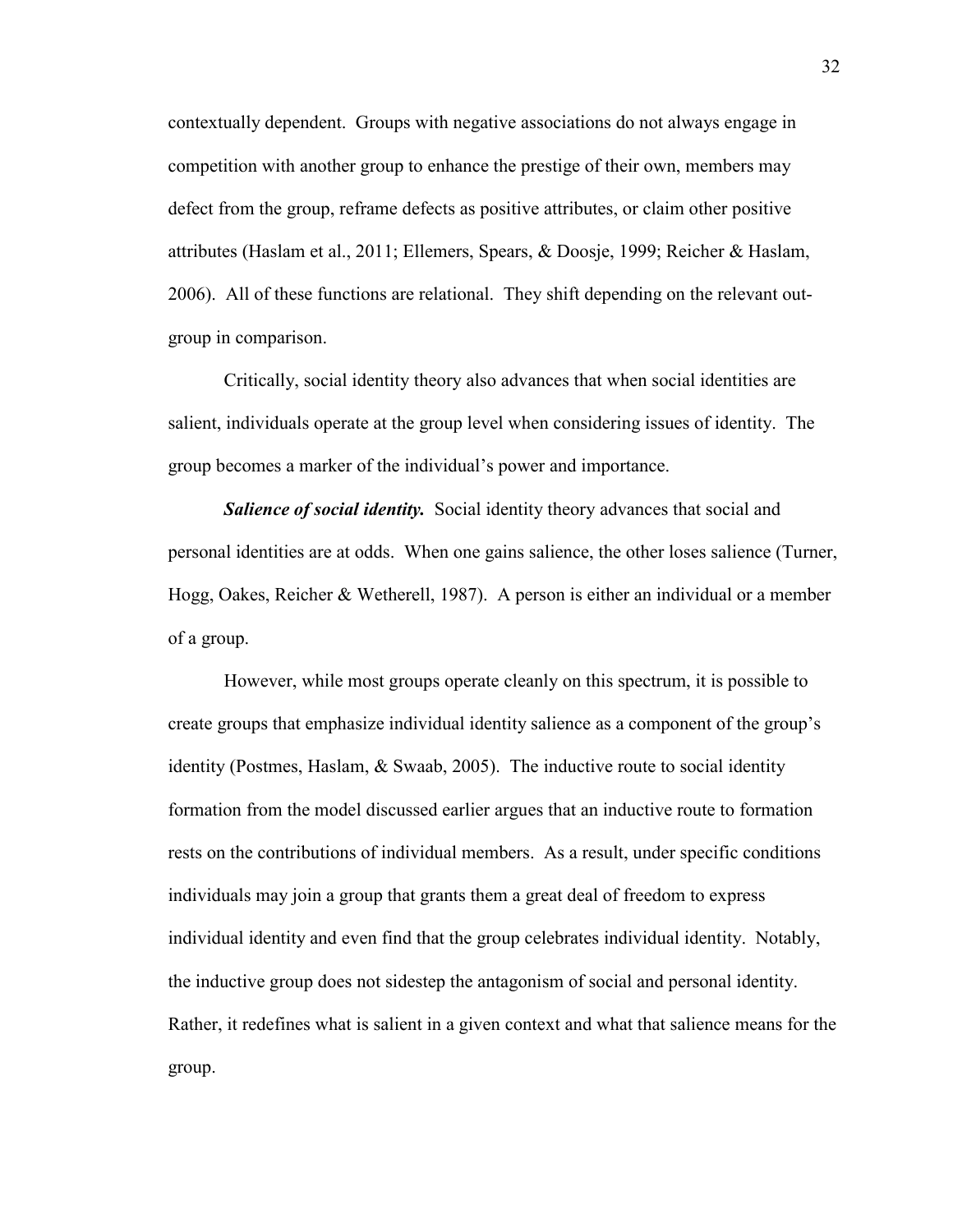contextually dependent. Groups with negative associations do not always engage in competition with another group to enhance the prestige of their own, members may defect from the group, reframe defects as positive attributes, or claim other positive attributes (Haslam et al., 2011; Ellemers, Spears, & Doosje, 1999; Reicher & Haslam, 2006). All of these functions are relational. They shift depending on the relevant out-group in comparison.

Critically, social identity theory also advances that when social identities are salient, individuals operate at the group level when considering issues of identity. The group becomes a marker of the individual's power and importance.

***Salience of social identity.*** Social identity theory advances that social and personal identities are at odds. When one gains salience, the other loses salience (Turner, Hogg, Oakes, Reicher & Wetherell, 1987). A person is either an individual or a member of a group.

However, while most groups operate cleanly on this spectrum, it is possible to create groups that emphasize individual identity salience as a component of the group's identity (Postmes, Haslam, & Swaab, 2005). The inductive route to social identity formation from the model discussed earlier argues that an inductive route to formation rests on the contributions of individual members. As a result, under specific conditions individuals may join a group that grants them a great deal of freedom to express individual identity and even find that the group celebrates individual identity. Notably, the inductive group does not sidestep the antagonism of social and personal identity. Rather, it redefines what is salient in a given context and what that salience means for the group.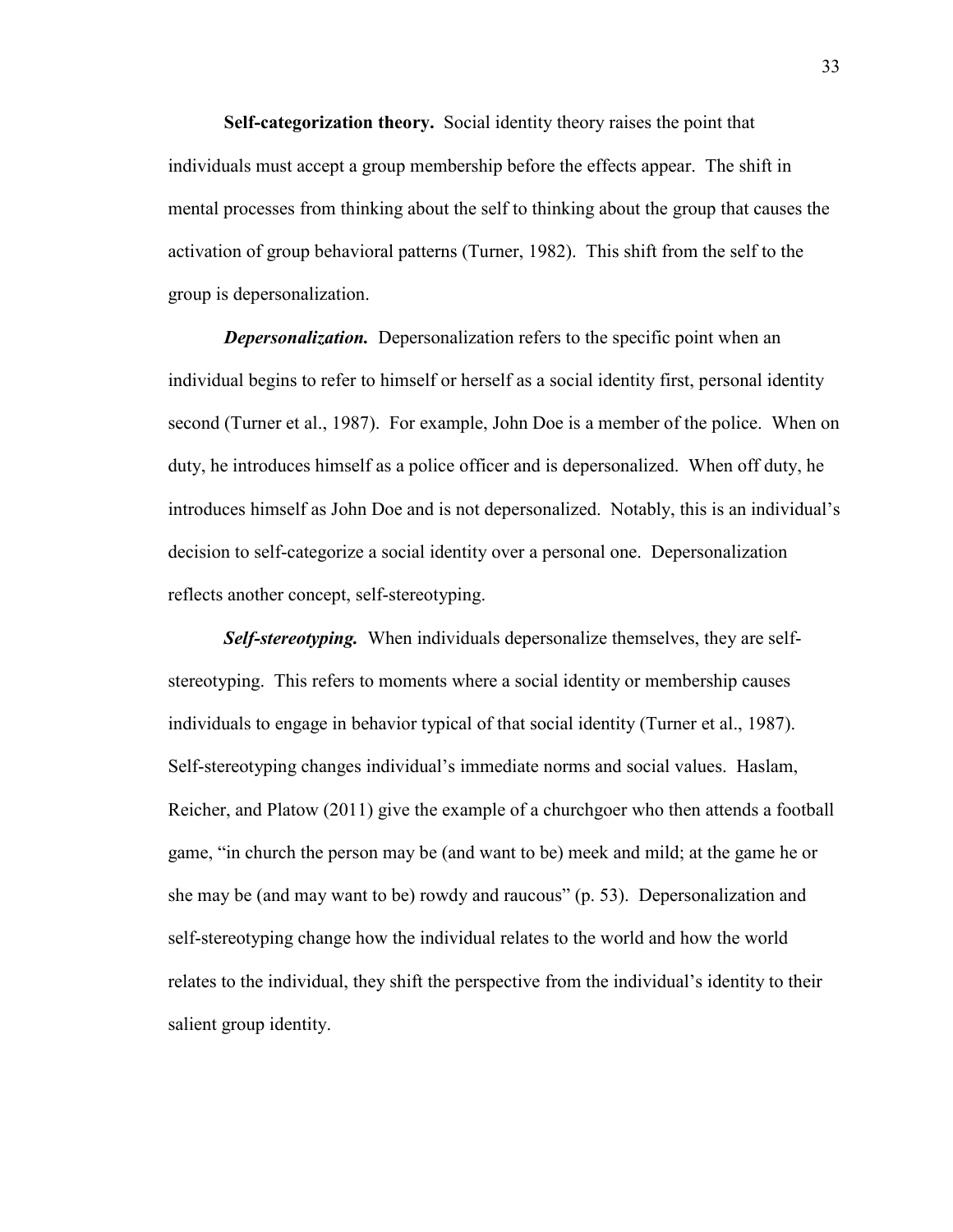**Self-categorization theory.** Social identity theory raises the point that individuals must accept a group membership before the effects appear. The shift in mental processes from thinking about the self to thinking about the group that causes the activation of group behavioral patterns (Turner, 1982). This shift from the self to the group is depersonalization.

***Depersonalization.*** Depersonalization refers to the specific point when an individual begins to refer to himself or herself as a social identity first, personal identity second (Turner et al., 1987). For example, John Doe is a member of the police. When on duty, he introduces himself as a police officer and is depersonalized. When off duty, he introduces himself as John Doe and is not depersonalized. Notably, this is an individual's decision to self-categorize a social identity over a personal one. Depersonalization reflects another concept, self-stereotyping.

***Self-stereotyping.*** When individuals depersonalize themselves, they are self-stereotyping. This refers to moments where a social identity or membership causes individuals to engage in behavior typical of that social identity (Turner et al., 1987). Self-stereotyping changes individual's immediate norms and social values. Haslam, Reicher, and Platow (2011) give the example of a churchgoer who then attends a football game, "in church the person may be (and want to be) meek and mild; at the game he or she may be (and may want to be) rowdy and raucous" (p. 53). Depersonalization and self-stereotyping change how the individual relates to the world and how the world relates to the individual, they shift the perspective from the individual's identity to their salient group identity.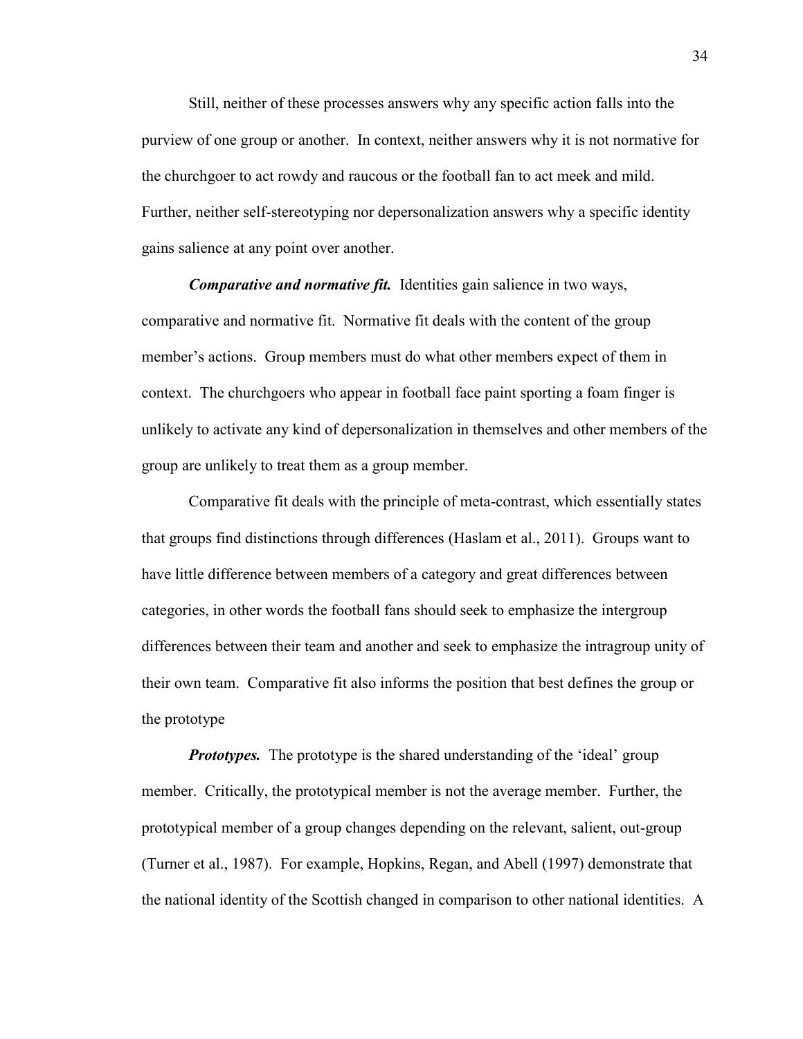Still, neither of these processes answers why any specific action falls into the purview of one group or another. In context, neither answers why it is not normative for the churchgoer to act rowdy and raucous or the football fan to act meek and mild. Further, neither self-stereotyping nor depersonalization answers why a specific identity gains salience at any point over another.

***Comparative and normative fit.*** Identities gain salience in two ways, comparative and normative fit. Normative fit deals with the content of the group member's actions. Group members must do what other members expect of them in context. The churchgoers who appear in football face paint sporting a foam finger is unlikely to activate any kind of depersonalization in themselves and other members of the group are unlikely to treat them as a group member.

Comparative fit deals with the principle of meta-contrast, which essentially states that groups find distinctions through differences (Haslam et al., 2011). Groups want to have little difference between members of a category and great differences between categories, in other words the football fans should seek to emphasize the intergroup differences between their team and another and seek to emphasize the intragroup unity of their own team. Comparative fit also informs the position that best defines the group or the prototype

***Prototypes.*** The prototype is the shared understanding of the 'ideal' group member. Critically, the prototypical member is not the average member. Further, the prototypical member of a group changes depending on the relevant, salient, out-group (Turner et al., 1987). For example, Hopkins, Regan, and Abell (1997) demonstrate that the national identity of the Scottish changed in comparison to other national identities. A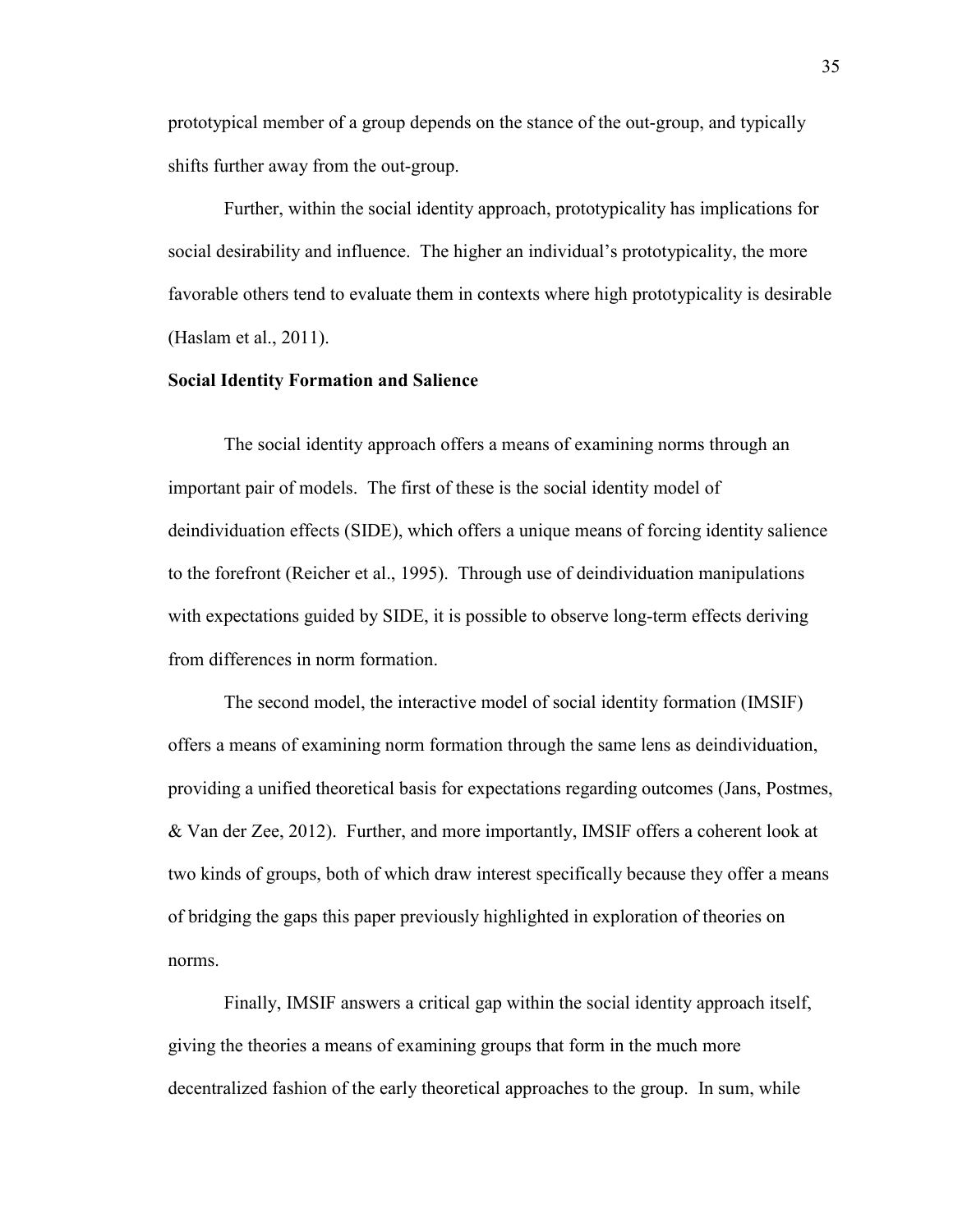prototypical member of a group depends on the stance of the out-group, and typically shifts further away from the out-group.

Further, within the social identity approach, prototypicality has implications for social desirability and influence. The higher an individual's prototypicality, the more favorable others tend to evaluate them in contexts where high prototypicality is desirable (Haslam et al., 2011).

**Social Identity Formation and Salience**

The social identity approach offers a means of examining norms through an important pair of models. The first of these is the social identity model of deindividuation effects (SIDE), which offers a unique means of forcing identity salience to the forefront (Reicher et al., 1995). Through use of deindividuation manipulations with expectations guided by SIDE, it is possible to observe long-term effects deriving from differences in norm formation.

The second model, the interactive model of social identity formation (IMSIF) offers a means of examining norm formation through the same lens as deindividuation, providing a unified theoretical basis for expectations regarding outcomes (Jans, Postmes, & Van der Zee, 2012). Further, and more importantly, IMSIF offers a coherent look at two kinds of groups, both of which draw interest specifically because they offer a means of bridging the gaps this paper previously highlighted in exploration of theories on norms.

Finally, IMSIF answers a critical gap within the social identity approach itself, giving the theories a means of examining groups that form in the much more decentralized fashion of the early theoretical approaches to the group. In sum, while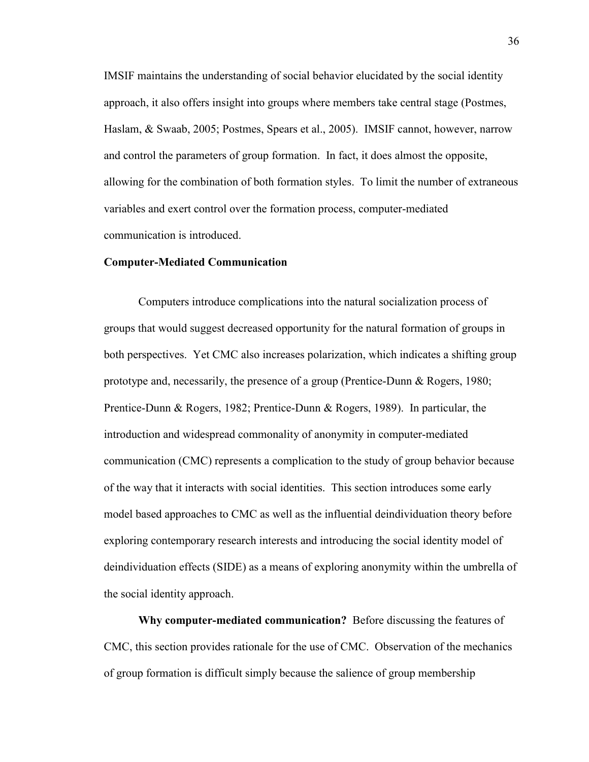IMSIF maintains the understanding of social behavior elucidated by the social identity approach, it also offers insight into groups where members take central stage (Postmes, Haslam, & Swaab, 2005; Postmes, Spears et al., 2005). IMSIF cannot, however, narrow and control the parameters of group formation. In fact, it does almost the opposite, allowing for the combination of both formation styles. To limit the number of extraneous variables and exert control over the formation process, computer-mediated communication is introduced.

## Computer-Mediated Communication

Computers introduce complications into the natural socialization process of groups that would suggest decreased opportunity for the natural formation of groups in both perspectives. Yet CMC also increases polarization, which indicates a shifting group prototype and, necessarily, the presence of a group (Prentice-Dunn & Rogers, 1980; Prentice-Dunn & Rogers, 1982; Prentice-Dunn & Rogers, 1989). In particular, the introduction and widespread commonality of anonymity in computer-mediated communication (CMC) represents a complication to the study of group behavior because of the way that it interacts with social identities. This section introduces some early model based approaches to CMC as well as the influential deindividuation theory before exploring contemporary research interests and introducing the social identity model of deindividuation effects (SIDE) as a means of exploring anonymity within the umbrella of the social identity approach.

**Why computer-mediated communication?** Before discussing the features of CMC, this section provides rationale for the use of CMC. Observation of the mechanics of group formation is difficult simply because the salience of group membership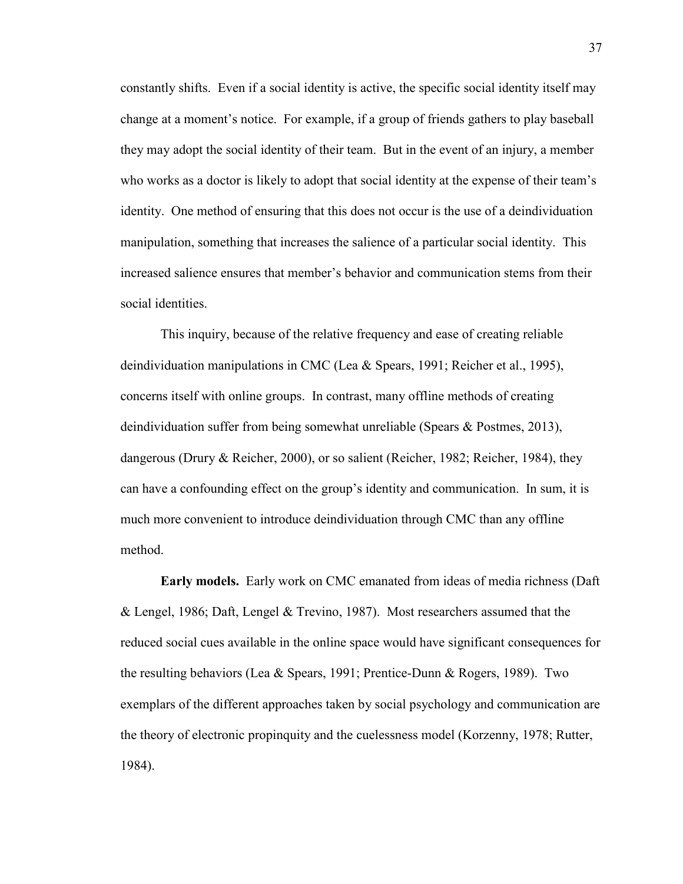constantly shifts. Even if a social identity is active, the specific social identity itself may change at a moment's notice. For example, if a group of friends gathers to play baseball they may adopt the social identity of their team. But in the event of an injury, a member who works as a doctor is likely to adopt that social identity at the expense of their team's identity. One method of ensuring that this does not occur is the use of a deindividuation manipulation, something that increases the salience of a particular social identity. This increased salience ensures that member's behavior and communication stems from their social identities.

This inquiry, because of the relative frequency and ease of creating reliable deindividuation manipulations in CMC (Lea & Spears, 1991; Reicher et al., 1995), concerns itself with online groups. In contrast, many offline methods of creating deindividuation suffer from being somewhat unreliable (Spears & Postmes, 2013), dangerous (Drury & Reicher, 2000), or so salient (Reicher, 1982; Reicher, 1984), they can have a confounding effect on the group's identity and communication. In sum, it is much more convenient to introduce deindividuation through CMC than any offline method.

**Early models.** Early work on CMC emanated from ideas of media richness (Daft & Lengel, 1986; Daft, Lengel & Trevino, 1987). Most researchers assumed that the reduced social cues available in the online space would have significant consequences for the resulting behaviors (Lea & Spears, 1991; Prentice-Dunn & Rogers, 1989). Two exemplars of the different approaches taken by social psychology and communication are the theory of electronic propinquity and the cuelessness model (Korzenny, 1978; Rutter, 1984).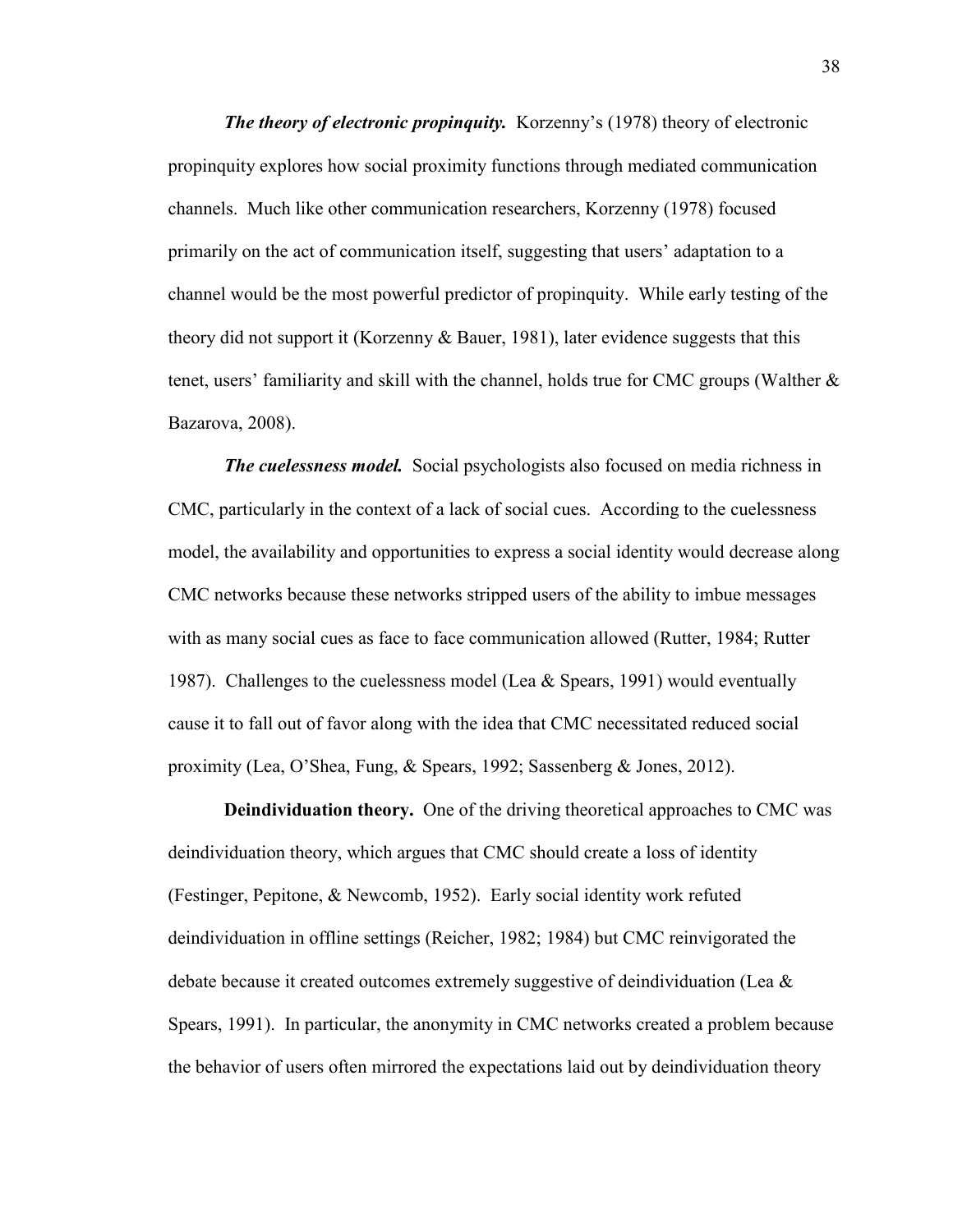***The theory of electronic propinquity.*** Korzenny's (1978) theory of electronic propinquity explores how social proximity functions through mediated communication channels. Much like other communication researchers, Korzenny (1978) focused primarily on the act of communication itself, suggesting that users' adaptation to a channel would be the most powerful predictor of propinquity. While early testing of the theory did not support it (Korzenny & Bauer, 1981), later evidence suggests that this tenet, users' familiarity and skill with the channel, holds true for CMC groups (Walther & Bazarova, 2008).

***The cuelessness model.*** Social psychologists also focused on media richness in CMC, particularly in the context of a lack of social cues. According to the cuelessness model, the availability and opportunities to express a social identity would decrease along CMC networks because these networks stripped users of the ability to imbue messages with as many social cues as face to face communication allowed (Rutter, 1984; Rutter 1987). Challenges to the cuelessness model (Lea & Spears, 1991) would eventually cause it to fall out of favor along with the idea that CMC necessitated reduced social proximity (Lea, O'Shea, Fung, & Spears, 1992; Sassenberg & Jones, 2012).

**Deindividuation theory.** One of the driving theoretical approaches to CMC was deindividuation theory, which argues that CMC should create a loss of identity (Festinger, Pepitone, & Newcomb, 1952). Early social identity work refuted deindividuation in offline settings (Reicher, 1982; 1984) but CMC reinvigorated the debate because it created outcomes extremely suggestive of deindividuation (Lea & Spears, 1991). In particular, the anonymity in CMC networks created a problem because the behavior of users often mirrored the expectations laid out by deindividuation theory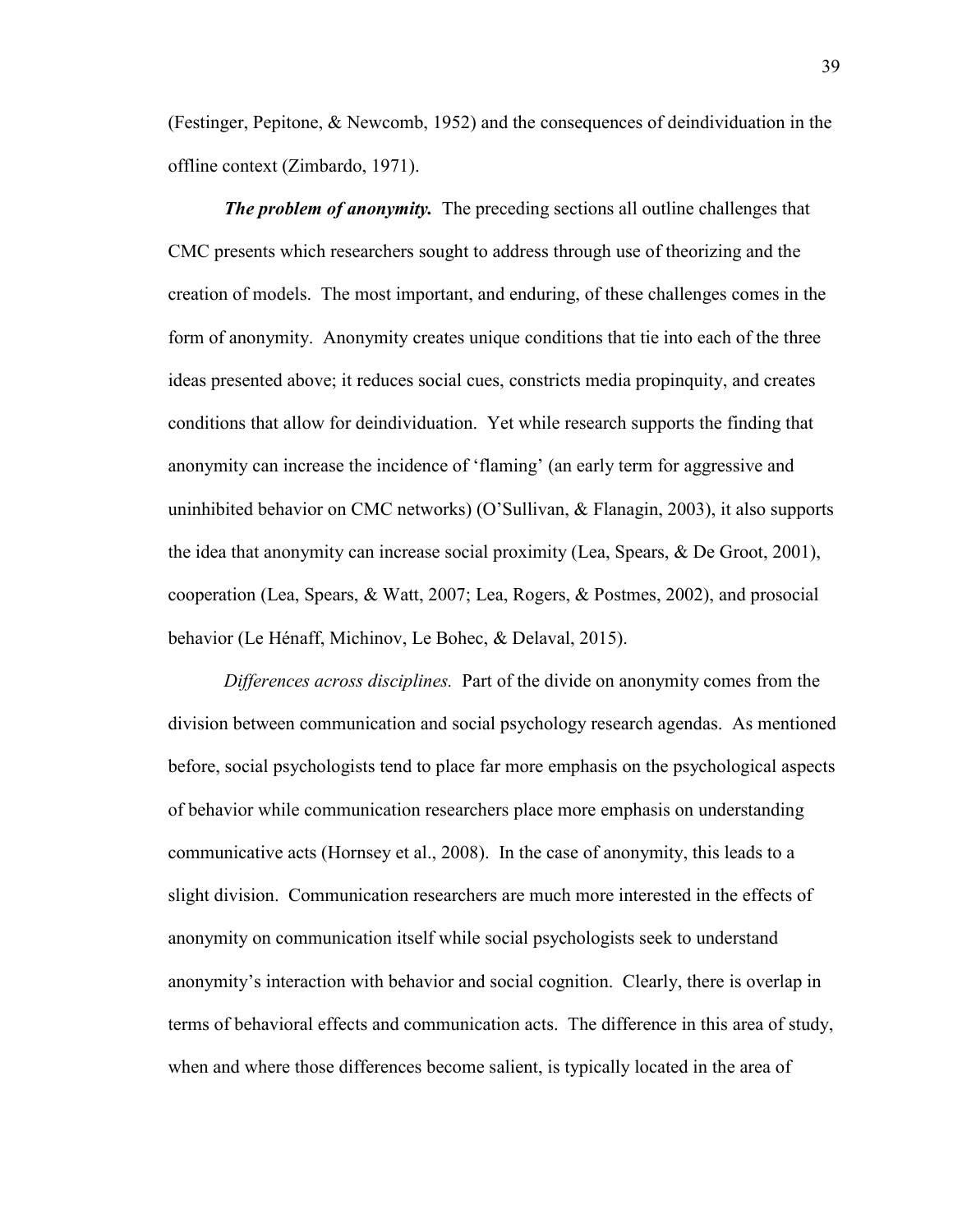(Festinger, Pepitone, & Newcomb, 1952) and the consequences of deindividuation in the offline context (Zimbardo, 1971).

***The problem of anonymity.*** The preceding sections all outline challenges that CMC presents which researchers sought to address through use of theorizing and the creation of models. The most important, and enduring, of these challenges comes in the form of anonymity. Anonymity creates unique conditions that tie into each of the three ideas presented above; it reduces social cues, constricts media propinquity, and creates conditions that allow for deindividuation. Yet while research supports the finding that anonymity can increase the incidence of 'flaming' (an early term for aggressive and uninhibited behavior on CMC networks) (O'Sullivan, & Flanagin, 2003), it also supports the idea that anonymity can increase social proximity (Lea, Spears, & De Groot, 2001), cooperation (Lea, Spears, & Watt, 2007; Lea, Rogers, & Postmes, 2002), and prosocial behavior (Le Hénaff, Michinov, Le Bohec, & Delaval, 2015).

*Differences across disciplines.* Part of the divide on anonymity comes from the division between communication and social psychology research agendas. As mentioned before, social psychologists tend to place far more emphasis on the psychological aspects of behavior while communication researchers place more emphasis on understanding communicative acts (Hornsey et al., 2008). In the case of anonymity, this leads to a slight division. Communication researchers are much more interested in the effects of anonymity on communication itself while social psychologists seek to understand anonymity's interaction with behavior and social cognition. Clearly, there is overlap in terms of behavioral effects and communication acts. The difference in this area of study, when and where those differences become salient, is typically located in the area of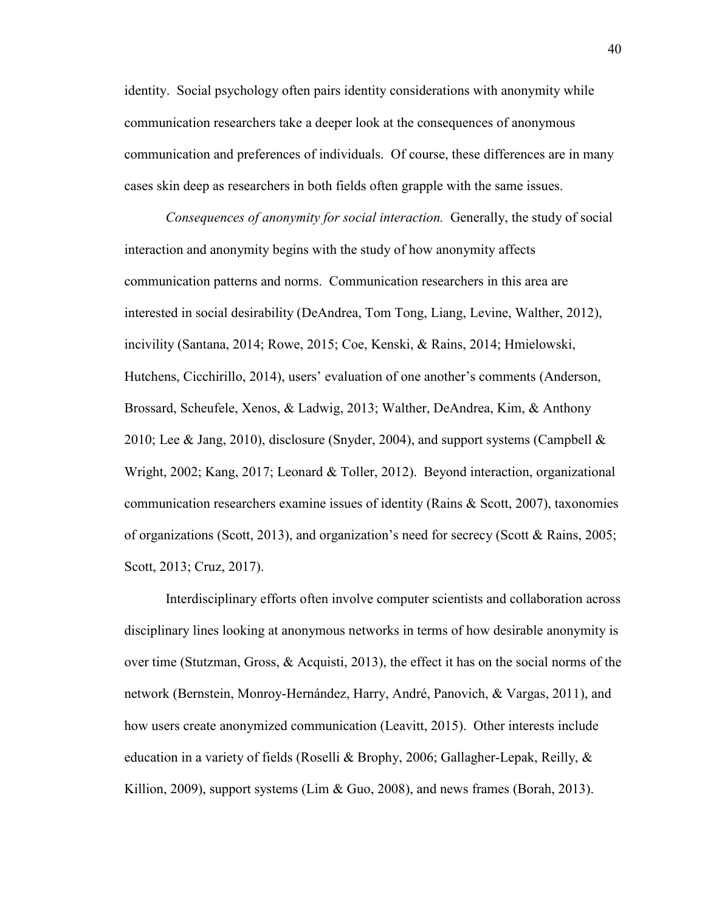identity. Social psychology often pairs identity considerations with anonymity while communication researchers take a deeper look at the consequences of anonymous communication and preferences of individuals. Of course, these differences are in many cases skin deep as researchers in both fields often grapple with the same issues.

*Consequences of anonymity for social interaction.* Generally, the study of social interaction and anonymity begins with the study of how anonymity affects communication patterns and norms. Communication researchers in this area are interested in social desirability (DeAndrea, Tom Tong, Liang, Levine, Walther, 2012), incivility (Santana, 2014; Rowe, 2015; Coe, Kenski, & Rains, 2014; Hmielowski, Hutchens, Cicchirillo, 2014), users' evaluation of one another's comments (Anderson, Brossard, Scheufele, Xenos, & Ladwig, 2013; Walther, DeAndrea, Kim, & Anthony 2010; Lee & Jang, 2010), disclosure (Snyder, 2004), and support systems (Campbell & Wright, 2002; Kang, 2017; Leonard & Toller, 2012). Beyond interaction, organizational communication researchers examine issues of identity (Rains & Scott, 2007), taxonomies of organizations (Scott, 2013), and organization's need for secrecy (Scott & Rains, 2005; Scott, 2013; Cruz, 2017).

Interdisciplinary efforts often involve computer scientists and collaboration across disciplinary lines looking at anonymous networks in terms of how desirable anonymity is over time (Stutzman, Gross, & Acquisti, 2013), the effect it has on the social norms of the network (Bernstein, Monroy-Hernández, Harry, André, Panovich, & Vargas, 2011), and how users create anonymized communication (Leavitt, 2015). Other interests include education in a variety of fields (Roselli & Brophy, 2006; Gallagher-Lepak, Reilly, & Killion, 2009), support systems (Lim & Guo, 2008), and news frames (Borah, 2013).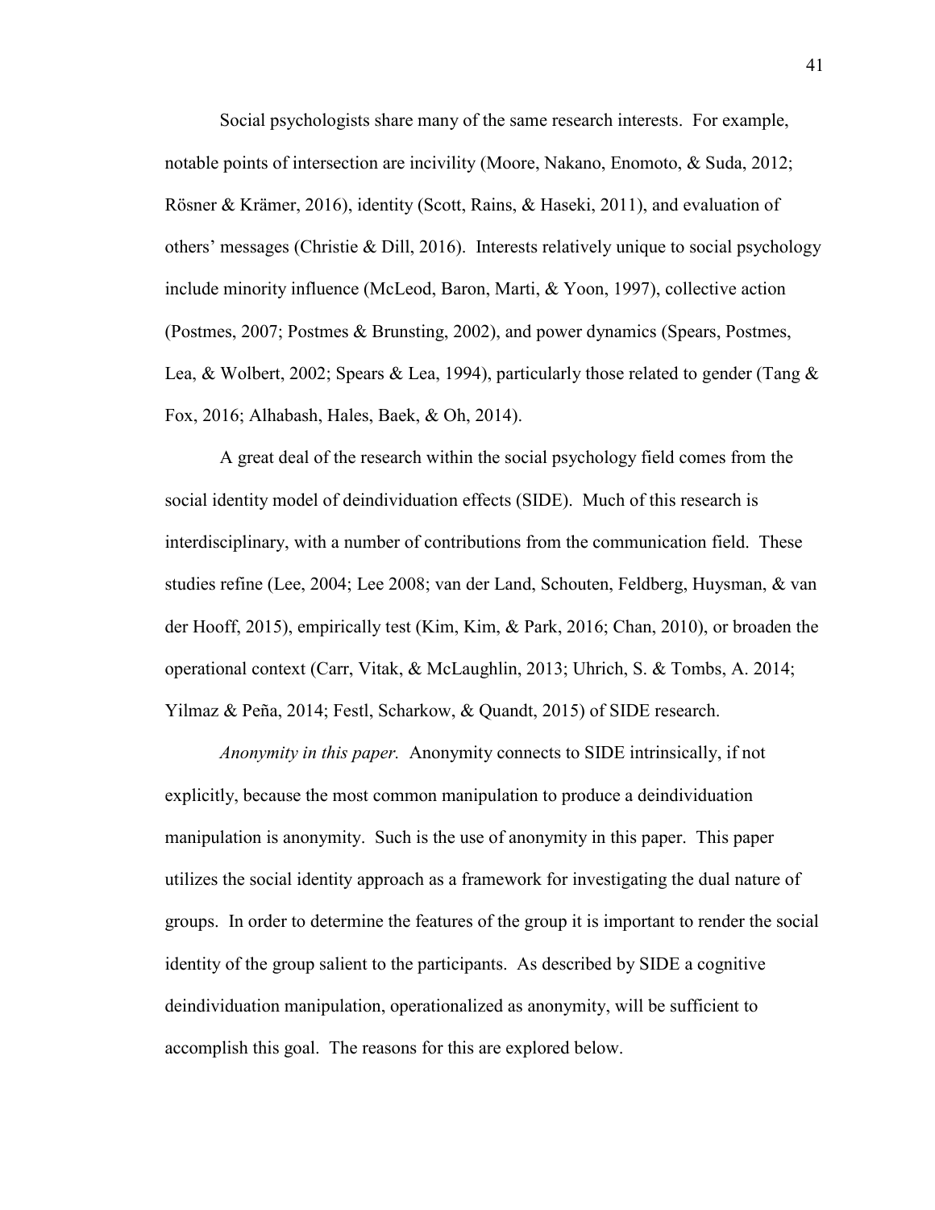Social psychologists share many of the same research interests. For example, notable points of intersection are incivility (Moore, Nakano, Enomoto, & Suda, 2012; Rösner & Krämer, 2016), identity (Scott, Rains, & Haseki, 2011), and evaluation of others' messages (Christie & Dill, 2016). Interests relatively unique to social psychology include minority influence (McLeod, Baron, Marti, & Yoon, 1997), collective action (Postmes, 2007; Postmes & Brunsting, 2002), and power dynamics (Spears, Postmes, Lea, & Wolbert, 2002; Spears & Lea, 1994), particularly those related to gender (Tang & Fox, 2016; Alhabash, Hales, Baek, & Oh, 2014).

A great deal of the research within the social psychology field comes from the social identity model of deindividuation effects (SIDE). Much of this research is interdisciplinary, with a number of contributions from the communication field. These studies refine (Lee, 2004; Lee 2008; van der Land, Schouten, Feldberg, Huysman, & van der Hooff, 2015), empirically test (Kim, Kim, & Park, 2016; Chan, 2010), or broaden the operational context (Carr, Vitak, & McLaughlin, 2013; Uhrich, S. & Tombs, A. 2014; Yilmaz & Peña, 2014; Festl, Scharkow, & Quandt, 2015) of SIDE research.

*Anonymity in this paper.* Anonymity connects to SIDE intrinsically, if not explicitly, because the most common manipulation to produce a deindividuation manipulation is anonymity. Such is the use of anonymity in this paper. This paper utilizes the social identity approach as a framework for investigating the dual nature of groups. In order to determine the features of the group it is important to render the social identity of the group salient to the participants. As described by SIDE a cognitive deindividuation manipulation, operationalized as anonymity, will be sufficient to accomplish this goal. The reasons for this are explored below.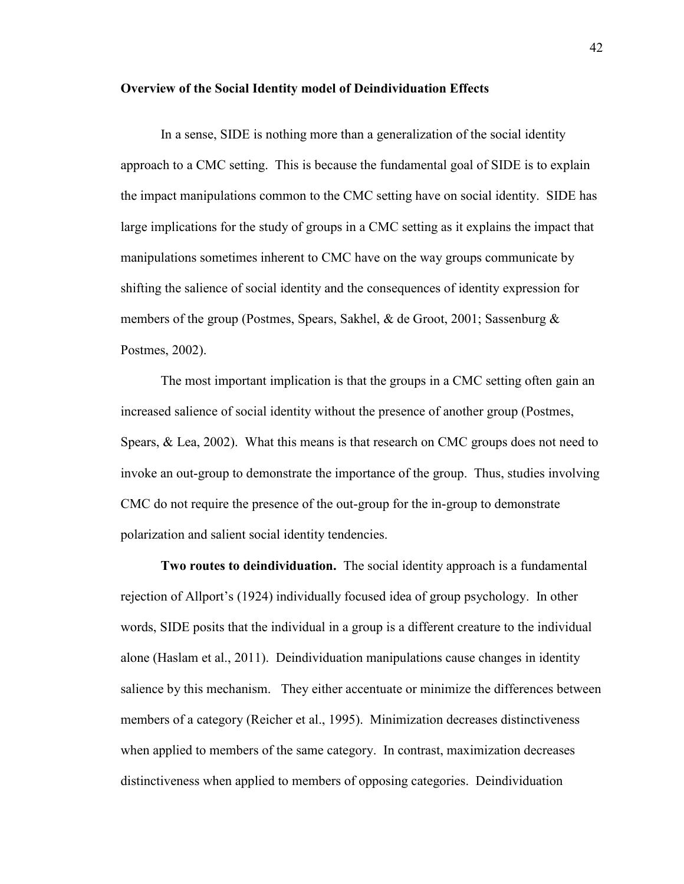**Overview of the Social Identity model of Deindividuation Effects**

In a sense, SIDE is nothing more than a generalization of the social identity approach to a CMC setting. This is because the fundamental goal of SIDE is to explain the impact manipulations common to the CMC setting have on social identity. SIDE has large implications for the study of groups in a CMC setting as it explains the impact that manipulations sometimes inherent to CMC have on the way groups communicate by shifting the salience of social identity and the consequences of identity expression for members of the group (Postmes, Spears, Sakhel, & de Groot, 2001; Sassenburg & Postmes, 2002).

The most important implication is that the groups in a CMC setting often gain an increased salience of social identity without the presence of another group (Postmes, Spears, & Lea, 2002). What this means is that research on CMC groups does not need to invoke an out-group to demonstrate the importance of the group. Thus, studies involving CMC do not require the presence of the out-group for the in-group to demonstrate polarization and salient social identity tendencies.

**Two routes to deindividuation.** The social identity approach is a fundamental rejection of Allport's (1924) individually focused idea of group psychology. In other words, SIDE posits that the individual in a group is a different creature to the individual alone (Haslam et al., 2011). Deindividuation manipulations cause changes in identity salience by this mechanism. They either accentuate or minimize the differences between members of a category (Reicher et al., 1995). Minimization decreases distinctiveness when applied to members of the same category. In contrast, maximization decreases distinctiveness when applied to members of opposing categories. Deindividuation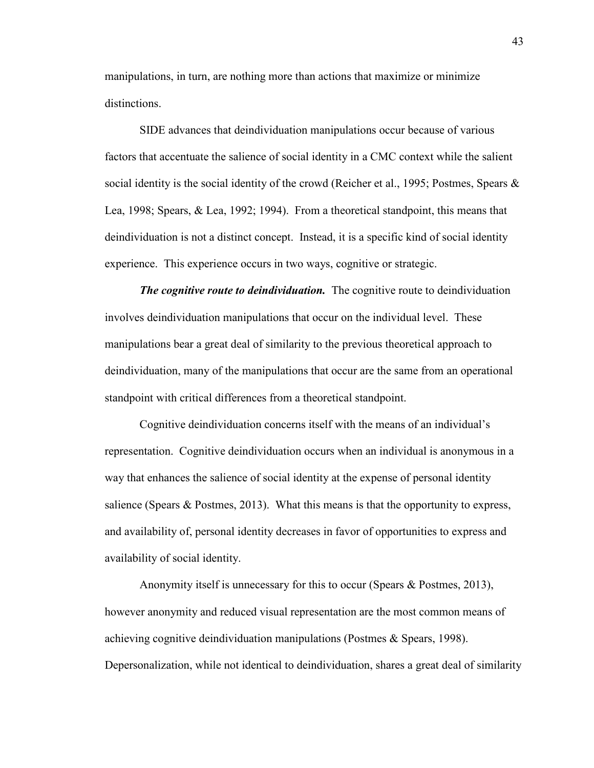manipulations, in turn, are nothing more than actions that maximize or minimize distinctions.

SIDE advances that deindividuation manipulations occur because of various factors that accentuate the salience of social identity in a CMC context while the salient social identity is the social identity of the crowd (Reicher et al., 1995; Postmes, Spears & Lea, 1998; Spears, & Lea, 1992; 1994). From a theoretical standpoint, this means that deindividuation is not a distinct concept. Instead, it is a specific kind of social identity experience. This experience occurs in two ways, cognitive or strategic.

***The cognitive route to deindividuation.*** The cognitive route to deindividuation involves deindividuation manipulations that occur on the individual level. These manipulations bear a great deal of similarity to the previous theoretical approach to deindividuation, many of the manipulations that occur are the same from an operational standpoint with critical differences from a theoretical standpoint.

Cognitive deindividuation concerns itself with the means of an individual's representation. Cognitive deindividuation occurs when an individual is anonymous in a way that enhances the salience of social identity at the expense of personal identity salience (Spears & Postmes, 2013). What this means is that the opportunity to express, and availability of, personal identity decreases in favor of opportunities to express and availability of social identity.

Anonymity itself is unnecessary for this to occur (Spears & Postmes, 2013), however anonymity and reduced visual representation are the most common means of achieving cognitive deindividuation manipulations (Postmes & Spears, 1998). Depersonalization, while not identical to deindividuation, shares a great deal of similarity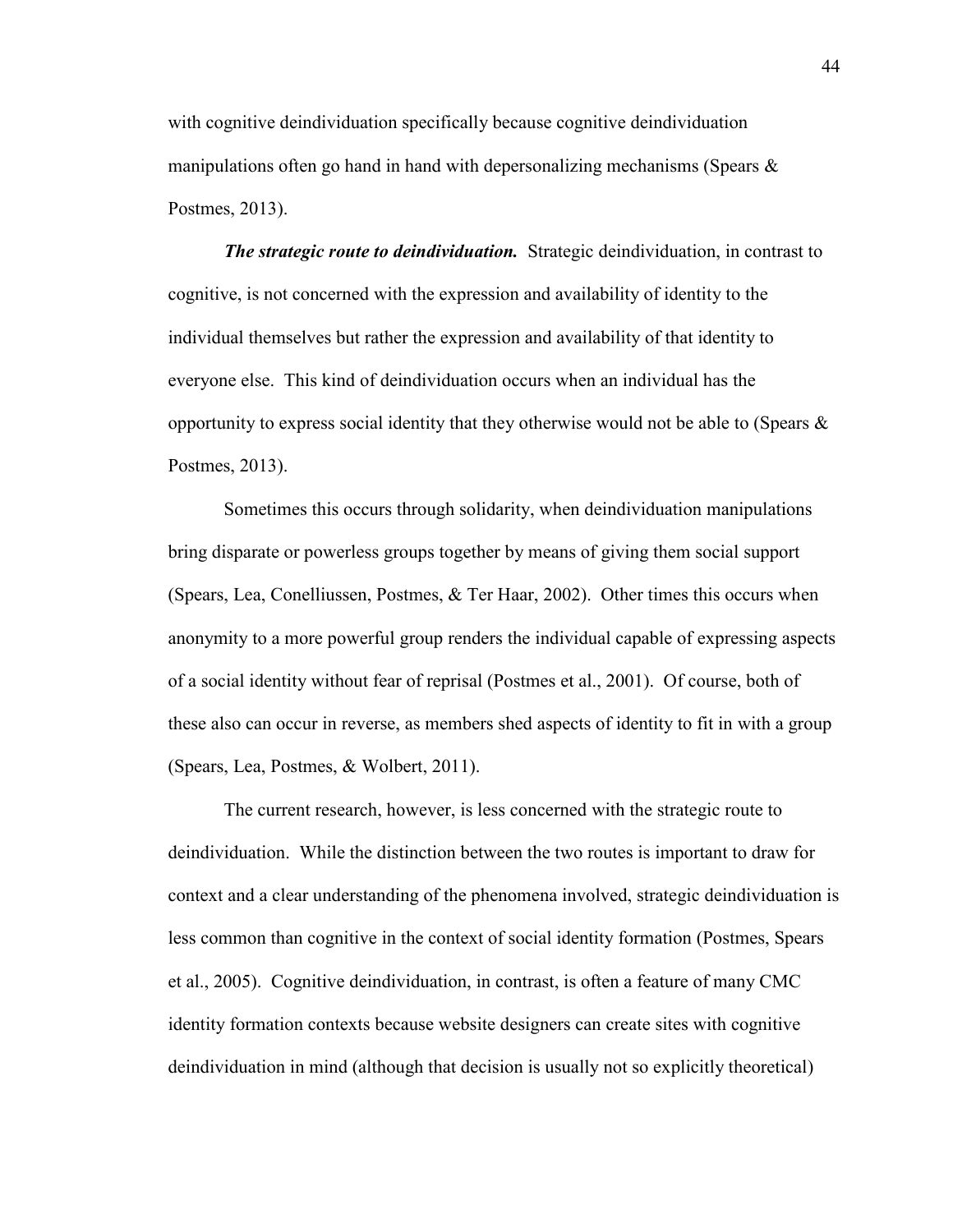with cognitive deindividuation specifically because cognitive deindividuation manipulations often go hand in hand with depersonalizing mechanisms (Spears & Postmes, 2013).

***The strategic route to deindividuation.*** Strategic deindividuation, in contrast to cognitive, is not concerned with the expression and availability of identity to the individual themselves but rather the expression and availability of that identity to everyone else. This kind of deindividuation occurs when an individual has the opportunity to express social identity that they otherwise would not be able to (Spears & Postmes, 2013).

Sometimes this occurs through solidarity, when deindividuation manipulations bring disparate or powerless groups together by means of giving them social support (Spears, Lea, Conelliussen, Postmes, & Ter Haar, 2002). Other times this occurs when anonymity to a more powerful group renders the individual capable of expressing aspects of a social identity without fear of reprisal (Postmes et al., 2001). Of course, both of these also can occur in reverse, as members shed aspects of identity to fit in with a group (Spears, Lea, Postmes, & Wolbert, 2011).

The current research, however, is less concerned with the strategic route to deindividuation. While the distinction between the two routes is important to draw for context and a clear understanding of the phenomena involved, strategic deindividuation is less common than cognitive in the context of social identity formation (Postmes, Spears et al., 2005). Cognitive deindividuation, in contrast, is often a feature of many CMC identity formation contexts because website designers can create sites with cognitive deindividuation in mind (although that decision is usually not so explicitly theoretical)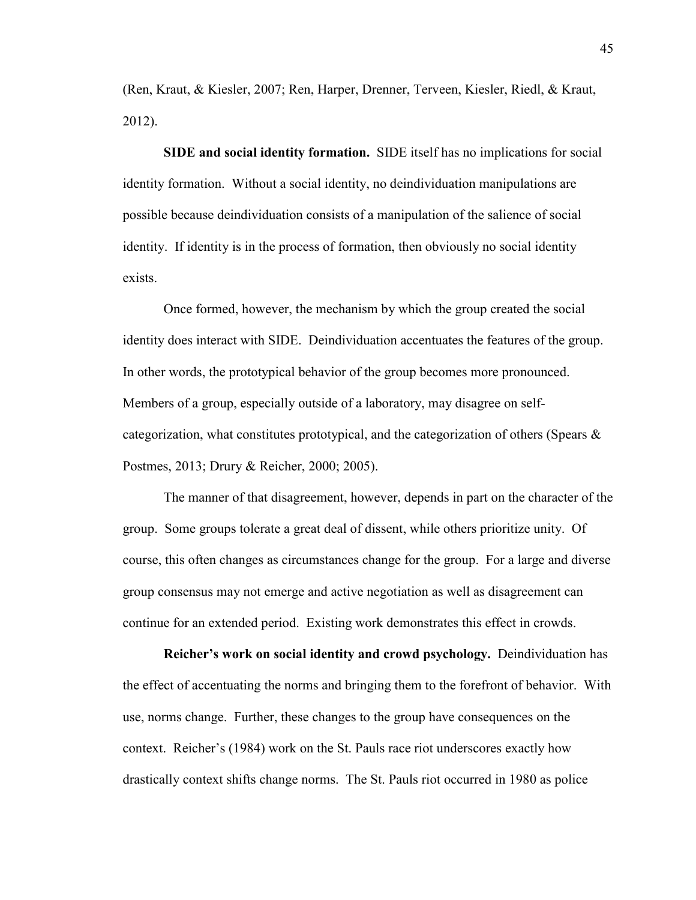(Ren, Kraut, & Kiesler, 2007; Ren, Harper, Drenner, Terveen, Kiesler, Riedl, & Kraut, 2012).

**SIDE and social identity formation.** SIDE itself has no implications for social identity formation. Without a social identity, no deindividuation manipulations are possible because deindividuation consists of a manipulation of the salience of social identity. If identity is in the process of formation, then obviously no social identity exists.

Once formed, however, the mechanism by which the group created the social identity does interact with SIDE. Deindividuation accentuates the features of the group. In other words, the prototypical behavior of the group becomes more pronounced. Members of a group, especially outside of a laboratory, may disagree on self-categorization, what constitutes prototypical, and the categorization of others (Spears & Postmes, 2013; Drury & Reicher, 2000; 2005).

The manner of that disagreement, however, depends in part on the character of the group. Some groups tolerate a great deal of dissent, while others prioritize unity. Of course, this often changes as circumstances change for the group. For a large and diverse group consensus may not emerge and active negotiation as well as disagreement can continue for an extended period. Existing work demonstrates this effect in crowds.

**Reicher's work on social identity and crowd psychology.** Deindividuation has the effect of accentuating the norms and bringing them to the forefront of behavior. With use, norms change. Further, these changes to the group have consequences on the context. Reicher's (1984) work on the St. Pauls race riot underscores exactly how drastically context shifts change norms. The St. Pauls riot occurred in 1980 as police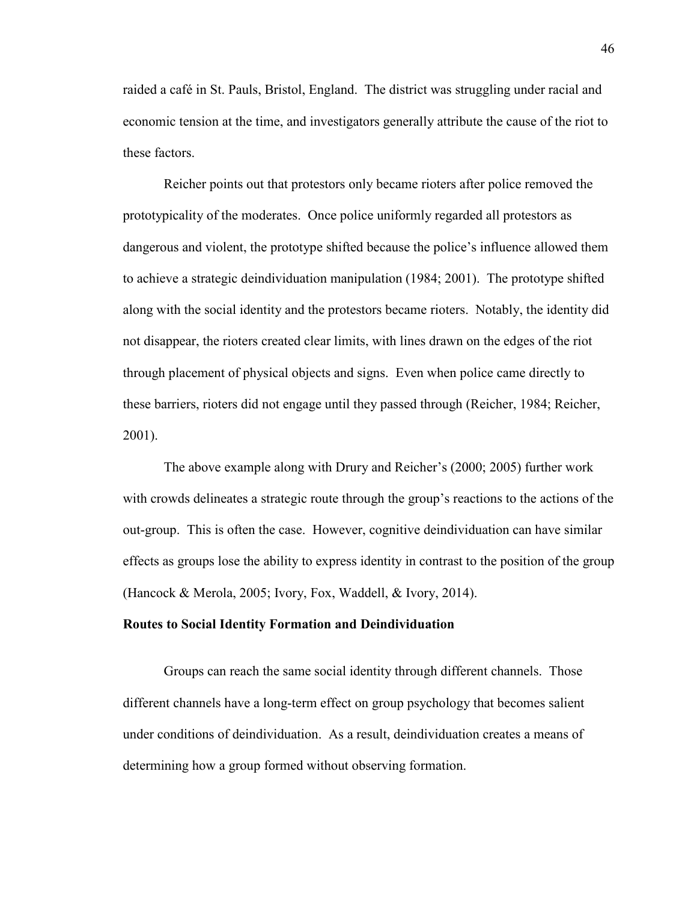raided a café in St. Pauls, Bristol, England. The district was struggling under racial and economic tension at the time, and investigators generally attribute the cause of the riot to these factors.

Reicher points out that protestors only became rioters after police removed the prototypicality of the moderates. Once police uniformly regarded all protestors as dangerous and violent, the prototype shifted because the police's influence allowed them to achieve a strategic deindividuation manipulation (1984; 2001). The prototype shifted along with the social identity and the protestors became rioters. Notably, the identity did not disappear, the rioters created clear limits, with lines drawn on the edges of the riot through placement of physical objects and signs. Even when police came directly to these barriers, rioters did not engage until they passed through (Reicher, 1984; Reicher, 2001).

The above example along with Drury and Reicher's (2000; 2005) further work with crowds delineates a strategic route through the group's reactions to the actions of the out-group. This is often the case. However, cognitive deindividuation can have similar effects as groups lose the ability to express identity in contrast to the position of the group (Hancock & Merola, 2005; Ivory, Fox, Waddell, & Ivory, 2014).

**Routes to Social Identity Formation and Deindividuation**

Groups can reach the same social identity through different channels. Those different channels have a long-term effect on group psychology that becomes salient under conditions of deindividuation. As a result, deindividuation creates a means of determining how a group formed without observing formation.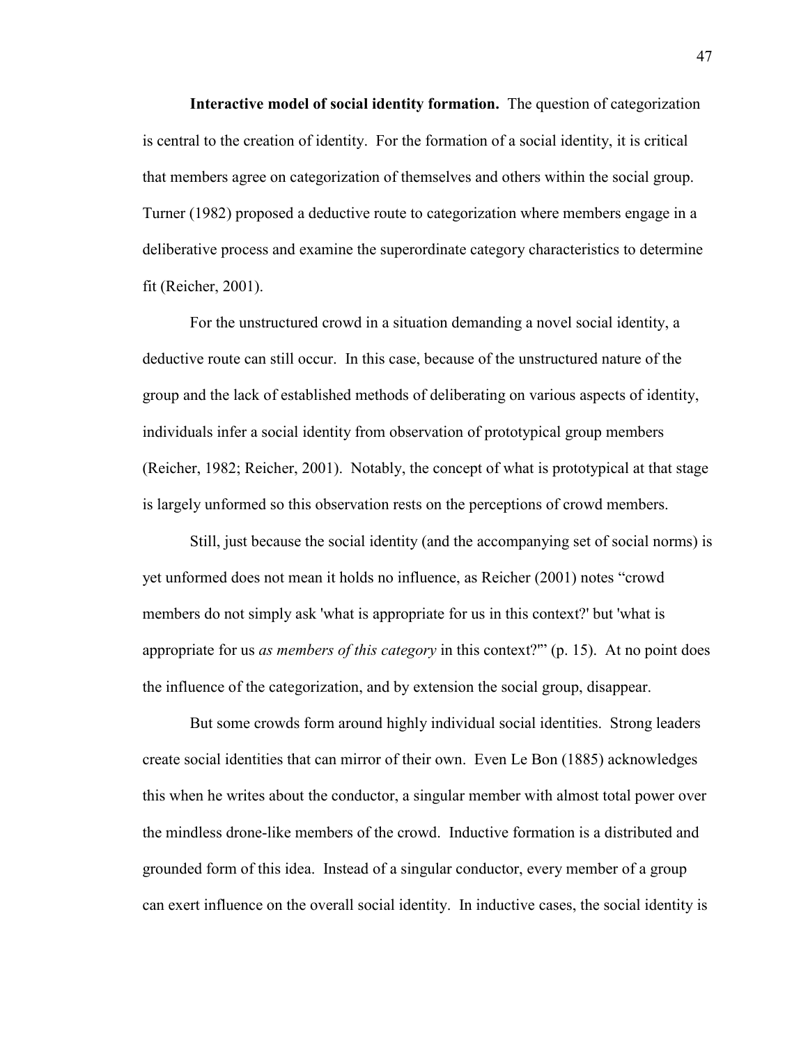**Interactive model of social identity formation.** The question of categorization is central to the creation of identity. For the formation of a social identity, it is critical that members agree on categorization of themselves and others within the social group. Turner (1982) proposed a deductive route to categorization where members engage in a deliberative process and examine the superordinate category characteristics to determine fit (Reicher, 2001).

For the unstructured crowd in a situation demanding a novel social identity, a deductive route can still occur. In this case, because of the unstructured nature of the group and the lack of established methods of deliberating on various aspects of identity, individuals infer a social identity from observation of prototypical group members (Reicher, 1982; Reicher, 2001). Notably, the concept of what is prototypical at that stage is largely unformed so this observation rests on the perceptions of crowd members.

Still, just because the social identity (and the accompanying set of social norms) is yet unformed does not mean it holds no influence, as Reicher (2001) notes "crowd members do not simply ask 'what is appropriate for us in this context?' but 'what is appropriate for us *as members of this category* in this context?'" (p. 15). At no point does the influence of the categorization, and by extension the social group, disappear.

But some crowds form around highly individual social identities. Strong leaders create social identities that can mirror of their own. Even Le Bon (1885) acknowledges this when he writes about the conductor, a singular member with almost total power over the mindless drone-like members of the crowd. Inductive formation is a distributed and grounded form of this idea. Instead of a singular conductor, every member of a group can exert influence on the overall social identity. In inductive cases, the social identity is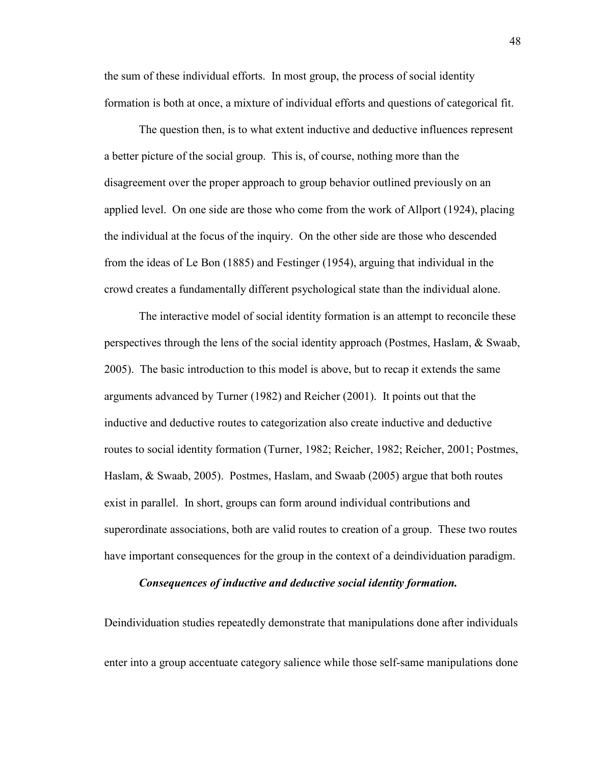the sum of these individual efforts. In most group, the process of social identity formation is both at once, a mixture of individual efforts and questions of categorical fit.

The question then, is to what extent inductive and deductive influences represent a better picture of the social group. This is, of course, nothing more than the disagreement over the proper approach to group behavior outlined previously on an applied level. On one side are those who come from the work of Allport (1924), placing the individual at the focus of the inquiry. On the other side are those who descended from the ideas of Le Bon (1885) and Festinger (1954), arguing that individual in the crowd creates a fundamentally different psychological state than the individual alone.

The interactive model of social identity formation is an attempt to reconcile these perspectives through the lens of the social identity approach (Postmes, Haslam, & Swaab, 2005). The basic introduction to this model is above, but to recap it extends the same arguments advanced by Turner (1982) and Reicher (2001). It points out that the inductive and deductive routes to categorization also create inductive and deductive routes to social identity formation (Turner, 1982; Reicher, 1982; Reicher, 2001; Postmes, Haslam, & Swaab, 2005). Postmes, Haslam, and Swaab (2005) argue that both routes exist in parallel. In short, groups can form around individual contributions and superordinate associations, both are valid routes to creation of a group. These two routes have important consequences for the group in the context of a deindividuation paradigm.

***Consequences of inductive and deductive social identity formation.***

Deindividuation studies repeatedly demonstrate that manipulations done after individuals enter into a group accentuate category salience while those self-same manipulations done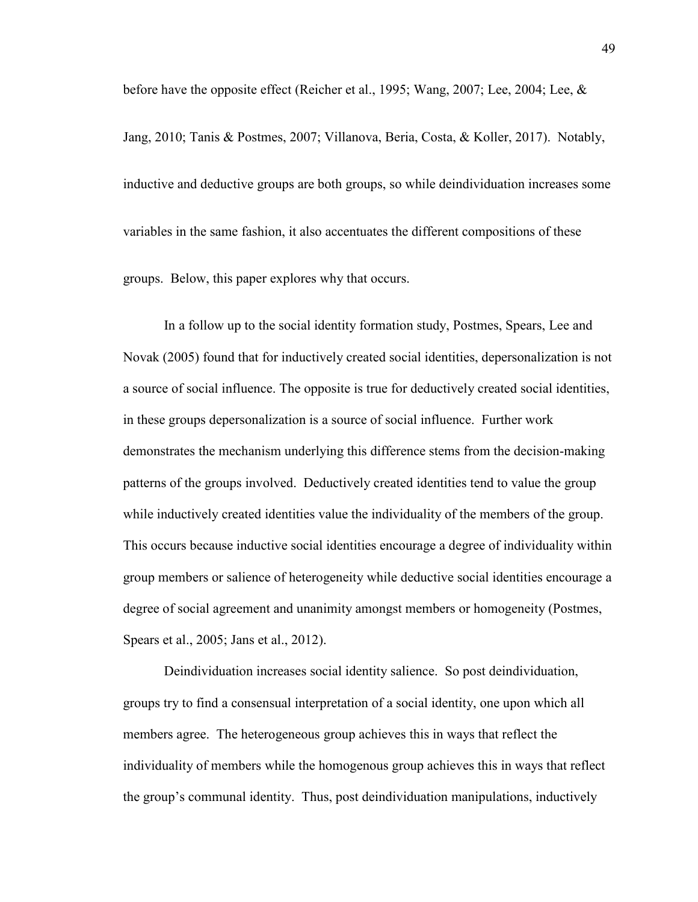before have the opposite effect (Reicher et al., 1995; Wang, 2007; Lee, 2004; Lee, & Jang, 2010; Tanis & Postmes, 2007; Villanova, Beria, Costa, & Koller, 2017). Notably, inductive and deductive groups are both groups, so while deindividuation increases some variables in the same fashion, it also accentuates the different compositions of these groups. Below, this paper explores why that occurs.

In a follow up to the social identity formation study, Postmes, Spears, Lee and Novak (2005) found that for inductively created social identities, depersonalization is not a source of social influence. The opposite is true for deductively created social identities, in these groups depersonalization is a source of social influence. Further work demonstrates the mechanism underlying this difference stems from the decision-making patterns of the groups involved. Deductively created identities tend to value the group while inductively created identities value the individuality of the members of the group. This occurs because inductive social identities encourage a degree of individuality within group members or salience of heterogeneity while deductive social identities encourage a degree of social agreement and unanimity amongst members or homogeneity (Postmes, Spears et al., 2005; Jans et al., 2012).

Deindividuation increases social identity salience. So post deindividuation, groups try to find a consensual interpretation of a social identity, one upon which all members agree. The heterogeneous group achieves this in ways that reflect the individuality of members while the homogenous group achieves this in ways that reflect the group's communal identity. Thus, post deindividuation manipulations, inductively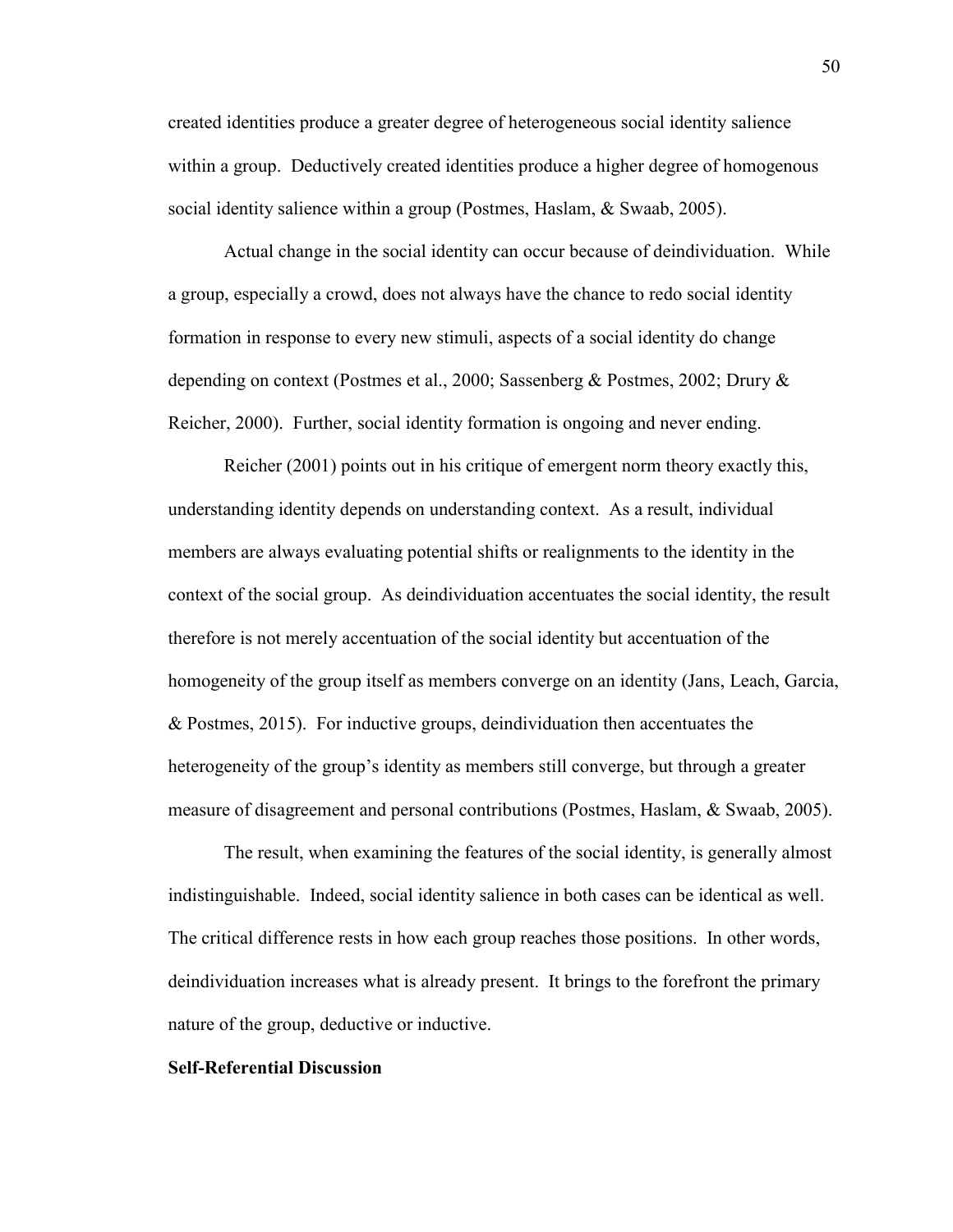created identities produce a greater degree of heterogeneous social identity salience within a group. Deductively created identities produce a higher degree of homogenous social identity salience within a group (Postmes, Haslam, & Swaab, 2005).

Actual change in the social identity can occur because of deindividuation. While a group, especially a crowd, does not always have the chance to redo social identity formation in response to every new stimuli, aspects of a social identity do change depending on context (Postmes et al., 2000; Sassenberg & Postmes, 2002; Drury & Reicher, 2000). Further, social identity formation is ongoing and never ending.

Reicher (2001) points out in his critique of emergent norm theory exactly this, understanding identity depends on understanding context. As a result, individual members are always evaluating potential shifts or realignments to the identity in the context of the social group. As deindividuation accentuates the social identity, the result therefore is not merely accentuation of the social identity but accentuation of the homogeneity of the group itself as members converge on an identity (Jans, Leach, Garcia, & Postmes, 2015). For inductive groups, deindividuation then accentuates the heterogeneity of the group's identity as members still converge, but through a greater measure of disagreement and personal contributions (Postmes, Haslam, & Swaab, 2005).

The result, when examining the features of the social identity, is generally almost indistinguishable. Indeed, social identity salience in both cases can be identical as well. The critical difference rests in how each group reaches those positions. In other words, deindividuation increases what is already present. It brings to the forefront the primary nature of the group, deductive or inductive.

**Self-Referential Discussion**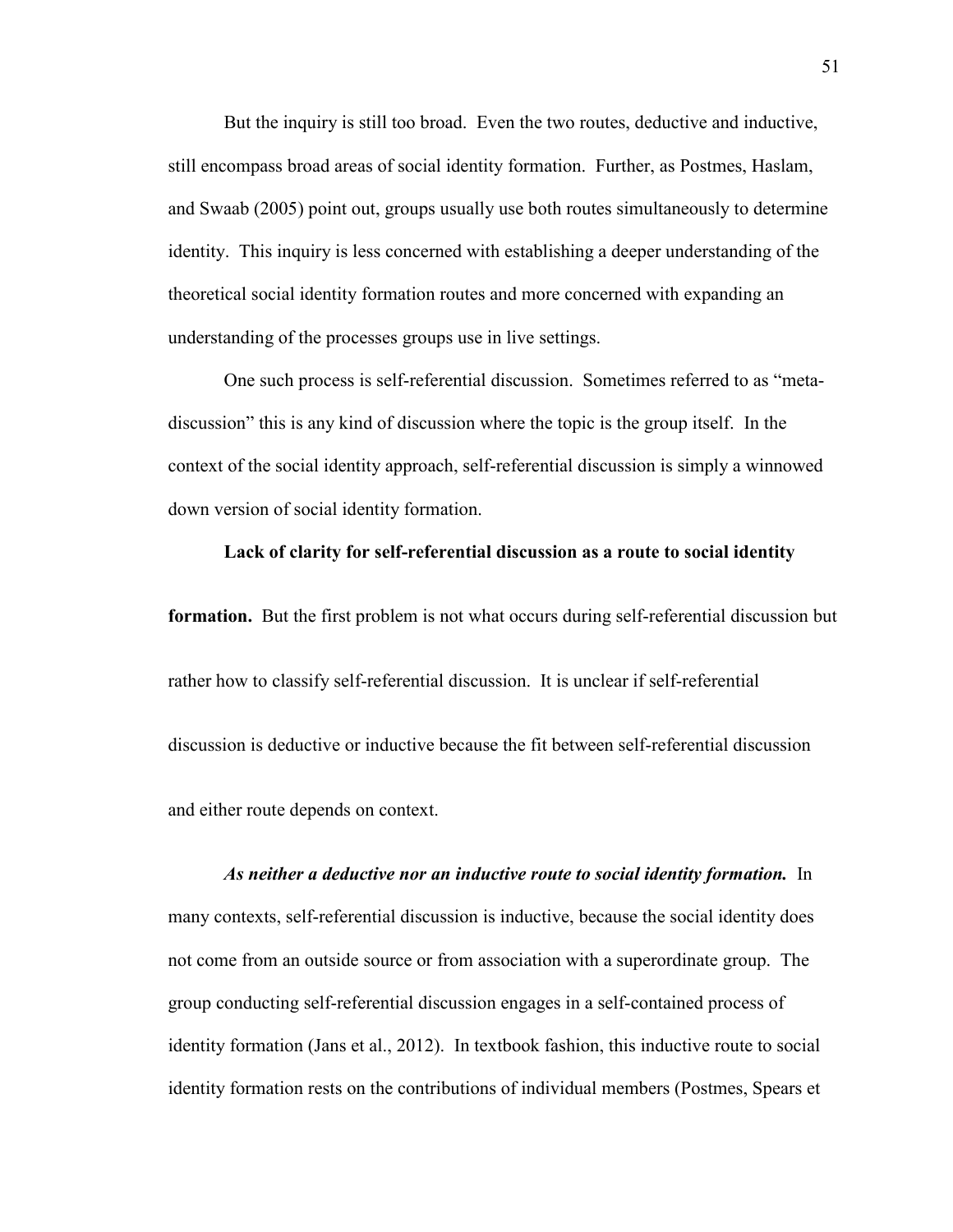But the inquiry is still too broad. Even the two routes, deductive and inductive, still encompass broad areas of social identity formation. Further, as Postmes, Haslam, and Swaab (2005) point out, groups usually use both routes simultaneously to determine identity. This inquiry is less concerned with establishing a deeper understanding of the theoretical social identity formation routes and more concerned with expanding an understanding of the processes groups use in live settings.

One such process is self-referential discussion. Sometimes referred to as "meta-discussion" this is any kind of discussion where the topic is the group itself. In the context of the social identity approach, self-referential discussion is simply a winnowed down version of social identity formation.

**Lack of clarity for self-referential discussion as a route to social identity formation.** But the first problem is not what occurs during self-referential discussion but rather how to classify self-referential discussion. It is unclear if self-referential discussion is deductive or inductive because the fit between self-referential discussion and either route depends on context.

***As neither a deductive nor an inductive route to social identity formation.*** In many contexts, self-referential discussion is inductive, because the social identity does not come from an outside source or from association with a superordinate group. The group conducting self-referential discussion engages in a self-contained process of identity formation (Jans et al., 2012). In textbook fashion, this inductive route to social identity formation rests on the contributions of individual members (Postmes, Spears et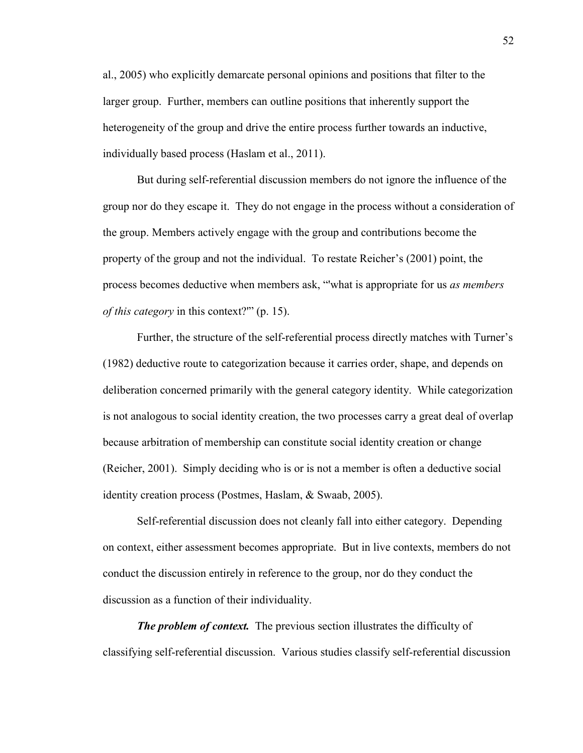al., 2005) who explicitly demarcate personal opinions and positions that filter to the larger group. Further, members can outline positions that inherently support the heterogeneity of the group and drive the entire process further towards an inductive, individually based process (Haslam et al., 2011).

But during self-referential discussion members do not ignore the influence of the group nor do they escape it. They do not engage in the process without a consideration of the group. Members actively engage with the group and contributions become the property of the group and not the individual. To restate Reicher's (2001) point, the process becomes deductive when members ask, "'what is appropriate for us *as members of this category* in this context?'" (p. 15).

Further, the structure of the self-referential process directly matches with Turner's (1982) deductive route to categorization because it carries order, shape, and depends on deliberation concerned primarily with the general category identity. While categorization is not analogous to social identity creation, the two processes carry a great deal of overlap because arbitration of membership can constitute social identity creation or change (Reicher, 2001). Simply deciding who is or is not a member is often a deductive social identity creation process (Postmes, Haslam, & Swaab, 2005).

Self-referential discussion does not cleanly fall into either category. Depending on context, either assessment becomes appropriate. But in live contexts, members do not conduct the discussion entirely in reference to the group, nor do they conduct the discussion as a function of their individuality.

***The problem of context.*** The previous section illustrates the difficulty of classifying self-referential discussion. Various studies classify self-referential discussion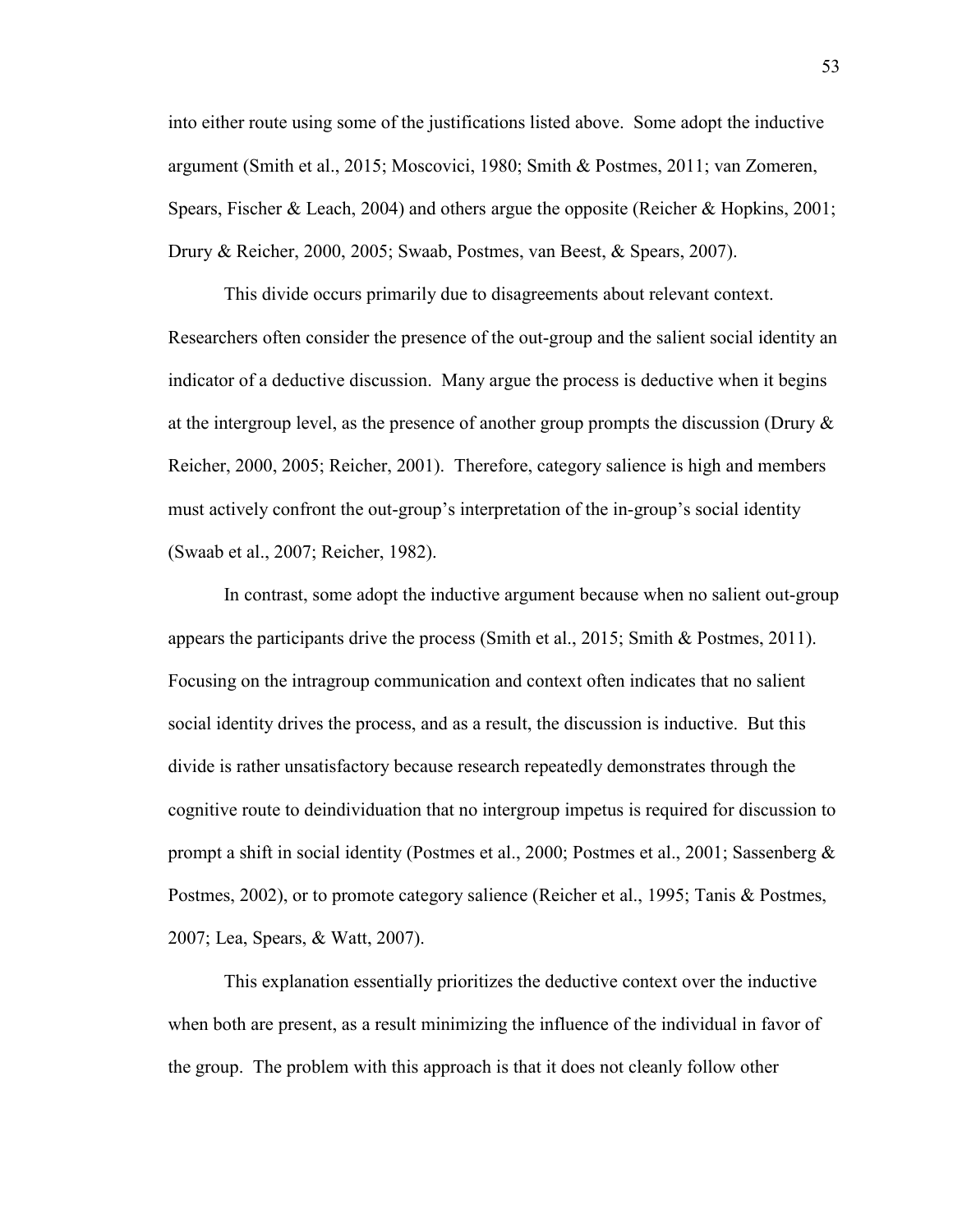into either route using some of the justifications listed above. Some adopt the inductive argument (Smith et al., 2015; Moscovici, 1980; Smith & Postmes, 2011; van Zomeren, Spears, Fischer & Leach, 2004) and others argue the opposite (Reicher & Hopkins, 2001; Drury & Reicher, 2000, 2005; Swaab, Postmes, van Beest, & Spears, 2007).

This divide occurs primarily due to disagreements about relevant context. Researchers often consider the presence of the out-group and the salient social identity an indicator of a deductive discussion. Many argue the process is deductive when it begins at the intergroup level, as the presence of another group prompts the discussion (Drury & Reicher, 2000, 2005; Reicher, 2001). Therefore, category salience is high and members must actively confront the out-group's interpretation of the in-group's social identity (Swaab et al., 2007; Reicher, 1982).

In contrast, some adopt the inductive argument because when no salient out-group appears the participants drive the process (Smith et al., 2015; Smith & Postmes, 2011). Focusing on the intragroup communication and context often indicates that no salient social identity drives the process, and as a result, the discussion is inductive. But this divide is rather unsatisfactory because research repeatedly demonstrates through the cognitive route to deindividuation that no intergroup impetus is required for discussion to prompt a shift in social identity (Postmes et al., 2000; Postmes et al., 2001; Sassenberg & Postmes, 2002), or to promote category salience (Reicher et al., 1995; Tanis & Postmes, 2007; Lea, Spears, & Watt, 2007).

This explanation essentially prioritizes the deductive context over the inductive when both are present, as a result minimizing the influence of the individual in favor of the group. The problem with this approach is that it does not cleanly follow other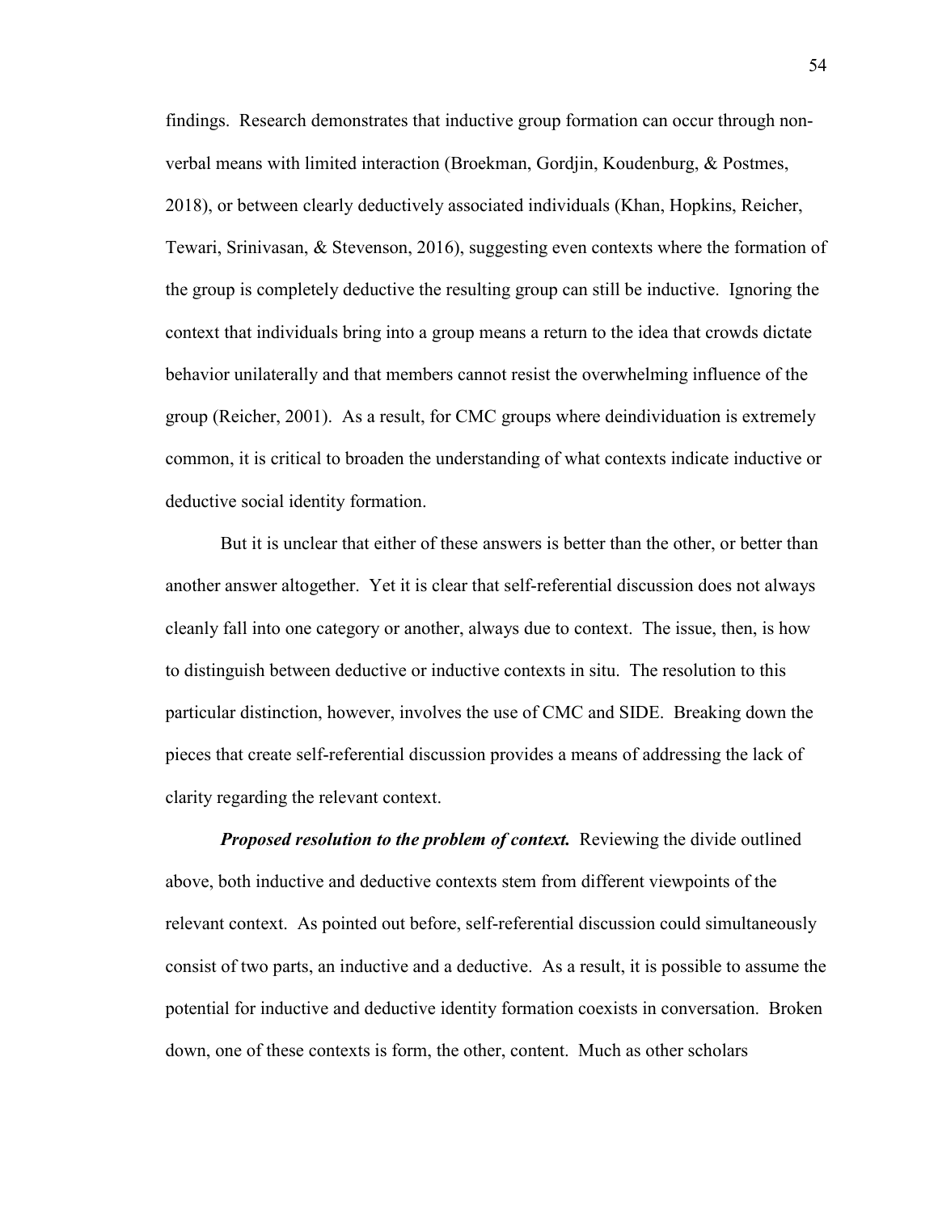findings. Research demonstrates that inductive group formation can occur through non-verbal means with limited interaction (Broekman, Gordjin, Koudenburg, & Postmes, 2018), or between clearly deductively associated individuals (Khan, Hopkins, Reicher, Tewari, Srinivasan, & Stevenson, 2016), suggesting even contexts where the formation of the group is completely deductive the resulting group can still be inductive. Ignoring the context that individuals bring into a group means a return to the idea that crowds dictate behavior unilaterally and that members cannot resist the overwhelming influence of the group (Reicher, 2001). As a result, for CMC groups where deindividuation is extremely common, it is critical to broaden the understanding of what contexts indicate inductive or deductive social identity formation.

But it is unclear that either of these answers is better than the other, or better than another answer altogether. Yet it is clear that self-referential discussion does not always cleanly fall into one category or another, always due to context. The issue, then, is how to distinguish between deductive or inductive contexts in situ. The resolution to this particular distinction, however, involves the use of CMC and SIDE. Breaking down the pieces that create self-referential discussion provides a means of addressing the lack of clarity regarding the relevant context.

***Proposed resolution to the problem of context.*** Reviewing the divide outlined above, both inductive and deductive contexts stem from different viewpoints of the relevant context. As pointed out before, self-referential discussion could simultaneously consist of two parts, an inductive and a deductive. As a result, it is possible to assume the potential for inductive and deductive identity formation coexists in conversation. Broken down, one of these contexts is form, the other, content. Much as other scholars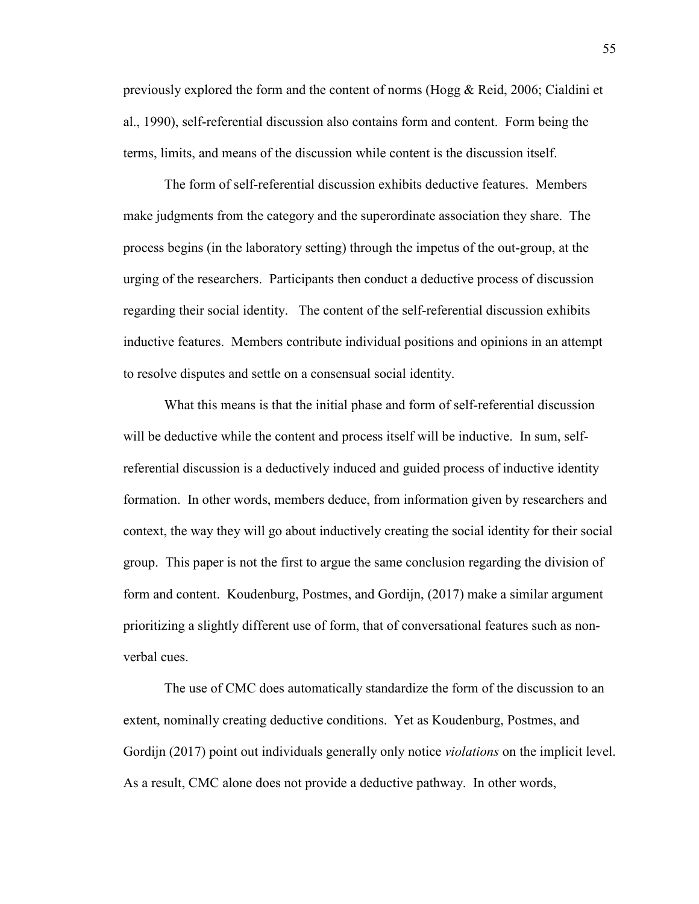previously explored the form and the content of norms (Hogg & Reid, 2006; Cialdini et al., 1990), self-referential discussion also contains form and content. Form being the terms, limits, and means of the discussion while content is the discussion itself.

The form of self-referential discussion exhibits deductive features. Members make judgments from the category and the superordinate association they share. The process begins (in the laboratory setting) through the impetus of the out-group, at the urging of the researchers. Participants then conduct a deductive process of discussion regarding their social identity. The content of the self-referential discussion exhibits inductive features. Members contribute individual positions and opinions in an attempt to resolve disputes and settle on a consensual social identity.

What this means is that the initial phase and form of self-referential discussion will be deductive while the content and process itself will be inductive. In sum, self-referential discussion is a deductively induced and guided process of inductive identity formation. In other words, members deduce, from information given by researchers and context, the way they will go about inductively creating the social identity for their social group. This paper is not the first to argue the same conclusion regarding the division of form and content. Koudenburg, Postmes, and Gordijn, (2017) make a similar argument prioritizing a slightly different use of form, that of conversational features such as non-verbal cues.

The use of CMC does automatically standardize the form of the discussion to an extent, nominally creating deductive conditions. Yet as Koudenburg, Postmes, and Gordijn (2017) point out individuals generally only notice *violations* on the implicit level. As a result, CMC alone does not provide a deductive pathway. In other words,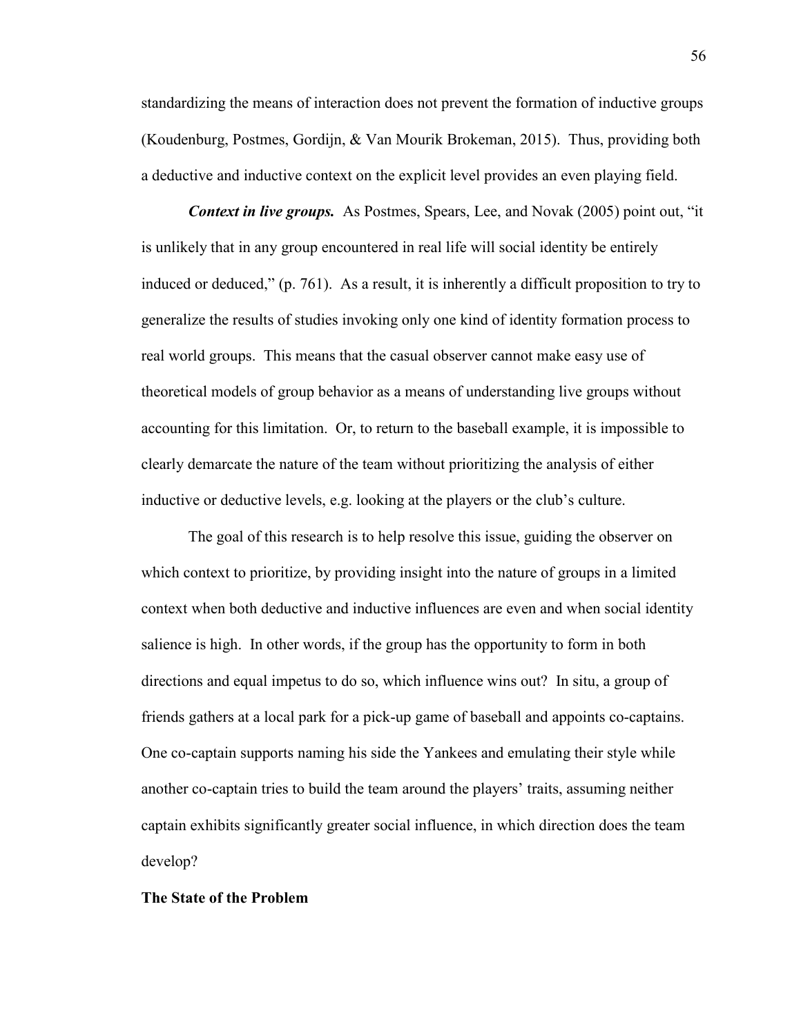standardizing the means of interaction does not prevent the formation of inductive groups (Koudenburg, Postmes, Gordijn, & Van Mourik Brokeman, 2015). Thus, providing both a deductive and inductive context on the explicit level provides an even playing field.

***Context in live groups.*** As Postmes, Spears, Lee, and Novak (2005) point out, "it is unlikely that in any group encountered in real life will social identity be entirely induced or deduced," (p. 761). As a result, it is inherently a difficult proposition to try to generalize the results of studies invoking only one kind of identity formation process to real world groups. This means that the casual observer cannot make easy use of theoretical models of group behavior as a means of understanding live groups without accounting for this limitation. Or, to return to the baseball example, it is impossible to clearly demarcate the nature of the team without prioritizing the analysis of either inductive or deductive levels, e.g. looking at the players or the club's culture.

The goal of this research is to help resolve this issue, guiding the observer on which context to prioritize, by providing insight into the nature of groups in a limited context when both deductive and inductive influences are even and when social identity salience is high. In other words, if the group has the opportunity to form in both directions and equal impetus to do so, which influence wins out? In situ, a group of friends gathers at a local park for a pick-up game of baseball and appoints co-captains. One co-captain supports naming his side the Yankees and emulating their style while another co-captain tries to build the team around the players' traits, assuming neither captain exhibits significantly greater social influence, in which direction does the team develop?

**The State of the Problem**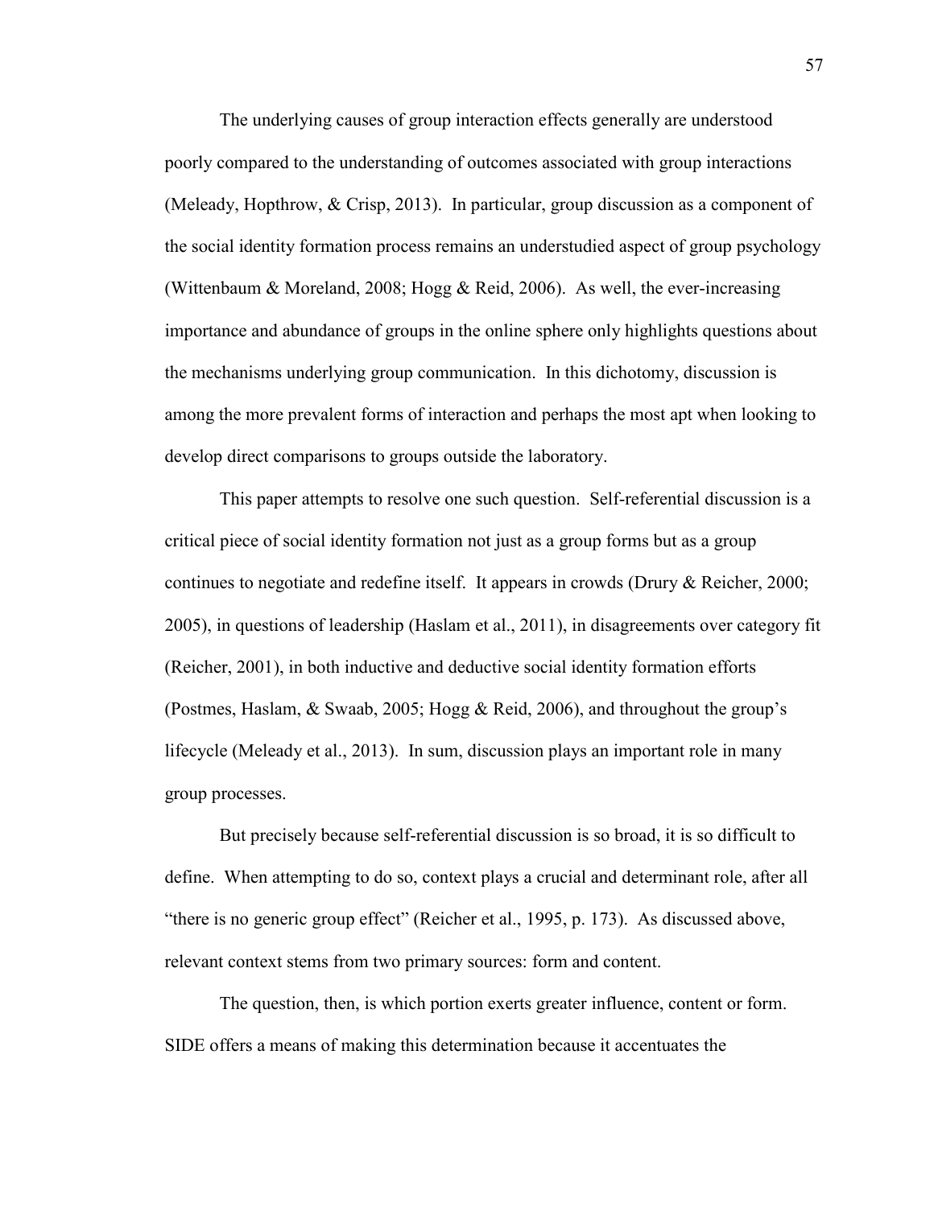The underlying causes of group interaction effects generally are understood poorly compared to the understanding of outcomes associated with group interactions (Meleady, Hopthrow, & Crisp, 2013). In particular, group discussion as a component of the social identity formation process remains an understudied aspect of group psychology (Wittenbaum & Moreland, 2008; Hogg & Reid, 2006). As well, the ever-increasing importance and abundance of groups in the online sphere only highlights questions about the mechanisms underlying group communication. In this dichotomy, discussion is among the more prevalent forms of interaction and perhaps the most apt when looking to develop direct comparisons to groups outside the laboratory.

This paper attempts to resolve one such question. Self-referential discussion is a critical piece of social identity formation not just as a group forms but as a group continues to negotiate and redefine itself. It appears in crowds (Drury & Reicher, 2000; 2005), in questions of leadership (Haslam et al., 2011), in disagreements over category fit (Reicher, 2001), in both inductive and deductive social identity formation efforts (Postmes, Haslam, & Swaab, 2005; Hogg & Reid, 2006), and throughout the group's lifecycle (Meleady et al., 2013). In sum, discussion plays an important role in many group processes.

But precisely because self-referential discussion is so broad, it is so difficult to define. When attempting to do so, context plays a crucial and determinant role, after all "there is no generic group effect" (Reicher et al., 1995, p. 173). As discussed above, relevant context stems from two primary sources: form and content.

The question, then, is which portion exerts greater influence, content or form. SIDE offers a means of making this determination because it accentuates the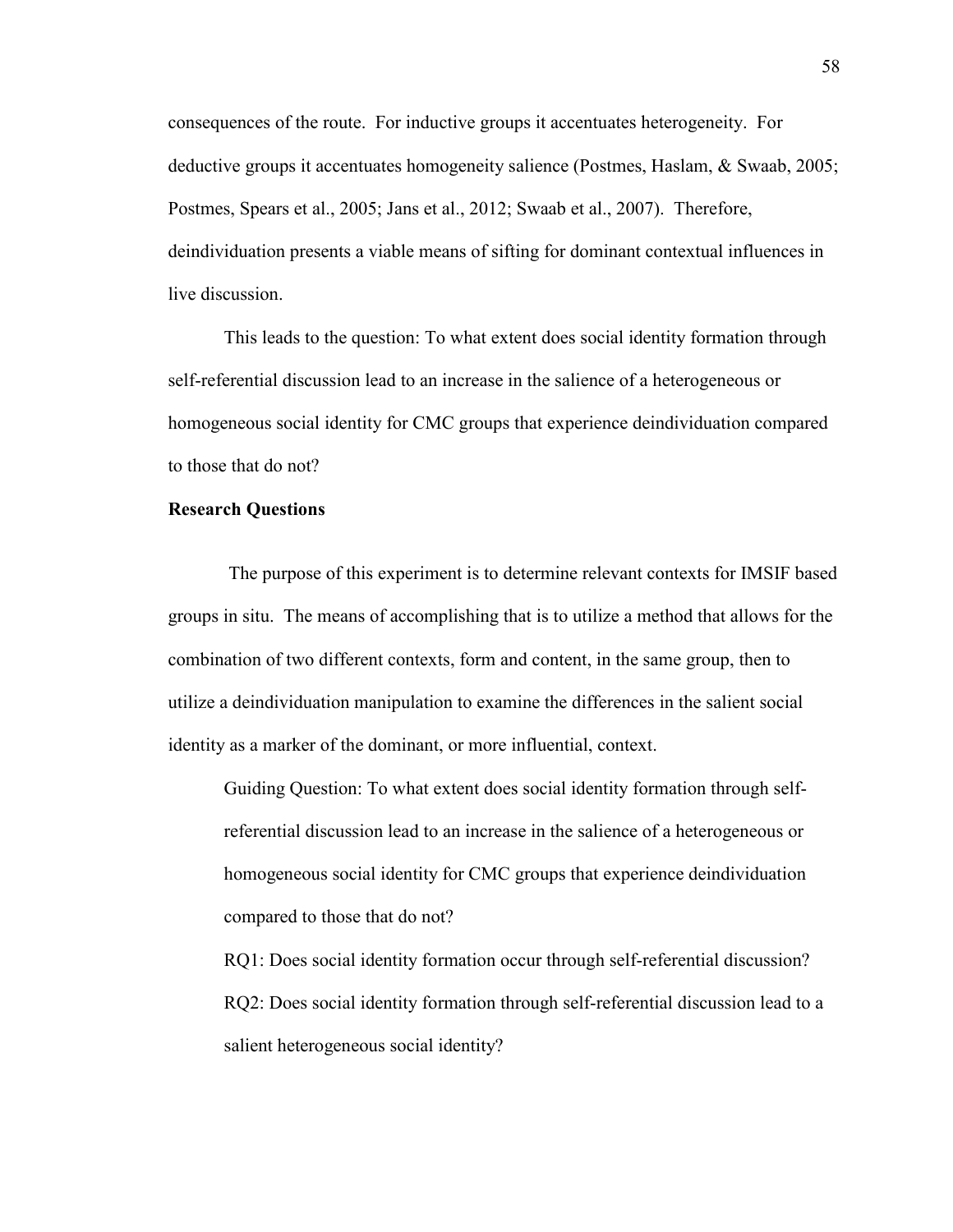consequences of the route. For inductive groups it accentuates heterogeneity. For deductive groups it accentuates homogeneity salience (Postmes, Haslam, & Swaab, 2005; Postmes, Spears et al., 2005; Jans et al., 2012; Swaab et al., 2007). Therefore, deindividuation presents a viable means of sifting for dominant contextual influences in live discussion.

This leads to the question: To what extent does social identity formation through self-referential discussion lead to an increase in the salience of a heterogeneous or homogeneous social identity for CMC groups that experience deindividuation compared to those that do not?

**Research Questions**

The purpose of this experiment is to determine relevant contexts for IMSIF based groups in situ. The means of accomplishing that is to utilize a method that allows for the combination of two different contexts, form and content, in the same group, then to utilize a deindividuation manipulation to examine the differences in the salient social identity as a marker of the dominant, or more influential, context.

Guiding Question: To what extent does social identity formation through self-referential discussion lead to an increase in the salience of a heterogeneous or homogeneous social identity for CMC groups that experience deindividuation compared to those that do not?

RQ1: Does social identity formation occur through self-referential discussion?

RQ2: Does social identity formation through self-referential discussion lead to a salient heterogeneous social identity?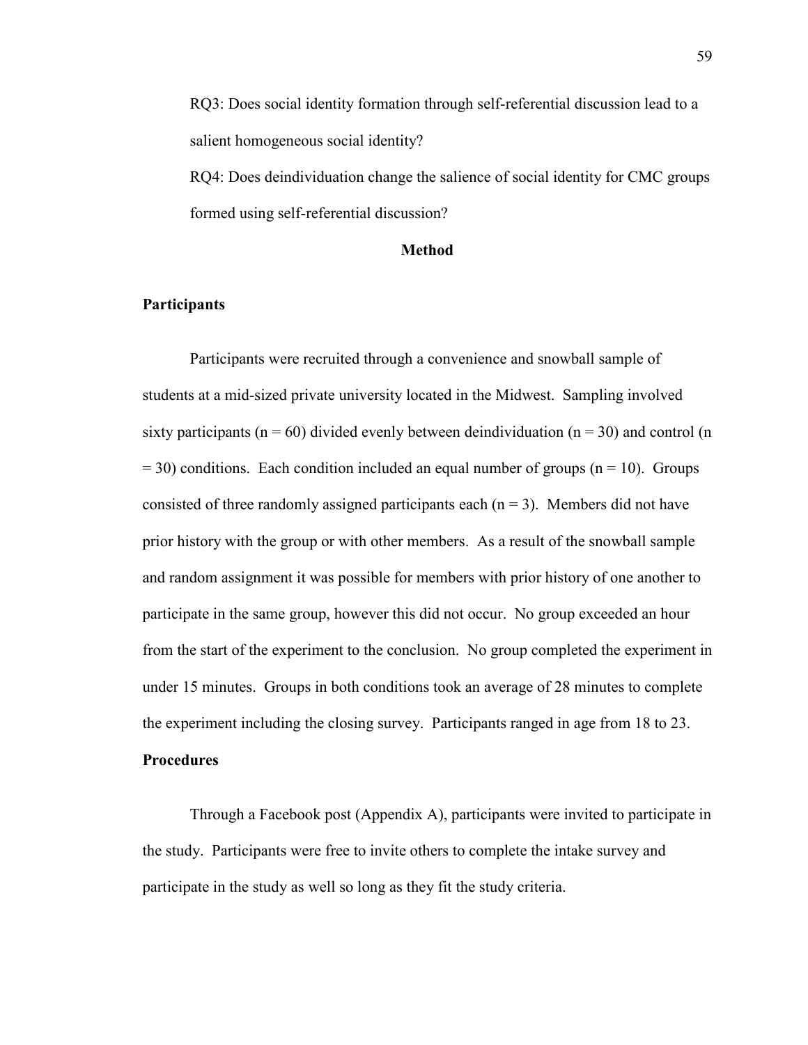RQ3: Does social identity formation through self-referential discussion lead to a salient homogeneous social identity?

RQ4: Does deindividuation change the salience of social identity for CMC groups formed using self-referential discussion?

# Method

## Participants

Participants were recruited through a convenience and snowball sample of students at a mid-sized private university located in the Midwest. Sampling involved sixty participants ($n = 60$) divided evenly between deindividuation ($n = 30$) and control ($n = 30$) conditions. Each condition included an equal number of groups ($n = 10$). Groups consisted of three randomly assigned participants each ($n = 3$). Members did not have prior history with the group or with other members. As a result of the snowball sample and random assignment it was possible for members with prior history of one another to participate in the same group, however this did not occur. No group exceeded an hour from the start of the experiment to the conclusion. No group completed the experiment in under 15 minutes. Groups in both conditions took an average of 28 minutes to complete the experiment including the closing survey. Participants ranged in age from 18 to 23.

## Procedures

Through a Facebook post (Appendix A), participants were invited to participate in the study. Participants were free to invite others to complete the intake survey and participate in the study as well so long as they fit the study criteria.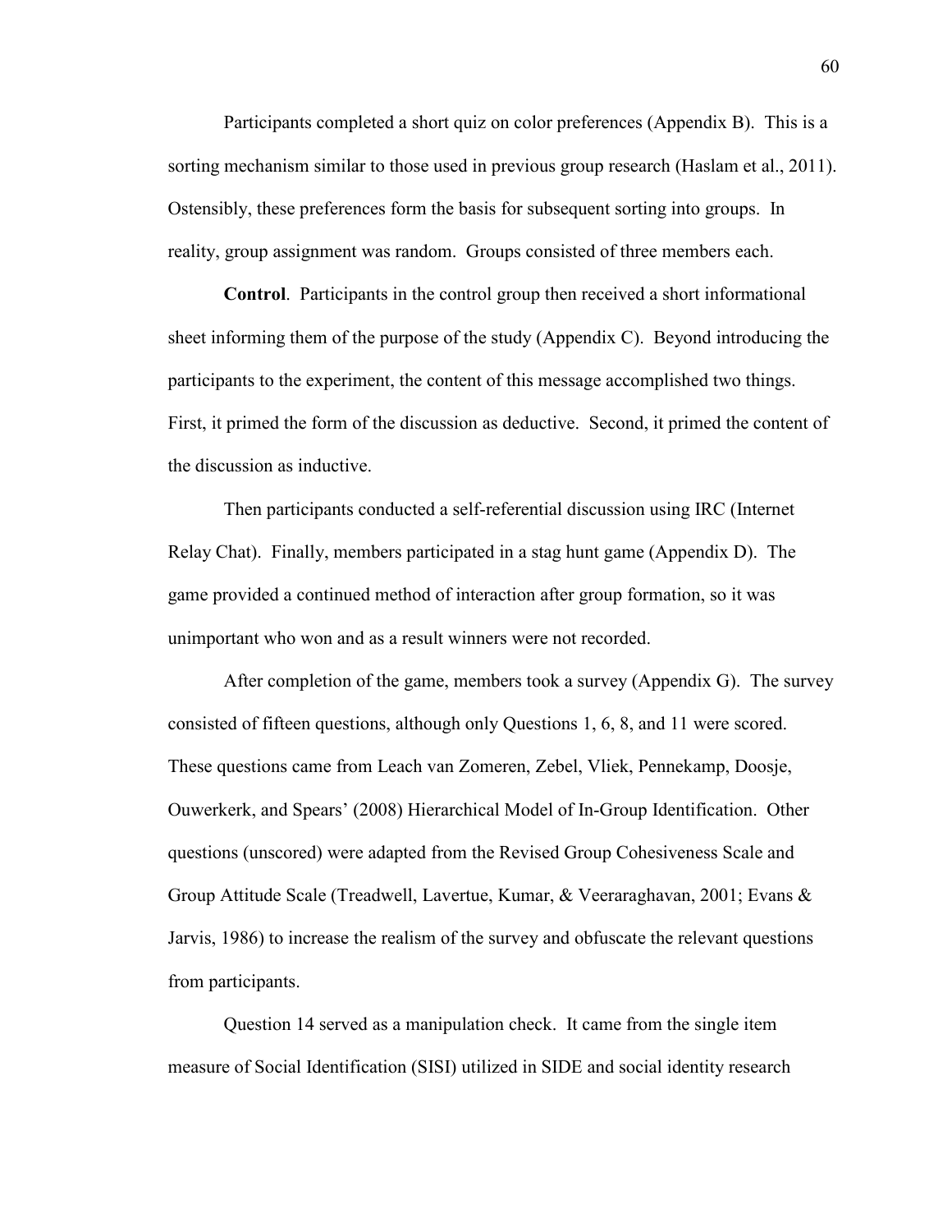Participants completed a short quiz on color preferences (Appendix B). This is a sorting mechanism similar to those used in previous group research (Haslam et al., 2011). Ostensibly, these preferences form the basis for subsequent sorting into groups. In reality, group assignment was random. Groups consisted of three members each.

**Control**. Participants in the control group then received a short informational sheet informing them of the purpose of the study (Appendix C). Beyond introducing the participants to the experiment, the content of this message accomplished two things. First, it primed the form of the discussion as deductive. Second, it primed the content of the discussion as inductive.

Then participants conducted a self-referential discussion using IRC (Internet Relay Chat). Finally, members participated in a stag hunt game (Appendix D). The game provided a continued method of interaction after group formation, so it was unimportant who won and as a result winners were not recorded.

After completion of the game, members took a survey (Appendix G). The survey consisted of fifteen questions, although only Questions 1, 6, 8, and 11 were scored. These questions came from Leach van Zomeren, Zebel, Vliek, Pennekamp, Doosje, Ouwerkerk, and Spears' (2008) Hierarchical Model of In-Group Identification. Other questions (unscored) were adapted from the Revised Group Cohesiveness Scale and Group Attitude Scale (Treadwell, Lavertue, Kumar, & Veeraraghavan, 2001; Evans & Jarvis, 1986) to increase the realism of the survey and obfuscate the relevant questions from participants.

Question 14 served as a manipulation check. It came from the single item measure of Social Identification (SISI) utilized in SIDE and social identity research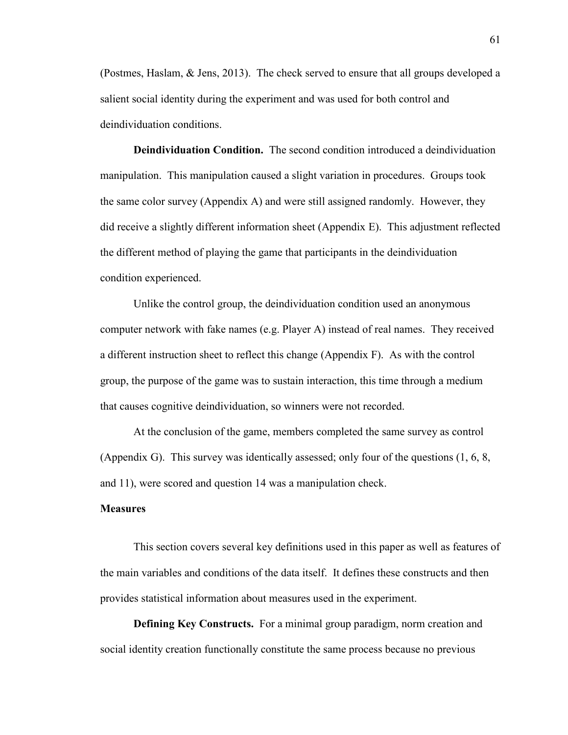(Postmes, Haslam, & Jens, 2013). The check served to ensure that all groups developed a salient social identity during the experiment and was used for both control and deindividuation conditions.

**Deindividuation Condition.** The second condition introduced a deindividuation manipulation. This manipulation caused a slight variation in procedures. Groups took the same color survey (Appendix A) and were still assigned randomly. However, they did receive a slightly different information sheet (Appendix E). This adjustment reflected the different method of playing the game that participants in the deindividuation condition experienced.

Unlike the control group, the deindividuation condition used an anonymous computer network with fake names (e.g. Player A) instead of real names. They received a different instruction sheet to reflect this change (Appendix F). As with the control group, the purpose of the game was to sustain interaction, this time through a medium that causes cognitive deindividuation, so winners were not recorded.

At the conclusion of the game, members completed the same survey as control (Appendix G). This survey was identically assessed; only four of the questions (1, 6, 8, and 11), were scored and question 14 was a manipulation check.

## Measures

This section covers several key definitions used in this paper as well as features of the main variables and conditions of the data itself. It defines these constructs and then provides statistical information about measures used in the experiment.

**Defining Key Constructs.** For a minimal group paradigm, norm creation and social identity creation functionally constitute the same process because no previous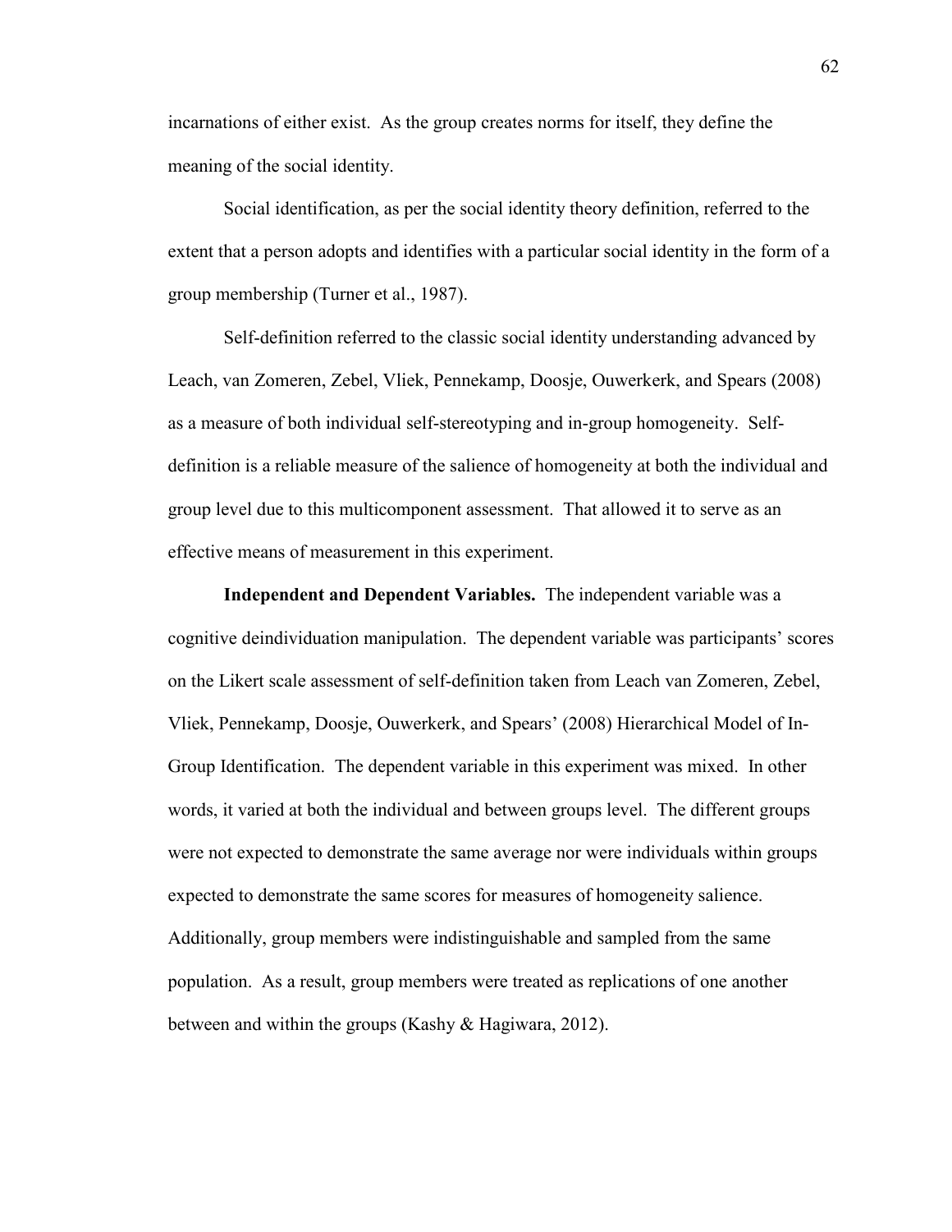incarnations of either exist. As the group creates norms for itself, they define the meaning of the social identity.

Social identification, as per the social identity theory definition, referred to the extent that a person adopts and identifies with a particular social identity in the form of a group membership (Turner et al., 1987).

Self-definition referred to the classic social identity understanding advanced by Leach, van Zomeren, Zebel, Vliek, Pennekamp, Doosje, Ouwerkerk, and Spears (2008) as a measure of both individual self-stereotyping and in-group homogeneity. Self-definition is a reliable measure of the salience of homogeneity at both the individual and group level due to this multicomponent assessment. That allowed it to serve as an effective means of measurement in this experiment.

**Independent and Dependent Variables.** The independent variable was a cognitive deindividuation manipulation. The dependent variable was participants' scores on the Likert scale assessment of self-definition taken from Leach van Zomeren, Zebel, Vliek, Pennekamp, Doosje, Ouwerkerk, and Spears' (2008) Hierarchical Model of In-Group Identification. The dependent variable in this experiment was mixed. In other words, it varied at both the individual and between groups level. The different groups were not expected to demonstrate the same average nor were individuals within groups expected to demonstrate the same scores for measures of homogeneity salience. Additionally, group members were indistinguishable and sampled from the same population. As a result, group members were treated as replications of one another between and within the groups (Kashy & Hagiwara, 2012).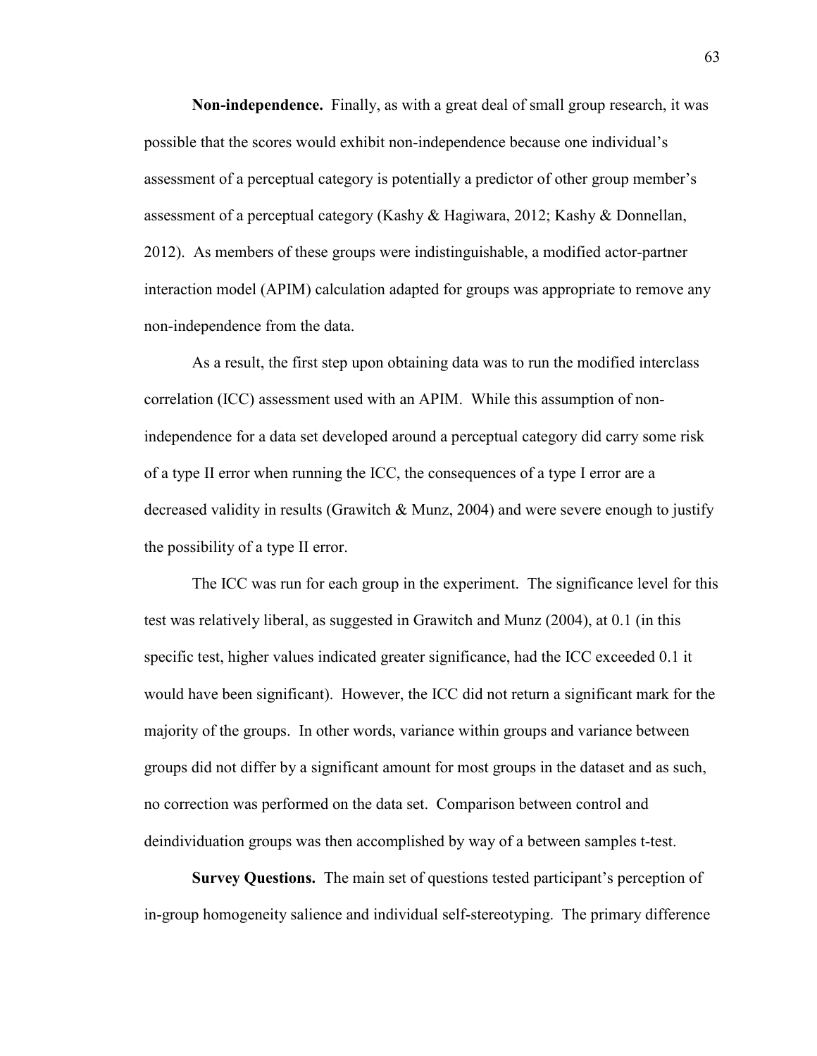**Non-independence.** Finally, as with a great deal of small group research, it was possible that the scores would exhibit non-independence because one individual's assessment of a perceptual category is potentially a predictor of other group member's assessment of a perceptual category (Kashy & Hagiwara, 2012; Kashy & Donnellan, 2012). As members of these groups were indistinguishable, a modified actor-partner interaction model (APIM) calculation adapted for groups was appropriate to remove any non-independence from the data.

As a result, the first step upon obtaining data was to run the modified interclass correlation (ICC) assessment used with an APIM. While this assumption of non-independence for a data set developed around a perceptual category did carry some risk of a type II error when running the ICC, the consequences of a type I error are a decreased validity in results (Grawitch & Munz, 2004) and were severe enough to justify the possibility of a type II error.

The ICC was run for each group in the experiment. The significance level for this test was relatively liberal, as suggested in Grawitch and Munz (2004), at 0.1 (in this specific test, higher values indicated greater significance, had the ICC exceeded 0.1 it would have been significant). However, the ICC did not return a significant mark for the majority of the groups. In other words, variance within groups and variance between groups did not differ by a significant amount for most groups in the dataset and as such, no correction was performed on the data set. Comparison between control and deindividuation groups was then accomplished by way of a between samples t-test.

**Survey Questions.** The main set of questions tested participant's perception of in-group homogeneity salience and individual self-stereotyping. The primary difference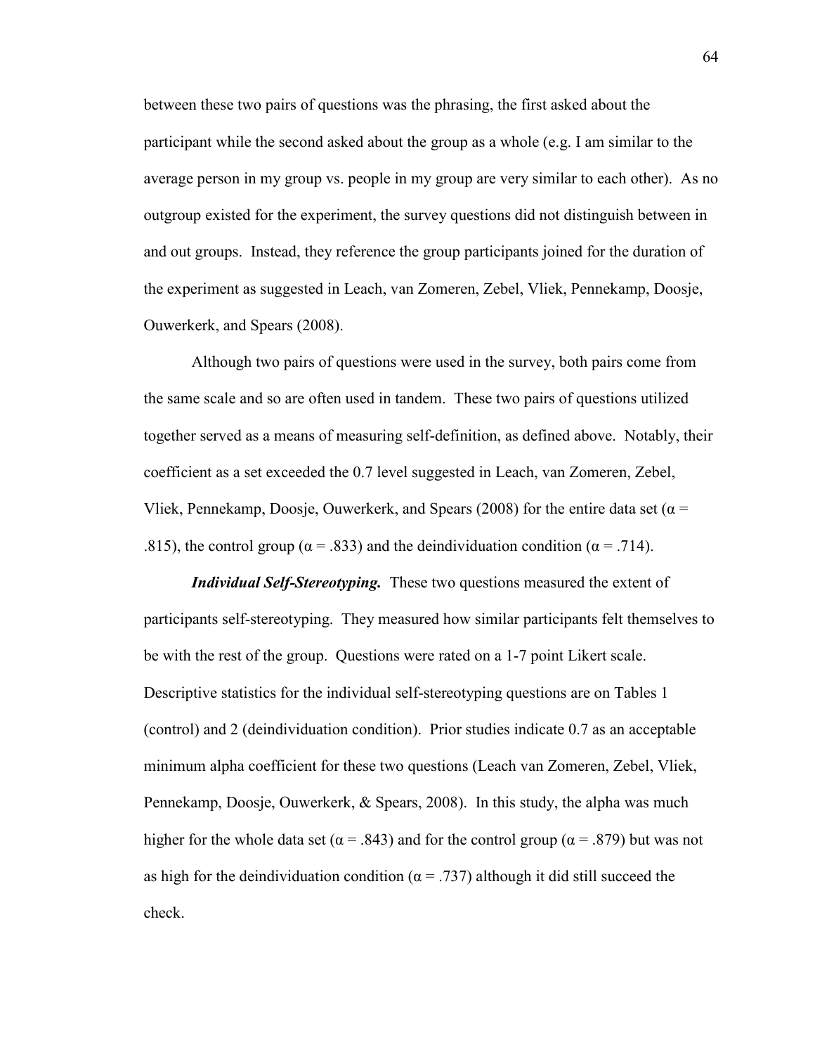between these two pairs of questions was the phrasing, the first asked about the participant while the second asked about the group as a whole (e.g. I am similar to the average person in my group vs. people in my group are very similar to each other). As no outgroup existed for the experiment, the survey questions did not distinguish between in and out groups. Instead, they reference the group participants joined for the duration of the experiment as suggested in Leach, van Zomeren, Zebel, Vliek, Pennekamp, Doosje, Ouwerkerk, and Spears (2008).

Although two pairs of questions were used in the survey, both pairs come from the same scale and so are often used in tandem. These two pairs of questions utilized together served as a means of measuring self-definition, as defined above. Notably, their coefficient as a set exceeded the 0.7 level suggested in Leach, van Zomeren, Zebel, Vliek, Pennekamp, Doosje, Ouwerkerk, and Spears (2008) for the entire data set ($\alpha$ = .815), the control group ($\alpha$ = .833) and the deindividuation condition ($\alpha$ = .714).

***Individual Self-Stereotyping.*** These two questions measured the extent of participants self-stereotyping. They measured how similar participants felt themselves to be with the rest of the group. Questions were rated on a 1-7 point Likert scale. Descriptive statistics for the individual self-stereotyping questions are on Tables 1 (control) and 2 (deindividuation condition). Prior studies indicate 0.7 as an acceptable minimum alpha coefficient for these two questions (Leach van Zomeren, Zebel, Vliek, Pennekamp, Doosje, Ouwerkerk, & Spears, 2008). In this study, the alpha was much higher for the whole data set ($\alpha$ = .843) and for the control group ($\alpha$ = .879) but was not as high for the deindividuation condition ($\alpha$ = .737) although it did still succeed the check.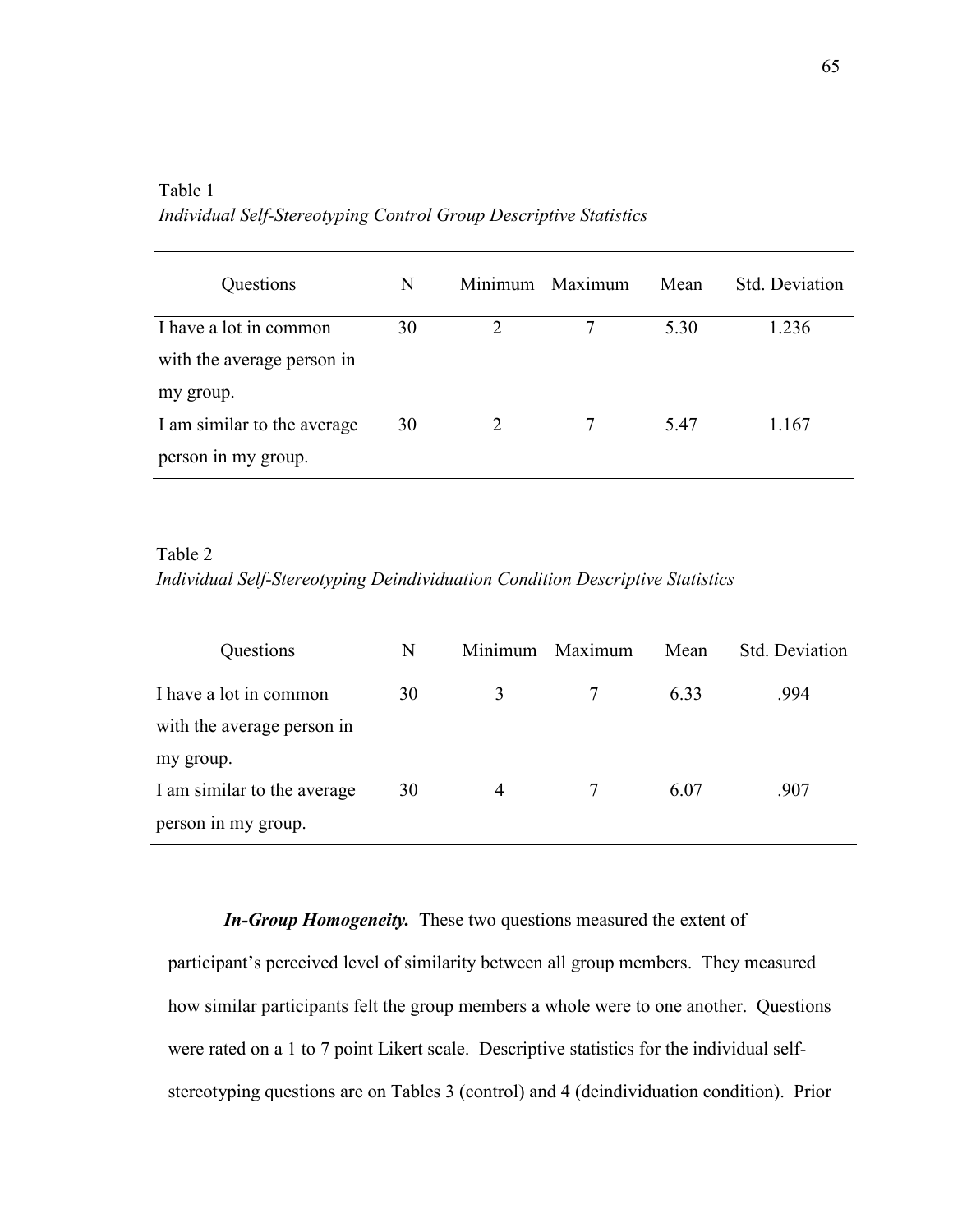Table 1

*Individual Self-Stereotyping Control Group Descriptive Statistics*

| Questions | N | Minimum | Maximum | Mean | Std. Deviation |
|---|---|---|---|---|---|
| I have a lot in common with the average person in my group. | 30 | 2 | 7 | 5.30 | 1.236 |
| I am similar to the average person in my group. | 30 | 2 | 7 | 5.47 | 1.167 |

Table 2

*Individual Self-Stereotyping Deindividuation Condition Descriptive Statistics*

| Questions | N | Minimum | Maximum | Mean | Std. Deviation |
|---|---|---|---|---|---|
| I have a lot in common with the average person in my group. | 30 | 3 | 7 | 6.33 | .994 |
| I am similar to the average person in my group. | 30 | 4 | 7 | 6.07 | .907 |

***In-Group Homogeneity.*** These two questions measured the extent of participant's perceived level of similarity between all group members. They measured how similar participants felt the group members a whole were to one another. Questions were rated on a 1 to 7 point Likert scale. Descriptive statistics for the individual self-stereotyping questions are on Tables 3 (control) and 4 (deindividuation condition). Prior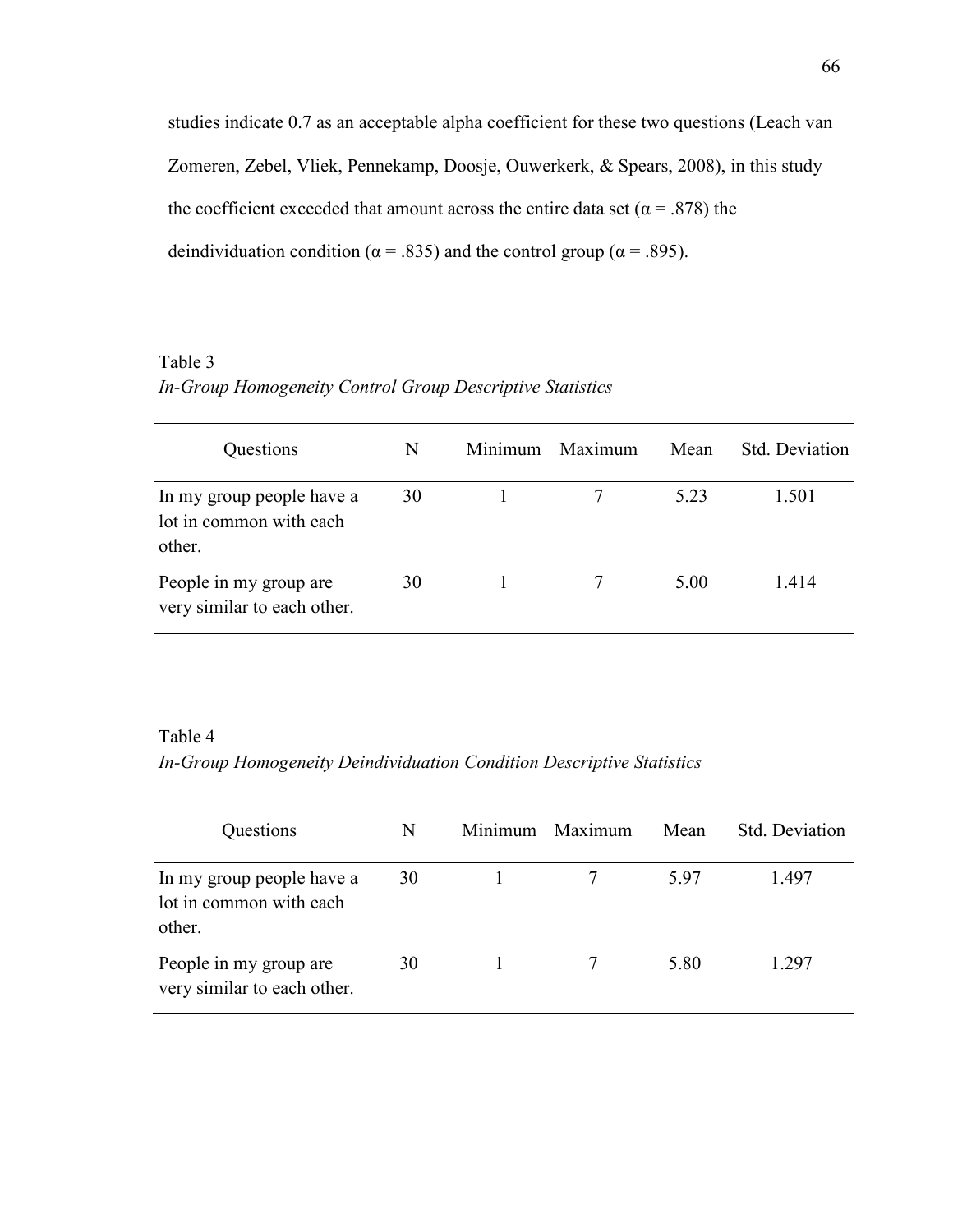studies indicate 0.7 as an acceptable alpha coefficient for these two questions (Leach van Zomeren, Zebel, Vliek, Pennekamp, Doosje, Ouwerkerk, & Spears, 2008), in this study the coefficient exceeded that amount across the entire data set (α = .878) the deindividuation condition (α = .835) and the control group (α = .895).

Table 3

*In-Group Homogeneity Control Group Descriptive Statistics*

| Questions | N | Minimum | Maximum | Mean | Std. Deviation |
|---|---|---|---|---|---|
| In my group people have a lot in common with each other. | 30 | 1 | 7 | 5.23 | 1.501 |
| People in my group are very similar to each other. | 30 | 1 | 7 | 5.00 | 1.414 |

Table 4

*In-Group Homogeneity Deindividuation Condition Descriptive Statistics*

| Questions | N | Minimum | Maximum | Mean | Std. Deviation |
|---|---|---|---|---|---|
| In my group people have a lot in common with each other. | 30 | 1 | 7 | 5.97 | 1.497 |
| People in my group are very similar to each other. | 30 | 1 | 7 | 5.80 | 1.297 |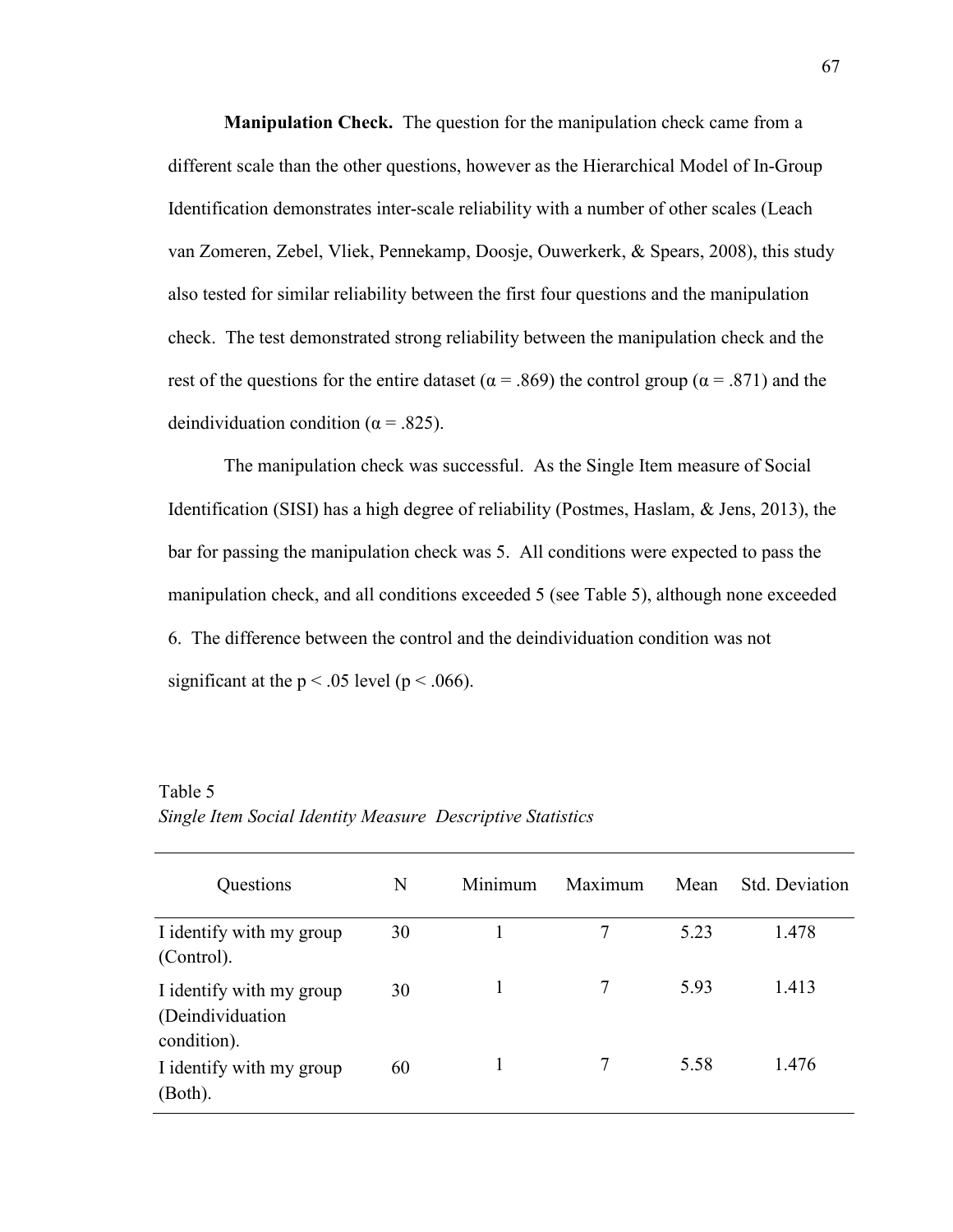**Manipulation Check.** The question for the manipulation check came from a different scale than the other questions, however as the Hierarchical Model of In-Group Identification demonstrates inter-scale reliability with a number of other scales (Leach van Zomeren, Zebel, Vliek, Pennekamp, Doosje, Ouwerkerk, & Spears, 2008), this study also tested for similar reliability between the first four questions and the manipulation check. The test demonstrated strong reliability between the manipulation check and the rest of the questions for the entire dataset ($\alpha = .869$) the control group ($\alpha = .871$) and the deindividuation condition ($\alpha = .825$).

The manipulation check was successful. As the Single Item measure of Social Identification (SISI) has a high degree of reliability (Postmes, Haslam, & Jens, 2013), the bar for passing the manipulation check was 5. All conditions were expected to pass the manipulation check, and all conditions exceeded 5 (see Table 5), although none exceeded 6. The difference between the control and the deindividuation condition was not significant at the $p < .05$ level ($p < .066$).

Table 5

*Single Item Social Identity Measure Descriptive Statistics*

| Questions | N | Minimum | Maximum | Mean | Std. Deviation |
|---|---|---|---|---|---|
| I identify with my group (Control). | 30 | 1 | 7 | 5.23 | 1.478 |
| I identify with my group (Deindividuation condition). | 30 | 1 | 7 | 5.93 | 1.413 |
| I identify with my group (Both). | 60 | 1 | 7 | 5.58 | 1.476 |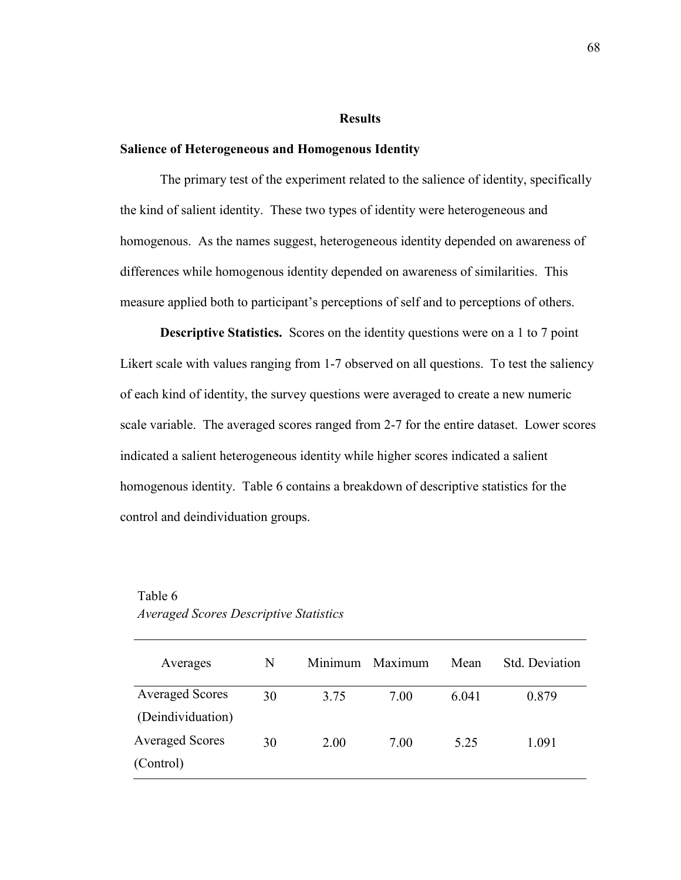## Results

### Salience of Heterogeneous and Homogenous Identity

The primary test of the experiment related to the salience of identity, specifically the kind of salient identity. These two types of identity were heterogeneous and homogenous. As the names suggest, heterogeneous identity depended on awareness of differences while homogenous identity depended on awareness of similarities. This measure applied both to participant's perceptions of self and to perceptions of others.

**Descriptive Statistics.** Scores on the identity questions were on a 1 to 7 point Likert scale with values ranging from 1-7 observed on all questions. To test the saliency of each kind of identity, the survey questions were averaged to create a new numeric scale variable. The averaged scores ranged from 2-7 for the entire dataset. Lower scores indicated a salient heterogeneous identity while higher scores indicated a salient homogenous identity. Table 6 contains a breakdown of descriptive statistics for the control and deindividuation groups.

Table 6
*Averaged Scores Descriptive Statistics*

| Averages | N | Minimum | Maximum | Mean | Std. Deviation |
|---|---|---|---|---|---|
| Averaged Scores (Deindividuation) | 30 | 3.75 | 7.00 | 6.041 | 0.879 |
| Averaged Scores (Control) | 30 | 2.00 | 7.00 | 5.25 | 1.091 |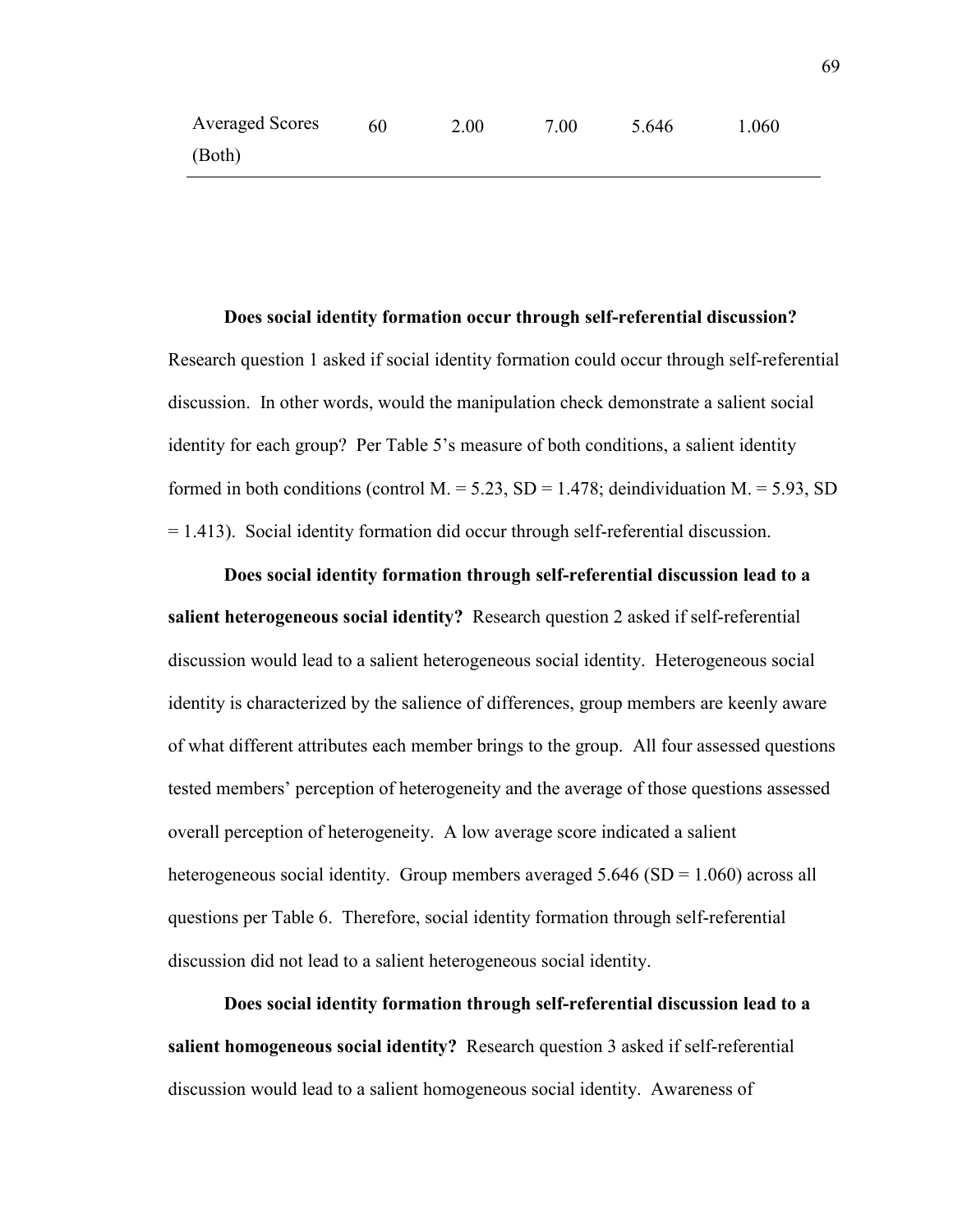| Averaged Scores (Both) | 60 | 2.00 | 7.00 | 5.646 | 1.060 |
|---|---|---|---|---|---|

**Does social identity formation occur through self-referential discussion?** Research question 1 asked if social identity formation could occur through self-referential discussion. In other words, would the manipulation check demonstrate a salient social identity for each group? Per Table 5's measure of both conditions, a salient identity formed in both conditions (control M. = 5.23, SD = 1.478; deindividuation M. = 5.93, SD = 1.413). Social identity formation did occur through self-referential discussion.

**Does social identity formation through self-referential discussion lead to a salient heterogeneous social identity?** Research question 2 asked if self-referential discussion would lead to a salient heterogeneous social identity. Heterogeneous social identity is characterized by the salience of differences, group members are keenly aware of what different attributes each member brings to the group. All four assessed questions tested members' perception of heterogeneity and the average of those questions assessed overall perception of heterogeneity. A low average score indicated a salient heterogeneous social identity. Group members averaged 5.646 (SD = 1.060) across all questions per Table 6. Therefore, social identity formation through self-referential discussion did not lead to a salient heterogeneous social identity.

**Does social identity formation through self-referential discussion lead to a salient homogeneous social identity?** Research question 3 asked if self-referential discussion would lead to a salient homogeneous social identity. Awareness of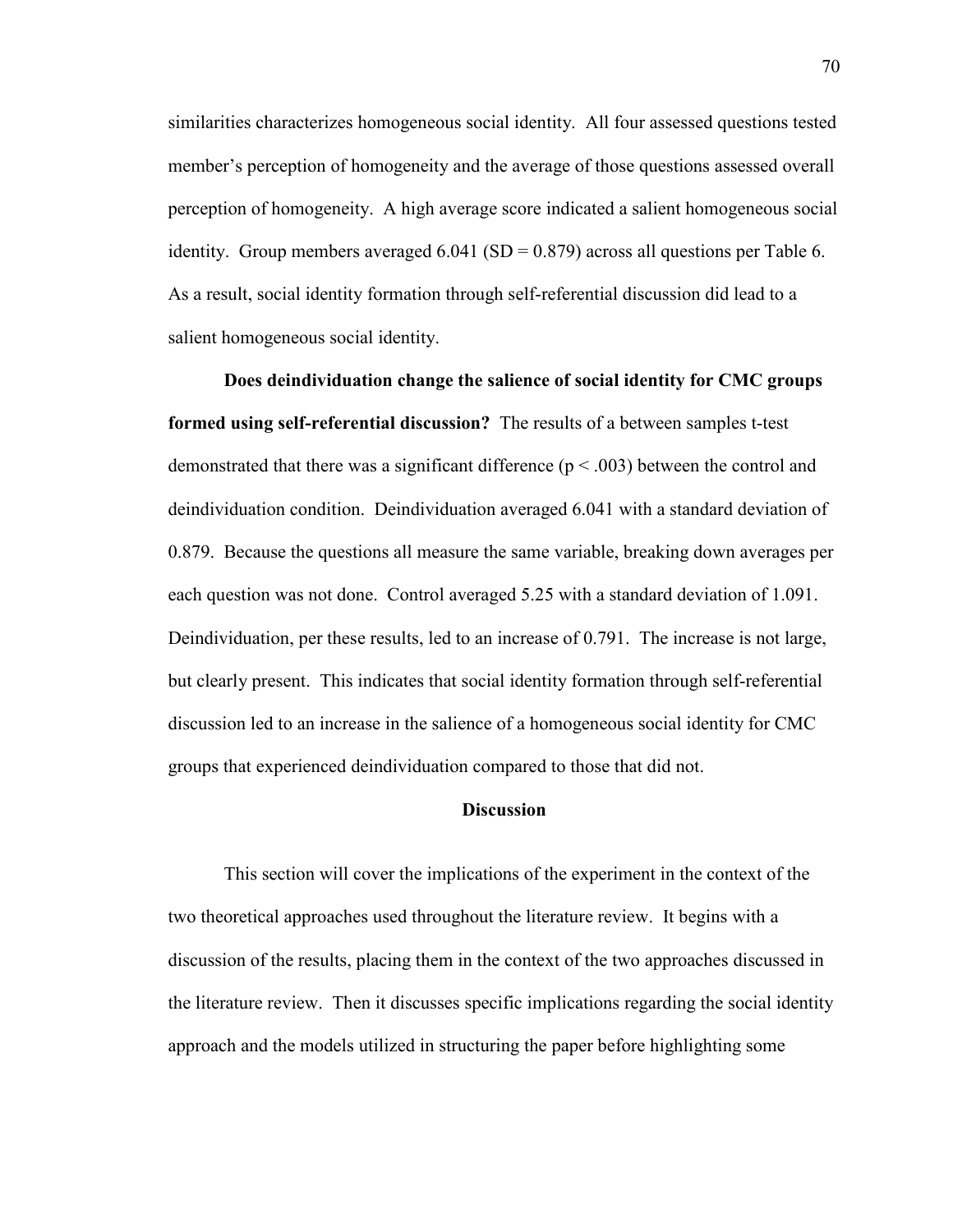similarities characterizes homogeneous social identity. All four assessed questions tested member's perception of homogeneity and the average of those questions assessed overall perception of homogeneity. A high average score indicated a salient homogeneous social identity. Group members averaged 6.041 (SD = 0.879) across all questions per Table 6. As a result, social identity formation through self-referential discussion did lead to a salient homogeneous social identity.

**Does deindividuation change the salience of social identity for CMC groups formed using self-referential discussion?** The results of a between samples t-test demonstrated that there was a significant difference ($p < .003$) between the control and deindividuation condition. Deindividuation averaged 6.041 with a standard deviation of 0.879. Because the questions all measure the same variable, breaking down averages per each question was not done. Control averaged 5.25 with a standard deviation of 1.091. Deindividuation, per these results, led to an increase of 0.791. The increase is not large, but clearly present. This indicates that social identity formation through self-referential discussion led to an increase in the salience of a homogeneous social identity for CMC groups that experienced deindividuation compared to those that did not.

## Discussion

This section will cover the implications of the experiment in the context of the two theoretical approaches used throughout the literature review. It begins with a discussion of the results, placing them in the context of the two approaches discussed in the literature review. Then it discusses specific implications regarding the social identity approach and the models utilized in structuring the paper before highlighting some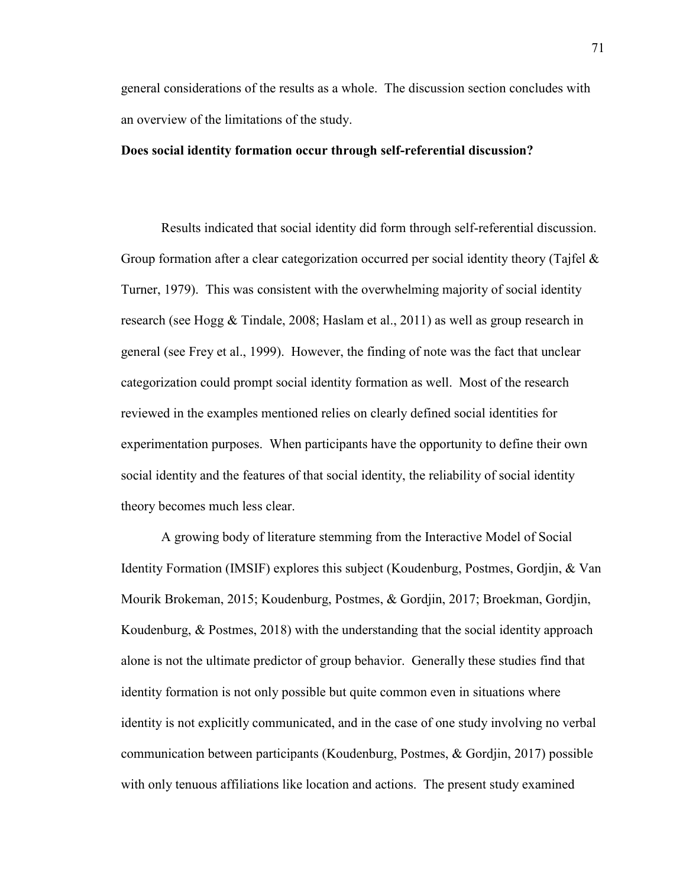general considerations of the results as a whole. The discussion section concludes with an overview of the limitations of the study.

**Does social identity formation occur through self-referential discussion?**

Results indicated that social identity did form through self-referential discussion. Group formation after a clear categorization occurred per social identity theory (Tajfel & Turner, 1979). This was consistent with the overwhelming majority of social identity research (see Hogg & Tindale, 2008; Haslam et al., 2011) as well as group research in general (see Frey et al., 1999). However, the finding of note was the fact that unclear categorization could prompt social identity formation as well. Most of the research reviewed in the examples mentioned relies on clearly defined social identities for experimentation purposes. When participants have the opportunity to define their own social identity and the features of that social identity, the reliability of social identity theory becomes much less clear.

A growing body of literature stemming from the Interactive Model of Social Identity Formation (IMSIF) explores this subject (Koudenburg, Postmes, Gordjin, & Van Mourik Brokeman, 2015; Koudenburg, Postmes, & Gordjin, 2017; Broekman, Gordjin, Koudenburg, & Postmes, 2018) with the understanding that the social identity approach alone is not the ultimate predictor of group behavior. Generally these studies find that identity formation is not only possible but quite common even in situations where identity is not explicitly communicated, and in the case of one study involving no verbal communication between participants (Koudenburg, Postmes, & Gordjin, 2017) possible with only tenuous affiliations like location and actions. The present study examined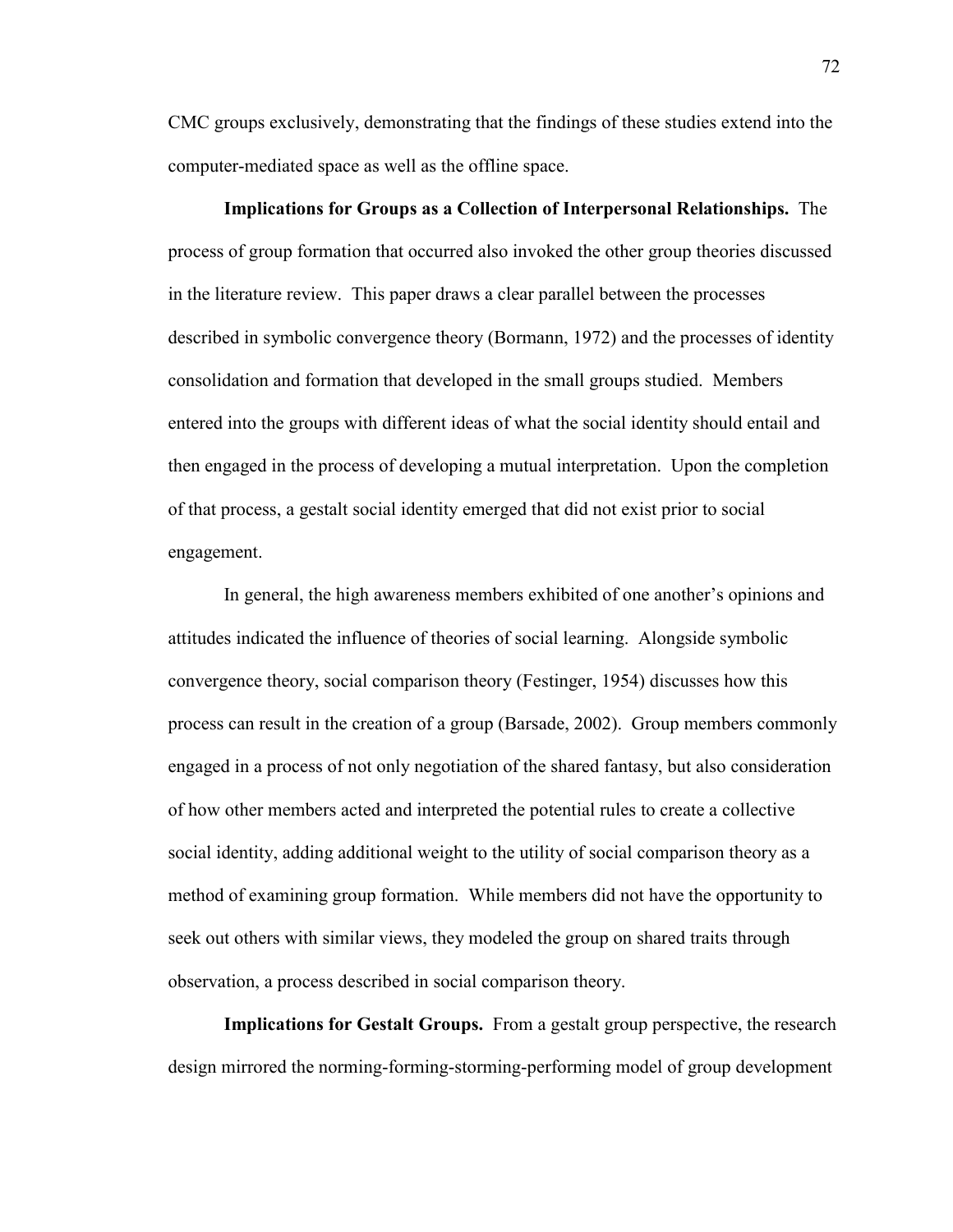CMC groups exclusively, demonstrating that the findings of these studies extend into the computer-mediated space as well as the offline space.

**Implications for Groups as a Collection of Interpersonal Relationships.** The process of group formation that occurred also invoked the other group theories discussed in the literature review. This paper draws a clear parallel between the processes described in symbolic convergence theory (Bormann, 1972) and the processes of identity consolidation and formation that developed in the small groups studied. Members entered into the groups with different ideas of what the social identity should entail and then engaged in the process of developing a mutual interpretation. Upon the completion of that process, a gestalt social identity emerged that did not exist prior to social engagement.

In general, the high awareness members exhibited of one another's opinions and attitudes indicated the influence of theories of social learning. Alongside symbolic convergence theory, social comparison theory (Festinger, 1954) discusses how this process can result in the creation of a group (Barsade, 2002). Group members commonly engaged in a process of not only negotiation of the shared fantasy, but also consideration of how other members acted and interpreted the potential rules to create a collective social identity, adding additional weight to the utility of social comparison theory as a method of examining group formation. While members did not have the opportunity to seek out others with similar views, they modeled the group on shared traits through observation, a process described in social comparison theory.

**Implications for Gestalt Groups.** From a gestalt group perspective, the research design mirrored the norming-forming-storming-performing model of group development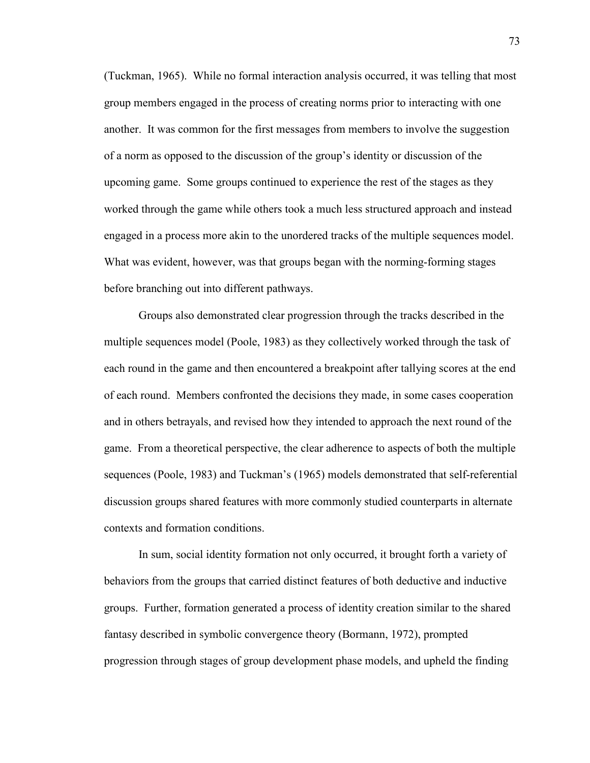(Tuckman, 1965). While no formal interaction analysis occurred, it was telling that most group members engaged in the process of creating norms prior to interacting with one another. It was common for the first messages from members to involve the suggestion of a norm as opposed to the discussion of the group's identity or discussion of the upcoming game. Some groups continued to experience the rest of the stages as they worked through the game while others took a much less structured approach and instead engaged in a process more akin to the unordered tracks of the multiple sequences model. What was evident, however, was that groups began with the norming-forming stages before branching out into different pathways.

Groups also demonstrated clear progression through the tracks described in the multiple sequences model (Poole, 1983) as they collectively worked through the task of each round in the game and then encountered a breakpoint after tallying scores at the end of each round. Members confronted the decisions they made, in some cases cooperation and in others betrayals, and revised how they intended to approach the next round of the game. From a theoretical perspective, the clear adherence to aspects of both the multiple sequences (Poole, 1983) and Tuckman's (1965) models demonstrated that self-referential discussion groups shared features with more commonly studied counterparts in alternate contexts and formation conditions.

In sum, social identity formation not only occurred, it brought forth a variety of behaviors from the groups that carried distinct features of both deductive and inductive groups. Further, formation generated a process of identity creation similar to the shared fantasy described in symbolic convergence theory (Bormann, 1972), prompted progression through stages of group development phase models, and upheld the finding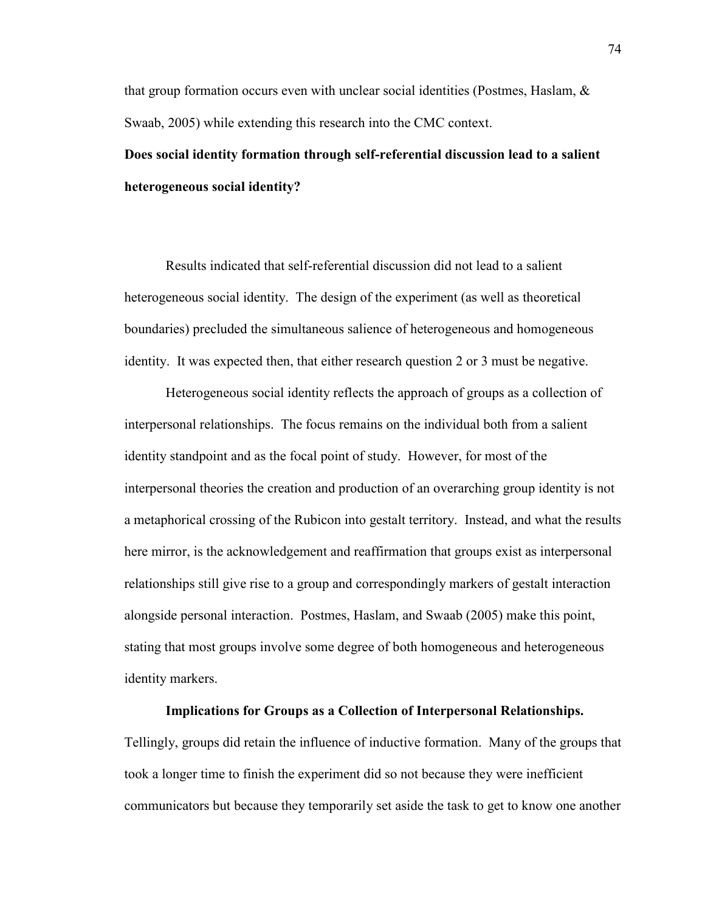that group formation occurs even with unclear social identities (Postmes, Haslam, & Swaab, 2005) while extending this research into the CMC context.

**Does social identity formation through self-referential discussion lead to a salient heterogeneous social identity?**

Results indicated that self-referential discussion did not lead to a salient heterogeneous social identity. The design of the experiment (as well as theoretical boundaries) precluded the simultaneous salience of heterogeneous and homogeneous identity. It was expected then, that either research question 2 or 3 must be negative.

Heterogeneous social identity reflects the approach of groups as a collection of interpersonal relationships. The focus remains on the individual both from a salient identity standpoint and as the focal point of study. However, for most of the interpersonal theories the creation and production of an overarching group identity is not a metaphorical crossing of the Rubicon into gestalt territory. Instead, and what the results here mirror, is the acknowledgement and reaffirmation that groups exist as interpersonal relationships still give rise to a group and correspondingly markers of gestalt interaction alongside personal interaction. Postmes, Haslam, and Swaab (2005) make this point, stating that most groups involve some degree of both homogeneous and heterogeneous identity markers.

**Implications for Groups as a Collection of Interpersonal Relationships.** Tellingly, groups did retain the influence of inductive formation. Many of the groups that took a longer time to finish the experiment did so not because they were inefficient communicators but because they temporarily set aside the task to get to know one another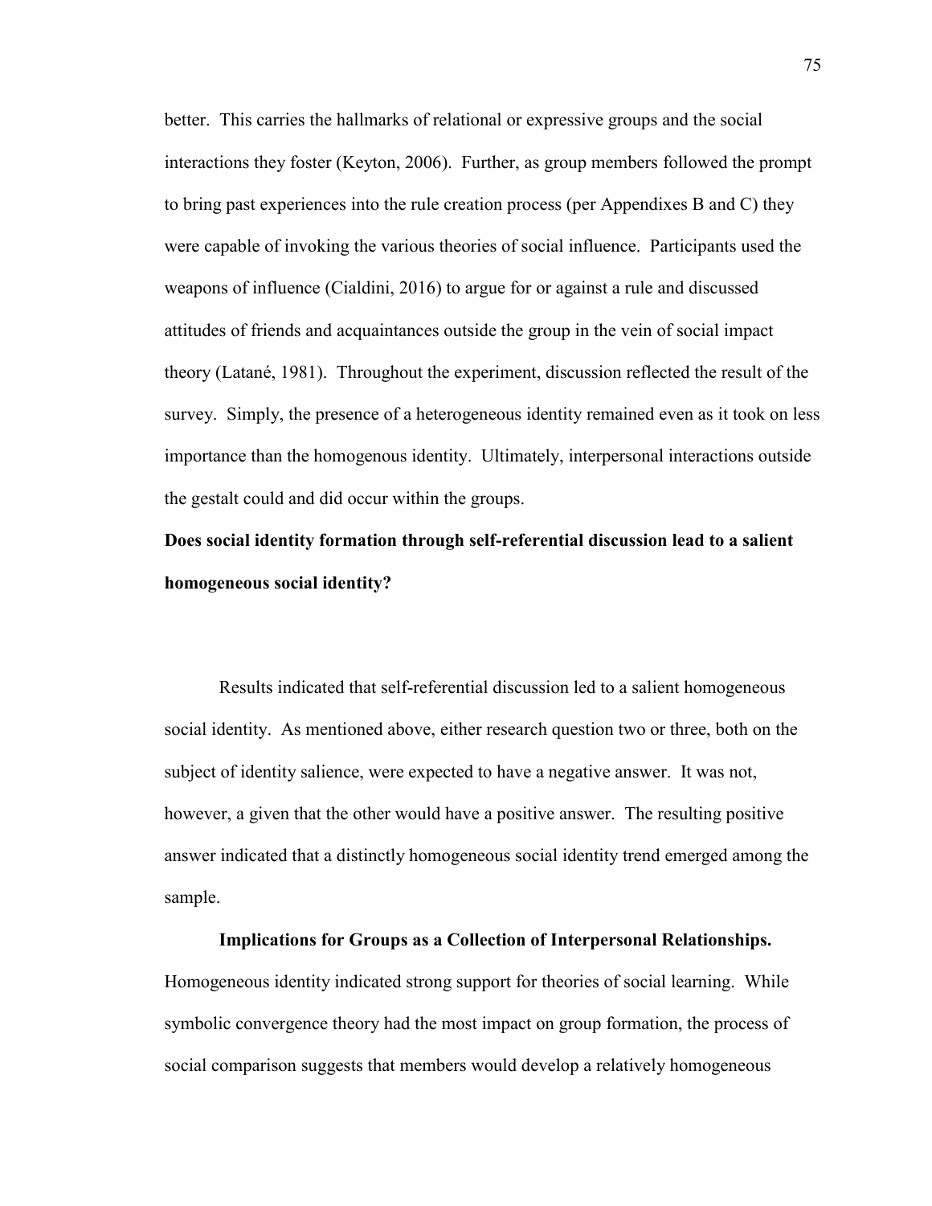better. This carries the hallmarks of relational or expressive groups and the social interactions they foster (Keyton, 2006). Further, as group members followed the prompt to bring past experiences into the rule creation process (per Appendixes B and C) they were capable of invoking the various theories of social influence. Participants used the weapons of influence (Cialdini, 2016) to argue for or against a rule and discussed attitudes of friends and acquaintances outside the group in the vein of social impact theory (Latané, 1981). Throughout the experiment, discussion reflected the result of the survey. Simply, the presence of a heterogeneous identity remained even as it took on less importance than the homogenous identity. Ultimately, interpersonal interactions outside the gestalt could and did occur within the groups.

**Does social identity formation through self-referential discussion lead to a salient homogeneous social identity?**

Results indicated that self-referential discussion led to a salient homogeneous social identity. As mentioned above, either research question two or three, both on the subject of identity salience, were expected to have a negative answer. It was not, however, a given that the other would have a positive answer. The resulting positive answer indicated that a distinctly homogeneous social identity trend emerged among the sample.

**Implications for Groups as a Collection of Interpersonal Relationships.** Homogeneous identity indicated strong support for theories of social learning. While symbolic convergence theory had the most impact on group formation, the process of social comparison suggests that members would develop a relatively homogeneous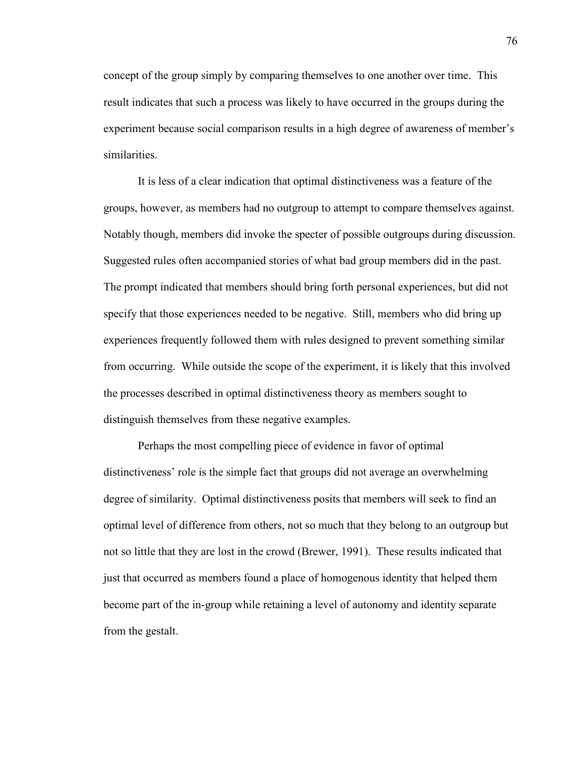concept of the group simply by comparing themselves to one another over time. This result indicates that such a process was likely to have occurred in the groups during the experiment because social comparison results in a high degree of awareness of member's similarities.

It is less of a clear indication that optimal distinctiveness was a feature of the groups, however, as members had no outgroup to attempt to compare themselves against. Notably though, members did invoke the specter of possible outgroups during discussion. Suggested rules often accompanied stories of what bad group members did in the past. The prompt indicated that members should bring forth personal experiences, but did not specify that those experiences needed to be negative. Still, members who did bring up experiences frequently followed them with rules designed to prevent something similar from occurring. While outside the scope of the experiment, it is likely that this involved the processes described in optimal distinctiveness theory as members sought to distinguish themselves from these negative examples.

Perhaps the most compelling piece of evidence in favor of optimal distinctiveness' role is the simple fact that groups did not average an overwhelming degree of similarity. Optimal distinctiveness posits that members will seek to find an optimal level of difference from others, not so much that they belong to an outgroup but not so little that they are lost in the crowd (Brewer, 1991). These results indicated that just that occurred as members found a place of homogenous identity that helped them become part of the in-group while retaining a level of autonomy and identity separate from the gestalt.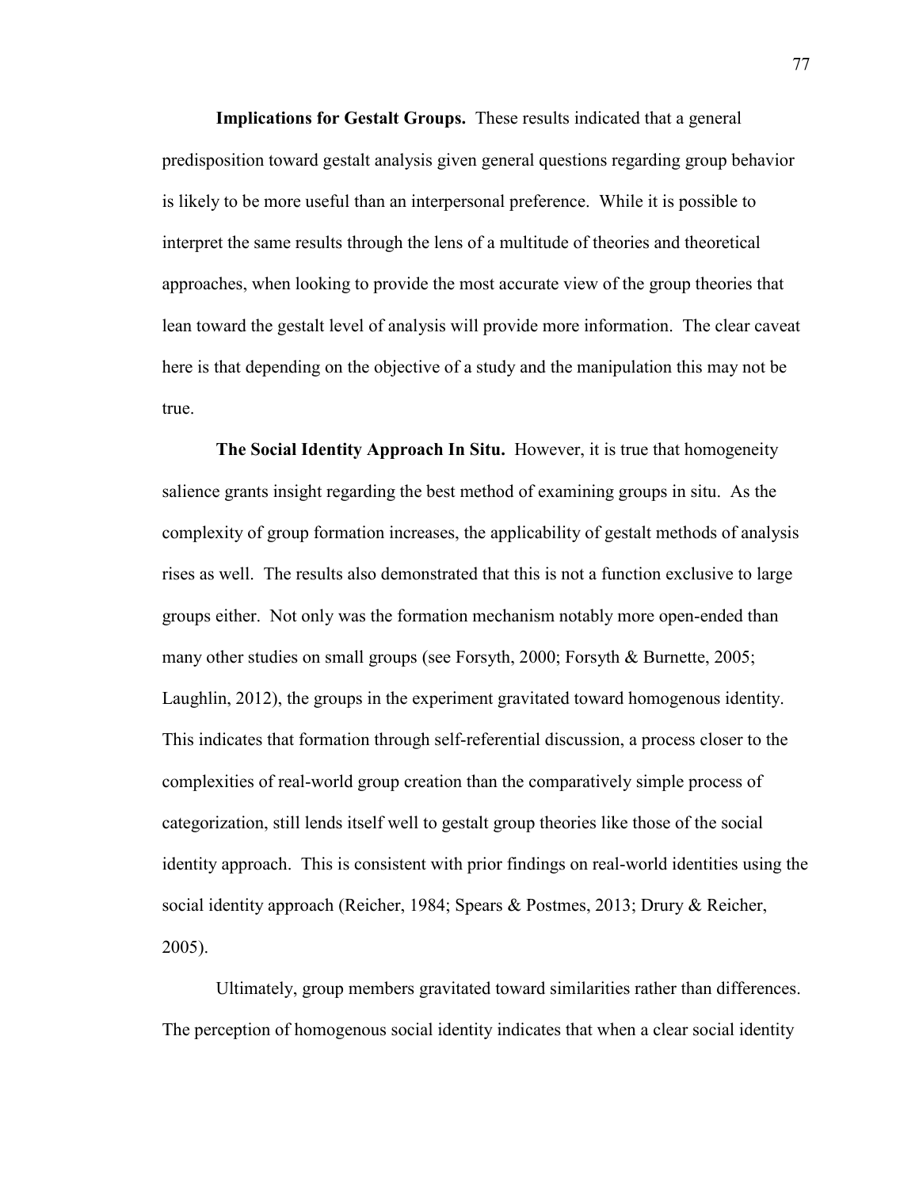**Implications for Gestalt Groups.** These results indicated that a general predisposition toward gestalt analysis given general questions regarding group behavior is likely to be more useful than an interpersonal preference. While it is possible to interpret the same results through the lens of a multitude of theories and theoretical approaches, when looking to provide the most accurate view of the group theories that lean toward the gestalt level of analysis will provide more information. The clear caveat here is that depending on the objective of a study and the manipulation this may not be true.

**The Social Identity Approach In Situ.** However, it is true that homogeneity salience grants insight regarding the best method of examining groups in situ. As the complexity of group formation increases, the applicability of gestalt methods of analysis rises as well. The results also demonstrated that this is not a function exclusive to large groups either. Not only was the formation mechanism notably more open-ended than many other studies on small groups (see Forsyth, 2000; Forsyth & Burnette, 2005; Laughlin, 2012), the groups in the experiment gravitated toward homogenous identity. This indicates that formation through self-referential discussion, a process closer to the complexities of real-world group creation than the comparatively simple process of categorization, still lends itself well to gestalt group theories like those of the social identity approach. This is consistent with prior findings on real-world identities using the social identity approach (Reicher, 1984; Spears & Postmes, 2013; Drury & Reicher, 2005).

Ultimately, group members gravitated toward similarities rather than differences. The perception of homogenous social identity indicates that when a clear social identity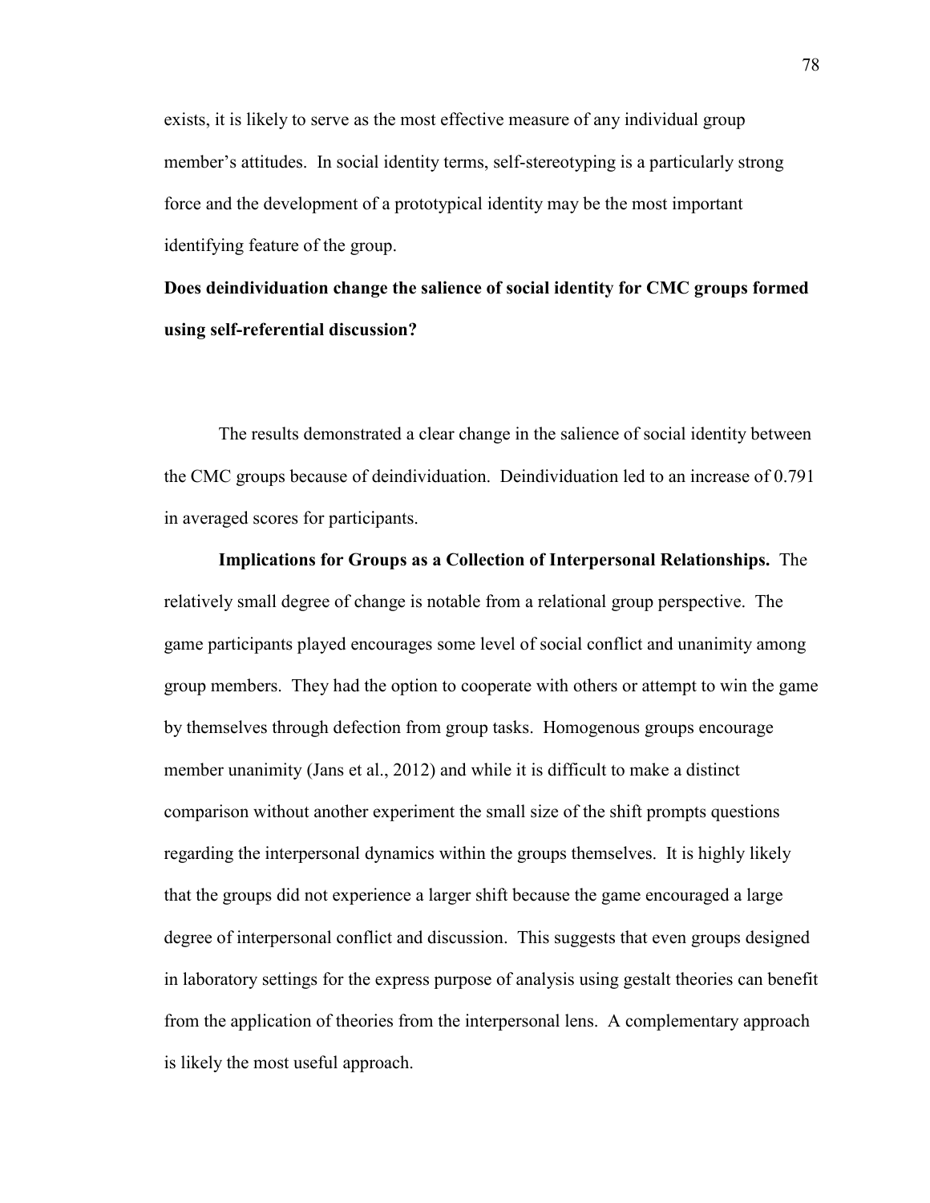exists, it is likely to serve as the most effective measure of any individual group member's attitudes. In social identity terms, self-stereotyping is a particularly strong force and the development of a prototypical identity may be the most important identifying feature of the group.

### Does deindividuation change the salience of social identity for CMC groups formed using self-referential discussion?

The results demonstrated a clear change in the salience of social identity between the CMC groups because of deindividuation. Deindividuation led to an increase of 0.791 in averaged scores for participants.

**Implications for Groups as a Collection of Interpersonal Relationships.** The relatively small degree of change is notable from a relational group perspective. The game participants played encourages some level of social conflict and unanimity among group members. They had the option to cooperate with others or attempt to win the game by themselves through defection from group tasks. Homogenous groups encourage member unanimity (Jans et al., 2012) and while it is difficult to make a distinct comparison without another experiment the small size of the shift prompts questions regarding the interpersonal dynamics within the groups themselves. It is highly likely that the groups did not experience a larger shift because the game encouraged a large degree of interpersonal conflict and discussion. This suggests that even groups designed in laboratory settings for the express purpose of analysis using gestalt theories can benefit from the application of theories from the interpersonal lens. A complementary approach is likely the most useful approach.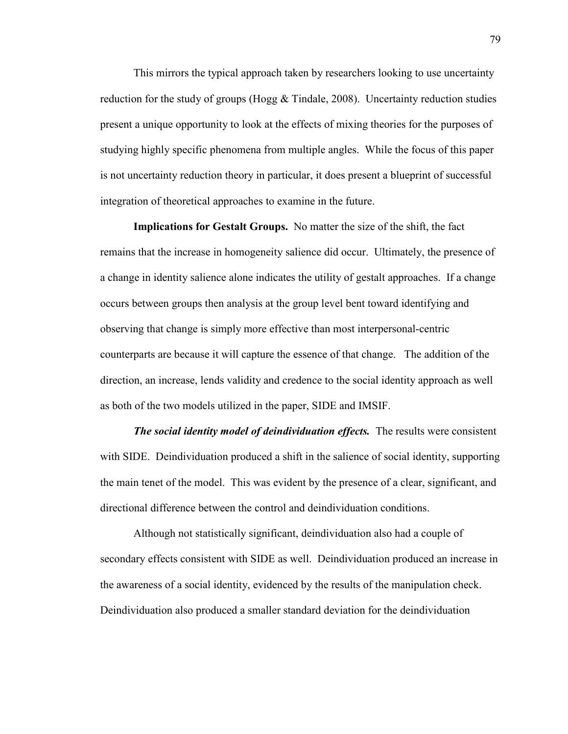This mirrors the typical approach taken by researchers looking to use uncertainty reduction for the study of groups (Hogg & Tindale, 2008). Uncertainty reduction studies present a unique opportunity to look at the effects of mixing theories for the purposes of studying highly specific phenomena from multiple angles. While the focus of this paper is not uncertainty reduction theory in particular, it does present a blueprint of successful integration of theoretical approaches to examine in the future.

**Implications for Gestalt Groups.** No matter the size of the shift, the fact remains that the increase in homogeneity salience did occur. Ultimately, the presence of a change in identity salience alone indicates the utility of gestalt approaches. If a change occurs between groups then analysis at the group level bent toward identifying and observing that change is simply more effective than most interpersonal-centric counterparts are because it will capture the essence of that change. The addition of the direction, an increase, lends validity and credence to the social identity approach as well as both of the two models utilized in the paper, SIDE and IMSIF.

***The social identity model of deindividuation effects.*** The results were consistent with SIDE. Deindividuation produced a shift in the salience of social identity, supporting the main tenet of the model. This was evident by the presence of a clear, significant, and directional difference between the control and deindividuation conditions.

Although not statistically significant, deindividuation also had a couple of secondary effects consistent with SIDE as well. Deindividuation produced an increase in the awareness of a social identity, evidenced by the results of the manipulation check. Deindividuation also produced a smaller standard deviation for the deindividuation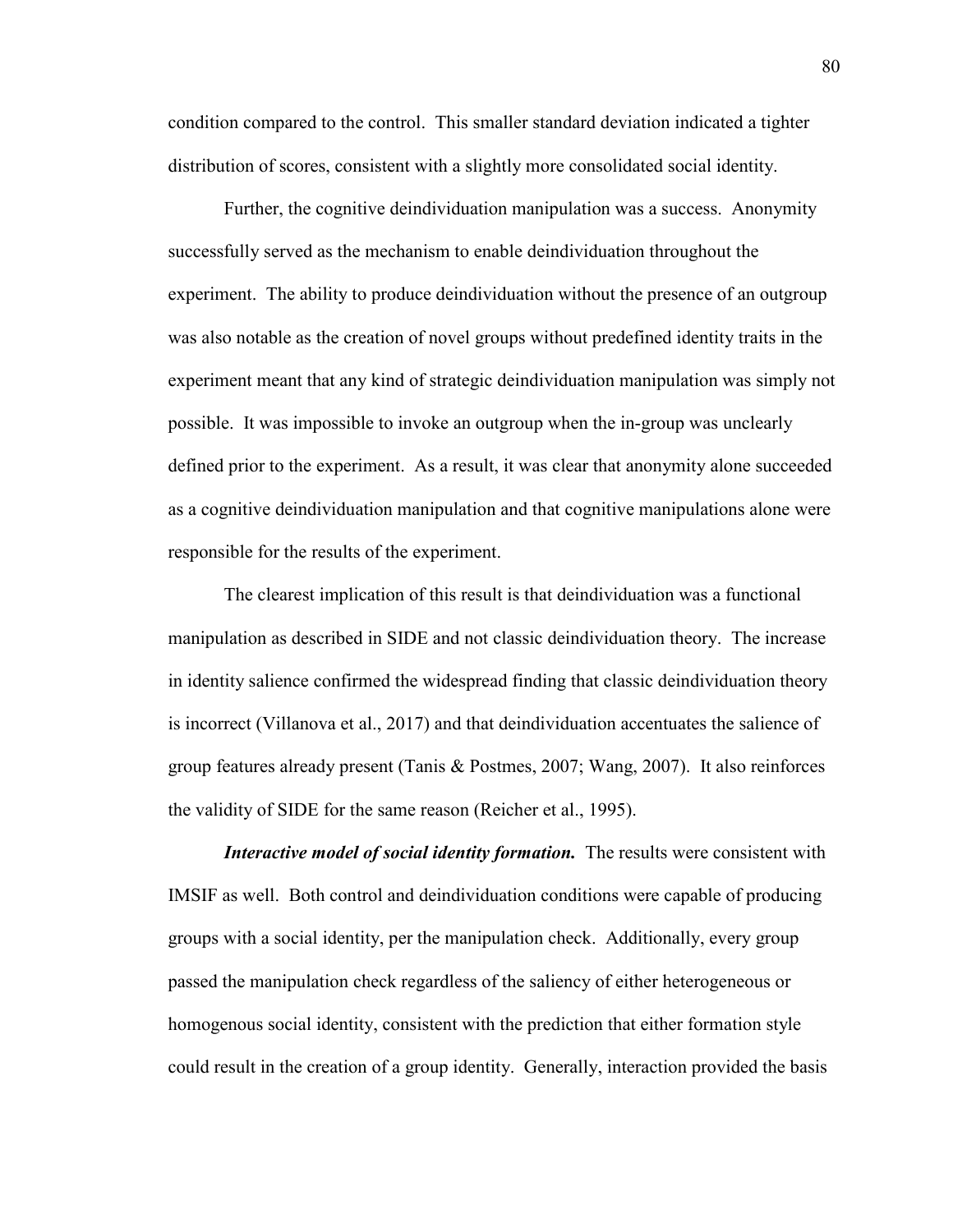condition compared to the control. This smaller standard deviation indicated a tighter distribution of scores, consistent with a slightly more consolidated social identity.

Further, the cognitive deindividuation manipulation was a success. Anonymity successfully served as the mechanism to enable deindividuation throughout the experiment. The ability to produce deindividuation without the presence of an outgroup was also notable as the creation of novel groups without predefined identity traits in the experiment meant that any kind of strategic deindividuation manipulation was simply not possible. It was impossible to invoke an outgroup when the in-group was unclearly defined prior to the experiment. As a result, it was clear that anonymity alone succeeded as a cognitive deindividuation manipulation and that cognitive manipulations alone were responsible for the results of the experiment.

The clearest implication of this result is that deindividuation was a functional manipulation as described in SIDE and not classic deindividuation theory. The increase in identity salience confirmed the widespread finding that classic deindividuation theory is incorrect (Villanova et al., 2017) and that deindividuation accentuates the salience of group features already present (Tanis & Postmes, 2007; Wang, 2007). It also reinforces the validity of SIDE for the same reason (Reicher et al., 1995).

***Interactive model of social identity formation.*** The results were consistent with IMSIF as well. Both control and deindividuation conditions were capable of producing groups with a social identity, per the manipulation check. Additionally, every group passed the manipulation check regardless of the saliency of either heterogeneous or homogenous social identity, consistent with the prediction that either formation style could result in the creation of a group identity. Generally, interaction provided the basis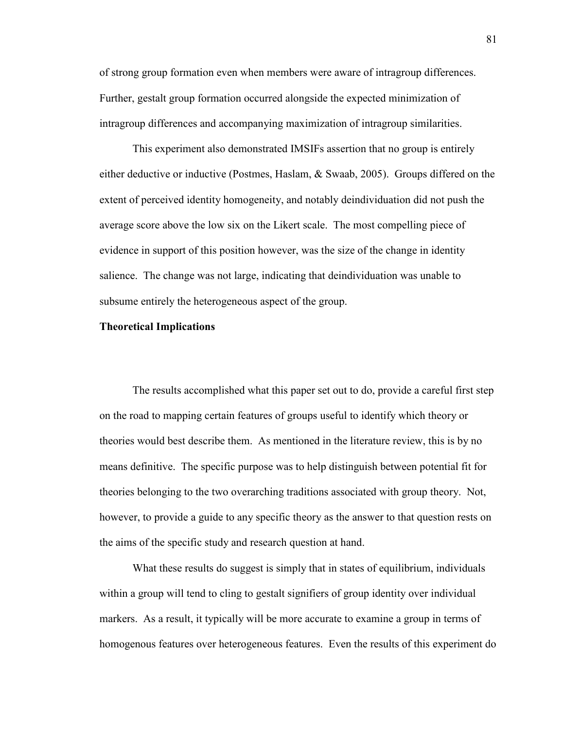of strong group formation even when members were aware of intragroup differences. Further, gestalt group formation occurred alongside the expected minimization of intragroup differences and accompanying maximization of intragroup similarities.

This experiment also demonstrated IMSIFs assertion that no group is entirely either deductive or inductive (Postmes, Haslam, & Swaab, 2005). Groups differed on the extent of perceived identity homogeneity, and notably deindividuation did not push the average score above the low six on the Likert scale. The most compelling piece of evidence in support of this position however, was the size of the change in identity salience. The change was not large, indicating that deindividuation was unable to subsume entirely the heterogeneous aspect of the group.

**Theoretical Implications**

The results accomplished what this paper set out to do, provide a careful first step on the road to mapping certain features of groups useful to identify which theory or theories would best describe them. As mentioned in the literature review, this is by no means definitive. The specific purpose was to help distinguish between potential fit for theories belonging to the two overarching traditions associated with group theory. Not, however, to provide a guide to any specific theory as the answer to that question rests on the aims of the specific study and research question at hand.

What these results do suggest is simply that in states of equilibrium, individuals within a group will tend to cling to gestalt signifiers of group identity over individual markers. As a result, it typically will be more accurate to examine a group in terms of homogenous features over heterogeneous features. Even the results of this experiment do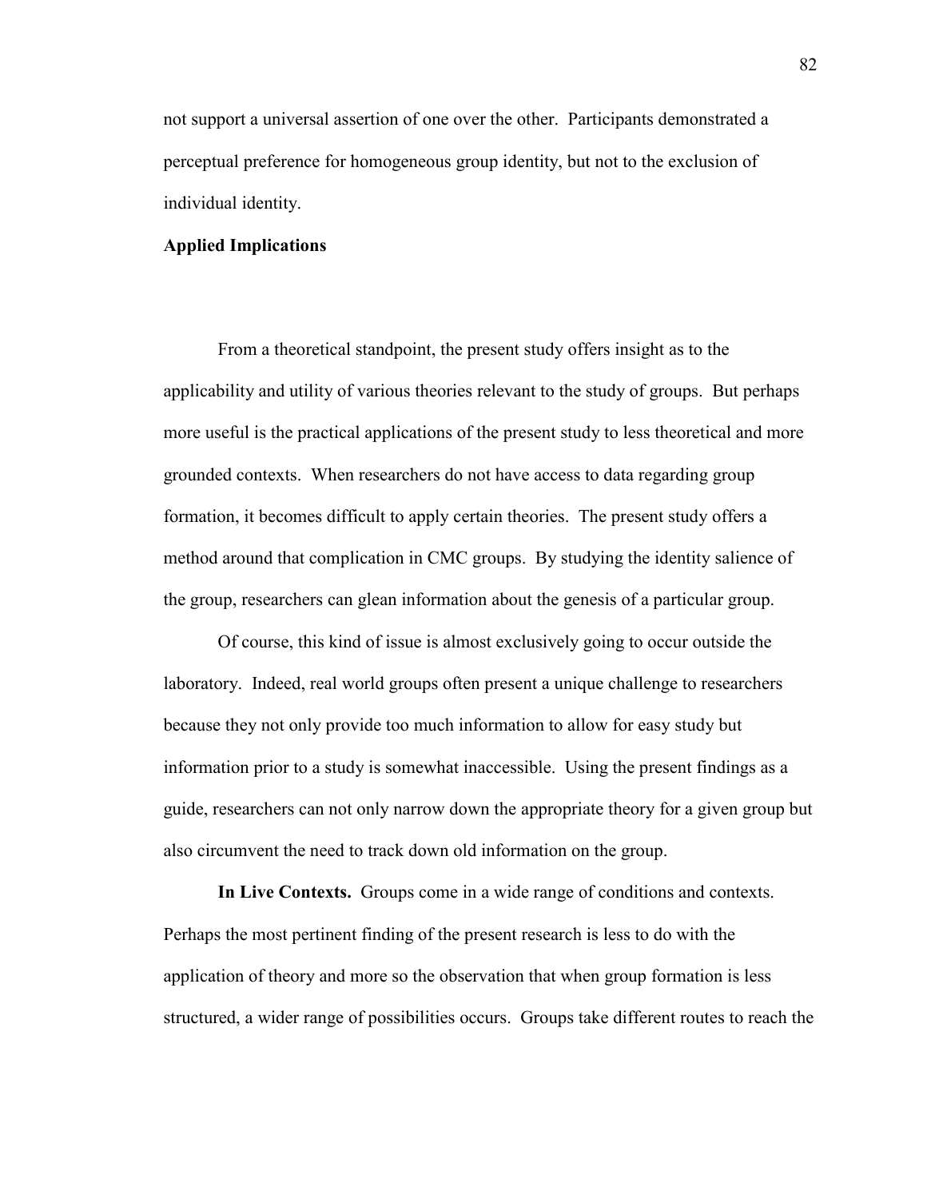not support a universal assertion of one over the other. Participants demonstrated a perceptual preference for homogeneous group identity, but not to the exclusion of individual identity.

## Applied Implications

From a theoretical standpoint, the present study offers insight as to the applicability and utility of various theories relevant to the study of groups. But perhaps more useful is the practical applications of the present study to less theoretical and more grounded contexts. When researchers do not have access to data regarding group formation, it becomes difficult to apply certain theories. The present study offers a method around that complication in CMC groups. By studying the identity salience of the group, researchers can glean information about the genesis of a particular group.

Of course, this kind of issue is almost exclusively going to occur outside the laboratory. Indeed, real world groups often present a unique challenge to researchers because they not only provide too much information to allow for easy study but information prior to a study is somewhat inaccessible. Using the present findings as a guide, researchers can not only narrow down the appropriate theory for a given group but also circumvent the need to track down old information on the group.

**In Live Contexts.** Groups come in a wide range of conditions and contexts. Perhaps the most pertinent finding of the present research is less to do with the application of theory and more so the observation that when group formation is less structured, a wider range of possibilities occurs. Groups take different routes to reach the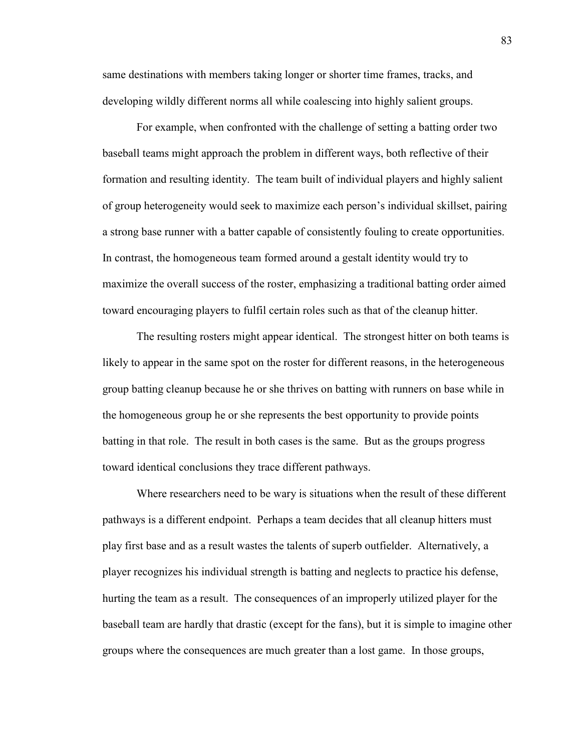same destinations with members taking longer or shorter time frames, tracks, and developing wildly different norms all while coalescing into highly salient groups.

For example, when confronted with the challenge of setting a batting order two baseball teams might approach the problem in different ways, both reflective of their formation and resulting identity. The team built of individual players and highly salient of group heterogeneity would seek to maximize each person's individual skillset, pairing a strong base runner with a batter capable of consistently fouling to create opportunities. In contrast, the homogeneous team formed around a gestalt identity would try to maximize the overall success of the roster, emphasizing a traditional batting order aimed toward encouraging players to fulfil certain roles such as that of the cleanup hitter.

The resulting rosters might appear identical. The strongest hitter on both teams is likely to appear in the same spot on the roster for different reasons, in the heterogeneous group batting cleanup because he or she thrives on batting with runners on base while in the homogeneous group he or she represents the best opportunity to provide points batting in that role. The result in both cases is the same. But as the groups progress toward identical conclusions they trace different pathways.

Where researchers need to be wary is situations when the result of these different pathways is a different endpoint. Perhaps a team decides that all cleanup hitters must play first base and as a result wastes the talents of superb outfielder. Alternatively, a player recognizes his individual strength is batting and neglects to practice his defense, hurting the team as a result. The consequences of an improperly utilized player for the baseball team are hardly that drastic (except for the fans), but it is simple to imagine other groups where the consequences are much greater than a lost game. In those groups,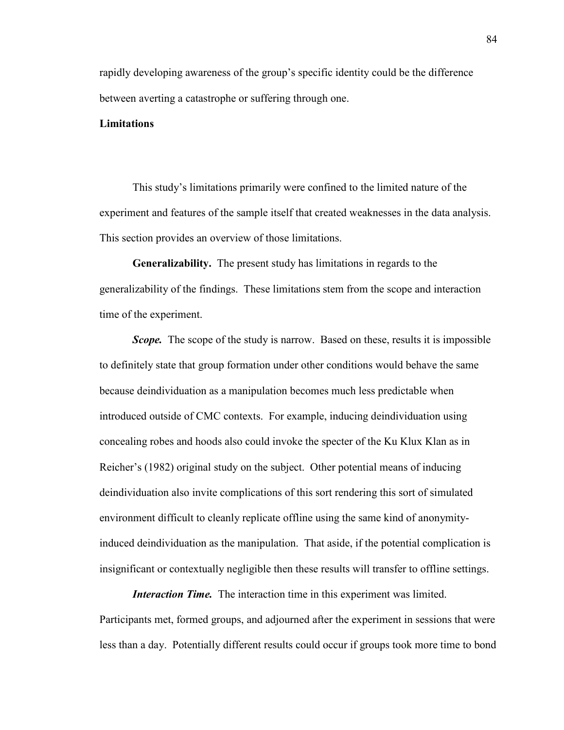rapidly developing awareness of the group's specific identity could be the difference between averting a catastrophe or suffering through one.

## Limitations

This study's limitations primarily were confined to the limited nature of the experiment and features of the sample itself that created weaknesses in the data analysis. This section provides an overview of those limitations.

**Generalizability.** The present study has limitations in regards to the generalizability of the findings. These limitations stem from the scope and interaction time of the experiment.

***Scope.*** The scope of the study is narrow. Based on these, results it is impossible to definitely state that group formation under other conditions would behave the same because deindividuation as a manipulation becomes much less predictable when introduced outside of CMC contexts. For example, inducing deindividuation using concealing robes and hoods also could invoke the specter of the Ku Klux Klan as in Reicher's (1982) original study on the subject. Other potential means of inducing deindividuation also invite complications of this sort rendering this sort of simulated environment difficult to cleanly replicate offline using the same kind of anonymity-induced deindividuation as the manipulation. That aside, if the potential complication is insignificant or contextually negligible then these results will transfer to offline settings.

***Interaction Time.*** The interaction time in this experiment was limited. Participants met, formed groups, and adjourned after the experiment in sessions that were less than a day. Potentially different results could occur if groups took more time to bond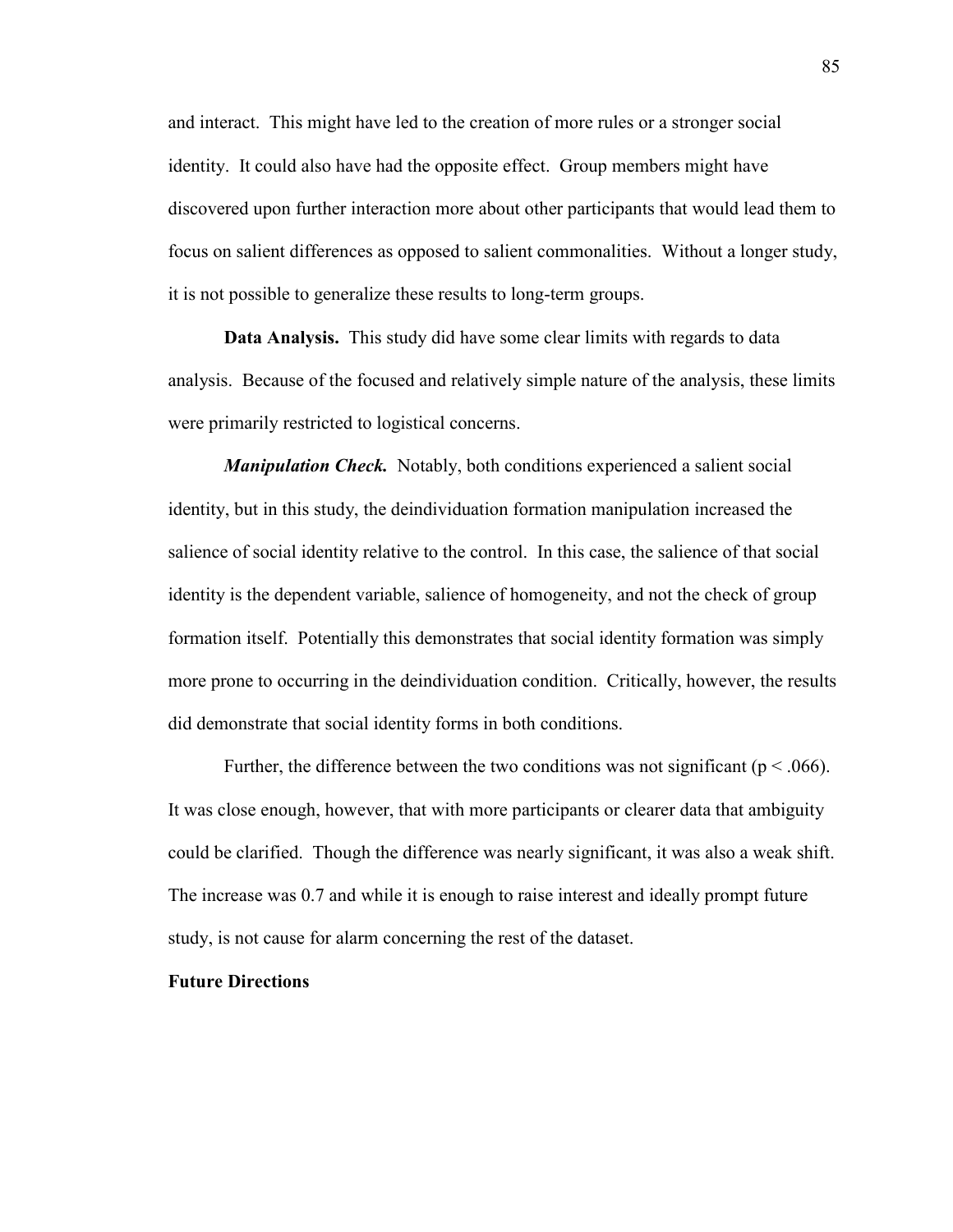and interact. This might have led to the creation of more rules or a stronger social identity. It could also have had the opposite effect. Group members might have discovered upon further interaction more about other participants that would lead them to focus on salient differences as opposed to salient commonalities. Without a longer study, it is not possible to generalize these results to long-term groups.

**Data Analysis.** This study did have some clear limits with regards to data analysis. Because of the focused and relatively simple nature of the analysis, these limits were primarily restricted to logistical concerns.

***Manipulation Check.*** Notably, both conditions experienced a salient social identity, but in this study, the deindividuation formation manipulation increased the salience of social identity relative to the control. In this case, the salience of that social identity is the dependent variable, salience of homogeneity, and not the check of group formation itself. Potentially this demonstrates that social identity formation was simply more prone to occurring in the deindividuation condition. Critically, however, the results did demonstrate that social identity forms in both conditions.

Further, the difference between the two conditions was not significant ($p < .066$). It was close enough, however, that with more participants or clearer data that ambiguity could be clarified. Though the difference was nearly significant, it was also a weak shift. The increase was 0.7 and while it is enough to raise interest and ideally prompt future study, is not cause for alarm concerning the rest of the dataset.

## Future Directions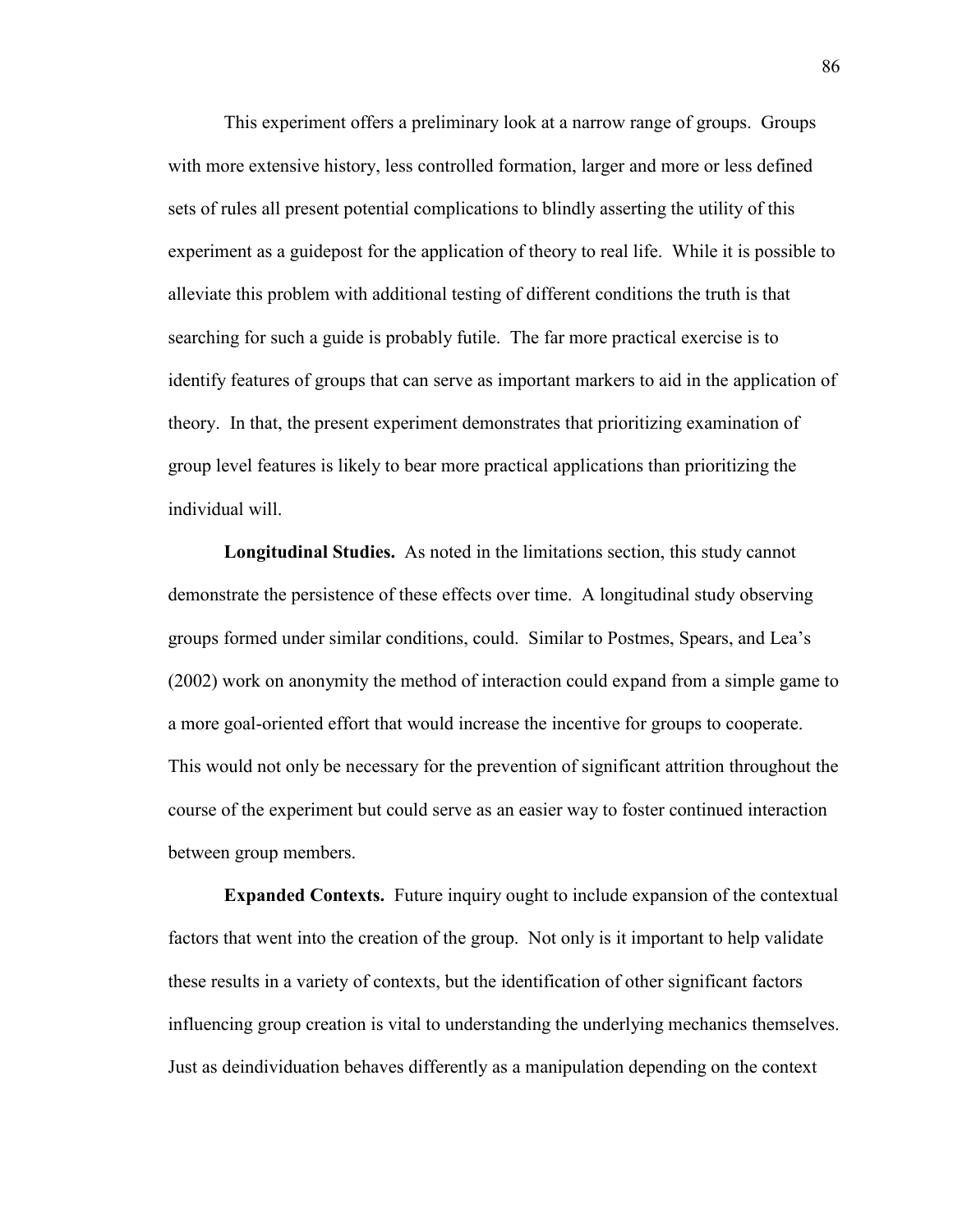This experiment offers a preliminary look at a narrow range of groups. Groups with more extensive history, less controlled formation, larger and more or less defined sets of rules all present potential complications to blindly asserting the utility of this experiment as a guidepost for the application of theory to real life. While it is possible to alleviate this problem with additional testing of different conditions the truth is that searching for such a guide is probably futile. The far more practical exercise is to identify features of groups that can serve as important markers to aid in the application of theory. In that, the present experiment demonstrates that prioritizing examination of group level features is likely to bear more practical applications than prioritizing the individual will.

**Longitudinal Studies.** As noted in the limitations section, this study cannot demonstrate the persistence of these effects over time. A longitudinal study observing groups formed under similar conditions, could. Similar to Postmes, Spears, and Lea's (2002) work on anonymity the method of interaction could expand from a simple game to a more goal-oriented effort that would increase the incentive for groups to cooperate. This would not only be necessary for the prevention of significant attrition throughout the course of the experiment but could serve as an easier way to foster continued interaction between group members.

**Expanded Contexts.** Future inquiry ought to include expansion of the contextual factors that went into the creation of the group. Not only is it important to help validate these results in a variety of contexts, but the identification of other significant factors influencing group creation is vital to understanding the underlying mechanics themselves. Just as deindividuation behaves differently as a manipulation depending on the context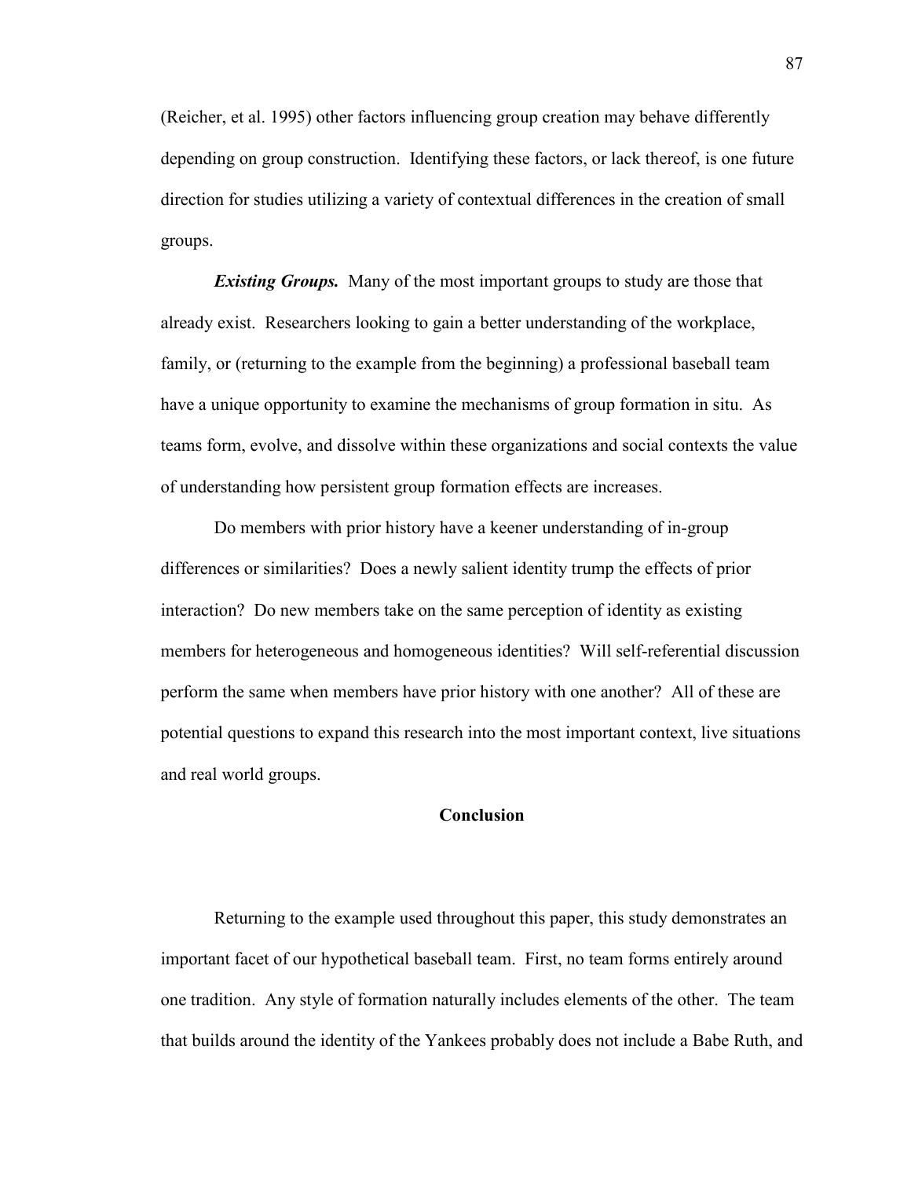(Reicher, et al. 1995) other factors influencing group creation may behave differently depending on group construction. Identifying these factors, or lack thereof, is one future direction for studies utilizing a variety of contextual differences in the creation of small groups.

***Existing Groups.*** Many of the most important groups to study are those that already exist. Researchers looking to gain a better understanding of the workplace, family, or (returning to the example from the beginning) a professional baseball team have a unique opportunity to examine the mechanisms of group formation in situ. As teams form, evolve, and dissolve within these organizations and social contexts the value of understanding how persistent group formation effects are increases.

Do members with prior history have a keener understanding of in-group differences or similarities? Does a newly salient identity trump the effects of prior interaction? Do new members take on the same perception of identity as existing members for heterogeneous and homogeneous identities? Will self-referential discussion perform the same when members have prior history with one another? All of these are potential questions to expand this research into the most important context, live situations and real world groups.

## Conclusion

Returning to the example used throughout this paper, this study demonstrates an important facet of our hypothetical baseball team. First, no team forms entirely around one tradition. Any style of formation naturally includes elements of the other. The team that builds around the identity of the Yankees probably does not include a Babe Ruth, and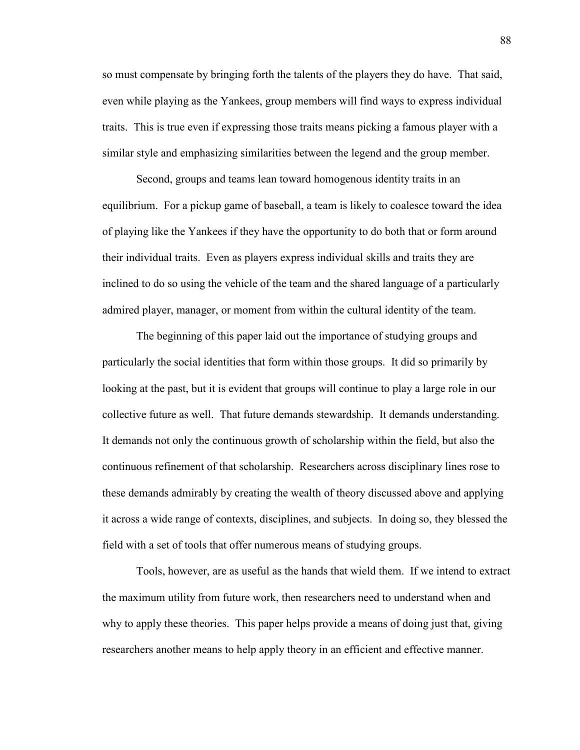so must compensate by bringing forth the talents of the players they do have. That said, even while playing as the Yankees, group members will find ways to express individual traits. This is true even if expressing those traits means picking a famous player with a similar style and emphasizing similarities between the legend and the group member.

Second, groups and teams lean toward homogenous identity traits in an equilibrium. For a pickup game of baseball, a team is likely to coalesce toward the idea of playing like the Yankees if they have the opportunity to do both that or form around their individual traits. Even as players express individual skills and traits they are inclined to do so using the vehicle of the team and the shared language of a particularly admired player, manager, or moment from within the cultural identity of the team.

The beginning of this paper laid out the importance of studying groups and particularly the social identities that form within those groups. It did so primarily by looking at the past, but it is evident that groups will continue to play a large role in our collective future as well. That future demands stewardship. It demands understanding. It demands not only the continuous growth of scholarship within the field, but also the continuous refinement of that scholarship. Researchers across disciplinary lines rose to these demands admirably by creating the wealth of theory discussed above and applying it across a wide range of contexts, disciplines, and subjects. In doing so, they blessed the field with a set of tools that offer numerous means of studying groups.

Tools, however, are as useful as the hands that wield them. If we intend to extract the maximum utility from future work, then researchers need to understand when and why to apply these theories. This paper helps provide a means of doing just that, giving researchers another means to help apply theory in an efficient and effective manner.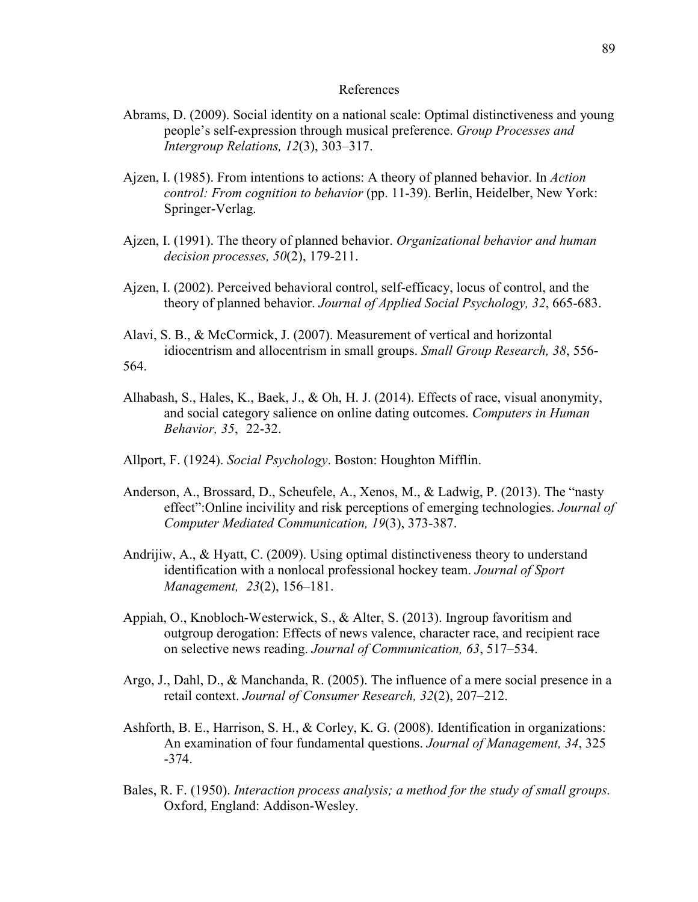# References

Abrams, D. (2009). Social identity on a national scale: Optimal distinctiveness and young people's self-expression through musical preference. *Group Processes and Intergroup Relations, 12*(3), 303–317.

Ajzen, I. (1985). From intentions to actions: A theory of planned behavior. In *Action control: From cognition to behavior* (pp. 11-39). Berlin, Heidelber, New York: Springer-Verlag.

Ajzen, I. (1991). The theory of planned behavior. *Organizational behavior and human decision processes, 50*(2), 179-211.

Ajzen, I. (2002). Perceived behavioral control, self-efficacy, locus of control, and the theory of planned behavior. *Journal of Applied Social Psychology, 32*, 665-683.

Alavi, S. B., & McCormick, J. (2007). Measurement of vertical and horizontal idiocentrism and allocentrism in small groups. *Small Group Research, 38*, 556-564.

Alhabash, S., Hales, K., Baek, J., & Oh, H. J. (2014). Effects of race, visual anonymity, and social category salience on online dating outcomes. *Computers in Human Behavior, 35*, 22-32.

Allport, F. (1924). *Social Psychology*. Boston: Houghton Mifflin.

Anderson, A., Brossard, D., Scheufele, A., Xenos, M., & Ladwig, P. (2013). The "nasty effect":Online incivility and risk perceptions of emerging technologies. *Journal of Computer Mediated Communication, 19*(3), 373-387.

Andrijiw, A., & Hyatt, C. (2009). Using optimal distinctiveness theory to understand identification with a nonlocal professional hockey team. *Journal of Sport Management, 23*(2), 156–181.

Appiah, O., Knobloch-Westerwick, S., & Alter, S. (2013). Ingroup favoritism and outgroup derogation: Effects of news valence, character race, and recipient race on selective news reading. *Journal of Communication, 63*, 517–534.

Argo, J., Dahl, D., & Manchanda, R. (2005). The influence of a mere social presence in a retail context. *Journal of Consumer Research, 32*(2), 207–212.

Ashforth, B. E., Harrison, S. H., & Corley, K. G. (2008). Identification in organizations: An examination of four fundamental questions. *Journal of Management, 34*, 325 -374.

Bales, R. F. (1950). *Interaction process analysis; a method for the study of small groups.* Oxford, England: Addison-Wesley.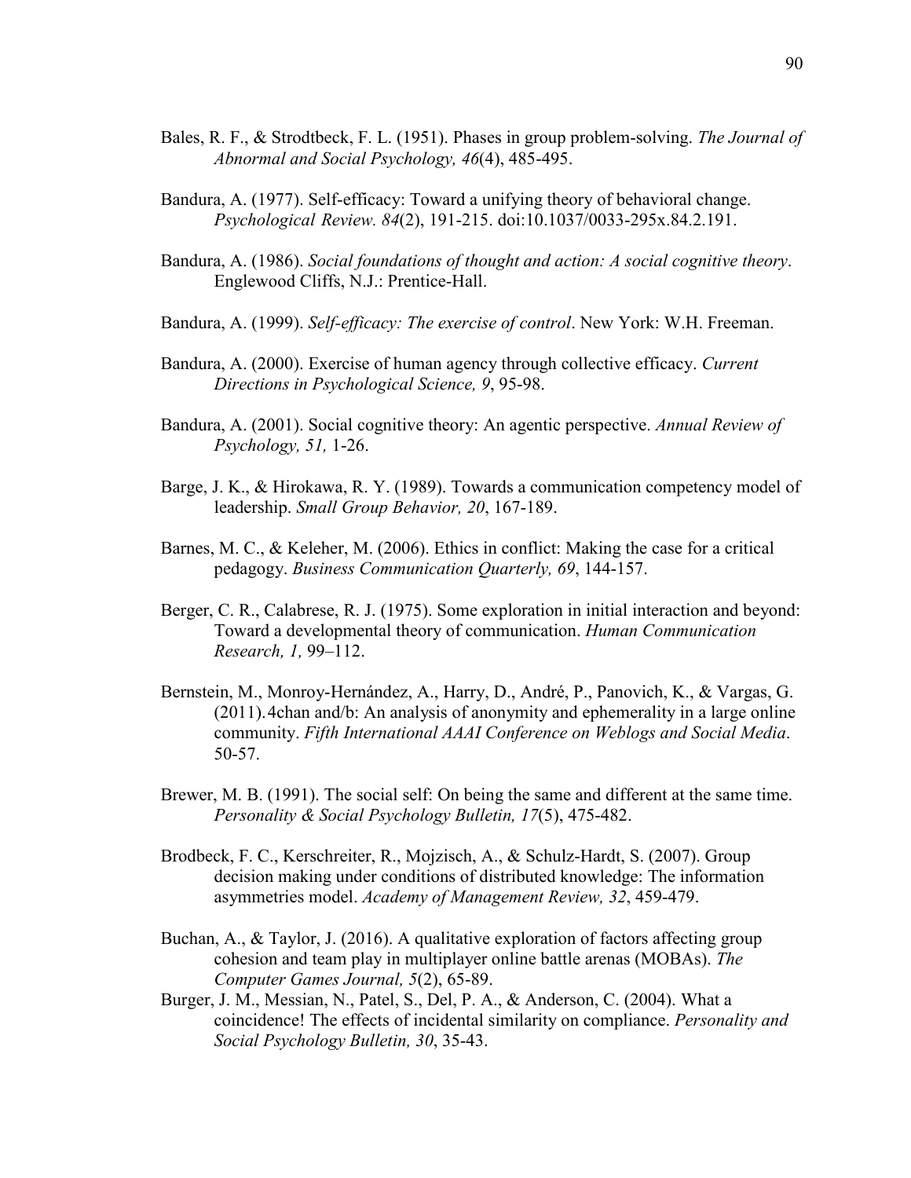Bales, R. F., & Strodtbeck, F. L. (1951). Phases in group problem-solving. *The Journal of Abnormal and Social Psychology, 46*(4), 485-495.

Bandura, A. (1977). Self-efficacy: Toward a unifying theory of behavioral change. *Psychological Review. 84*(2), 191-215. doi:10.1037/0033-295x.84.2.191.

Bandura, A. (1986). *Social foundations of thought and action: A social cognitive theory*. Englewood Cliffs, N.J.: Prentice-Hall.

Bandura, A. (1999). *Self-efficacy: The exercise of control*. New York: W.H. Freeman.

Bandura, A. (2000). Exercise of human agency through collective efficacy. *Current Directions in Psychological Science, 9*, 95-98.

Bandura, A. (2001). Social cognitive theory: An agentic perspective. *Annual Review of Psychology, 51,* 1-26.

Barge, J. K., & Hirokawa, R. Y. (1989). Towards a communication competency model of leadership. *Small Group Behavior, 20*, 167-189.

Barnes, M. C., & Keleher, M. (2006). Ethics in conflict: Making the case for a critical pedagogy. *Business Communication Quarterly, 69*, 144-157.

Berger, C. R., Calabrese, R. J. (1975). Some exploration in initial interaction and beyond: Toward a developmental theory of communication. *Human Communication Research, 1,* 99–112.

Bernstein, M., Monroy-Hernández, A., Harry, D., André, P., Panovich, K., & Vargas, G. (2011). 4chan and/b: An analysis of anonymity and ephemerality in a large online community. *Fifth International AAAI Conference on Weblogs and Social Media*. 50-57.

Brewer, M. B. (1991). The social self: On being the same and different at the same time. *Personality & Social Psychology Bulletin, 17*(5), 475-482.

Brodbeck, F. C., Kerschreiter, R., Mojzisch, A., & Schulz-Hardt, S. (2007). Group decision making under conditions of distributed knowledge: The information asymmetries model. *Academy of Management Review, 32*, 459-479.

Buchan, A., & Taylor, J. (2016). A qualitative exploration of factors affecting group cohesion and team play in multiplayer online battle arenas (MOBAs). *The Computer Games Journal, 5*(2), 65-89.

Burger, J. M., Messian, N., Patel, S., Del, P. A., & Anderson, C. (2004). What a coincidence! The effects of incidental similarity on compliance. *Personality and Social Psychology Bulletin, 30*, 35-43.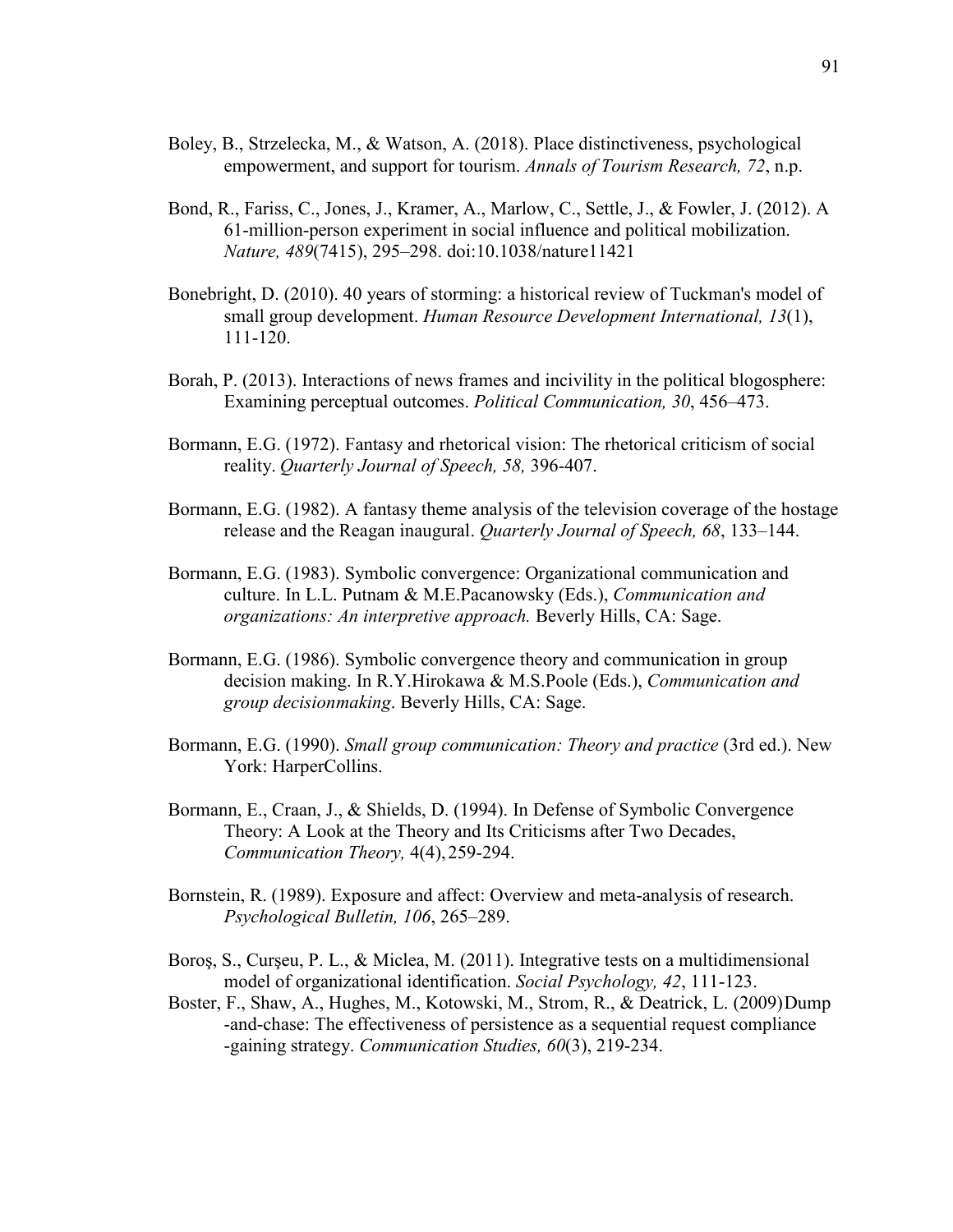Boley, B., Strzelecka, M., & Watson, A. (2018). Place distinctiveness, psychological empowerment, and support for tourism. *Annals of Tourism Research, 72*, n.p.

Bond, R., Fariss, C., Jones, J., Kramer, A., Marlow, C., Settle, J., & Fowler, J. (2012). A 61-million-person experiment in social influence and political mobilization. *Nature, 489*(7415), 295–298. doi:10.1038/nature11421

Bonebright, D. (2010). 40 years of storming: a historical review of Tuckman's model of small group development. *Human Resource Development International, 13*(1), 111-120.

Borah, P. (2013). Interactions of news frames and incivility in the political blogosphere: Examining perceptual outcomes. *Political Communication, 30*, 456–473.

Bormann, E.G. (1972). Fantasy and rhetorical vision: The rhetorical criticism of social reality. *Quarterly Journal of Speech, 58,* 396-407.

Bormann, E.G. (1982). A fantasy theme analysis of the television coverage of the hostage release and the Reagan inaugural. *Quarterly Journal of Speech, 68*, 133–144.

Bormann, E.G. (1983). Symbolic convergence: Organizational communication and culture. In L.L. Putnam & M.E.Pacanowsky (Eds.), *Communication and organizations: An interpretive approach.* Beverly Hills, CA: Sage.

Bormann, E.G. (1986). Symbolic convergence theory and communication in group decision making. In R.Y.Hirokawa & M.S.Poole (Eds.), *Communication and group decisionmaking*. Beverly Hills, CA: Sage.

Bormann, E.G. (1990). *Small group communication: Theory and practice* (3rd ed.). New York: HarperCollins.

Bormann, E., Craan, J., & Shields, D. (1994). In Defense of Symbolic Convergence Theory: A Look at the Theory and Its Criticisms after Two Decades, *Communication Theory,* 4(4), 259-294.

Bornstein, R. (1989). Exposure and affect: Overview and meta-analysis of research. *Psychological Bulletin, 106*, 265–289.

Boroş, S., Curşeu, P. L., & Miclea, M. (2011). Integrative tests on a multidimensional model of organizational identification. *Social Psychology, 42*, 111-123.

Boster, F., Shaw, A., Hughes, M., Kotowski, M., Strom, R., & Deatrick, L. (2009) Dump-and-chase: The effectiveness of persistence as a sequential request compliance-gaining strategy. *Communication Studies, 60*(3), 219-234.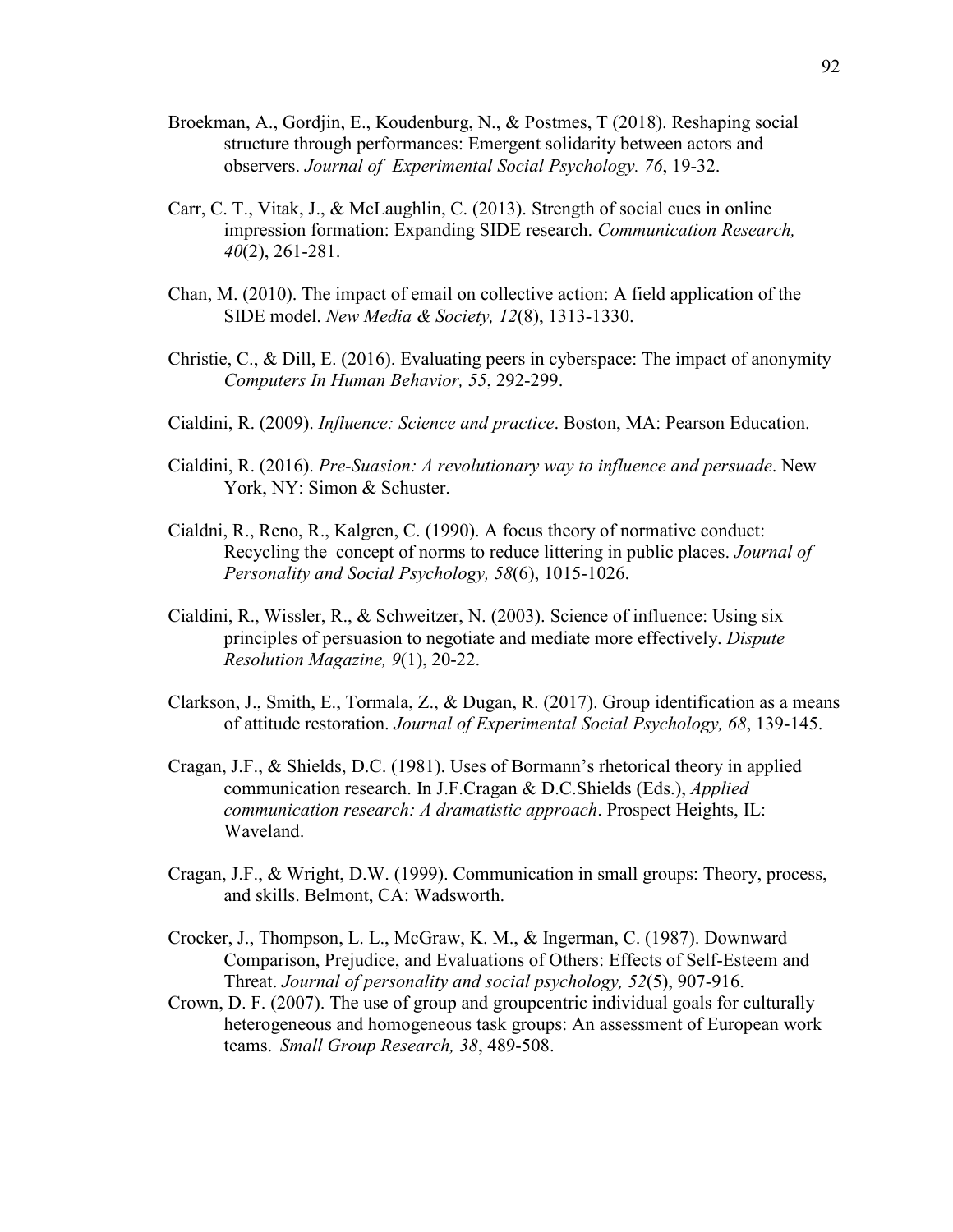Broekman, A., Gordjin, E., Koudenburg, N., & Postmes, T (2018). Reshaping social structure through performances: Emergent solidarity between actors and observers. *Journal of Experimental Social Psychology. 76*, 19-32.

Carr, C. T., Vitak, J., & McLaughlin, C. (2013). Strength of social cues in online impression formation: Expanding SIDE research. *Communication Research, 40*(2), 261-281.

Chan, M. (2010). The impact of email on collective action: A field application of the SIDE model. *New Media & Society, 12*(8), 1313-1330.

Christie, C., & Dill, E. (2016). Evaluating peers in cyberspace: The impact of anonymity *Computers In Human Behavior, 55*, 292-299.

Cialdini, R. (2009). *Influence: Science and practice*. Boston, MA: Pearson Education.

Cialdini, R. (2016). *Pre-Suasion: A revolutionary way to influence and persuade*. New York, NY: Simon & Schuster.

Cialdni, R., Reno, R., Kalgren, C. (1990). A focus theory of normative conduct: Recycling the concept of norms to reduce littering in public places. *Journal of Personality and Social Psychology, 58*(6), 1015-1026.

Cialdini, R., Wissler, R., & Schweitzer, N. (2003). Science of influence: Using six principles of persuasion to negotiate and mediate more effectively. *Dispute Resolution Magazine, 9*(1), 20-22.

Clarkson, J., Smith, E., Tormala, Z., & Dugan, R. (2017). Group identification as a means of attitude restoration. *Journal of Experimental Social Psychology, 68*, 139-145.

Cragan, J.F., & Shields, D.C. (1981). Uses of Bormann's rhetorical theory in applied communication research. In J.F.Cragan & D.C.Shields (Eds.), *Applied communication research: A dramatistic approach*. Prospect Heights, IL: Waveland.

Cragan, J.F., & Wright, D.W. (1999). Communication in small groups: Theory, process, and skills. Belmont, CA: Wadsworth.

Crocker, J., Thompson, L. L., McGraw, K. M., & Ingerman, C. (1987). Downward Comparison, Prejudice, and Evaluations of Others: Effects of Self-Esteem and Threat. *Journal of personality and social psychology, 52*(5), 907-916.

Crown, D. F. (2007). The use of group and groupcentric individual goals for culturally heterogeneous and homogeneous task groups: An assessment of European work teams. *Small Group Research, 38*, 489-508.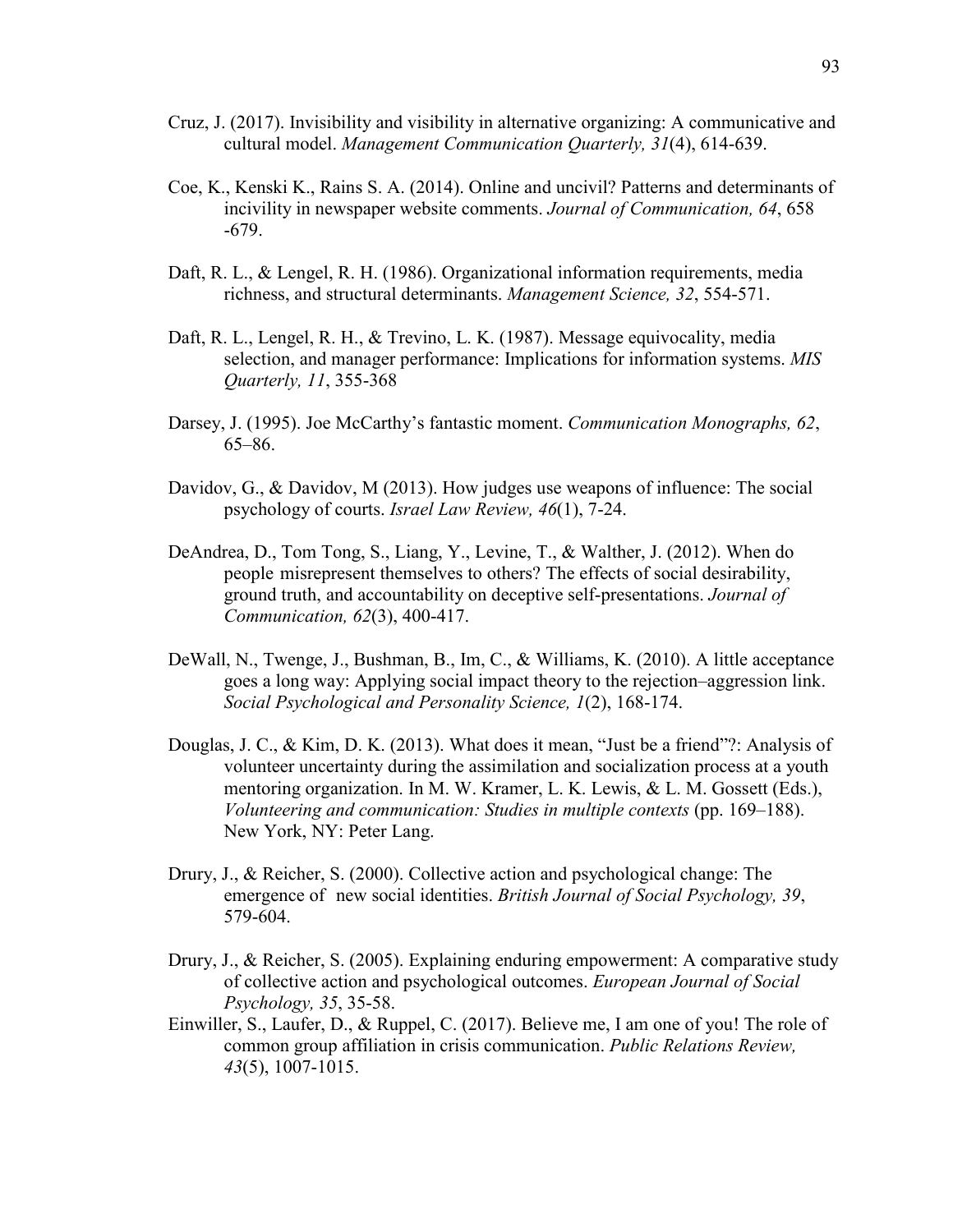Cruz, J. (2017). Invisibility and visibility in alternative organizing: A communicative and cultural model. *Management Communication Quarterly, 31*(4), 614-639.

Coe, K., Kenski K., Rains S. A. (2014). Online and uncivil? Patterns and determinants of incivility in newspaper website comments. *Journal of Communication, 64*, 658 -679.

Daft, R. L., & Lengel, R. H. (1986). Organizational information requirements, media richness, and structural determinants. *Management Science, 32*, 554-571.

Daft, R. L., Lengel, R. H., & Trevino, L. K. (1987). Message equivocality, media selection, and manager performance: Implications for information systems. *MIS Quarterly, 11*, 355-368

Darsey, J. (1995). Joe McCarthy's fantastic moment. *Communication Monographs, 62*, 65–86.

Davidov, G., & Davidov, M (2013). How judges use weapons of influence: The social psychology of courts. *Israel Law Review, 46*(1), 7-24.

DeAndrea, D., Tom Tong, S., Liang, Y., Levine, T., & Walther, J. (2012). When do people misrepresent themselves to others? The effects of social desirability, ground truth, and accountability on deceptive self-presentations. *Journal of Communication, 62*(3), 400-417.

DeWall, N., Twenge, J., Bushman, B., Im, C., & Williams, K. (2010). A little acceptance goes a long way: Applying social impact theory to the rejection–aggression link. *Social Psychological and Personality Science, 1*(2), 168-174.

Douglas, J. C., & Kim, D. K. (2013). What does it mean, "Just be a friend"?: Analysis of volunteer uncertainty during the assimilation and socialization process at a youth mentoring organization. In M. W. Kramer, L. K. Lewis, & L. M. Gossett (Eds.), *Volunteering and communication: Studies in multiple contexts* (pp. 169–188). New York, NY: Peter Lang.

Drury, J., & Reicher, S. (2000). Collective action and psychological change: The emergence of new social identities. *British Journal of Social Psychology, 39*, 579-604.

Drury, J., & Reicher, S. (2005). Explaining enduring empowerment: A comparative study of collective action and psychological outcomes. *European Journal of Social Psychology, 35*, 35-58.

Einwiller, S., Laufer, D., & Ruppel, C. (2017). Believe me, I am one of you! The role of common group affiliation in crisis communication. *Public Relations Review, 43*(5), 1007-1015.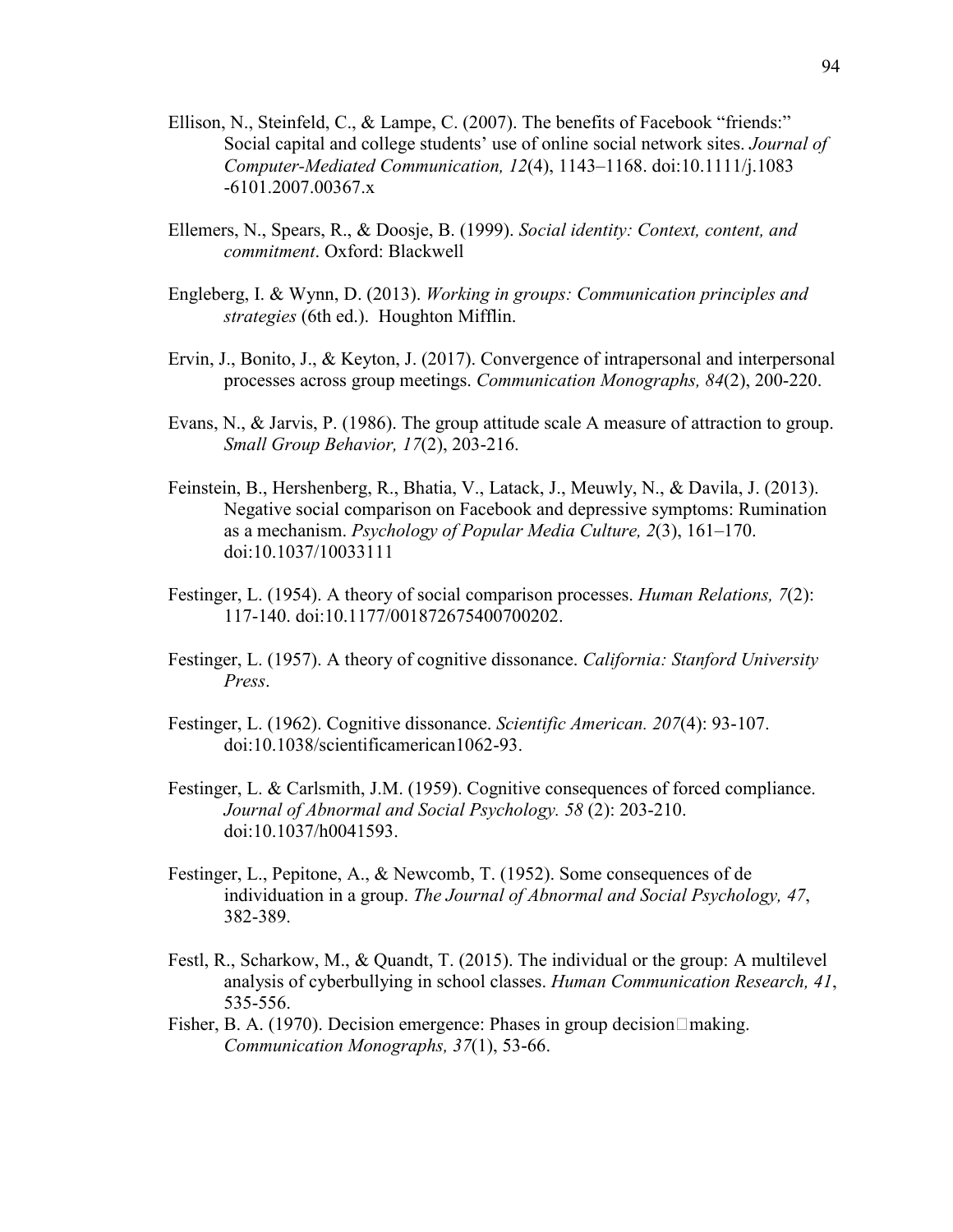Ellison, N., Steinfeld, C., & Lampe, C. (2007). The benefits of Facebook "friends:" Social capital and college students' use of online social network sites. *Journal of Computer-Mediated Communication, 12*(4), 1143–1168. doi:10.1111/j.1083 -6101.2007.00367.x

Ellemers, N., Spears, R., & Doosje, B. (1999). *Social identity: Context, content, and commitment*. Oxford: Blackwell

Engleberg, I. & Wynn, D. (2013). *Working in groups: Communication principles and strategies* (6th ed.). Houghton Mifflin.

Ervin, J., Bonito, J., & Keyton, J. (2017). Convergence of intrapersonal and interpersonal processes across group meetings. *Communication Monographs, 84*(2), 200-220.

Evans, N., & Jarvis, P. (1986). The group attitude scale A measure of attraction to group. *Small Group Behavior, 17*(2), 203-216.

Feinstein, B., Hershenberg, R., Bhatia, V., Latack, J., Meuwly, N., & Davila, J. (2013). Negative social comparison on Facebook and depressive symptoms: Rumination as a mechanism. *Psychology of Popular Media Culture, 2*(3), 161–170. doi:10.1037/10033111

Festinger, L. (1954). A theory of social comparison processes. *Human Relations, 7*(2): 117-140. doi:10.1177/001872675400700202.

Festinger, L. (1957). A theory of cognitive dissonance. *California: Stanford University Press*.

Festinger, L. (1962). Cognitive dissonance. *Scientific American. 207*(4): 93-107. doi:10.1038/scientificamerican1062-93.

Festinger, L. & Carlsmith, J.M. (1959). Cognitive consequences of forced compliance. *Journal of Abnormal and Social Psychology. 58* (2): 203-210. doi:10.1037/h0041593.

Festinger, L., Pepitone, A., & Newcomb, T. (1952). Some consequences of de individuation in a group. *The Journal of Abnormal and Social Psychology, 47*, 382-389.

Festl, R., Scharkow, M., & Quandt, T. (2015). The individual or the group: A multilevel analysis of cyberbullying in school classes. *Human Communication Research, 41*, 535-556.

Fisher, B. A. (1970). Decision emergence: Phases in group decision□making. *Communication Monographs, 37*(1), 53-66.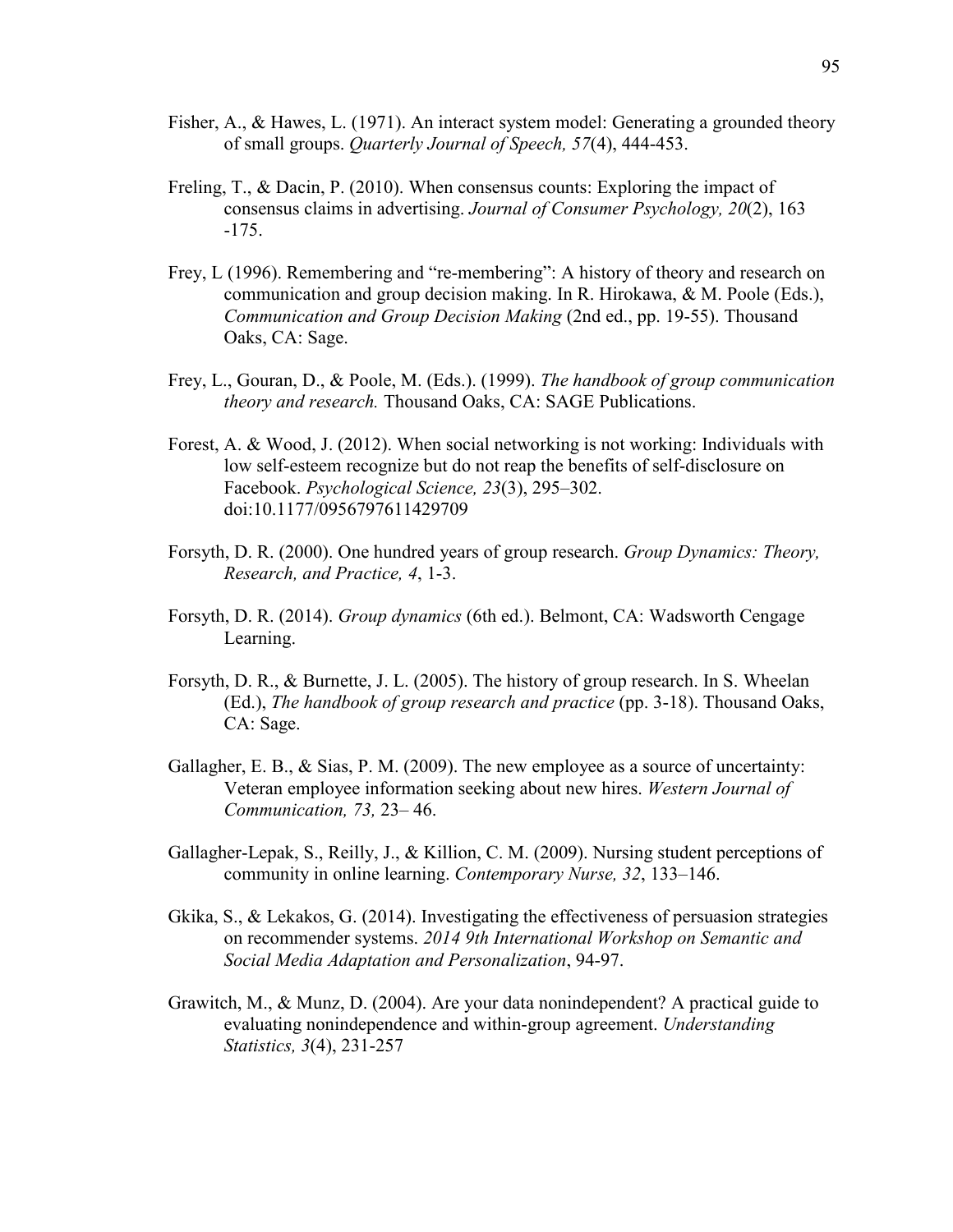Fisher, A., & Hawes, L. (1971). An interact system model: Generating a grounded theory of small groups. *Quarterly Journal of Speech, 57*(4), 444-453.

Freling, T., & Dacin, P. (2010). When consensus counts: Exploring the impact of consensus claims in advertising. *Journal of Consumer Psychology, 20*(2), 163 -175.

Frey, L (1996). Remembering and "re-membering": A history of theory and research on communication and group decision making. In R. Hirokawa, & M. Poole (Eds.), *Communication and Group Decision Making* (2nd ed., pp. 19-55). Thousand Oaks, CA: Sage.

Frey, L., Gouran, D., & Poole, M. (Eds.). (1999). *The handbook of group communication theory and research.* Thousand Oaks, CA: SAGE Publications.

Forest, A. & Wood, J. (2012). When social networking is not working: Individuals with low self-esteem recognize but do not reap the benefits of self-disclosure on Facebook. *Psychological Science, 23*(3), 295–302. doi:10.1177/0956797611429709

Forsyth, D. R. (2000). One hundred years of group research. *Group Dynamics: Theory, Research, and Practice, 4*, 1-3.

Forsyth, D. R. (2014). *Group dynamics* (6th ed.). Belmont, CA: Wadsworth Cengage Learning.

Forsyth, D. R., & Burnette, J. L. (2005). The history of group research. In S. Wheelan (Ed.), *The handbook of group research and practice* (pp. 3-18). Thousand Oaks, CA: Sage.

Gallagher, E. B., & Sias, P. M. (2009). The new employee as a source of uncertainty: Veteran employee information seeking about new hires. *Western Journal of Communication, 73,* 23– 46.

Gallagher-Lepak, S., Reilly, J., & Killion, C. M. (2009). Nursing student perceptions of community in online learning. *Contemporary Nurse, 32*, 133–146.

Gkika, S., & Lekakos, G. (2014). Investigating the effectiveness of persuasion strategies on recommender systems. *2014 9th International Workshop on Semantic and Social Media Adaptation and Personalization*, 94-97.

Grawitch, M., & Munz, D. (2004). Are your data nonindependent? A practical guide to evaluating nonindependence and within-group agreement. *Understanding Statistics, 3*(4), 231-257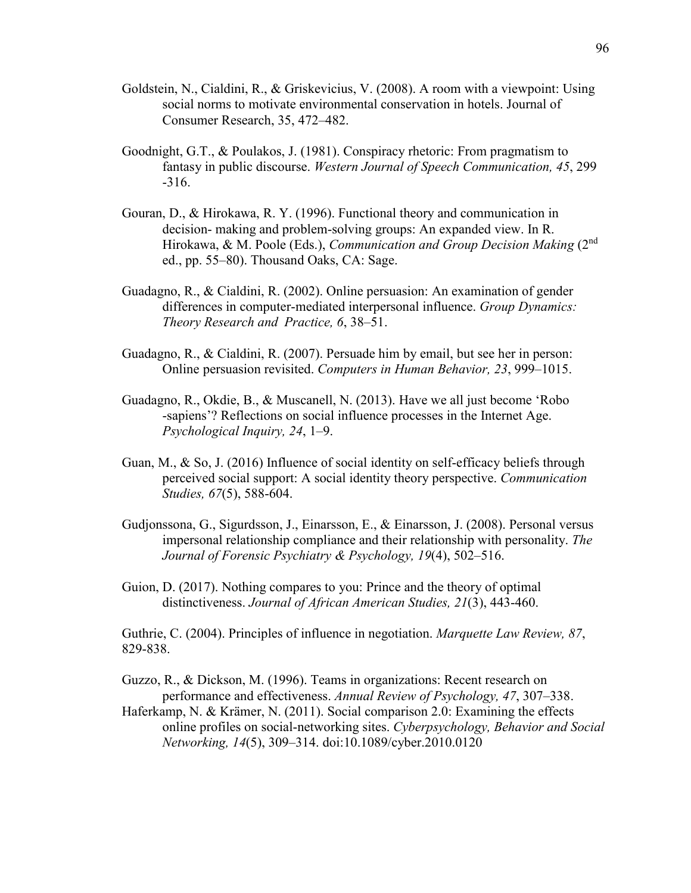Goldstein, N., Cialdini, R., & Griskevicius, V. (2008). A room with a viewpoint: Using social norms to motivate environmental conservation in hotels. Journal of Consumer Research, 35, 472–482.

Goodnight, G.T., & Poulakos, J. (1981). Conspiracy rhetoric: From pragmatism to fantasy in public discourse. *Western Journal of Speech Communication, 45*, 299 -316.

Gouran, D., & Hirokawa, R. Y. (1996). Functional theory and communication in decision- making and problem-solving groups: An expanded view. In R. Hirokawa, & M. Poole (Eds.), *Communication and Group Decision Making* (2nd ed., pp. 55–80). Thousand Oaks, CA: Sage.

Guadagno, R., & Cialdini, R. (2002). Online persuasion: An examination of gender differences in computer-mediated interpersonal influence. *Group Dynamics: Theory Research and Practice, 6*, 38–51.

Guadagno, R., & Cialdini, R. (2007). Persuade him by email, but see her in person: Online persuasion revisited. *Computers in Human Behavior, 23*, 999–1015.

Guadagno, R., Okdie, B., & Muscanell, N. (2013). Have we all just become 'Robo -sapiens'? Reflections on social influence processes in the Internet Age. *Psychological Inquiry, 24*, 1–9.

Guan, M., & So, J. (2016) Influence of social identity on self-efficacy beliefs through perceived social support: A social identity theory perspective. *Communication Studies, 67*(5), 588-604.

Gudjonssona, G., Sigurdsson, J., Einarsson, E., & Einarsson, J. (2008). Personal versus impersonal relationship compliance and their relationship with personality. *The Journal of Forensic Psychiatry & Psychology, 19*(4), 502–516.

Guion, D. (2017). Nothing compares to you: Prince and the theory of optimal distinctiveness. *Journal of African American Studies, 21*(3), 443-460.

Guthrie, C. (2004). Principles of influence in negotiation. *Marquette Law Review, 87*, 829-838.

Guzzo, R., & Dickson, M. (1996). Teams in organizations: Recent research on performance and effectiveness. *Annual Review of Psychology, 47*, 307–338.

Haferkamp, N. & Krämer, N. (2011). Social comparison 2.0: Examining the effects online profiles on social-networking sites. *Cyberpsychology, Behavior and Social Networking, 14*(5), 309–314. doi:10.1089/cyber.2010.0120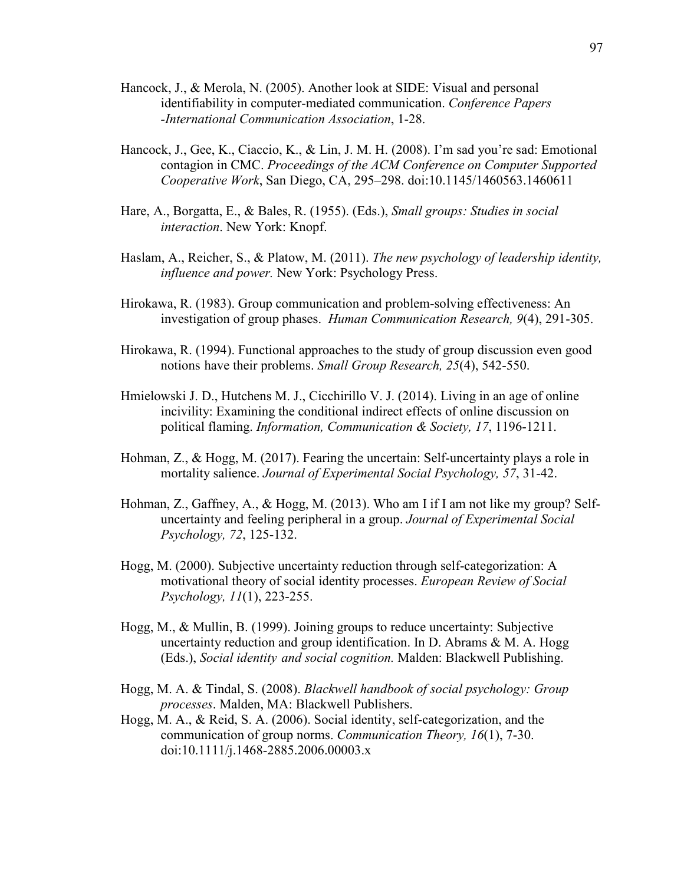Hancock, J., & Merola, N. (2005). Another look at SIDE: Visual and personal identifiability in computer-mediated communication. *Conference Papers -International Communication Association*, 1-28.

Hancock, J., Gee, K., Ciaccio, K., & Lin, J. M. H. (2008). I'm sad you're sad: Emotional contagion in CMC. *Proceedings of the ACM Conference on Computer Supported Cooperative Work*, San Diego, CA, 295–298. doi:10.1145/1460563.1460611

Hare, A., Borgatta, E., & Bales, R. (1955). (Eds.), *Small groups: Studies in social interaction*. New York: Knopf.

Haslam, A., Reicher, S., & Platow, M. (2011). *The new psychology of leadership identity, influence and power.* New York: Psychology Press.

Hirokawa, R. (1983). Group communication and problem-solving effectiveness: An investigation of group phases. *Human Communication Research, 9*(4), 291-305.

Hirokawa, R. (1994). Functional approaches to the study of group discussion even good notions have their problems. *Small Group Research, 25*(4), 542-550.

Hmielowski J. D., Hutchens M. J., Cicchirillo V. J. (2014). Living in an age of online incivility: Examining the conditional indirect effects of online discussion on political flaming. *Information, Communication & Society, 17*, 1196-1211.

Hohman, Z., & Hogg, M. (2017). Fearing the uncertain: Self-uncertainty plays a role in mortality salience. *Journal of Experimental Social Psychology, 57*, 31-42.

Hohman, Z., Gaffney, A., & Hogg, M. (2013). Who am I if I am not like my group? Self-uncertainty and feeling peripheral in a group. *Journal of Experimental Social Psychology, 72*, 125-132.

Hogg, M. (2000). Subjective uncertainty reduction through self-categorization: A motivational theory of social identity processes. *European Review of Social Psychology, 11*(1), 223-255.

Hogg, M., & Mullin, B. (1999). Joining groups to reduce uncertainty: Subjective uncertainty reduction and group identification. In D. Abrams & M. A. Hogg (Eds.), *Social identity and social cognition.* Malden: Blackwell Publishing.

Hogg, M. A. & Tindal, S. (2008). *Blackwell handbook of social psychology: Group processes*. Malden, MA: Blackwell Publishers.

Hogg, M. A., & Reid, S. A. (2006). Social identity, self-categorization, and the communication of group norms. *Communication Theory, 16*(1), 7-30. doi:10.1111/j.1468-2885.2006.00003.x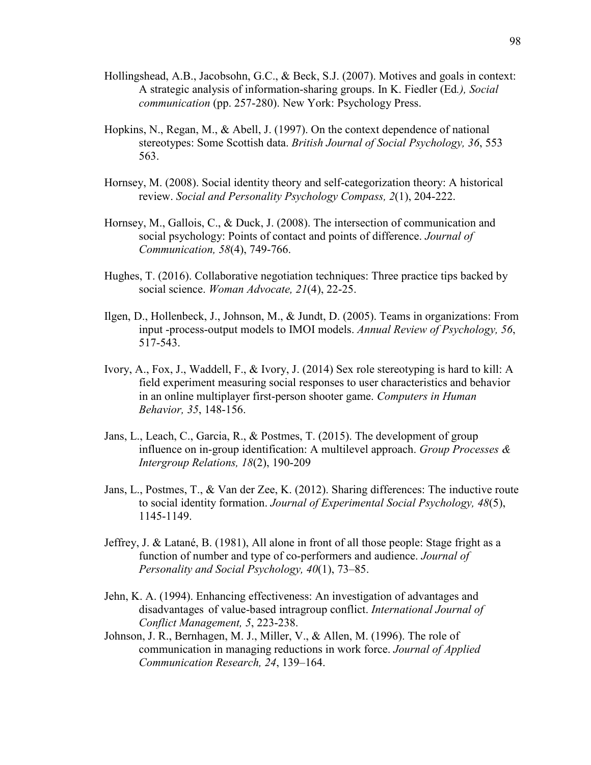Hollingshead, A.B., Jacobsohn, G.C., & Beck, S.J. (2007). Motives and goals in context: A strategic analysis of information-sharing groups. In K. Fiedler (Ed*.), Social communication* (pp. 257-280). New York: Psychology Press.

Hopkins, N., Regan, M., & Abell, J. (1997). On the context dependence of national stereotypes: Some Scottish data. *British Journal of Social Psychology, 36*, 553 563.

Hornsey, M. (2008). Social identity theory and self-categorization theory: A historical review. *Social and Personality Psychology Compass, 2*(1), 204-222.

Hornsey, M., Gallois, C., & Duck, J. (2008). The intersection of communication and social psychology: Points of contact and points of difference. *Journal of Communication, 58*(4), 749-766.

Hughes, T. (2016). Collaborative negotiation techniques: Three practice tips backed by social science. *Woman Advocate, 21*(4), 22-25.

Ilgen, D., Hollenbeck, J., Johnson, M., & Jundt, D. (2005). Teams in organizations: From input -process-output models to IMOI models. *Annual Review of Psychology, 56*, 517-543.

Ivory, A., Fox, J., Waddell, F., & Ivory, J. (2014) Sex role stereotyping is hard to kill: A field experiment measuring social responses to user characteristics and behavior in an online multiplayer first-person shooter game. *Computers in Human Behavior, 35*, 148-156.

Jans, L., Leach, C., Garcia, R., & Postmes, T. (2015). The development of group influence on in-group identification: A multilevel approach. *Group Processes & Intergroup Relations, 18*(2), 190-209

Jans, L., Postmes, T., & Van der Zee, K. (2012). Sharing differences: The inductive route to social identity formation. *Journal of Experimental Social Psychology, 48*(5), 1145-1149.

Jeffrey, J. & Latané, B. (1981), All alone in front of all those people: Stage fright as a function of number and type of co-performers and audience. *Journal of Personality and Social Psychology, 40*(1), 73–85.

Jehn, K. A. (1994). Enhancing effectiveness: An investigation of advantages and disadvantages of value-based intragroup conflict. *International Journal of Conflict Management, 5*, 223-238.

Johnson, J. R., Bernhagen, M. J., Miller, V., & Allen, M. (1996). The role of communication in managing reductions in work force. *Journal of Applied Communication Research, 24*, 139–164.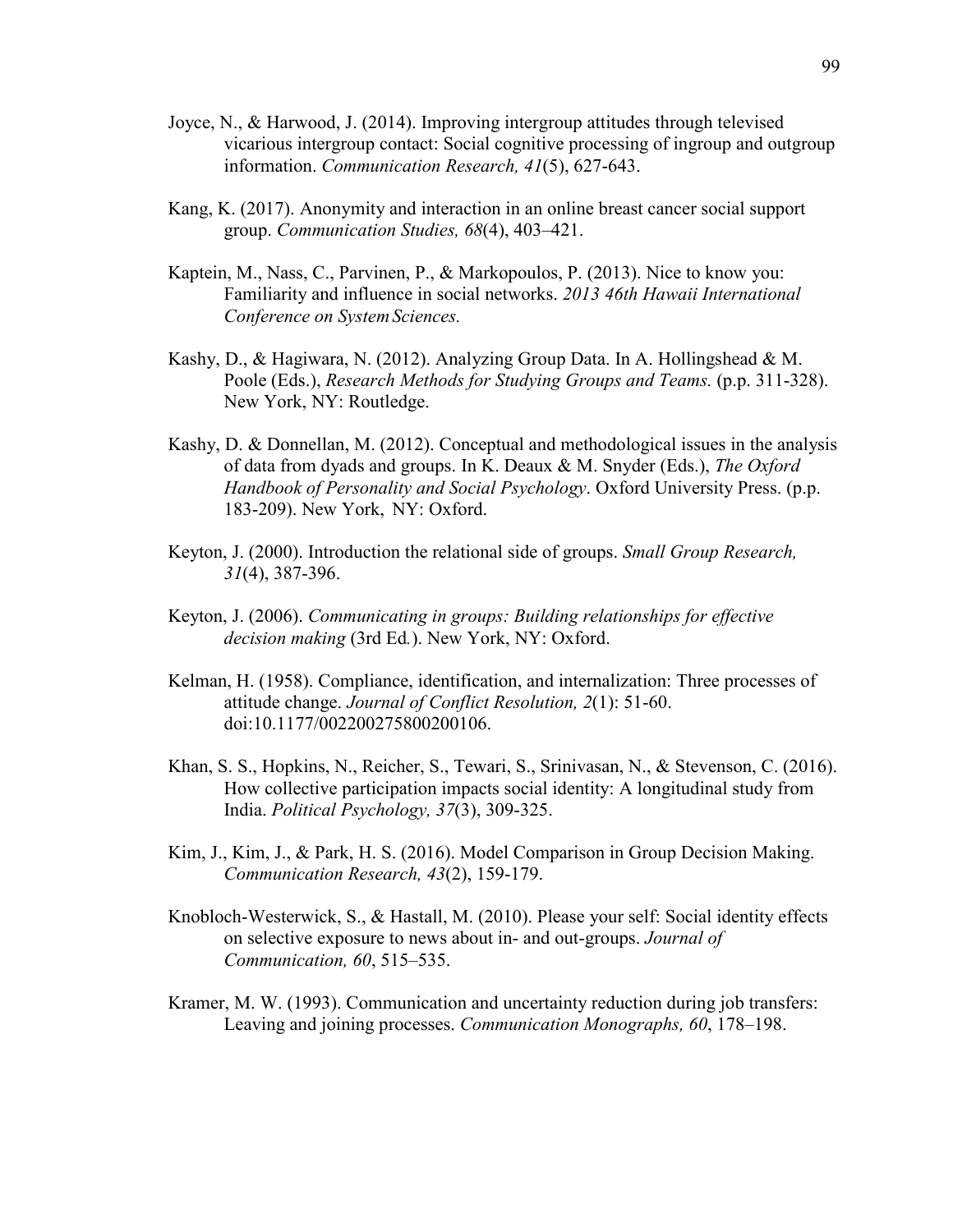Joyce, N., & Harwood, J. (2014). Improving intergroup attitudes through televised vicarious intergroup contact: Social cognitive processing of ingroup and outgroup information. *Communication Research, 41*(5), 627-643.

Kang, K. (2017). Anonymity and interaction in an online breast cancer social support group. *Communication Studies, 68*(4), 403–421.

Kaptein, M., Nass, C., Parvinen, P., & Markopoulos, P. (2013). Nice to know you: Familiarity and influence in social networks. *2013 46th Hawaii International Conference on System Sciences.*

Kashy, D., & Hagiwara, N. (2012). Analyzing Group Data. In A. Hollingshead & M. Poole (Eds.), *Research Methods for Studying Groups and Teams.* (p.p. 311-328). New York, NY: Routledge.

Kashy, D. & Donnellan, M. (2012). Conceptual and methodological issues in the analysis of data from dyads and groups. In K. Deaux & M. Snyder (Eds.), *The Oxford Handbook of Personality and Social Psychology*. Oxford University Press. (p.p. 183-209). New York, NY: Oxford.

Keyton, J. (2000). Introduction the relational side of groups. *Small Group Research, 31*(4), 387-396.

Keyton, J. (2006). *Communicating in groups: Building relationships for effective decision making* (3rd Ed.). New York, NY: Oxford.

Kelman, H. (1958). Compliance, identification, and internalization: Three processes of attitude change. *Journal of Conflict Resolution, 2*(1): 51-60. doi:10.1177/002200275800200106.

Khan, S. S., Hopkins, N., Reicher, S., Tewari, S., Srinivasan, N., & Stevenson, C. (2016). How collective participation impacts social identity: A longitudinal study from India. *Political Psychology, 37*(3), 309-325.

Kim, J., Kim, J., & Park, H. S. (2016). Model Comparison in Group Decision Making. *Communication Research, 43*(2), 159-179.

Knobloch-Westerwick, S., & Hastall, M. (2010). Please your self: Social identity effects on selective exposure to news about in- and out-groups. *Journal of Communication, 60*, 515–535.

Kramer, M. W. (1993). Communication and uncertainty reduction during job transfers: Leaving and joining processes. *Communication Monographs, 60*, 178–198.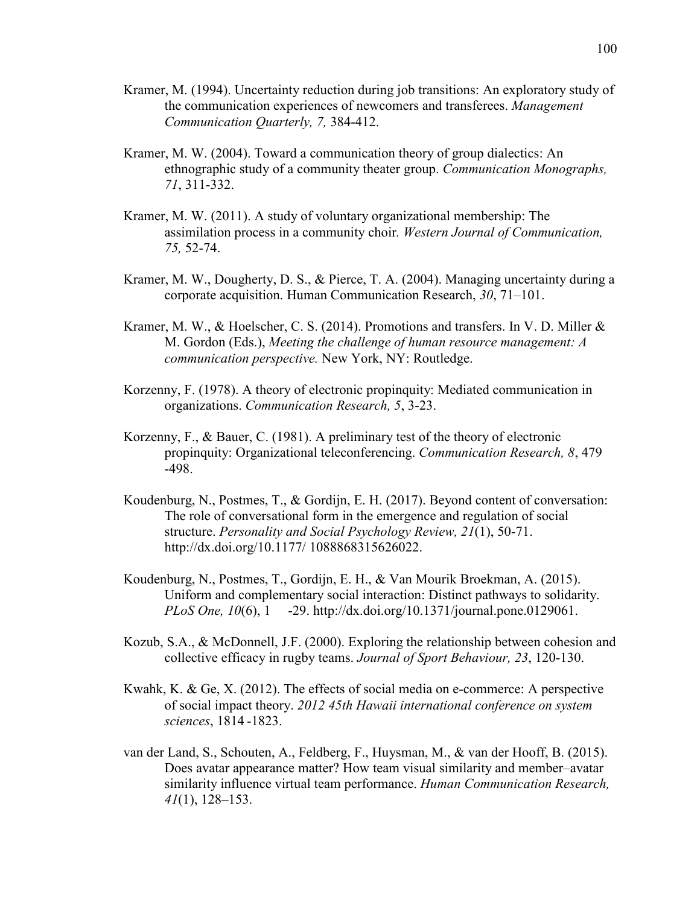Kramer, M. (1994). Uncertainty reduction during job transitions: An exploratory study of the communication experiences of newcomers and transferees. *Management Communication Quarterly, 7,* 384-412.

Kramer, M. W. (2004). Toward a communication theory of group dialectics: An ethnographic study of a community theater group. *Communication Monographs, 71*, 311-332.

Kramer, M. W. (2011). A study of voluntary organizational membership: The assimilation process in a community choir. *Western Journal of Communication, 75,* 52-74.

Kramer, M. W., Dougherty, D. S., & Pierce, T. A. (2004). Managing uncertainty during a corporate acquisition. Human Communication Research, *30*, 71–101.

Kramer, M. W., & Hoelscher, C. S. (2014). Promotions and transfers. In V. D. Miller & M. Gordon (Eds.), *Meeting the challenge of human resource management: A communication perspective.* New York, NY: Routledge.

Korzenny, F. (1978). A theory of electronic propinquity: Mediated communication in organizations. *Communication Research, 5*, 3-23.

Korzenny, F., & Bauer, C. (1981). A preliminary test of the theory of electronic propinquity: Organizational teleconferencing. *Communication Research, 8*, 479 -498.

Koudenburg, N., Postmes, T., & Gordijn, E. H. (2017). Beyond content of conversation: The role of conversational form in the emergence and regulation of social structure. *Personality and Social Psychology Review, 21*(1), 50-71. http://dx.doi.org/10.1177/ 1088868315626022.

Koudenburg, N., Postmes, T., Gordijn, E. H., & Van Mourik Broekman, A. (2015). Uniform and complementary social interaction: Distinct pathways to solidarity. *PLoS One, 10*(6), 1 -29. http://dx.doi.org/10.1371/journal.pone.0129061.

Kozub, S.A., & McDonnell, J.F. (2000). Exploring the relationship between cohesion and collective efficacy in rugby teams. *Journal of Sport Behaviour, 23*, 120-130.

Kwahk, K. & Ge, X. (2012). The effects of social media on e-commerce: A perspective of social impact theory. *2012 45th Hawaii international conference on system sciences*, 1814 -1823.

van der Land, S., Schouten, A., Feldberg, F., Huysman, M., & van der Hooff, B. (2015). Does avatar appearance matter? How team visual similarity and member–avatar similarity influence virtual team performance. *Human Communication Research, 41*(1), 128–153.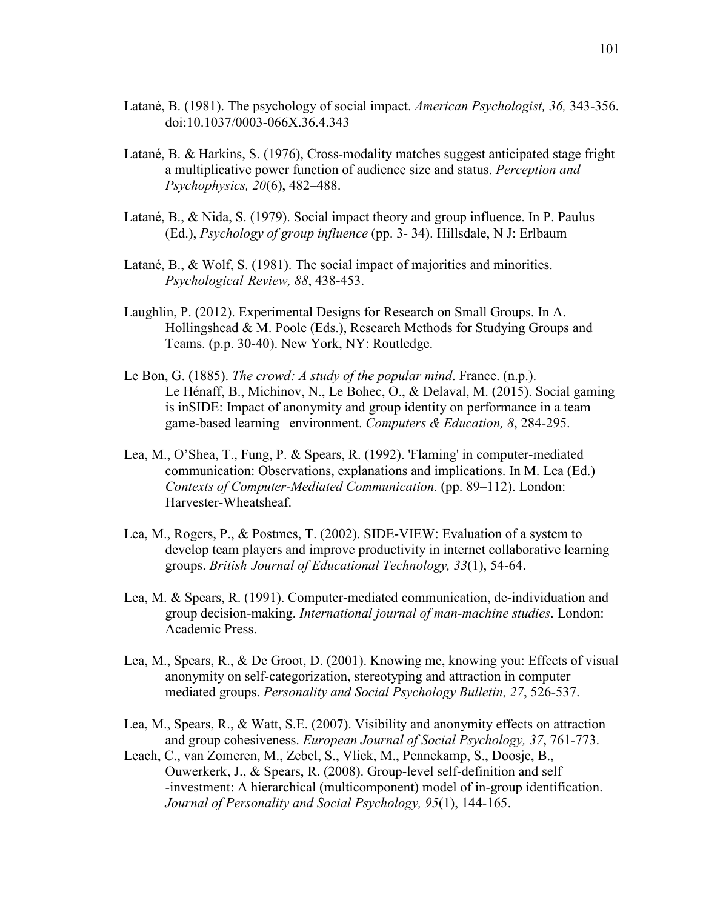Latané, B. (1981). The psychology of social impact. *American Psychologist, 36,* 343-356. doi:10.1037/0003-066X.36.4.343

Latané, B. & Harkins, S. (1976), Cross-modality matches suggest anticipated stage fright a multiplicative power function of audience size and status. *Perception and Psychophysics, 20*(6), 482–488.

Latané, B., & Nida, S. (1979). Social impact theory and group influence. In P. Paulus (Ed.), *Psychology of group influence* (pp. 3- 34). Hillsdale, N J: Erlbaum

Latané, B., & Wolf, S. (1981). The social impact of majorities and minorities. *Psychological Review, 88*, 438-453.

Laughlin, P. (2012). Experimental Designs for Research on Small Groups. In A. Hollingshead & M. Poole (Eds.), Research Methods for Studying Groups and Teams. (p.p. 30-40). New York, NY: Routledge.

Le Bon, G. (1885). *The crowd: A study of the popular mind*. France. (n.p.).
Le Hénaff, B., Michinov, N., Le Bohec, O., & Delaval, M. (2015). Social gaming is inSIDE: Impact of anonymity and group identity on performance in a team game-based learning environment. *Computers & Education, 8*, 284-295.

Lea, M., O'Shea, T., Fung, P. & Spears, R. (1992). 'Flaming' in computer-mediated communication: Observations, explanations and implications. In M. Lea (Ed.) *Contexts of Computer-Mediated Communication.* (pp. 89–112). London: Harvester-Wheatsheaf.

Lea, M., Rogers, P., & Postmes, T. (2002). SIDE-VIEW: Evaluation of a system to develop team players and improve productivity in internet collaborative learning groups. *British Journal of Educational Technology, 33*(1), 54-64.

Lea, M. & Spears, R. (1991). Computer-mediated communication, de-individuation and group decision-making. *International journal of man-machine studies*. London: Academic Press.

Lea, M., Spears, R., & De Groot, D. (2001). Knowing me, knowing you: Effects of visual anonymity on self-categorization, stereotyping and attraction in computer mediated groups. *Personality and Social Psychology Bulletin, 27*, 526-537.

Lea, M., Spears, R., & Watt, S.E. (2007). Visibility and anonymity effects on attraction and group cohesiveness. *European Journal of Social Psychology, 37*, 761-773.

Leach, C., van Zomeren, M., Zebel, S., Vliek, M., Pennekamp, S., Doosje, B., Ouwerkerk, J., & Spears, R. (2008). Group-level self-definition and self -investment: A hierarchical (multicomponent) model of in-group identification. *Journal of Personality and Social Psychology, 95*(1), 144-165.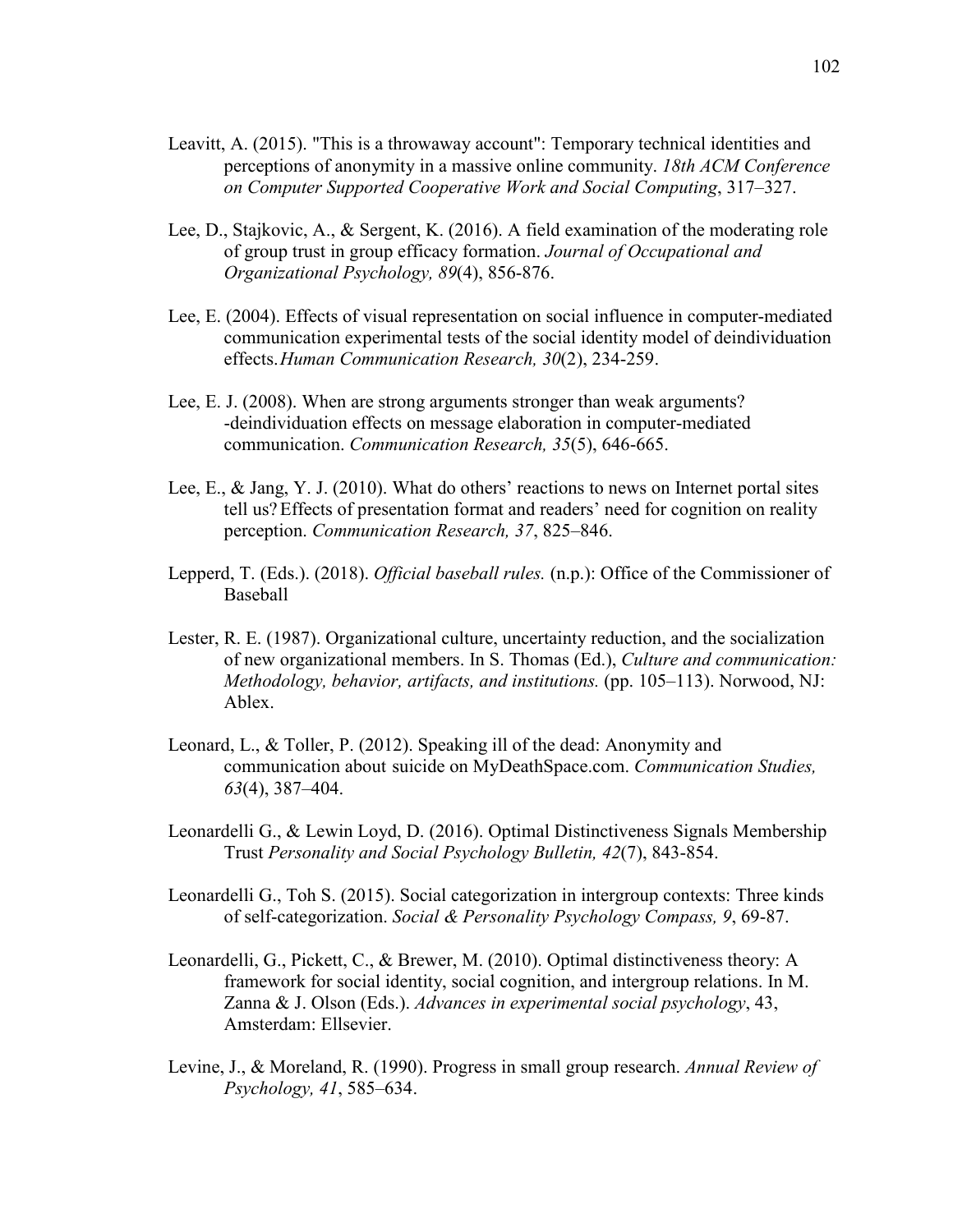Leavitt, A. (2015). "This is a throwaway account": Temporary technical identities and perceptions of anonymity in a massive online community. *18th ACM Conference on Computer Supported Cooperative Work and Social Computing*, 317–327.

Lee, D., Stajkovic, A., & Sergent, K. (2016). A field examination of the moderating role of group trust in group efficacy formation. *Journal of Occupational and Organizational Psychology, 89*(4), 856-876.

Lee, E. (2004). Effects of visual representation on social influence in computer-mediated communication experimental tests of the social identity model of deindividuation effects. *Human Communication Research, 30*(2), 234-259.

Lee, E. J. (2008). When are strong arguments stronger than weak arguments? -deindividuation effects on message elaboration in computer-mediated communication. *Communication Research, 35*(5), 646-665.

Lee, E., & Jang, Y. J. (2010). What do others' reactions to news on Internet portal sites tell us? Effects of presentation format and readers' need for cognition on reality perception. *Communication Research, 37*, 825–846.

Lepperd, T. (Eds.). (2018). *Official baseball rules.* (n.p.): Office of the Commissioner of Baseball

Lester, R. E. (1987). Organizational culture, uncertainty reduction, and the socialization of new organizational members. In S. Thomas (Ed.), *Culture and communication: Methodology, behavior, artifacts, and institutions.* (pp. 105–113). Norwood, NJ: Ablex.

Leonard, L., & Toller, P. (2012). Speaking ill of the dead: Anonymity and communication about suicide on MyDeathSpace.com. *Communication Studies, 63*(4), 387–404.

Leonardelli G., & Lewin Loyd, D. (2016). Optimal Distinctiveness Signals Membership Trust *Personality and Social Psychology Bulletin, 42*(7), 843-854.

Leonardelli G., Toh S. (2015). Social categorization in intergroup contexts: Three kinds of self-categorization. *Social & Personality Psychology Compass, 9*, 69-87.

Leonardelli, G., Pickett, C., & Brewer, M. (2010). Optimal distinctiveness theory: A framework for social identity, social cognition, and intergroup relations. In M. Zanna & J. Olson (Eds.). *Advances in experimental social psychology*, 43, Amsterdam: Ellsevier.

Levine, J., & Moreland, R. (1990). Progress in small group research. *Annual Review of Psychology, 41*, 585–634.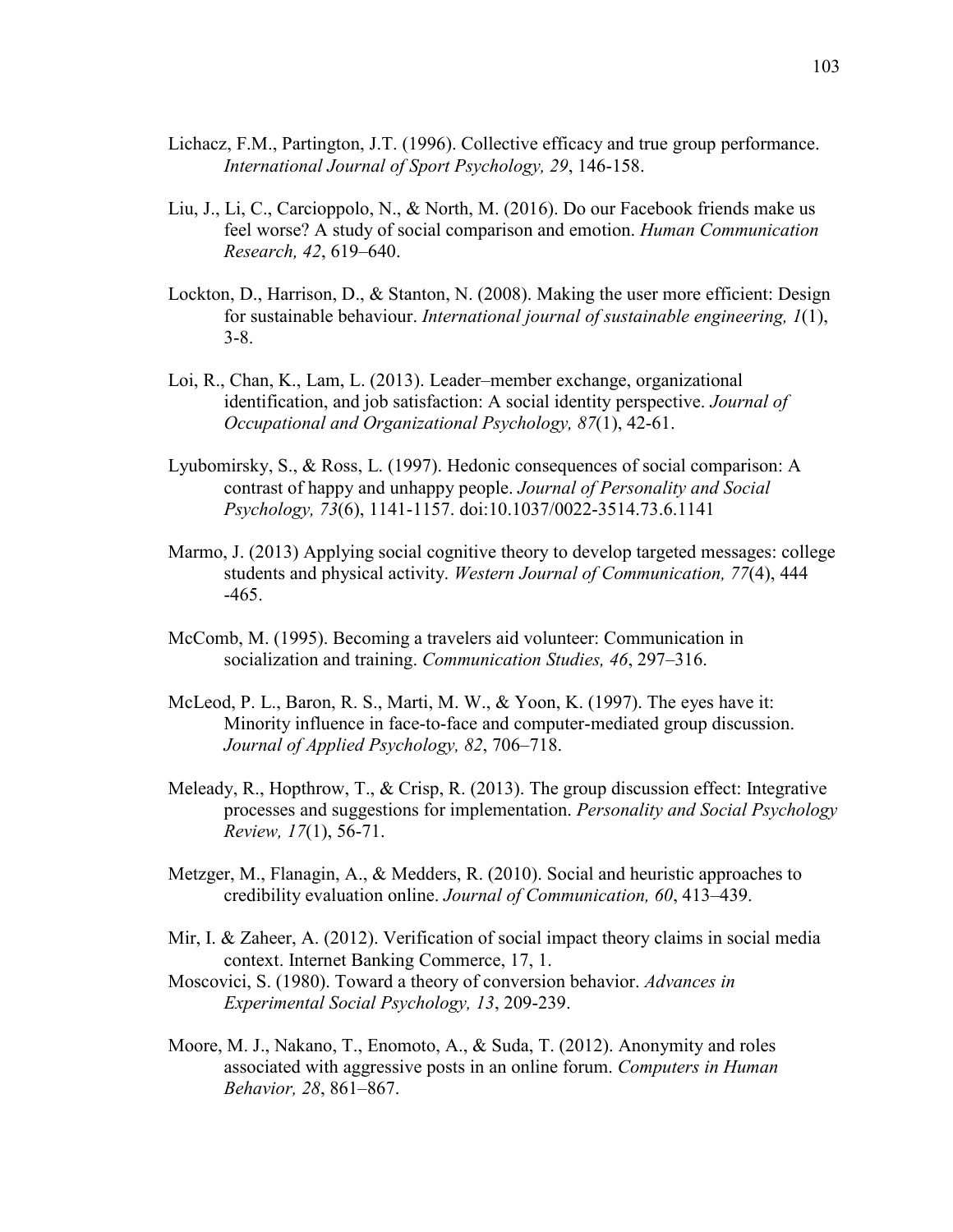Lichacz, F.M., Partington, J.T. (1996). Collective efficacy and true group performance. *International Journal of Sport Psychology, 29*, 146-158.

Liu, J., Li, C., Carcioppolo, N., & North, M. (2016). Do our Facebook friends make us feel worse? A study of social comparison and emotion. *Human Communication Research, 42*, 619–640.

Lockton, D., Harrison, D., & Stanton, N. (2008). Making the user more efficient: Design for sustainable behaviour. *International journal of sustainable engineering, 1*(1), 3-8.

Loi, R., Chan, K., Lam, L. (2013). Leader–member exchange, organizational identification, and job satisfaction: A social identity perspective. *Journal of Occupational and Organizational Psychology, 87*(1), 42-61.

Lyubomirsky, S., & Ross, L. (1997). Hedonic consequences of social comparison: A contrast of happy and unhappy people. *Journal of Personality and Social Psychology, 73*(6), 1141-1157. doi:10.1037/0022-3514.73.6.1141

Marmo, J. (2013) Applying social cognitive theory to develop targeted messages: college students and physical activity. *Western Journal of Communication, 77*(4), 444 -465.

McComb, M. (1995). Becoming a travelers aid volunteer: Communication in socialization and training. *Communication Studies, 46*, 297–316.

McLeod, P. L., Baron, R. S., Marti, M. W., & Yoon, K. (1997). The eyes have it: Minority influence in face-to-face and computer-mediated group discussion. *Journal of Applied Psychology, 82*, 706–718.

Meleady, R., Hopthrow, T., & Crisp, R. (2013). The group discussion effect: Integrative processes and suggestions for implementation. *Personality and Social Psychology Review, 17*(1), 56-71.

Metzger, M., Flanagin, A., & Medders, R. (2010). Social and heuristic approaches to credibility evaluation online. *Journal of Communication, 60*, 413–439.

Mir, I. & Zaheer, A. (2012). Verification of social impact theory claims in social media context. Internet Banking Commerce, 17, 1.

Moscovici, S. (1980). Toward a theory of conversion behavior. *Advances in Experimental Social Psychology, 13*, 209-239.

Moore, M. J., Nakano, T., Enomoto, A., & Suda, T. (2012). Anonymity and roles associated with aggressive posts in an online forum. *Computers in Human Behavior, 28*, 861–867.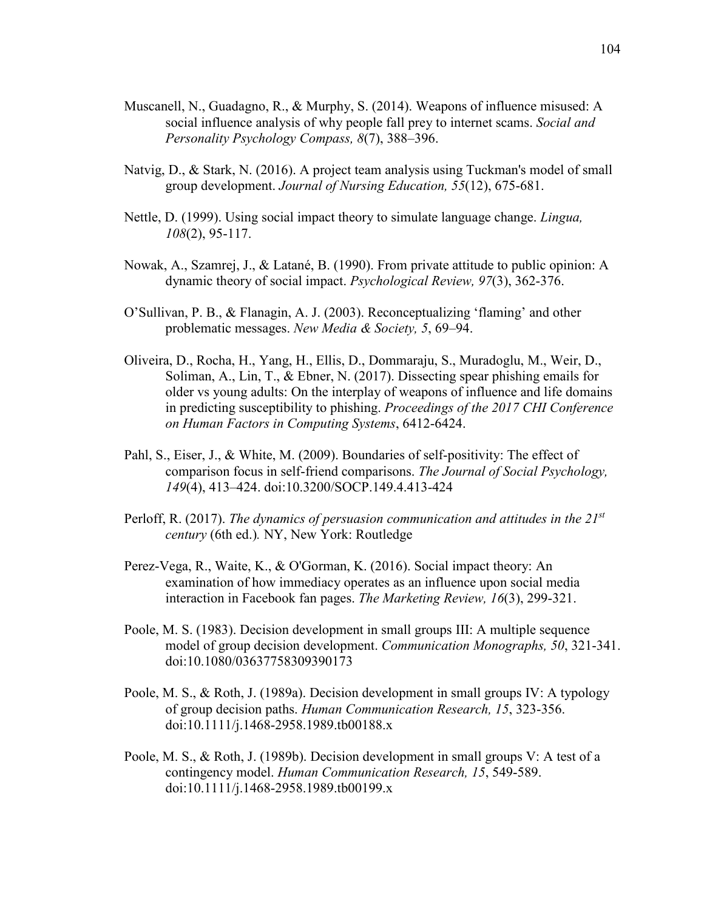Muscanell, N., Guadagno, R., & Murphy, S. (2014). Weapons of influence misused: A social influence analysis of why people fall prey to internet scams. *Social and Personality Psychology Compass, 8*(7), 388–396.

Natvig, D., & Stark, N. (2016). A project team analysis using Tuckman's model of small group development. *Journal of Nursing Education, 55*(12), 675-681.

Nettle, D. (1999). Using social impact theory to simulate language change. *Lingua, 108*(2), 95-117.

Nowak, A., Szamrej, J., & Latané, B. (1990). From private attitude to public opinion: A dynamic theory of social impact. *Psychological Review, 97*(3), 362-376.

O'Sullivan, P. B., & Flanagin, A. J. (2003). Reconceptualizing 'flaming' and other problematic messages. *New Media & Society, 5*, 69–94.

Oliveira, D., Rocha, H., Yang, H., Ellis, D., Dommaraju, S., Muradoglu, M., Weir, D., Soliman, A., Lin, T., & Ebner, N. (2017). Dissecting spear phishing emails for older vs young adults: On the interplay of weapons of influence and life domains in predicting susceptibility to phishing. *Proceedings of the 2017 CHI Conference on Human Factors in Computing Systems*, 6412-6424.

Pahl, S., Eiser, J., & White, M. (2009). Boundaries of self-positivity: The effect of comparison focus in self-friend comparisons. *The Journal of Social Psychology, 149*(4), 413–424. doi:10.3200/SOCP.149.4.413-424

Perloff, R. (2017). *The dynamics of persuasion communication and attitudes in the 21st century* (6th ed.)*.* NY, New York: Routledge

Perez-Vega, R., Waite, K., & O'Gorman, K. (2016). Social impact theory: An examination of how immediacy operates as an influence upon social media interaction in Facebook fan pages. *The Marketing Review, 16*(3), 299-321.

Poole, M. S. (1983). Decision development in small groups III: A multiple sequence model of group decision development. *Communication Monographs, 50*, 321-341. doi:10.1080/03637758309390173

Poole, M. S., & Roth, J. (1989a). Decision development in small groups IV: A typology of group decision paths. *Human Communication Research, 15*, 323-356. doi:10.1111/j.1468-2958.1989.tb00188.x

Poole, M. S., & Roth, J. (1989b). Decision development in small groups V: A test of a contingency model. *Human Communication Research, 15*, 549-589. doi:10.1111/j.1468-2958.1989.tb00199.x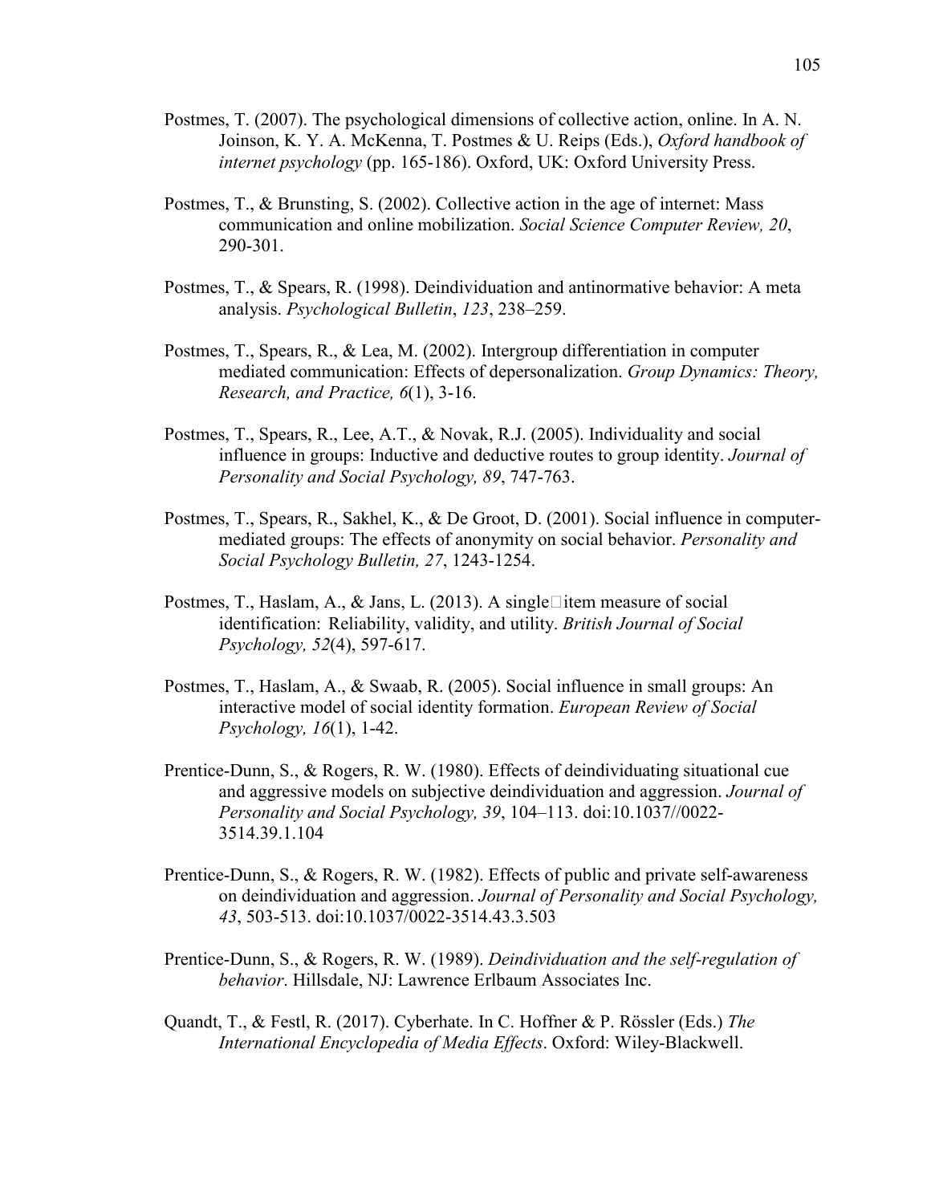Postmes, T. (2007). The psychological dimensions of collective action, online. In A. N. Joinson, K. Y. A. McKenna, T. Postmes & U. Reips (Eds.), *Oxford handbook of internet psychology* (pp. 165-186). Oxford, UK: Oxford University Press.

Postmes, T., & Brunsting, S. (2002). Collective action in the age of internet: Mass communication and online mobilization. *Social Science Computer Review, 20*, 290-301.

Postmes, T., & Spears, R. (1998). Deindividuation and antinormative behavior: A meta analysis. *Psychological Bulletin*, *123*, 238–259.

Postmes, T., Spears, R., & Lea, M. (2002). Intergroup differentiation in computer mediated communication: Effects of depersonalization. *Group Dynamics: Theory, Research, and Practice, 6*(1), 3-16.

Postmes, T., Spears, R., Lee, A.T., & Novak, R.J. (2005). Individuality and social influence in groups: Inductive and deductive routes to group identity. *Journal of Personality and Social Psychology, 89*, 747-763.

Postmes, T., Spears, R., Sakhel, K., & De Groot, D. (2001). Social influence in computer-mediated groups: The effects of anonymity on social behavior. *Personality and Social Psychology Bulletin, 27*, 1243-1254.

Postmes, T., Haslam, A., & Jans, L. (2013). A single□item measure of social identification: Reliability, validity, and utility. *British Journal of Social Psychology, 52*(4), 597-617.

Postmes, T., Haslam, A., & Swaab, R. (2005). Social influence in small groups: An interactive model of social identity formation. *European Review of Social Psychology, 16*(1), 1-42.

Prentice-Dunn, S., & Rogers, R. W. (1980). Effects of deindividuating situational cue and aggressive models on subjective deindividuation and aggression. *Journal of Personality and Social Psychology, 39*, 104–113. doi:10.1037//0022-3514.39.1.104

Prentice-Dunn, S., & Rogers, R. W. (1982). Effects of public and private self-awareness on deindividuation and aggression. *Journal of Personality and Social Psychology, 43*, 503-513. doi:10.1037/0022-3514.43.3.503

Prentice-Dunn, S., & Rogers, R. W. (1989). *Deindividuation and the self-regulation of behavior*. Hillsdale, NJ: Lawrence Erlbaum Associates Inc.

Quandt, T., & Festl, R. (2017). Cyberhate. In C. Hoffner & P. Rössler (Eds.) *The International Encyclopedia of Media Effects*. Oxford: Wiley-Blackwell.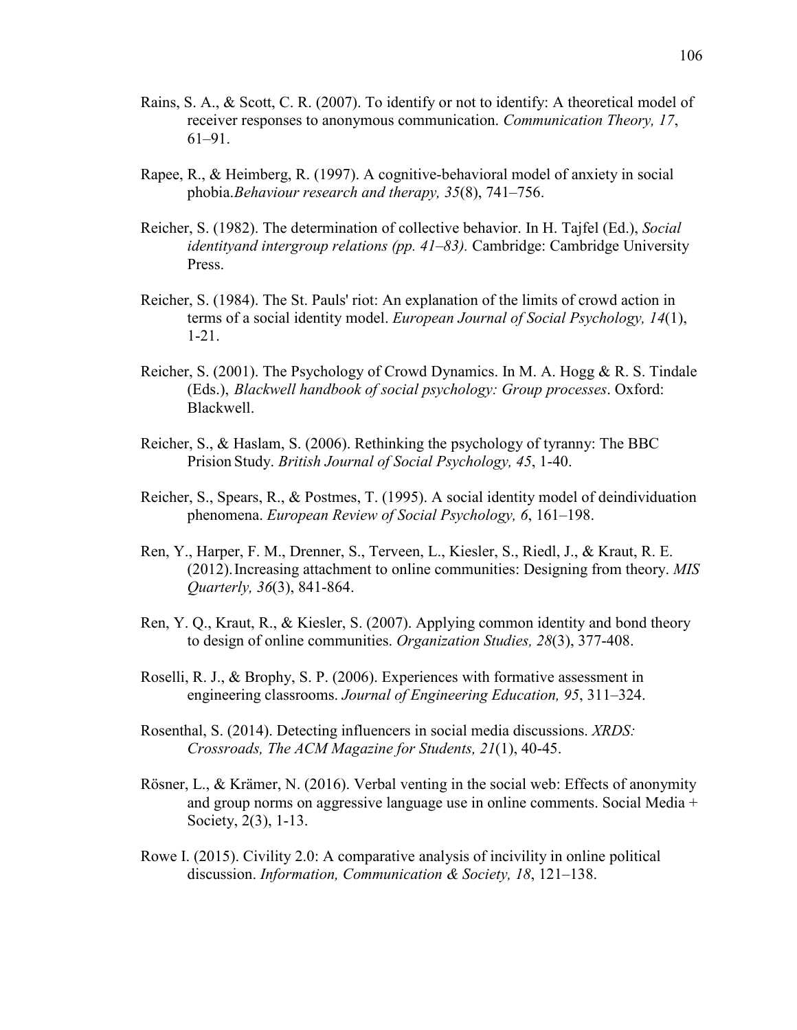Rains, S. A., & Scott, C. R. (2007). To identify or not to identify: A theoretical model of receiver responses to anonymous communication. *Communication Theory, 17*, 61–91.

Rapee, R., & Heimberg, R. (1997). A cognitive-behavioral model of anxiety in social phobia.*Behaviour research and therapy, 35*(8), 741–756.

Reicher, S. (1982). The determination of collective behavior. In H. Tajfel (Ed.), *Social identityand intergroup relations (pp. 41–83).* Cambridge: Cambridge University Press.

Reicher, S. (1984). The St. Pauls' riot: An explanation of the limits of crowd action in terms of a social identity model. *European Journal of Social Psychology, 14*(1), 1-21.

Reicher, S. (2001). The Psychology of Crowd Dynamics. In M. A. Hogg & R. S. Tindale (Eds.), *Blackwell handbook of social psychology: Group processes*. Oxford: Blackwell.

Reicher, S., & Haslam, S. (2006). Rethinking the psychology of tyranny: The BBC Prision Study. *British Journal of Social Psychology, 45*, 1-40.

Reicher, S., Spears, R., & Postmes, T. (1995). A social identity model of deindividuation phenomena. *European Review of Social Psychology, 6*, 161–198.

Ren, Y., Harper, F. M., Drenner, S., Terveen, L., Kiesler, S., Riedl, J., & Kraut, R. E. (2012). Increasing attachment to online communities: Designing from theory. *MIS Quarterly, 36*(3), 841-864.

Ren, Y. Q., Kraut, R., & Kiesler, S. (2007). Applying common identity and bond theory to design of online communities. *Organization Studies, 28*(3), 377-408.

Roselli, R. J., & Brophy, S. P. (2006). Experiences with formative assessment in engineering classrooms. *Journal of Engineering Education, 95*, 311–324.

Rosenthal, S. (2014). Detecting influencers in social media discussions. *XRDS: Crossroads, The ACM Magazine for Students, 21*(1), 40-45.

Rösner, L., & Krämer, N. (2016). Verbal venting in the social web: Effects of anonymity and group norms on aggressive language use in online comments. Social Media + Society, 2(3), 1-13.

Rowe I. (2015). Civility 2.0: A comparative analysis of incivility in online political discussion. *Information, Communication & Society, 18*, 121–138.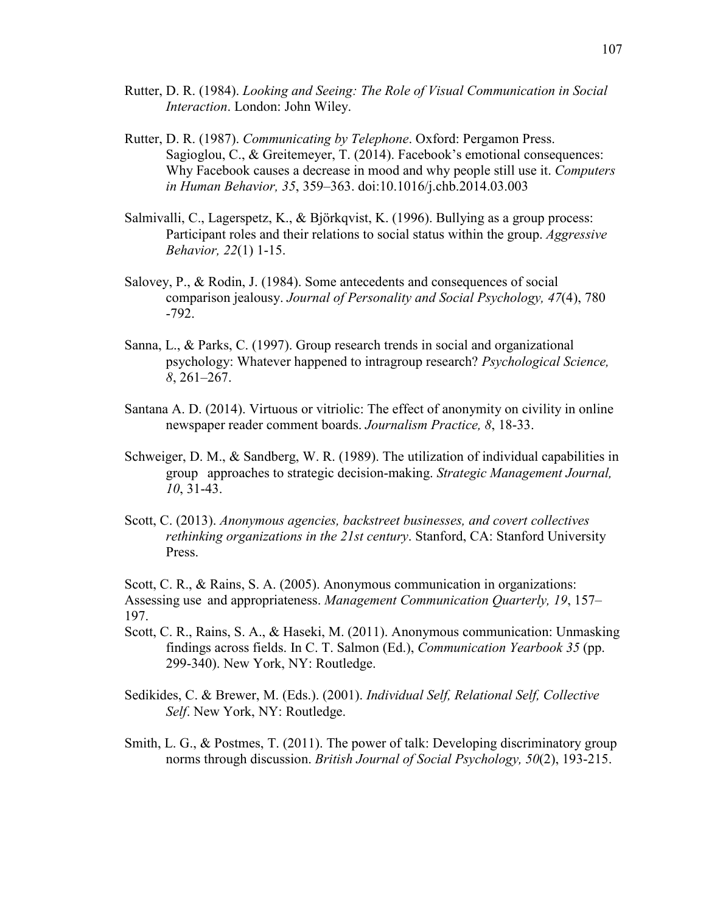Rutter, D. R. (1984). *Looking and Seeing: The Role of Visual Communication in Social Interaction*. London: John Wiley.

Rutter, D. R. (1987). *Communicating by Telephone*. Oxford: Pergamon Press.

Sagioglou, C., & Greitemeyer, T. (2014). Facebook's emotional consequences: Why Facebook causes a decrease in mood and why people still use it. *Computers in Human Behavior, 35*, 359–363. doi:10.1016/j.chb.2014.03.003

Salmivalli, C., Lagerspetz, K., & Björkqvist, K. (1996). Bullying as a group process: Participant roles and their relations to social status within the group. *Aggressive Behavior, 22*(1) 1-15.

Salovey, P., & Rodin, J. (1984). Some antecedents and consequences of social comparison jealousy. *Journal of Personality and Social Psychology, 47*(4), 780 -792.

Sanna, L., & Parks, C. (1997). Group research trends in social and organizational psychology: Whatever happened to intragroup research? *Psychological Science, 8*, 261–267.

Santana A. D. (2014). Virtuous or vitriolic: The effect of anonymity on civility in online newspaper reader comment boards. *Journalism Practice, 8*, 18-33.

Schweiger, D. M., & Sandberg, W. R. (1989). The utilization of individual capabilities in group approaches to strategic decision-making. *Strategic Management Journal, 10*, 31-43.

Scott, C. (2013). *Anonymous agencies, backstreet businesses, and covert collectives rethinking organizations in the 21st century*. Stanford, CA: Stanford University Press.

Scott, C. R., & Rains, S. A. (2005). Anonymous communication in organizations: Assessing use and appropriateness. *Management Communication Quarterly, 19*, 157–197.

Scott, C. R., Rains, S. A., & Haseki, M. (2011). Anonymous communication: Unmasking findings across fields. In C. T. Salmon (Ed.), *Communication Yearbook 35* (pp. 299-340). New York, NY: Routledge.

Sedikides, C. & Brewer, M. (Eds.). (2001). *Individual Self, Relational Self, Collective Self*. New York, NY: Routledge.

Smith, L. G., & Postmes, T. (2011). The power of talk: Developing discriminatory group norms through discussion. *British Journal of Social Psychology, 50*(2), 193-215.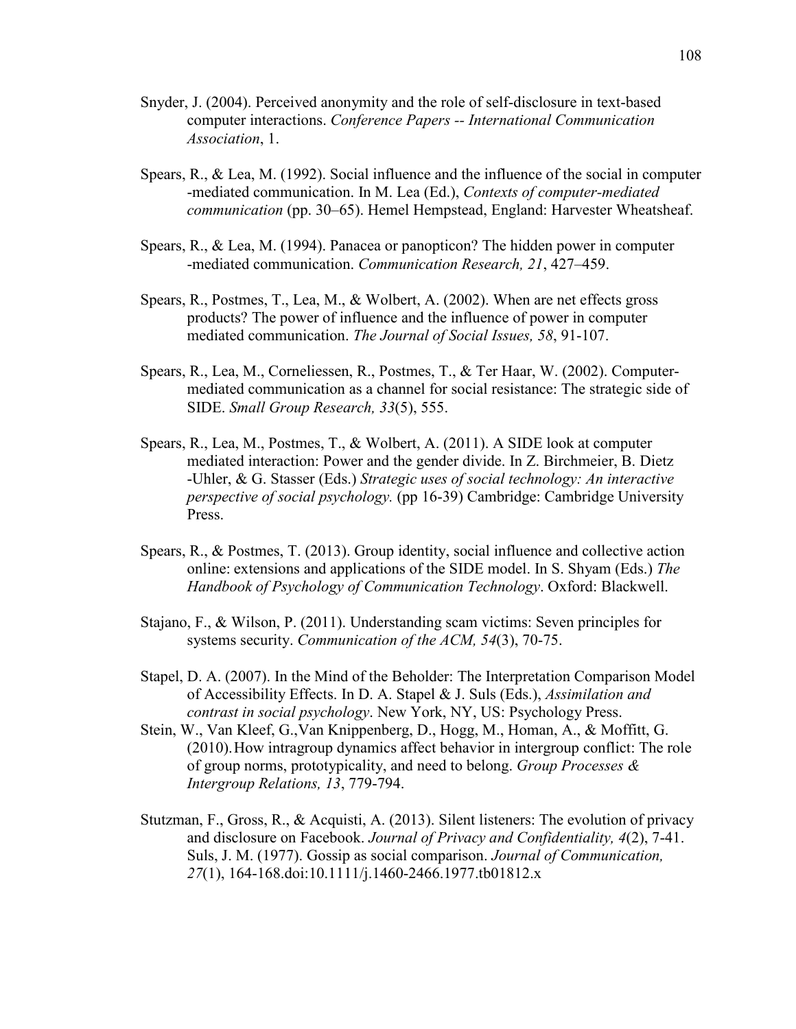Snyder, J. (2004). Perceived anonymity and the role of self-disclosure in text-based computer interactions. *Conference Papers -- International Communication Association*, 1.

Spears, R., & Lea, M. (1992). Social influence and the influence of the social in computer -mediated communication. In M. Lea (Ed.), *Contexts of computer-mediated communication* (pp. 30–65). Hemel Hempstead, England: Harvester Wheatsheaf.

Spears, R., & Lea, M. (1994). Panacea or panopticon? The hidden power in computer -mediated communication. *Communication Research, 21*, 427–459.

Spears, R., Postmes, T., Lea, M., & Wolbert, A. (2002). When are net effects gross products? The power of influence and the influence of power in computer mediated communication. *The Journal of Social Issues, 58*, 91-107.

Spears, R., Lea, M., Corneliessen, R., Postmes, T., & Ter Haar, W. (2002). Computer-mediated communication as a channel for social resistance: The strategic side of SIDE. *Small Group Research, 33*(5), 555.

Spears, R., Lea, M., Postmes, T., & Wolbert, A. (2011). A SIDE look at computer mediated interaction: Power and the gender divide. In Z. Birchmeier, B. Dietz -Uhler, & G. Stasser (Eds.) *Strategic uses of social technology: An interactive perspective of social psychology.* (pp 16-39) Cambridge: Cambridge University Press.

Spears, R., & Postmes, T. (2013). Group identity, social influence and collective action online: extensions and applications of the SIDE model. In S. Shyam (Eds.) *The Handbook of Psychology of Communication Technology*. Oxford: Blackwell.

Stajano, F., & Wilson, P. (2011). Understanding scam victims: Seven principles for systems security. *Communication of the ACM, 54*(3), 70-75.

Stapel, D. A. (2007). In the Mind of the Beholder: The Interpretation Comparison Model of Accessibility Effects. In D. A. Stapel & J. Suls (Eds.), *Assimilation and contrast in social psychology*. New York, NY, US: Psychology Press.

Stein, W., Van Kleef, G.,Van Knippenberg, D., Hogg, M., Homan, A., & Moffitt, G. (2010). How intragroup dynamics affect behavior in intergroup conflict: The role of group norms, prototypicality, and need to belong. *Group Processes & Intergroup Relations, 13*, 779-794.

Stutzman, F., Gross, R., & Acquisti, A. (2013). Silent listeners: The evolution of privacy and disclosure on Facebook. *Journal of Privacy and Confidentiality, 4*(2), 7-41.

Suls, J. M. (1977). Gossip as social comparison. *Journal of Communication, 27*(1), 164-168.doi:10.1111/j.1460-2466.1977.tb01812.x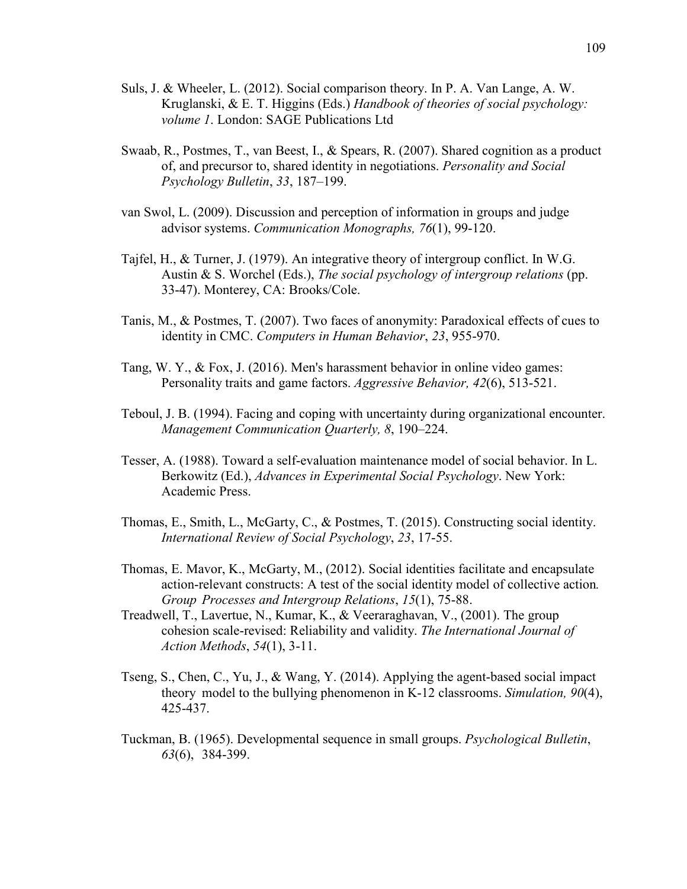Suls, J. & Wheeler, L. (2012). Social comparison theory. In P. A. Van Lange, A. W. Kruglanski, & E. T. Higgins (Eds.) *Handbook of theories of social psychology: volume 1*. London: SAGE Publications Ltd

Swaab, R., Postmes, T., van Beest, I., & Spears, R. (2007). Shared cognition as a product of, and precursor to, shared identity in negotiations. *Personality and Social Psychology Bulletin*, *33*, 187–199.

van Swol, L. (2009). Discussion and perception of information in groups and judge advisor systems. *Communication Monographs, 76*(1), 99-120.

Tajfel, H., & Turner, J. (1979). An integrative theory of intergroup conflict. In W.G. Austin & S. Worchel (Eds.), *The social psychology of intergroup relations* (pp. 33-47). Monterey, CA: Brooks/Cole.

Tanis, M., & Postmes, T. (2007). Two faces of anonymity: Paradoxical effects of cues to identity in CMC. *Computers in Human Behavior*, *23*, 955-970.

Tang, W. Y., & Fox, J. (2016). Men's harassment behavior in online video games: Personality traits and game factors. *Aggressive Behavior, 42*(6), 513-521.

Teboul, J. B. (1994). Facing and coping with uncertainty during organizational encounter. *Management Communication Quarterly, 8*, 190–224.

Tesser, A. (1988). Toward a self-evaluation maintenance model of social behavior. In L. Berkowitz (Ed.), *Advances in Experimental Social Psychology*. New York: Academic Press.

Thomas, E., Smith, L., McGarty, C., & Postmes, T. (2015). Constructing social identity. *International Review of Social Psychology*, *23*, 17-55.

Thomas, E. Mavor, K., McGarty, M., (2012). Social identities facilitate and encapsulate action-relevant constructs: A test of the social identity model of collective action*. Group Processes and Intergroup Relations*, *15*(1), 75-88.

Treadwell, T., Lavertue, N., Kumar, K., & Veeraraghavan, V., (2001). The group cohesion scale-revised: Reliability and validity. *The International Journal of Action Methods*, *54*(1), 3-11.

Tseng, S., Chen, C., Yu, J., & Wang, Y. (2014). Applying the agent-based social impact theory model to the bullying phenomenon in K-12 classrooms. *Simulation, 90*(4), 425-437.

Tuckman, B. (1965). Developmental sequence in small groups. *Psychological Bulletin*, *63*(6), 384-399.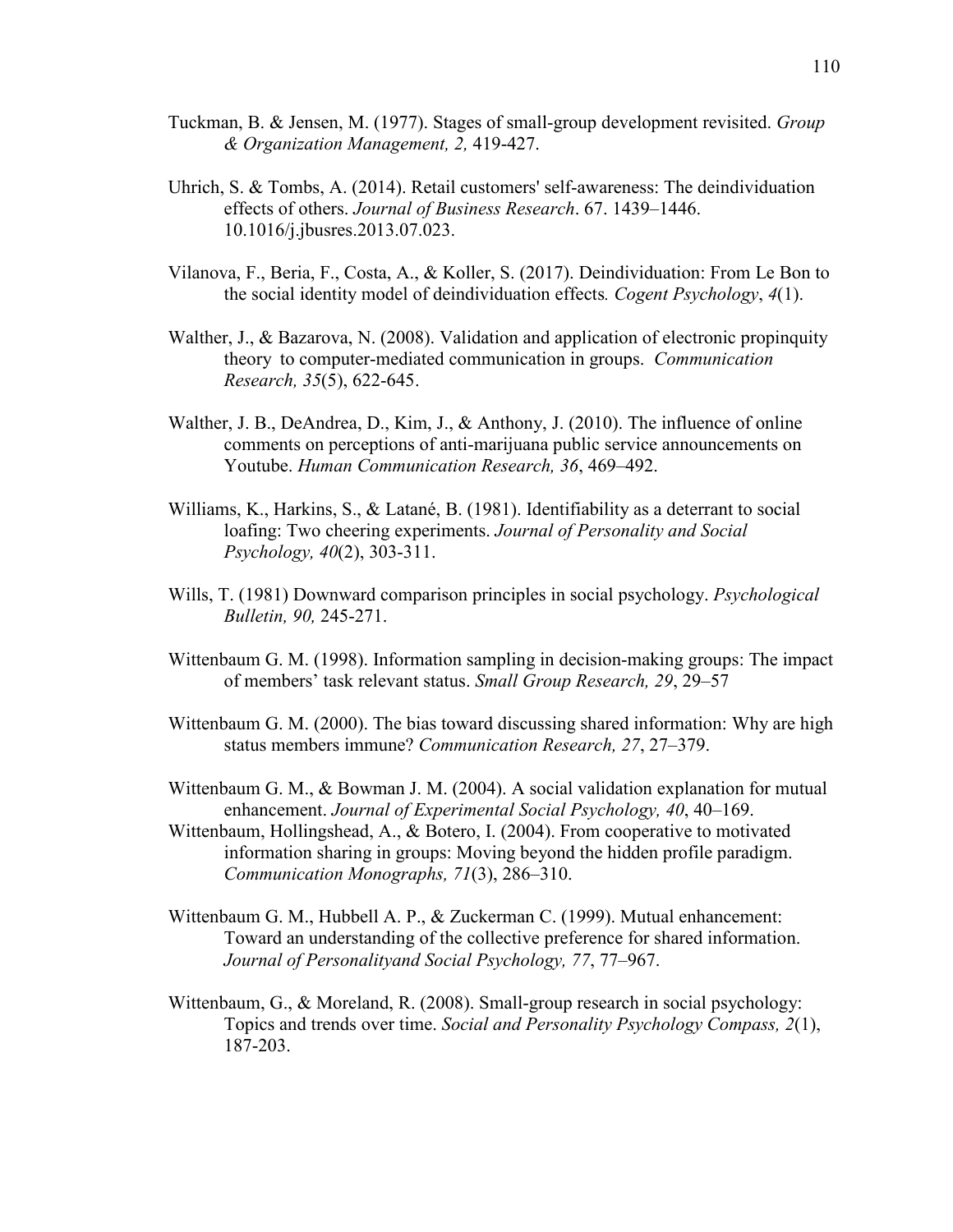Tuckman, B. & Jensen, M. (1977). Stages of small-group development revisited. *Group & Organization Management, 2,* 419-427.

Uhrich, S. & Tombs, A. (2014). Retail customers' self-awareness: The deindividuation effects of others. *Journal of Business Research*. 67. 1439–1446. 10.1016/j.jbusres.2013.07.023.

Vilanova, F., Beria, F., Costa, A., & Koller, S. (2017). Deindividuation: From Le Bon to the social identity model of deindividuation effects*. Cogent Psychology*, *4*(1).

Walther, J., & Bazarova, N. (2008). Validation and application of electronic propinquity theory to computer-mediated communication in groups. *Communication Research, 35*(5), 622-645.

Walther, J. B., DeAndrea, D., Kim, J., & Anthony, J. (2010). The influence of online comments on perceptions of anti-marijuana public service announcements on Youtube. *Human Communication Research, 36*, 469–492.

Williams, K., Harkins, S., & Latané, B. (1981). Identifiability as a deterrant to social loafing: Two cheering experiments. *Journal of Personality and Social Psychology, 40*(2), 303-311.

Wills, T. (1981) Downward comparison principles in social psychology. *Psychological Bulletin, 90,* 245-271.

Wittenbaum G. M. (1998). Information sampling in decision-making groups: The impact of members' task relevant status. *Small Group Research, 29*, 29–57

Wittenbaum G. M. (2000). The bias toward discussing shared information: Why are high status members immune? *Communication Research, 27*, 27–379.

Wittenbaum G. M., & Bowman J. M. (2004). A social validation explanation for mutual enhancement. *Journal of Experimental Social Psychology, 40*, 40–169.

Wittenbaum, Hollingshead, A., & Botero, I. (2004). From cooperative to motivated information sharing in groups: Moving beyond the hidden profile paradigm. *Communication Monographs, 71*(3), 286–310.

Wittenbaum G. M., Hubbell A. P., & Zuckerman C. (1999). Mutual enhancement: Toward an understanding of the collective preference for shared information. *Journal of Personalityand Social Psychology, 77*, 77–967.

Wittenbaum, G., & Moreland, R. (2008). Small-group research in social psychology: Topics and trends over time. *Social and Personality Psychology Compass, 2*(1), 187-203.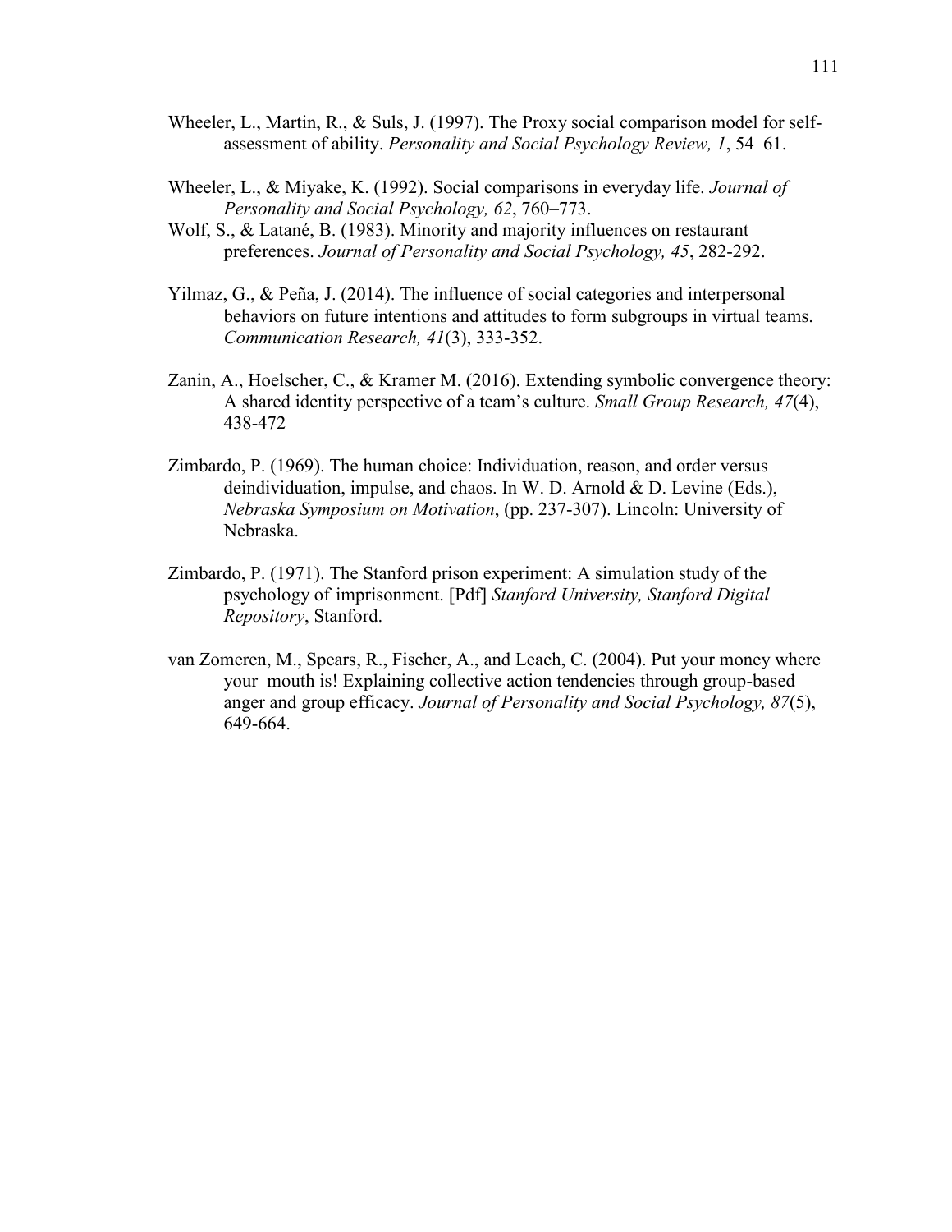Wheeler, L., Martin, R., & Suls, J. (1997). The Proxy social comparison model for self-assessment of ability. *Personality and Social Psychology Review, 1*, 54–61.

Wheeler, L., & Miyake, K. (1992). Social comparisons in everyday life. *Journal of Personality and Social Psychology, 62*, 760–773.

Wolf, S., & Latané, B. (1983). Minority and majority influences on restaurant preferences. *Journal of Personality and Social Psychology, 45*, 282-292.

Yilmaz, G., & Peña, J. (2014). The influence of social categories and interpersonal behaviors on future intentions and attitudes to form subgroups in virtual teams. *Communication Research, 41*(3), 333-352.

Zanin, A., Hoelscher, C., & Kramer M. (2016). Extending symbolic convergence theory: A shared identity perspective of a team's culture. *Small Group Research, 47*(4), 438-472

Zimbardo, P. (1969). The human choice: Individuation, reason, and order versus deindividuation, impulse, and chaos. In W. D. Arnold & D. Levine (Eds.), *Nebraska Symposium on Motivation*, (pp. 237-307). Lincoln: University of Nebraska.

Zimbardo, P. (1971). The Stanford prison experiment: A simulation study of the psychology of imprisonment. [Pdf] *Stanford University, Stanford Digital Repository*, Stanford.

van Zomeren, M., Spears, R., Fischer, A., and Leach, C. (2004). Put your money where your mouth is! Explaining collective action tendencies through group-based anger and group efficacy. *Journal of Personality and Social Psychology, 87*(5), 649-664.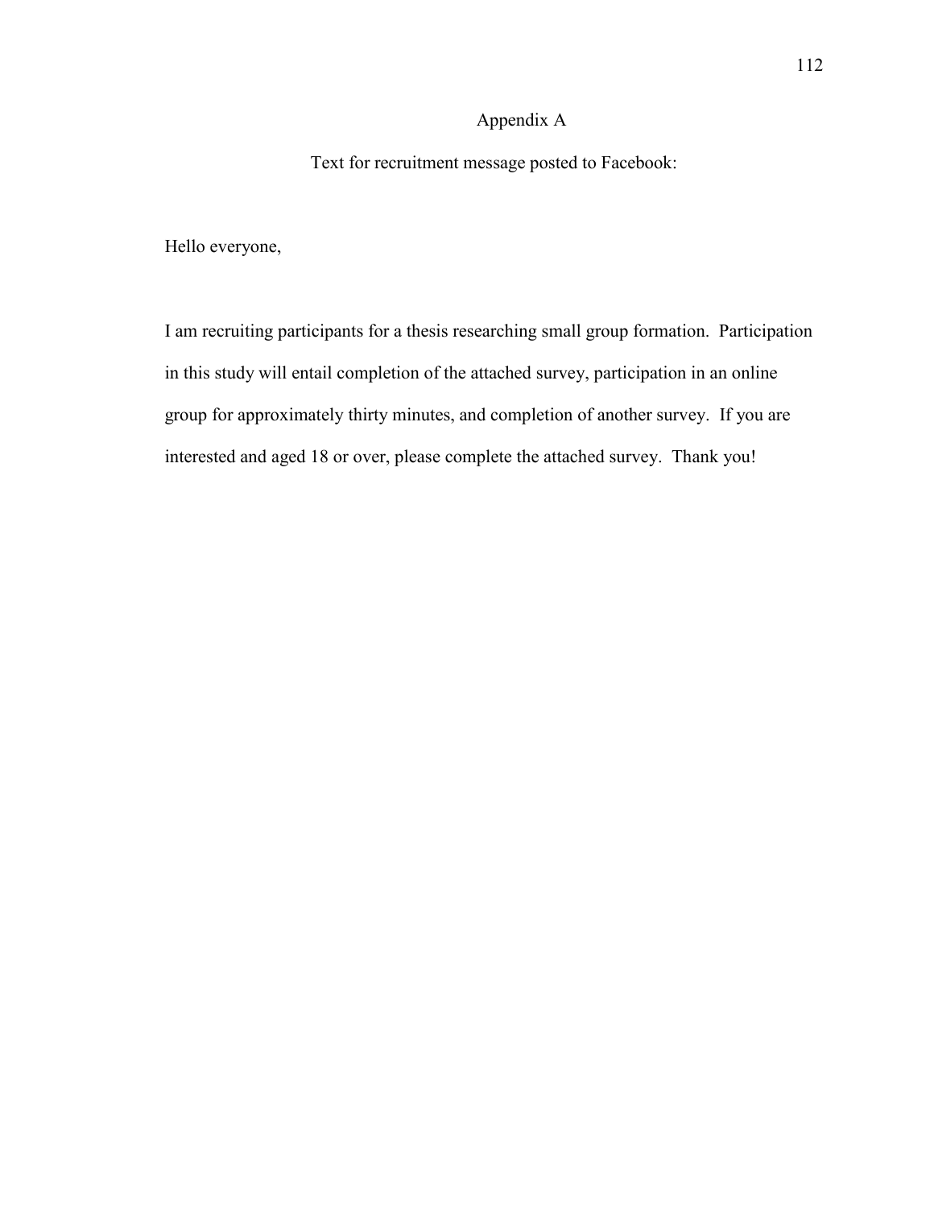# Appendix A

Text for recruitment message posted to Facebook:

Hello everyone,

I am recruiting participants for a thesis researching small group formation. Participation in this study will entail completion of the attached survey, participation in an online group for approximately thirty minutes, and completion of another survey. If you are interested and aged 18 or over, please complete the attached survey. Thank you!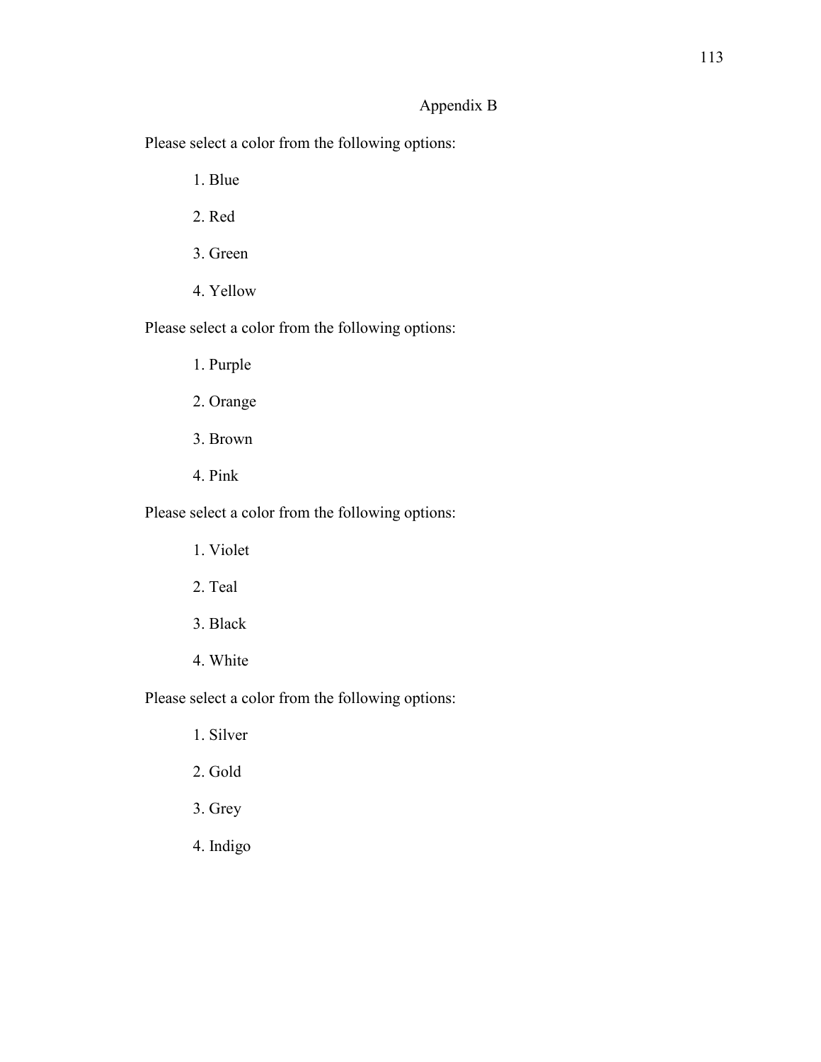# Appendix B

Please select a color from the following options:

1. Blue
2. Red
3. Green
4. Yellow

Please select a color from the following options:

1. Purple
2. Orange
3. Brown
4. Pink

Please select a color from the following options:

1. Violet
2. Teal
3. Black
4. White

Please select a color from the following options:

1. Silver
2. Gold
3. Grey
4. Indigo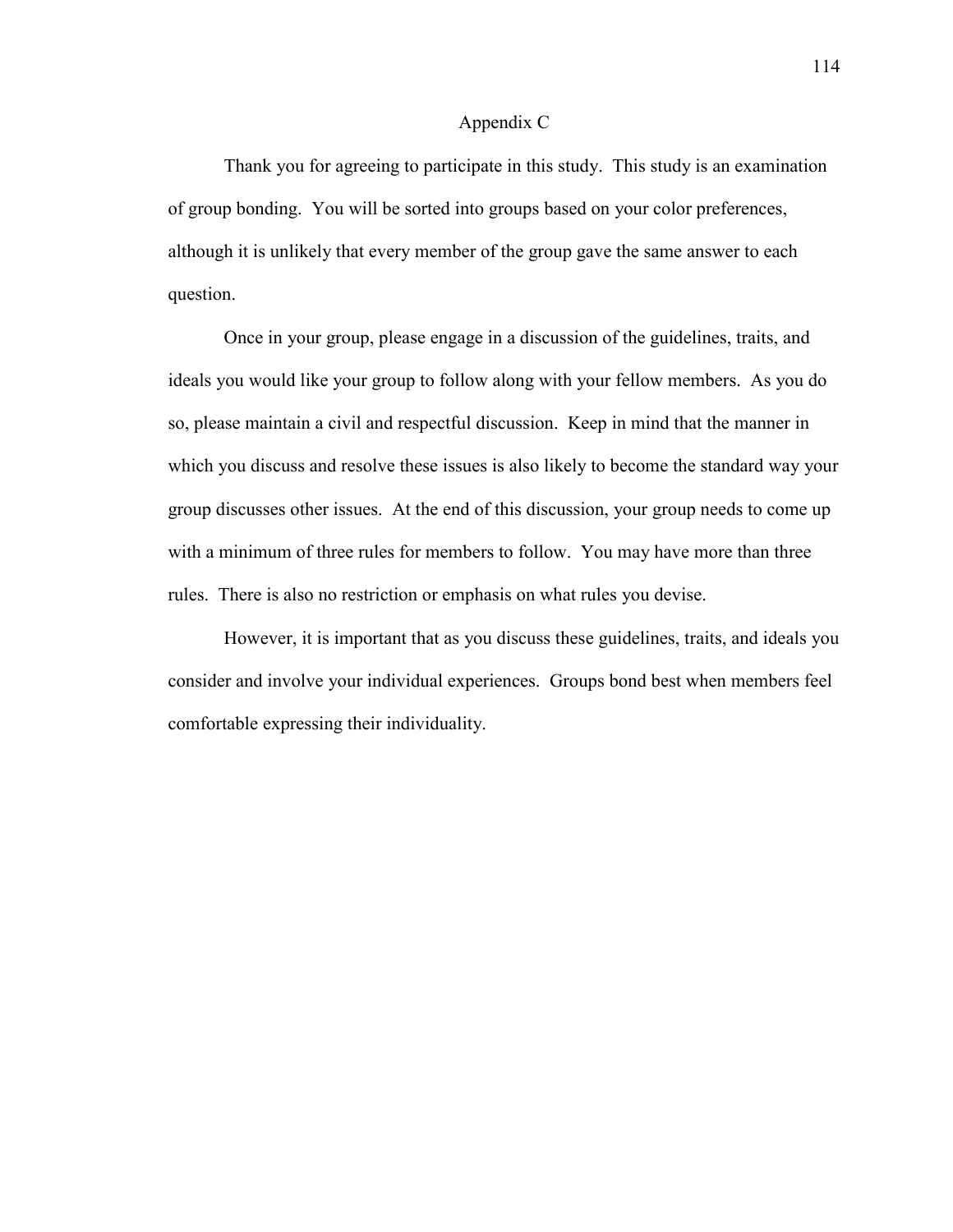# Appendix C

Thank you for agreeing to participate in this study. This study is an examination of group bonding. You will be sorted into groups based on your color preferences, although it is unlikely that every member of the group gave the same answer to each question.

Once in your group, please engage in a discussion of the guidelines, traits, and ideals you would like your group to follow along with your fellow members. As you do so, please maintain a civil and respectful discussion. Keep in mind that the manner in which you discuss and resolve these issues is also likely to become the standard way your group discusses other issues. At the end of this discussion, your group needs to come up with a minimum of three rules for members to follow. You may have more than three rules. There is also no restriction or emphasis on what rules you devise.

However, it is important that as you discuss these guidelines, traits, and ideals you consider and involve your individual experiences. Groups bond best when members feel comfortable expressing their individuality.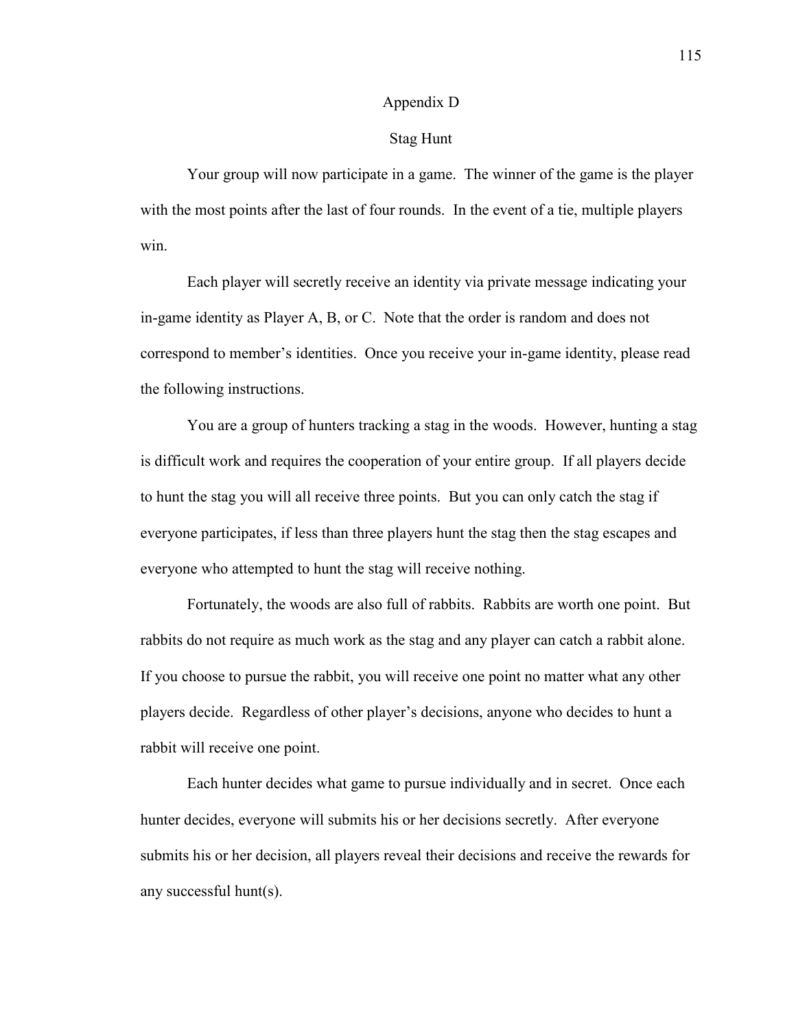# Appendix D

## Stag Hunt

Your group will now participate in a game. The winner of the game is the player with the most points after the last of four rounds. In the event of a tie, multiple players win.

Each player will secretly receive an identity via private message indicating your in-game identity as Player A, B, or C. Note that the order is random and does not correspond to member's identities. Once you receive your in-game identity, please read the following instructions.

You are a group of hunters tracking a stag in the woods. However, hunting a stag is difficult work and requires the cooperation of your entire group. If all players decide to hunt the stag you will all receive three points. But you can only catch the stag if everyone participates, if less than three players hunt the stag then the stag escapes and everyone who attempted to hunt the stag will receive nothing.

Fortunately, the woods are also full of rabbits. Rabbits are worth one point. But rabbits do not require as much work as the stag and any player can catch a rabbit alone. If you choose to pursue the rabbit, you will receive one point no matter what any other players decide. Regardless of other player's decisions, anyone who decides to hunt a rabbit will receive one point.

Each hunter decides what game to pursue individually and in secret. Once each hunter decides, everyone will submits his or her decisions secretly. After everyone submits his or her decision, all players reveal their decisions and receive the rewards for any successful hunt(s).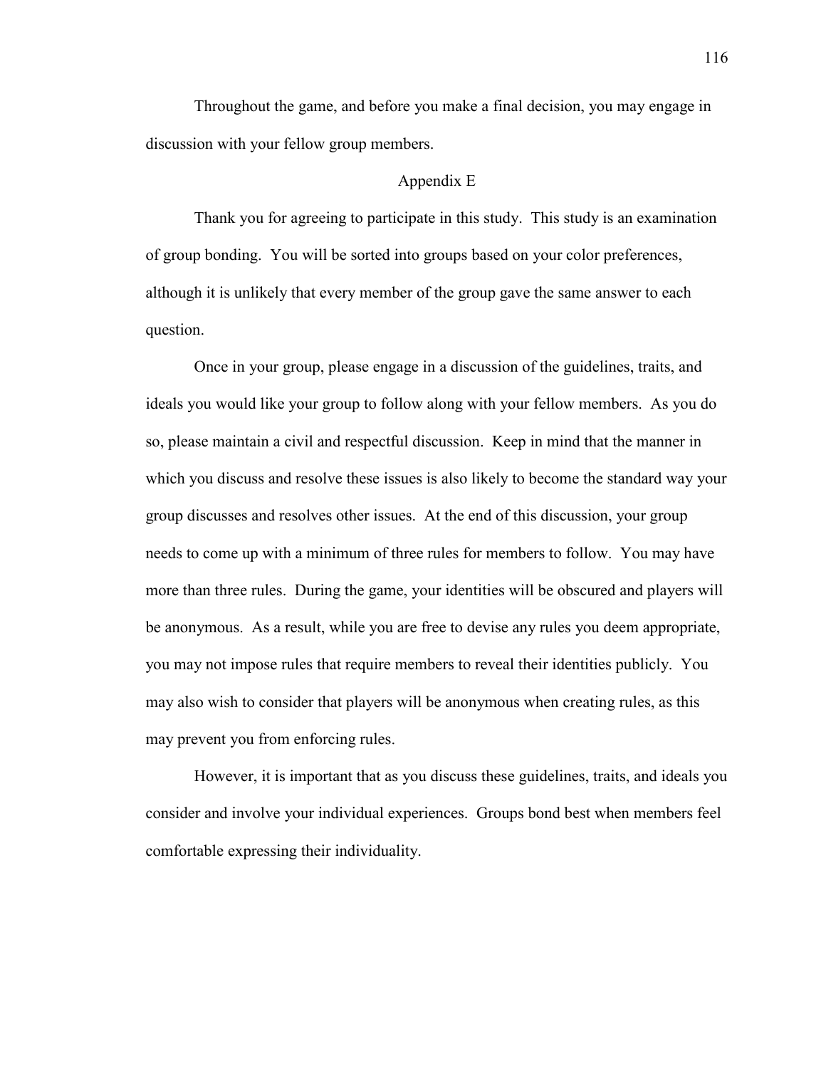Throughout the game, and before you make a final decision, you may engage in discussion with your fellow group members.

## Appendix E

Thank you for agreeing to participate in this study. This study is an examination of group bonding. You will be sorted into groups based on your color preferences, although it is unlikely that every member of the group gave the same answer to each question.

Once in your group, please engage in a discussion of the guidelines, traits, and ideals you would like your group to follow along with your fellow members. As you do so, please maintain a civil and respectful discussion. Keep in mind that the manner in which you discuss and resolve these issues is also likely to become the standard way your group discusses and resolves other issues. At the end of this discussion, your group needs to come up with a minimum of three rules for members to follow. You may have more than three rules. During the game, your identities will be obscured and players will be anonymous. As a result, while you are free to devise any rules you deem appropriate, you may not impose rules that require members to reveal their identities publicly. You may also wish to consider that players will be anonymous when creating rules, as this may prevent you from enforcing rules.

However, it is important that as you discuss these guidelines, traits, and ideals you consider and involve your individual experiences. Groups bond best when members feel comfortable expressing their individuality.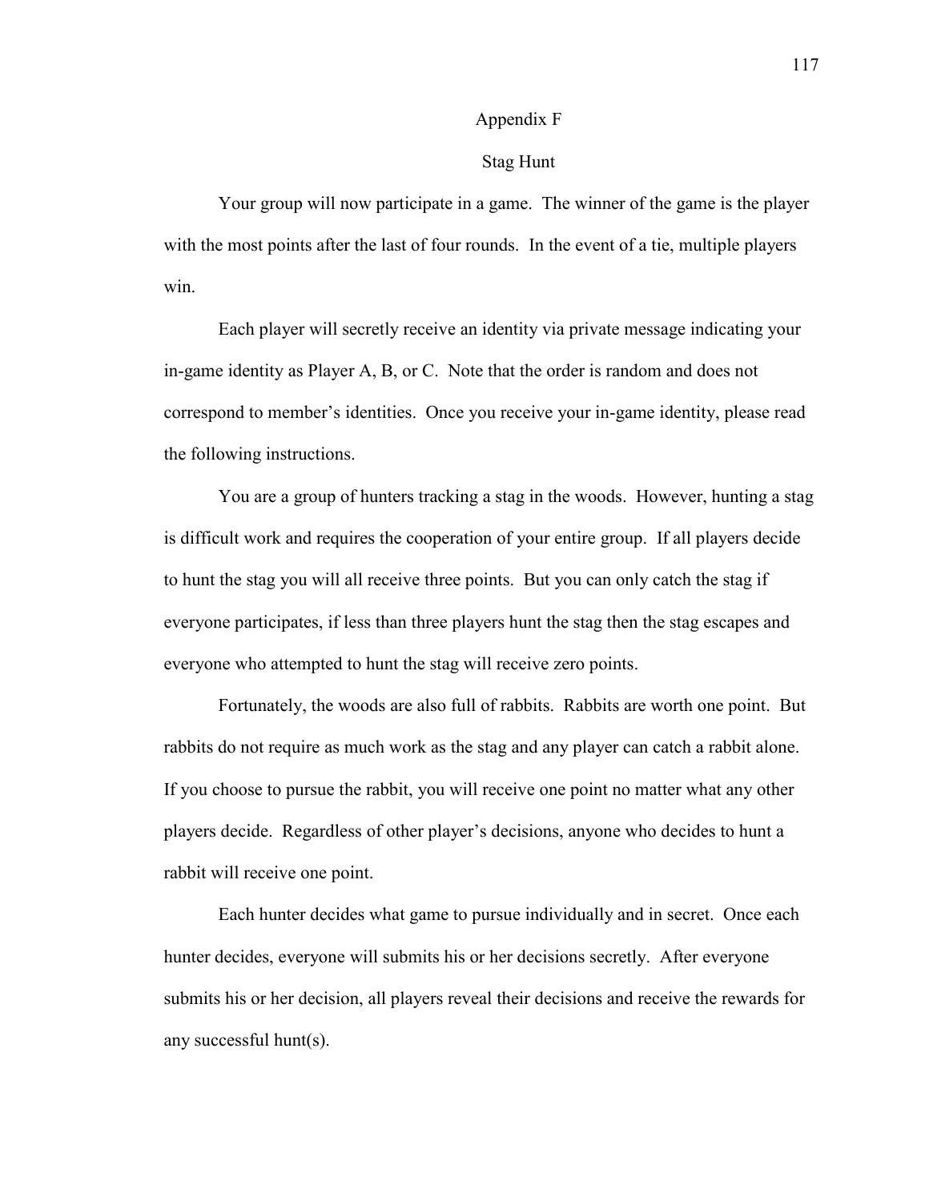# Appendix F

## Stag Hunt

Your group will now participate in a game. The winner of the game is the player with the most points after the last of four rounds. In the event of a tie, multiple players win.

Each player will secretly receive an identity via private message indicating your in-game identity as Player A, B, or C. Note that the order is random and does not correspond to member's identities. Once you receive your in-game identity, please read the following instructions.

You are a group of hunters tracking a stag in the woods. However, hunting a stag is difficult work and requires the cooperation of your entire group. If all players decide to hunt the stag you will all receive three points. But you can only catch the stag if everyone participates, if less than three players hunt the stag then the stag escapes and everyone who attempted to hunt the stag will receive zero points.

Fortunately, the woods are also full of rabbits. Rabbits are worth one point. But rabbits do not require as much work as the stag and any player can catch a rabbit alone. If you choose to pursue the rabbit, you will receive one point no matter what any other players decide. Regardless of other player's decisions, anyone who decides to hunt a rabbit will receive one point.

Each hunter decides what game to pursue individually and in secret. Once each hunter decides, everyone will submits his or her decisions secretly. After everyone submits his or her decision, all players reveal their decisions and receive the rewards for any successful hunt(s).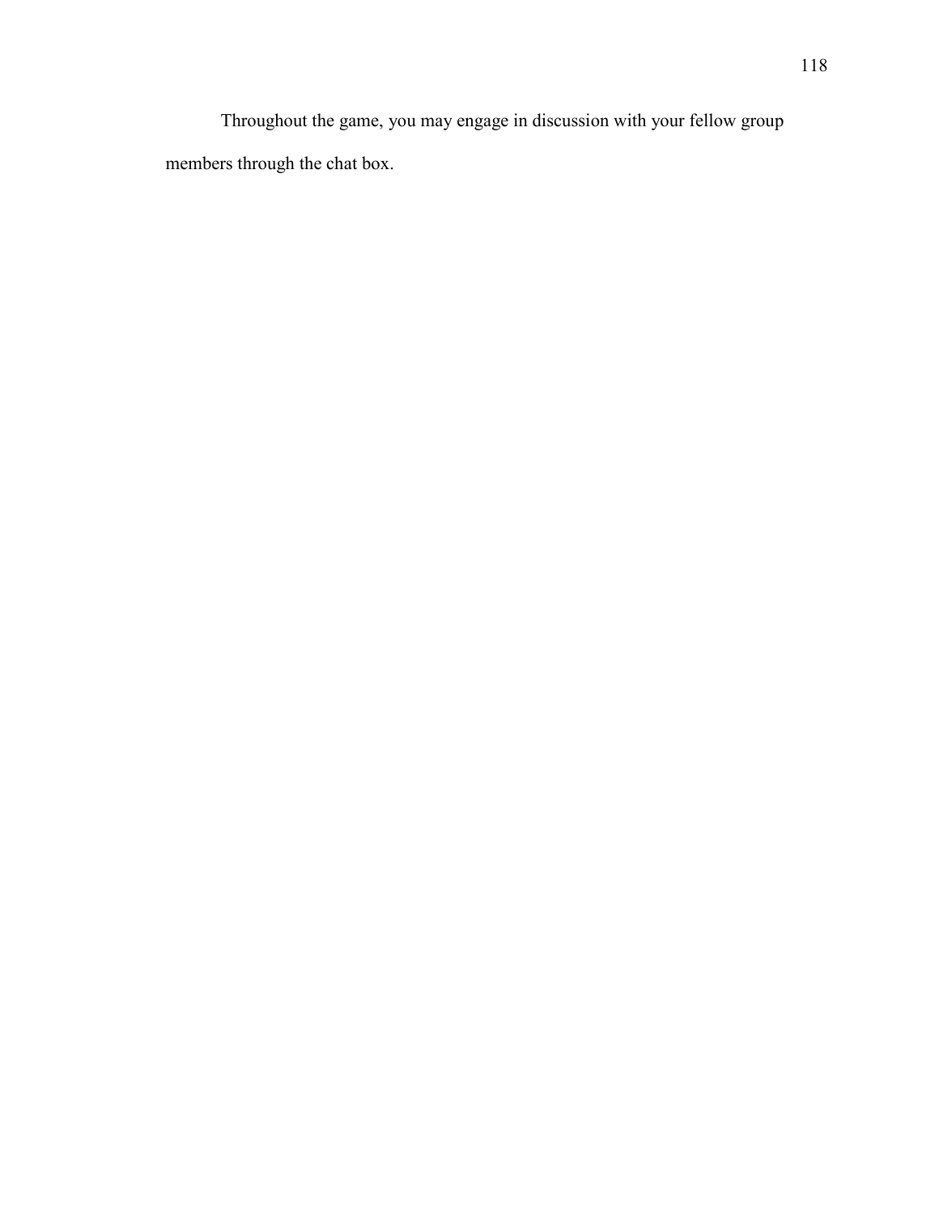Throughout the game, you may engage in discussion with your fellow group members through the chat box.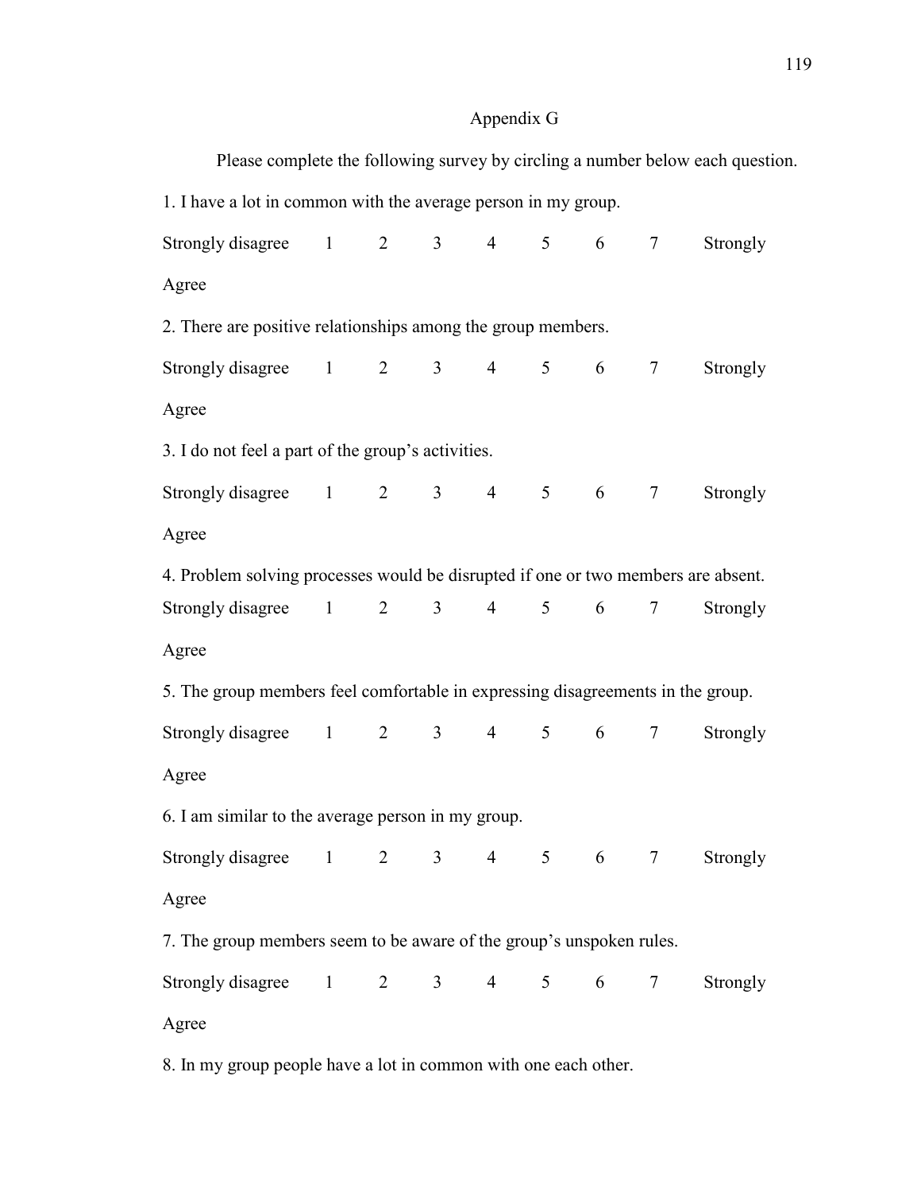## Appendix G

Please complete the following survey by circling a number below each question.

1. I have a lot in common with the average person in my group.

Strongly disagree 1 2 3 4 5 6 7 Strongly Agree

2. There are positive relationships among the group members.

Strongly disagree 1 2 3 4 5 6 7 Strongly Agree

3. I do not feel a part of the group's activities.

Strongly disagree 1 2 3 4 5 6 7 Strongly Agree

4. Problem solving processes would be disrupted if one or two members are absent.

Strongly disagree 1 2 3 4 5 6 7 Strongly Agree

5. The group members feel comfortable in expressing disagreements in the group.

Strongly disagree 1 2 3 4 5 6 7 Strongly Agree

6. I am similar to the average person in my group.

Strongly disagree 1 2 3 4 5 6 7 Strongly Agree

7. The group members seem to be aware of the group's unspoken rules.

Strongly disagree 1 2 3 4 5 6 7 Strongly Agree

8. In my group people have a lot in common with one each other.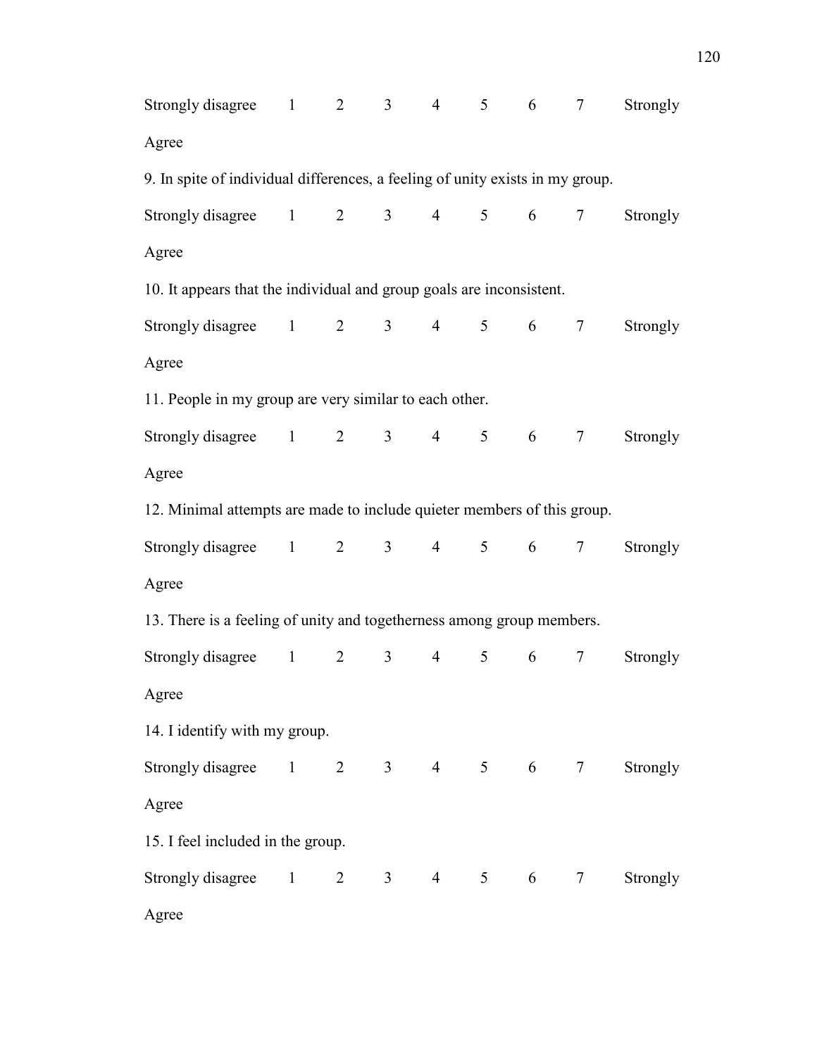Strongly disagree 1 2 3 4 5 6 7 Strongly Agree

9. In spite of individual differences, a feeling of unity exists in my group.

Strongly disagree 1 2 3 4 5 6 7 Strongly Agree

10. It appears that the individual and group goals are inconsistent.

Strongly disagree 1 2 3 4 5 6 7 Strongly Agree

11. People in my group are very similar to each other.

Strongly disagree 1 2 3 4 5 6 7 Strongly Agree

12. Minimal attempts are made to include quieter members of this group.

Strongly disagree 1 2 3 4 5 6 7 Strongly Agree

13. There is a feeling of unity and togetherness among group members.

Strongly disagree 1 2 3 4 5 6 7 Strongly Agree

14. I identify with my group.

Strongly disagree 1 2 3 4 5 6 7 Strongly Agree

15. I feel included in the group.

Strongly disagree 1 2 3 4 5 6 7 Strongly Agree